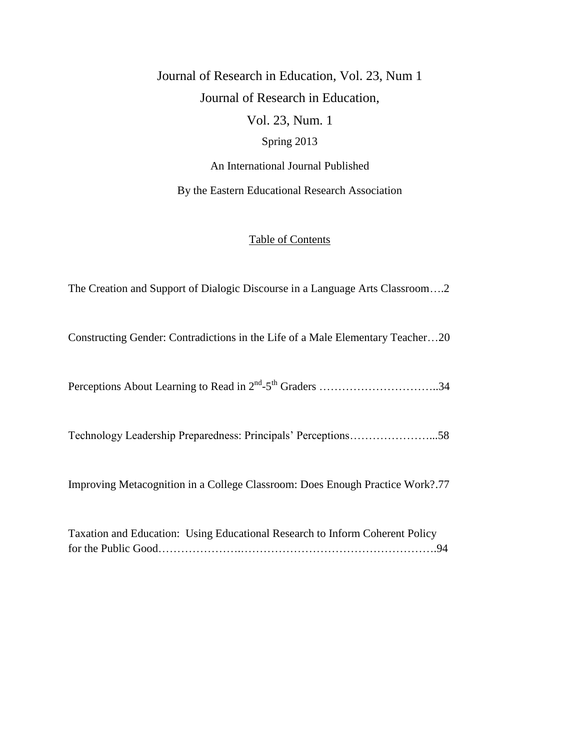# Journal of Research in Education, Vol. 23, Num 1

# Journal of Research in Education,

# Vol. 23, Num. 1

Spring 2013

An International Journal Published

By the Eastern Educational Research Association

## Table of Contents

The Creation and Support of Dialogic Discourse in a Language Arts Classroom….2

Constructing Gender: Contradictions in the Life of a Male Elementary Teacher…20

Perceptions About Learning to Read in 2nd-5th Graders …………………………..34

Technology Leadership Preparedness: Principals' Perceptions…………………...58

Improving Metacognition in a College Classroom: Does Enough Practice Work?.77

Taxation and Education: Using Educational Research to Inform Coherent Policy for the Public Good…………………..…………………………………………….94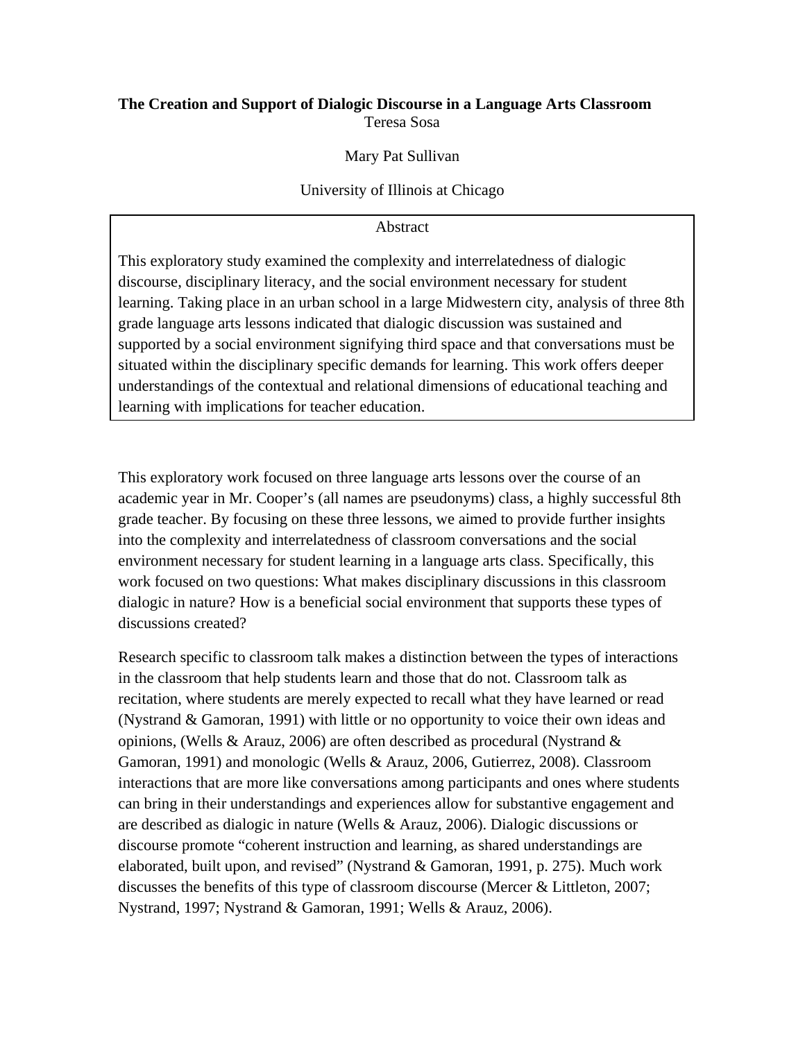**The Creation and Support of Dialogic Discourse in a Language Arts Classroom**

Teresa Sosa

Mary Pat Sullivan

University of Illinois at Chicago

Abstract

This exploratory study examined the complexity and interrelatedness of dialogic discourse, disciplinary literacy, and the social environment necessary for student learning. Taking place in an urban school in a large Midwestern city, analysis of three 8th grade language arts lessons indicated that dialogic discussion was sustained and supported by a social environment signifying third space and that conversations must be situated within the disciplinary specific demands for learning. This work offers deeper understandings of the contextual and relational dimensions of educational teaching and learning with implications for teacher education.

This exploratory work focused on three language arts lessons over the course of an academic year in Mr. Cooper's (all names are pseudonyms) class, a highly successful 8th grade teacher. By focusing on these three lessons, we aimed to provide further insights into the complexity and interrelatedness of classroom conversations and the social environment necessary for student learning in a language arts class. Specifically, this work focused on two questions: What makes disciplinary discussions in this classroom dialogic in nature? How is a beneficial social environment that supports these types of discussions created?

Research specific to classroom talk makes a distinction between the types of interactions in the classroom that help students learn and those that do not. Classroom talk as recitation, where students are merely expected to recall what they have learned or read (Nystrand & Gamoran, 1991) with little or no opportunity to voice their own ideas and opinions, (Wells & Arauz, 2006) are often described as procedural (Nystrand & Gamoran, 1991) and monologic (Wells & Arauz, 2006, Gutierrez, 2008). Classroom interactions that are more like conversations among participants and ones where students can bring in their understandings and experiences allow for substantive engagement and are described as dialogic in nature (Wells & Arauz, 2006). Dialogic discussions or discourse promote "coherent instruction and learning, as shared understandings are elaborated, built upon, and revised" (Nystrand & Gamoran, 1991, p. 275). Much work discusses the benefits of this type of classroom discourse (Mercer & Littleton, 2007; Nystrand, 1997; Nystrand & Gamoran, 1991; Wells & Arauz, 2006).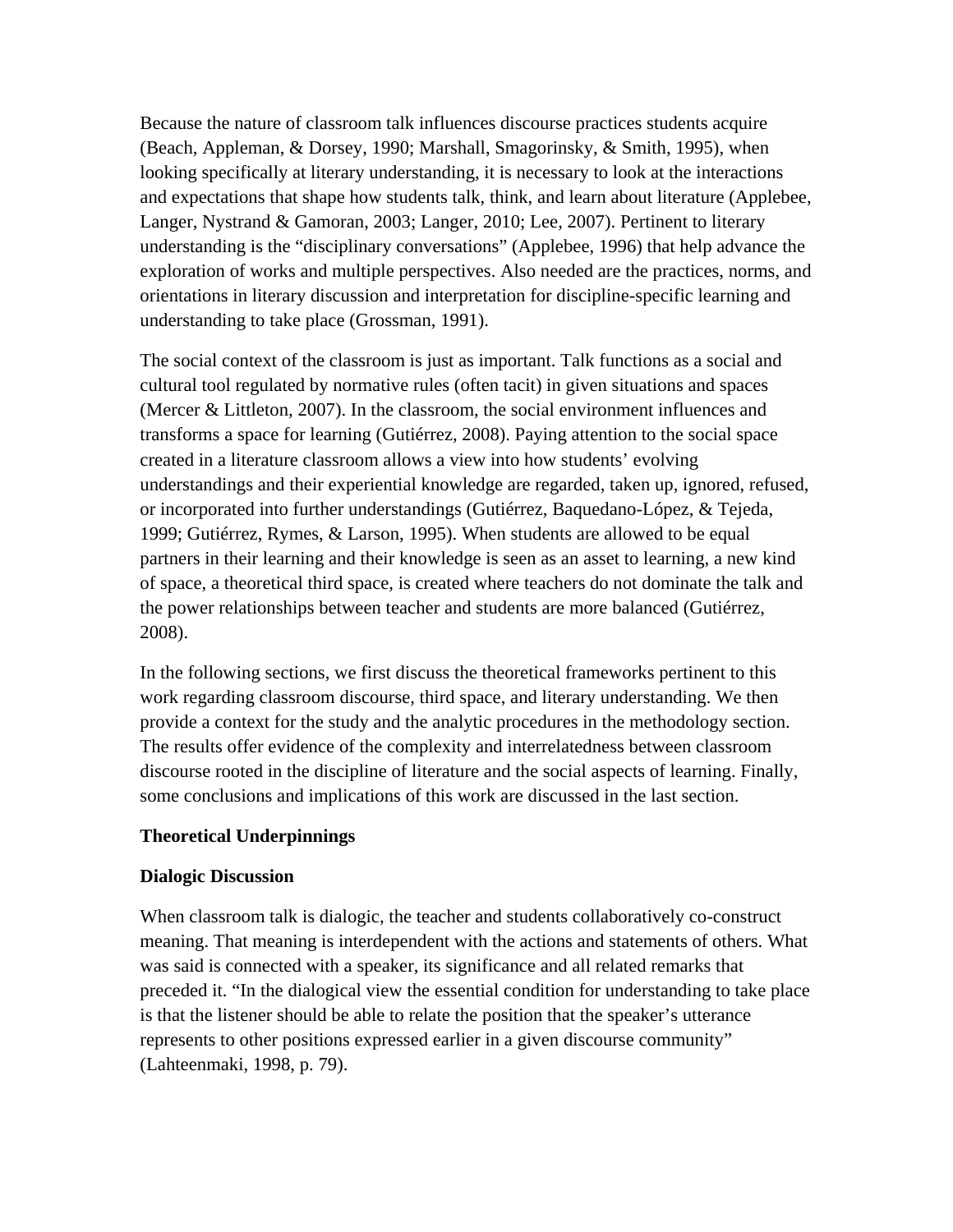Because the nature of classroom talk influences discourse practices students acquire (Beach, Appleman, & Dorsey, 1990; Marshall, Smagorinsky, & Smith, 1995), when looking specifically at literary understanding, it is necessary to look at the interactions and expectations that shape how students talk, think, and learn about literature (Applebee, Langer, Nystrand & Gamoran, 2003; Langer, 2010; Lee, 2007). Pertinent to literary understanding is the "disciplinary conversations" (Applebee, 1996) that help advance the exploration of works and multiple perspectives. Also needed are the practices, norms, and orientations in literary discussion and interpretation for discipline-specific learning and understanding to take place (Grossman, 1991).

The social context of the classroom is just as important. Talk functions as a social and cultural tool regulated by normative rules (often tacit) in given situations and spaces (Mercer & Littleton, 2007). In the classroom, the social environment influences and transforms a space for learning (Gutiérrez, 2008). Paying attention to the social space created in a literature classroom allows a view into how students' evolving understandings and their experiential knowledge are regarded, taken up, ignored, refused, or incorporated into further understandings (Gutiérrez, Baquedano-López, & Tejeda, 1999; Gutiérrez, Rymes, & Larson, 1995). When students are allowed to be equal partners in their learning and their knowledge is seen as an asset to learning, a new kind of space, a theoretical third space, is created where teachers do not dominate the talk and the power relationships between teacher and students are more balanced (Gutiérrez, 2008).

In the following sections, we first discuss the theoretical frameworks pertinent to this work regarding classroom discourse, third space, and literary understanding. We then provide a context for the study and the analytic procedures in the methodology section. The results offer evidence of the complexity and interrelatedness between classroom discourse rooted in the discipline of literature and the social aspects of learning. Finally, some conclusions and implications of this work are discussed in the last section.

## Theoretical Underpinnings

### Dialogic Discussion

When classroom talk is dialogic, the teacher and students collaboratively co-construct meaning. That meaning is interdependent with the actions and statements of others. What was said is connected with a speaker, its significance and all related remarks that preceded it. "In the dialogical view the essential condition for understanding to take place is that the listener should be able to relate the position that the speaker's utterance represents to other positions expressed earlier in a given discourse community" (Lahteenmaki, 1998, p. 79).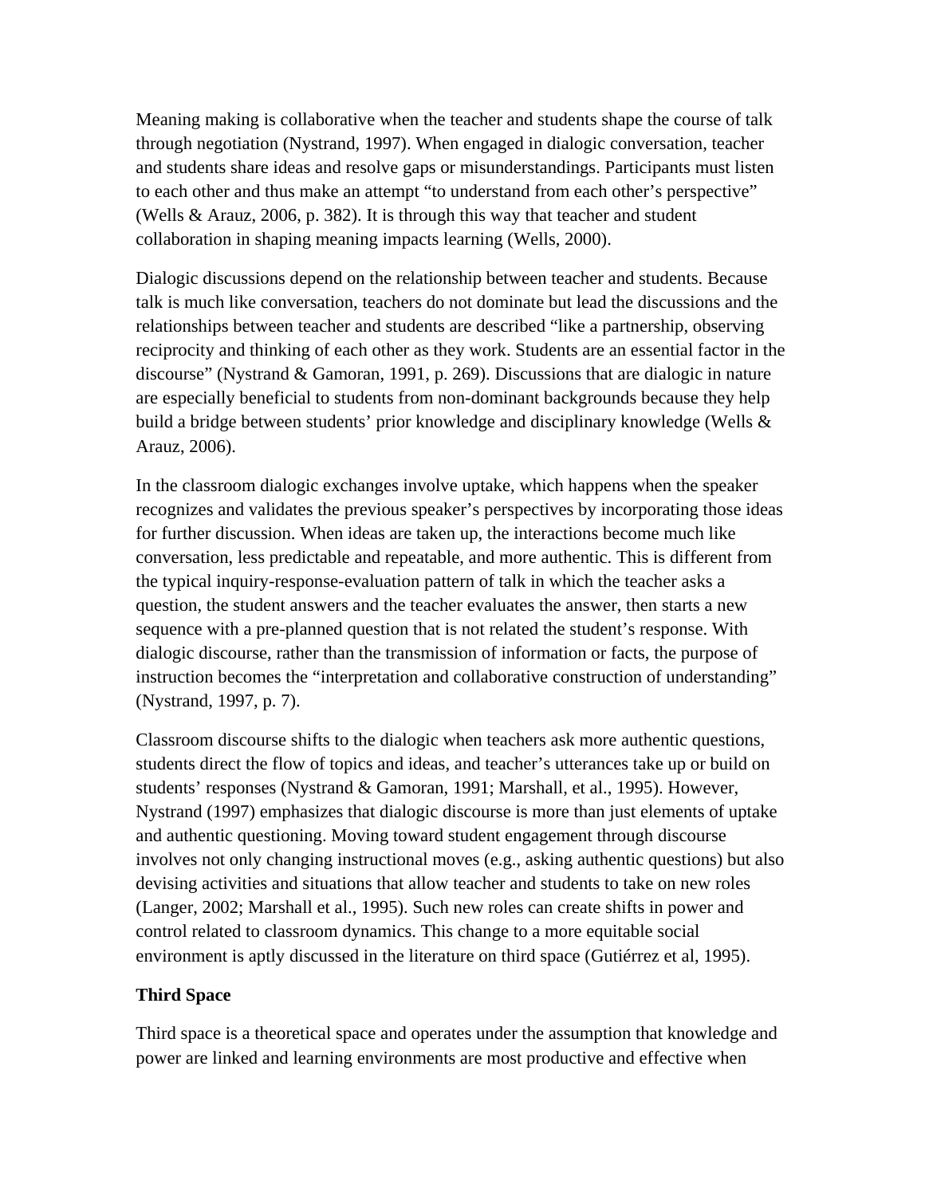Meaning making is collaborative when the teacher and students shape the course of talk through negotiation (Nystrand, 1997). When engaged in dialogic conversation, teacher and students share ideas and resolve gaps or misunderstandings. Participants must listen to each other and thus make an attempt "to understand from each other's perspective" (Wells & Arauz, 2006, p. 382). It is through this way that teacher and student collaboration in shaping meaning impacts learning (Wells, 2000).

Dialogic discussions depend on the relationship between teacher and students. Because talk is much like conversation, teachers do not dominate but lead the discussions and the relationships between teacher and students are described "like a partnership, observing reciprocity and thinking of each other as they work. Students are an essential factor in the discourse" (Nystrand & Gamoran, 1991, p. 269). Discussions that are dialogic in nature are especially beneficial to students from non-dominant backgrounds because they help build a bridge between students' prior knowledge and disciplinary knowledge (Wells & Arauz, 2006).

In the classroom dialogic exchanges involve uptake, which happens when the speaker recognizes and validates the previous speaker's perspectives by incorporating those ideas for further discussion. When ideas are taken up, the interactions become much like conversation, less predictable and repeatable, and more authentic. This is different from the typical inquiry-response-evaluation pattern of talk in which the teacher asks a question, the student answers and the teacher evaluates the answer, then starts a new sequence with a pre-planned question that is not related the student's response. With dialogic discourse, rather than the transmission of information or facts, the purpose of instruction becomes the "interpretation and collaborative construction of understanding" (Nystrand, 1997, p. 7).

Classroom discourse shifts to the dialogic when teachers ask more authentic questions, students direct the flow of topics and ideas, and teacher's utterances take up or build on students' responses (Nystrand & Gamoran, 1991; Marshall, et al., 1995). However, Nystrand (1997) emphasizes that dialogic discourse is more than just elements of uptake and authentic questioning. Moving toward student engagement through discourse involves not only changing instructional moves (e.g., asking authentic questions) but also devising activities and situations that allow teacher and students to take on new roles (Langer, 2002; Marshall et al., 1995). Such new roles can create shifts in power and control related to classroom dynamics. This change to a more equitable social environment is aptly discussed in the literature on third space (Gutiérrez et al, 1995).

**Third Space**

Third space is a theoretical space and operates under the assumption that knowledge and power are linked and learning environments are most productive and effective when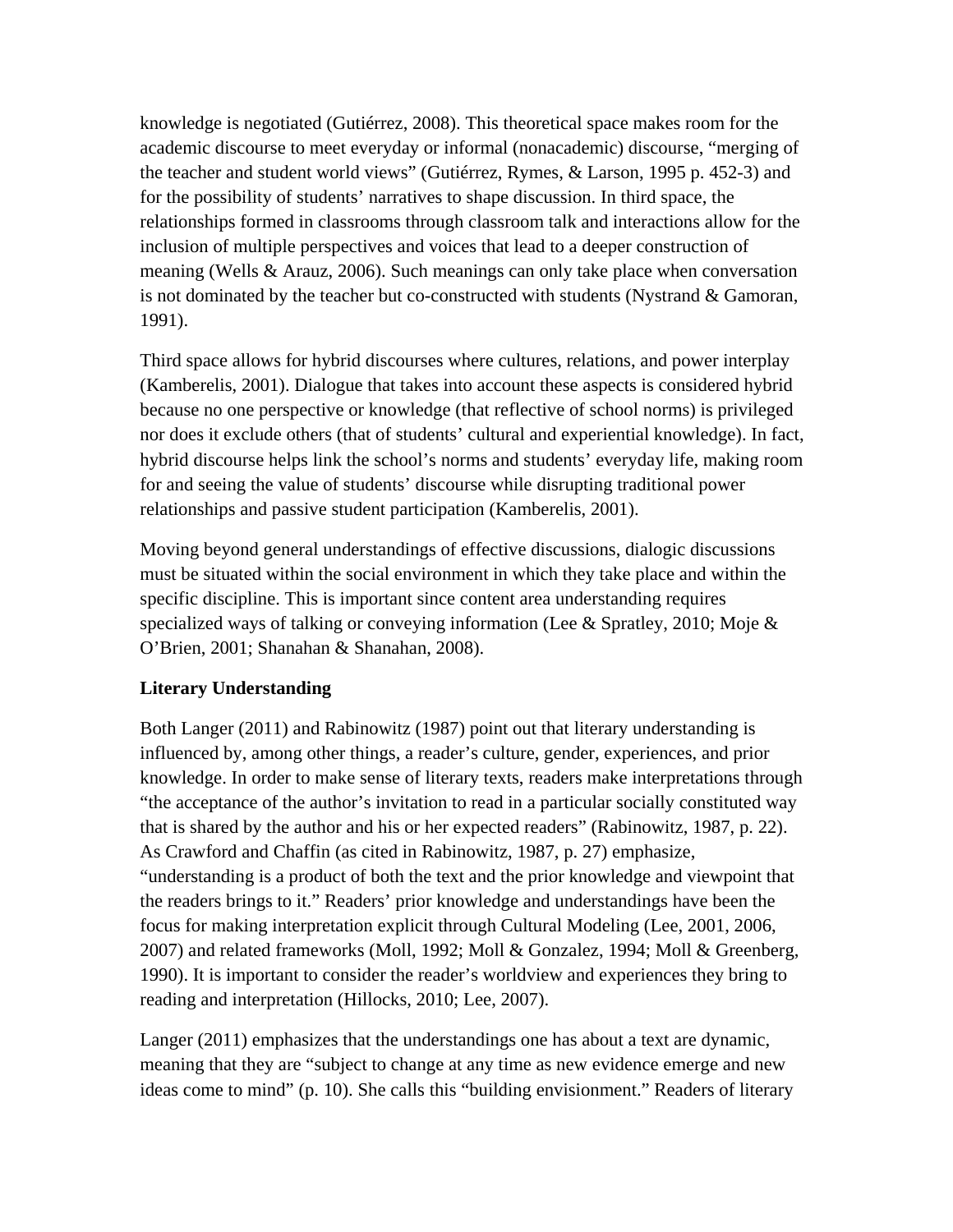knowledge is negotiated (Gutiérrez, 2008). This theoretical space makes room for the academic discourse to meet everyday or informal (nonacademic) discourse, "merging of the teacher and student world views" (Gutiérrez, Rymes, & Larson, 1995 p. 452-3) and for the possibility of students' narratives to shape discussion. In third space, the relationships formed in classrooms through classroom talk and interactions allow for the inclusion of multiple perspectives and voices that lead to a deeper construction of meaning (Wells & Arauz, 2006). Such meanings can only take place when conversation is not dominated by the teacher but co-constructed with students (Nystrand & Gamoran, 1991).

Third space allows for hybrid discourses where cultures, relations, and power interplay (Kamberelis, 2001). Dialogue that takes into account these aspects is considered hybrid because no one perspective or knowledge (that reflective of school norms) is privileged nor does it exclude others (that of students' cultural and experiential knowledge). In fact, hybrid discourse helps link the school's norms and students' everyday life, making room for and seeing the value of students' discourse while disrupting traditional power relationships and passive student participation (Kamberelis, 2001).

Moving beyond general understandings of effective discussions, dialogic discussions must be situated within the social environment in which they take place and within the specific discipline. This is important since content area understanding requires specialized ways of talking or conveying information (Lee & Spratley, 2010; Moje & O'Brien, 2001; Shanahan & Shanahan, 2008).

**Literary Understanding**

Both Langer (2011) and Rabinowitz (1987) point out that literary understanding is influenced by, among other things, a reader's culture, gender, experiences, and prior knowledge. In order to make sense of literary texts, readers make interpretations through "the acceptance of the author's invitation to read in a particular socially constituted way that is shared by the author and his or her expected readers" (Rabinowitz, 1987, p. 22). As Crawford and Chaffin (as cited in Rabinowitz, 1987, p. 27) emphasize, "understanding is a product of both the text and the prior knowledge and viewpoint that the readers brings to it." Readers' prior knowledge and understandings have been the focus for making interpretation explicit through Cultural Modeling (Lee, 2001, 2006, 2007) and related frameworks (Moll, 1992; Moll & Gonzalez, 1994; Moll & Greenberg, 1990). It is important to consider the reader's worldview and experiences they bring to reading and interpretation (Hillocks, 2010; Lee, 2007).

Langer (2011) emphasizes that the understandings one has about a text are dynamic, meaning that they are "subject to change at any time as new evidence emerge and new ideas come to mind" (p. 10). She calls this "building envisionment." Readers of literary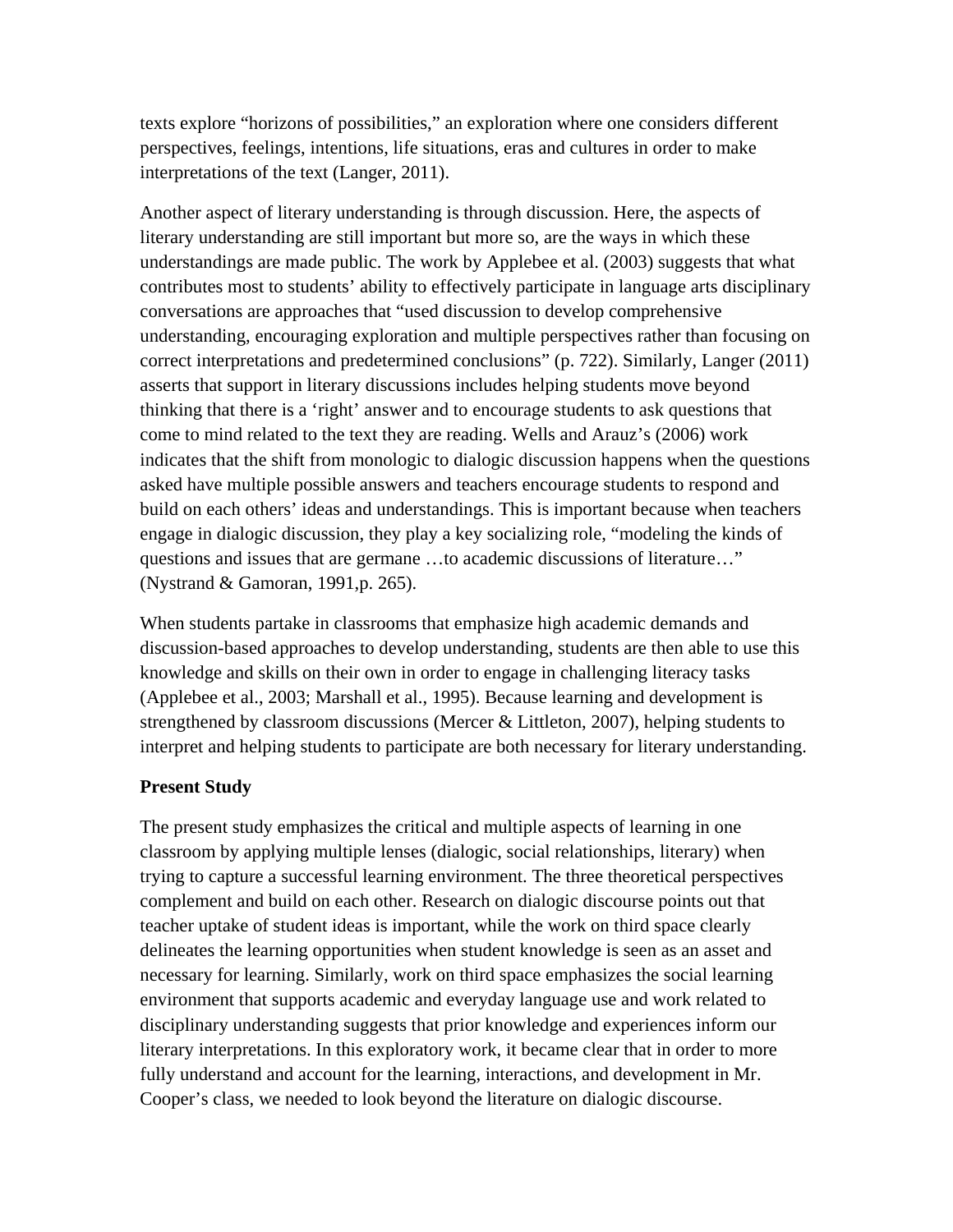texts explore "horizons of possibilities," an exploration where one considers different perspectives, feelings, intentions, life situations, eras and cultures in order to make interpretations of the text (Langer, 2011).

Another aspect of literary understanding is through discussion. Here, the aspects of literary understanding are still important but more so, are the ways in which these understandings are made public. The work by Applebee et al. (2003) suggests that what contributes most to students' ability to effectively participate in language arts disciplinary conversations are approaches that "used discussion to develop comprehensive understanding, encouraging exploration and multiple perspectives rather than focusing on correct interpretations and predetermined conclusions" (p. 722). Similarly, Langer (2011) asserts that support in literary discussions includes helping students move beyond thinking that there is a 'right' answer and to encourage students to ask questions that come to mind related to the text they are reading. Wells and Arauz's (2006) work indicates that the shift from monologic to dialogic discussion happens when the questions asked have multiple possible answers and teachers encourage students to respond and build on each others' ideas and understandings. This is important because when teachers engage in dialogic discussion, they play a key socializing role, "modeling the kinds of questions and issues that are germane …to academic discussions of literature…" (Nystrand & Gamoran, 1991,p. 265).

When students partake in classrooms that emphasize high academic demands and discussion-based approaches to develop understanding, students are then able to use this knowledge and skills on their own in order to engage in challenging literacy tasks (Applebee et al., 2003; Marshall et al., 1995). Because learning and development is strengthened by classroom discussions (Mercer & Littleton, 2007), helping students to interpret and helping students to participate are both necessary for literary understanding.

**Present Study**

The present study emphasizes the critical and multiple aspects of learning in one classroom by applying multiple lenses (dialogic, social relationships, literary) when trying to capture a successful learning environment. The three theoretical perspectives complement and build on each other. Research on dialogic discourse points out that teacher uptake of student ideas is important, while the work on third space clearly delineates the learning opportunities when student knowledge is seen as an asset and necessary for learning. Similarly, work on third space emphasizes the social learning environment that supports academic and everyday language use and work related to disciplinary understanding suggests that prior knowledge and experiences inform our literary interpretations. In this exploratory work, it became clear that in order to more fully understand and account for the learning, interactions, and development in Mr. Cooper's class, we needed to look beyond the literature on dialogic discourse.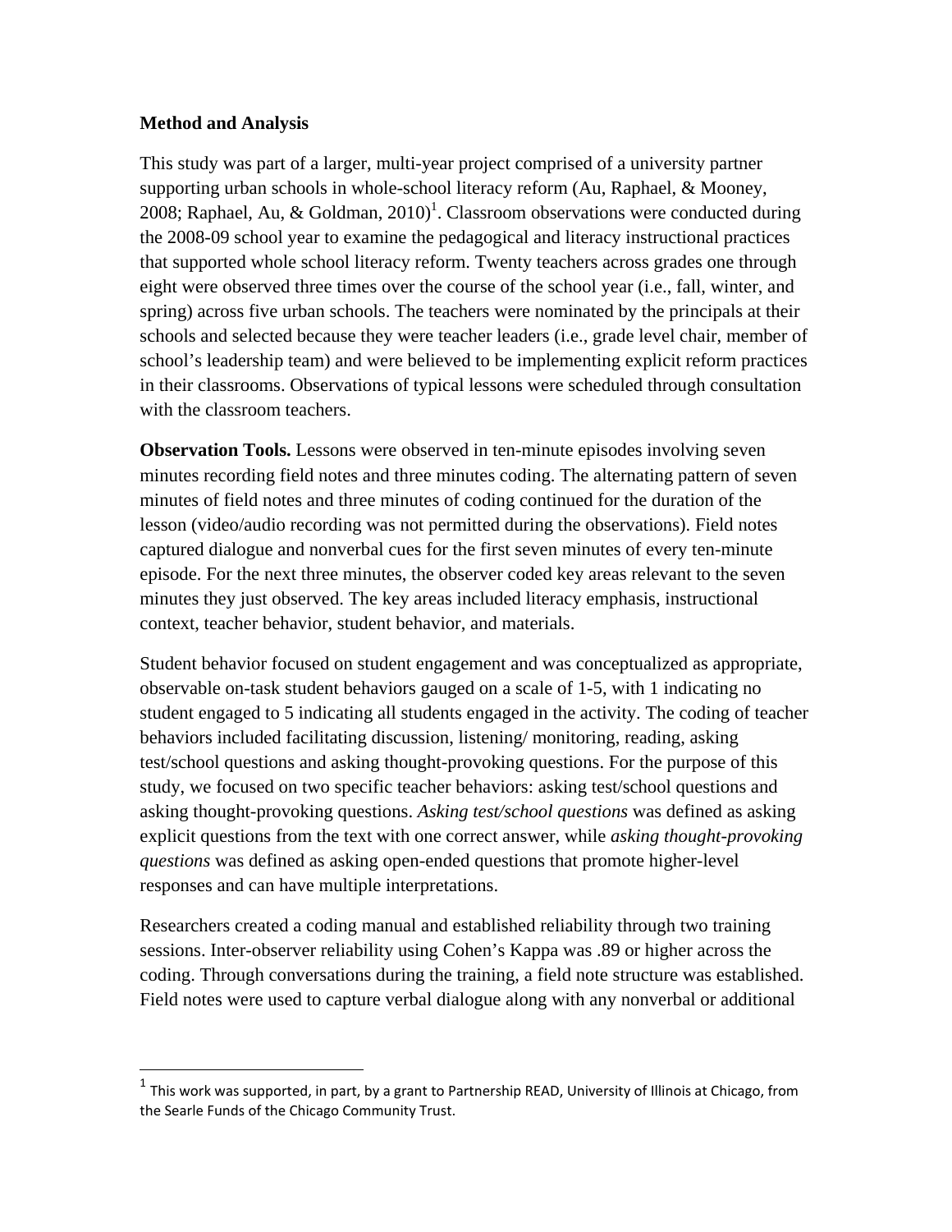**Method and Analysis**

This study was part of a larger, multi-year project comprised of a university partner supporting urban schools in whole-school literacy reform (Au, Raphael, & Mooney, 2008; Raphael, Au, & Goldman, 2010)[1]. Classroom observations were conducted during the 2008-09 school year to examine the pedagogical and literacy instructional practices that supported whole school literacy reform. Twenty teachers across grades one through eight were observed three times over the course of the school year (i.e., fall, winter, and spring) across five urban schools. The teachers were nominated by the principals at their schools and selected because they were teacher leaders (i.e., grade level chair, member of school's leadership team) and were believed to be implementing explicit reform practices in their classrooms. Observations of typical lessons were scheduled through consultation with the classroom teachers.

**Observation Tools.** Lessons were observed in ten-minute episodes involving seven minutes recording field notes and three minutes coding. The alternating pattern of seven minutes of field notes and three minutes of coding continued for the duration of the lesson (video/audio recording was not permitted during the observations). Field notes captured dialogue and nonverbal cues for the first seven minutes of every ten-minute episode. For the next three minutes, the observer coded key areas relevant to the seven minutes they just observed. The key areas included literacy emphasis, instructional context, teacher behavior, student behavior, and materials.

Student behavior focused on student engagement and was conceptualized as appropriate, observable on-task student behaviors gauged on a scale of 1-5, with 1 indicating no student engaged to 5 indicating all students engaged in the activity. The coding of teacher behaviors included facilitating discussion, listening/ monitoring, reading, asking test/school questions and asking thought-provoking questions. For the purpose of this study, we focused on two specific teacher behaviors: asking test/school questions and asking thought-provoking questions. *Asking test/school questions* was defined as asking explicit questions from the text with one correct answer, while *asking thought-provoking questions* was defined as asking open-ended questions that promote higher-level responses and can have multiple interpretations.

Researchers created a coding manual and established reliability through two training sessions. Inter-observer reliability using Cohen's Kappa was .89 or higher across the coding. Through conversations during the training, a field note structure was established. Field notes were used to capture verbal dialogue along with any nonverbal or additional

[1] This work was supported, in part, by a grant to Partnership READ, University of Illinois at Chicago, from the Searle Funds of the Chicago Community Trust.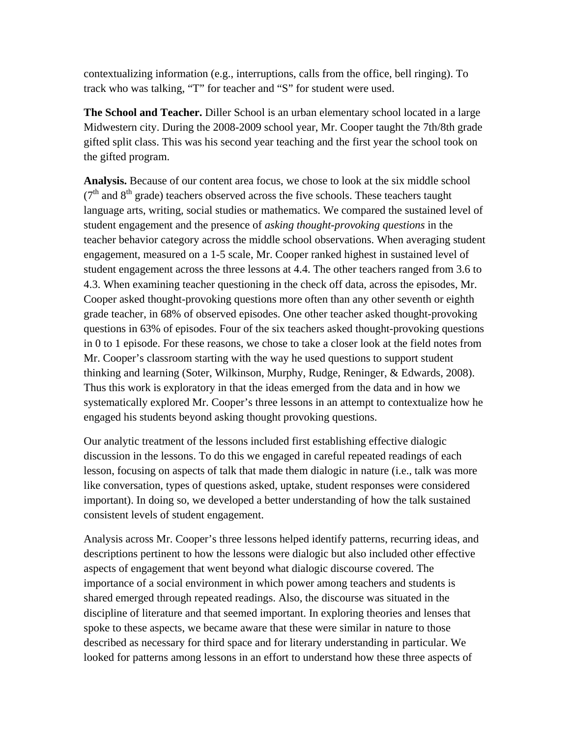contextualizing information (e.g., interruptions, calls from the office, bell ringing). To track who was talking, "T" for teacher and "S" for student were used.

**The School and Teacher.** Diller School is an urban elementary school located in a large Midwestern city. During the 2008-2009 school year, Mr. Cooper taught the 7th/8th grade gifted split class. This was his second year teaching and the first year the school took on the gifted program.

**Analysis.** Because of our content area focus, we chose to look at the six middle school (7th and 8th grade) teachers observed across the five schools. These teachers taught language arts, writing, social studies or mathematics. We compared the sustained level of student engagement and the presence of *asking thought-provoking questions* in the teacher behavior category across the middle school observations. When averaging student engagement, measured on a 1-5 scale, Mr. Cooper ranked highest in sustained level of student engagement across the three lessons at 4.4. The other teachers ranged from 3.6 to 4.3. When examining teacher questioning in the check off data, across the episodes, Mr. Cooper asked thought-provoking questions more often than any other seventh or eighth grade teacher, in 68% of observed episodes. One other teacher asked thought-provoking questions in 63% of episodes. Four of the six teachers asked thought-provoking questions in 0 to 1 episode. For these reasons, we chose to take a closer look at the field notes from Mr. Cooper's classroom starting with the way he used questions to support student thinking and learning (Soter, Wilkinson, Murphy, Rudge, Reninger, & Edwards, 2008). Thus this work is exploratory in that the ideas emerged from the data and in how we systematically explored Mr. Cooper's three lessons in an attempt to contextualize how he engaged his students beyond asking thought provoking questions.

Our analytic treatment of the lessons included first establishing effective dialogic discussion in the lessons. To do this we engaged in careful repeated readings of each lesson, focusing on aspects of talk that made them dialogic in nature (i.e., talk was more like conversation, types of questions asked, uptake, student responses were considered important). In doing so, we developed a better understanding of how the talk sustained consistent levels of student engagement.

Analysis across Mr. Cooper's three lessons helped identify patterns, recurring ideas, and descriptions pertinent to how the lessons were dialogic but also included other effective aspects of engagement that went beyond what dialogic discourse covered. The importance of a social environment in which power among teachers and students is shared emerged through repeated readings. Also, the discourse was situated in the discipline of literature and that seemed important. In exploring theories and lenses that spoke to these aspects, we became aware that these were similar in nature to those described as necessary for third space and for literary understanding in particular. We looked for patterns among lessons in an effort to understand how these three aspects of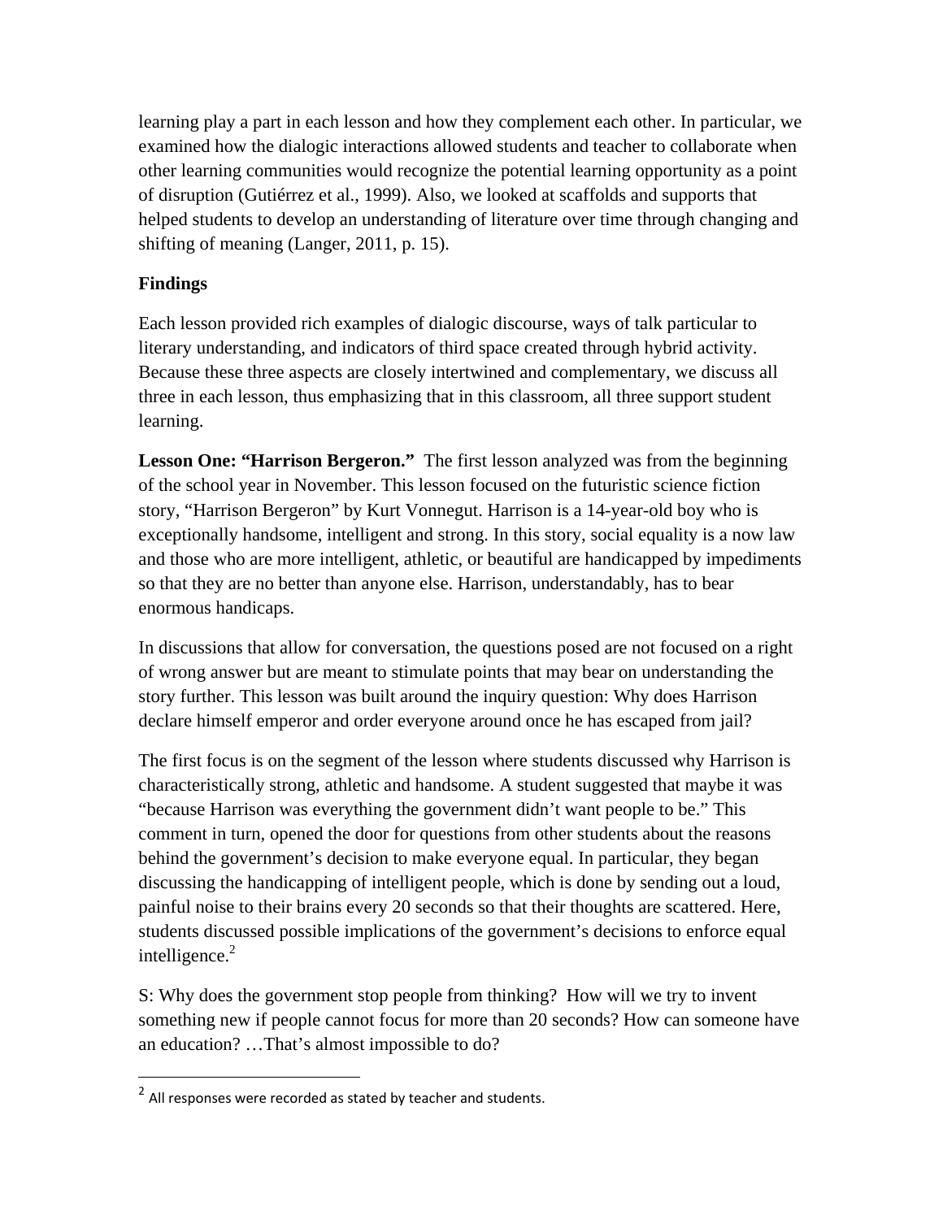learning play a part in each lesson and how they complement each other. In particular, we examined how the dialogic interactions allowed students and teacher to collaborate when other learning communities would recognize the potential learning opportunity as a point of disruption (Gutiérrez et al., 1999). Also, we looked at scaffolds and supports that helped students to develop an understanding of literature over time through changing and shifting of meaning (Langer, 2011, p. 15).

## Findings

Each lesson provided rich examples of dialogic discourse, ways of talk particular to literary understanding, and indicators of third space created through hybrid activity. Because these three aspects are closely intertwined and complementary, we discuss all three in each lesson, thus emphasizing that in this classroom, all three support student learning.

**Lesson One: "Harrison Bergeron."** The first lesson analyzed was from the beginning of the school year in November. This lesson focused on the futuristic science fiction story, "Harrison Bergeron" by Kurt Vonnegut. Harrison is a 14-year-old boy who is exceptionally handsome, intelligent and strong. In this story, social equality is a now law and those who are more intelligent, athletic, or beautiful are handicapped by impediments so that they are no better than anyone else. Harrison, understandably, has to bear enormous handicaps.

In discussions that allow for conversation, the questions posed are not focused on a right of wrong answer but are meant to stimulate points that may bear on understanding the story further. This lesson was built around the inquiry question: Why does Harrison declare himself emperor and order everyone around once he has escaped from jail?

The first focus is on the segment of the lesson where students discussed why Harrison is characteristically strong, athletic and handsome. A student suggested that maybe it was "because Harrison was everything the government didn't want people to be." This comment in turn, opened the door for questions from other students about the reasons behind the government's decision to make everyone equal. In particular, they began discussing the handicapping of intelligent people, which is done by sending out a loud, painful noise to their brains every 20 seconds so that their thoughts are scattered. Here, students discussed possible implications of the government's decisions to enforce equal intelligence.[2]

S: Why does the government stop people from thinking? How will we try to invent something new if people cannot focus for more than 20 seconds? How can someone have an education? …That's almost impossible to do?

[2] All responses were recorded as stated by teacher and students.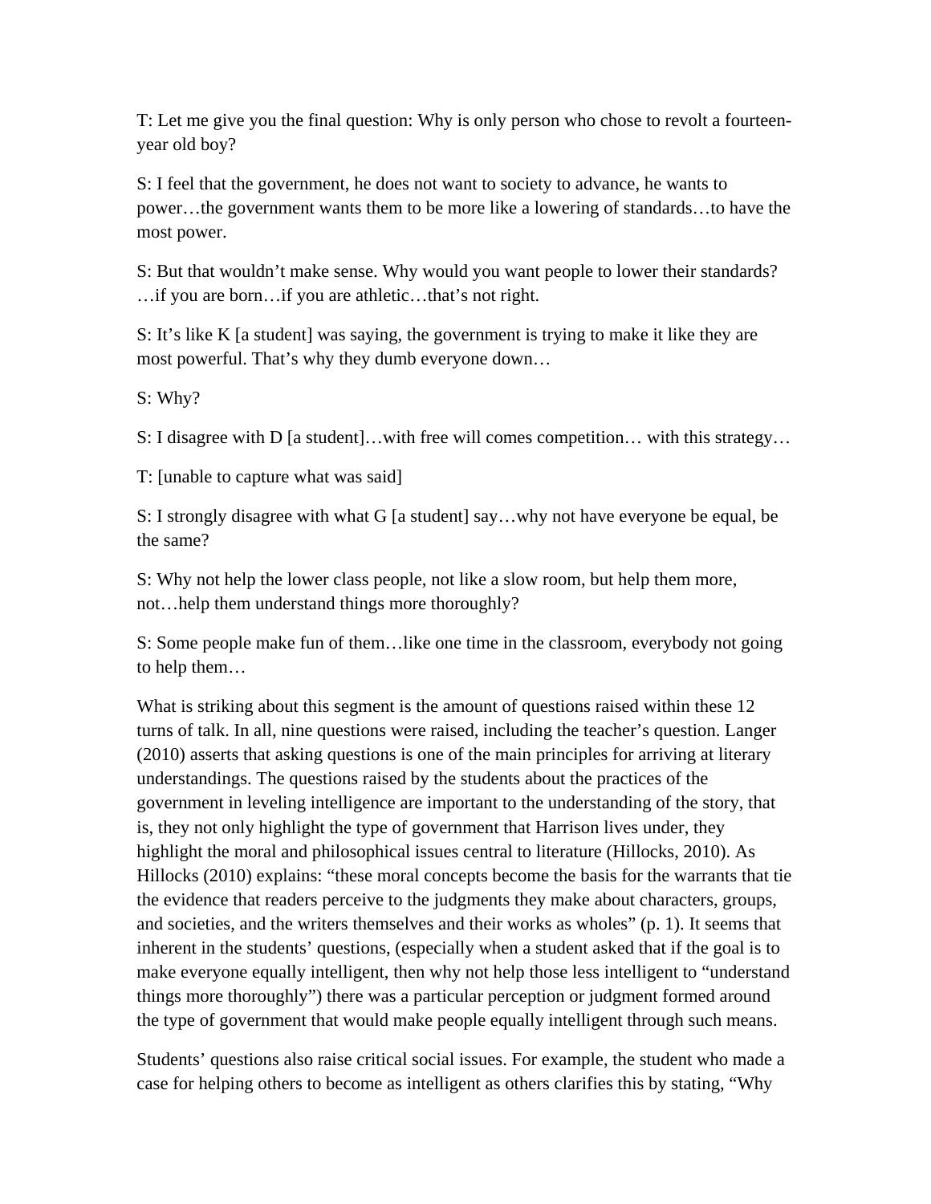T: Let me give you the final question: Why is only person who chose to revolt a fourteen-year old boy?

S: I feel that the government, he does not want to society to advance, he wants to power…the government wants them to be more like a lowering of standards…to have the most power.

S: But that wouldn't make sense. Why would you want people to lower their standards? …if you are born…if you are athletic…that's not right.

S: It's like K [a student] was saying, the government is trying to make it like they are most powerful. That's why they dumb everyone down…

S: Why?

S: I disagree with D [a student]…with free will comes competition… with this strategy…

T: [unable to capture what was said]

S: I strongly disagree with what G [a student] say…why not have everyone be equal, be the same?

S: Why not help the lower class people, not like a slow room, but help them more, not…help them understand things more thoroughly?

S: Some people make fun of them…like one time in the classroom, everybody not going to help them…

What is striking about this segment is the amount of questions raised within these 12 turns of talk. In all, nine questions were raised, including the teacher's question. Langer (2010) asserts that asking questions is one of the main principles for arriving at literary understandings. The questions raised by the students about the practices of the government in leveling intelligence are important to the understanding of the story, that is, they not only highlight the type of government that Harrison lives under, they highlight the moral and philosophical issues central to literature (Hillocks, 2010). As Hillocks (2010) explains: "these moral concepts become the basis for the warrants that tie the evidence that readers perceive to the judgments they make about characters, groups, and societies, and the writers themselves and their works as wholes" (p. 1). It seems that inherent in the students' questions, (especially when a student asked that if the goal is to make everyone equally intelligent, then why not help those less intelligent to "understand things more thoroughly") there was a particular perception or judgment formed around the type of government that would make people equally intelligent through such means.

Students' questions also raise critical social issues. For example, the student who made a case for helping others to become as intelligent as others clarifies this by stating, "Why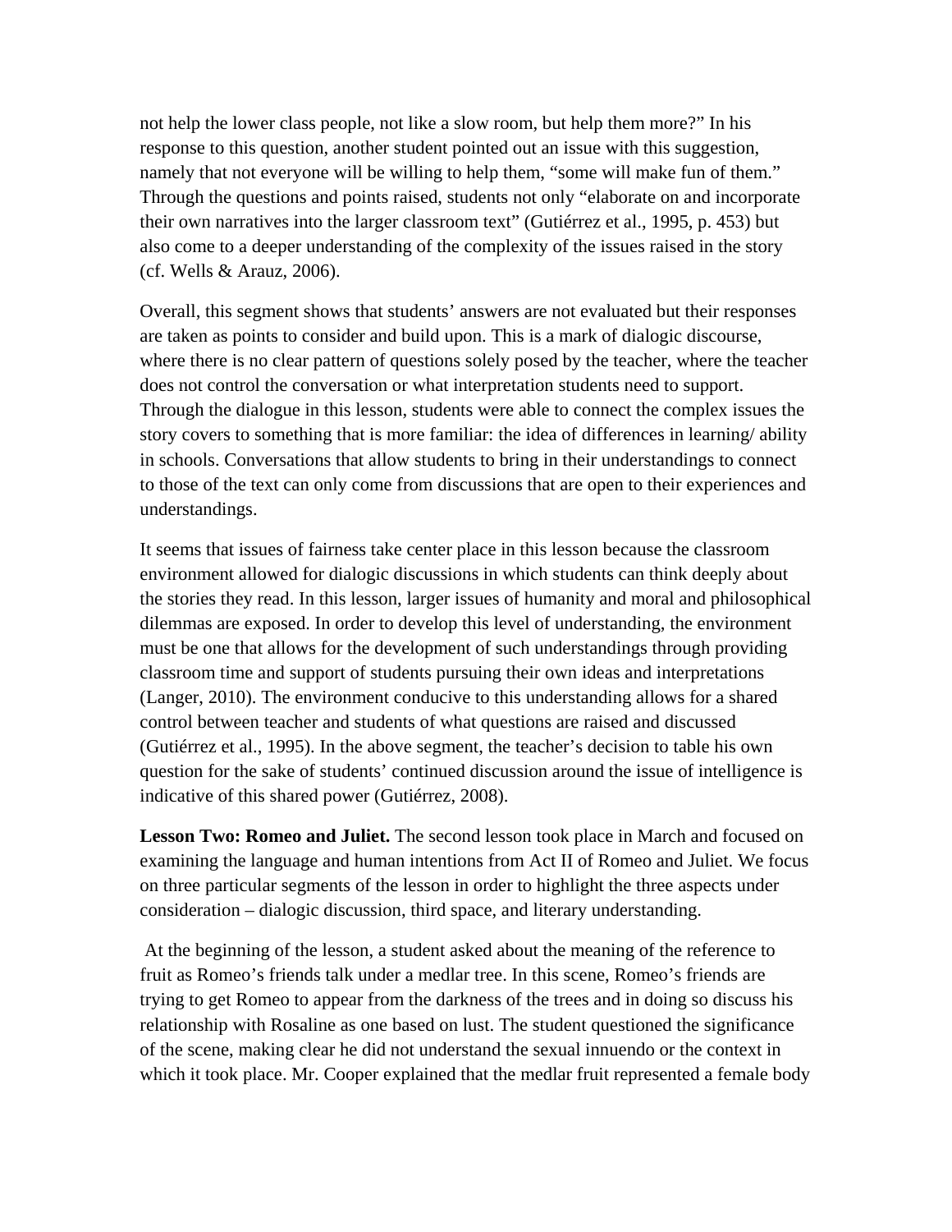not help the lower class people, not like a slow room, but help them more?" In his response to this question, another student pointed out an issue with this suggestion, namely that not everyone will be willing to help them, "some will make fun of them." Through the questions and points raised, students not only "elaborate on and incorporate their own narratives into the larger classroom text" (Gutiérrez et al., 1995, p. 453) but also come to a deeper understanding of the complexity of the issues raised in the story (cf. Wells & Arauz, 2006).

Overall, this segment shows that students' answers are not evaluated but their responses are taken as points to consider and build upon. This is a mark of dialogic discourse, where there is no clear pattern of questions solely posed by the teacher, where the teacher does not control the conversation or what interpretation students need to support. Through the dialogue in this lesson, students were able to connect the complex issues the story covers to something that is more familiar: the idea of differences in learning/ ability in schools. Conversations that allow students to bring in their understandings to connect to those of the text can only come from discussions that are open to their experiences and understandings.

It seems that issues of fairness take center place in this lesson because the classroom environment allowed for dialogic discussions in which students can think deeply about the stories they read. In this lesson, larger issues of humanity and moral and philosophical dilemmas are exposed. In order to develop this level of understanding, the environment must be one that allows for the development of such understandings through providing classroom time and support of students pursuing their own ideas and interpretations (Langer, 2010). The environment conducive to this understanding allows for a shared control between teacher and students of what questions are raised and discussed (Gutiérrez et al., 1995). In the above segment, the teacher's decision to table his own question for the sake of students' continued discussion around the issue of intelligence is indicative of this shared power (Gutiérrez, 2008).

**Lesson Two: Romeo and Juliet.** The second lesson took place in March and focused on examining the language and human intentions from Act II of Romeo and Juliet. We focus on three particular segments of the lesson in order to highlight the three aspects under consideration – dialogic discussion, third space, and literary understanding.

At the beginning of the lesson, a student asked about the meaning of the reference to fruit as Romeo's friends talk under a medlar tree. In this scene, Romeo's friends are trying to get Romeo to appear from the darkness of the trees and in doing so discuss his relationship with Rosaline as one based on lust. The student questioned the significance of the scene, making clear he did not understand the sexual innuendo or the context in which it took place. Mr. Cooper explained that the medlar fruit represented a female body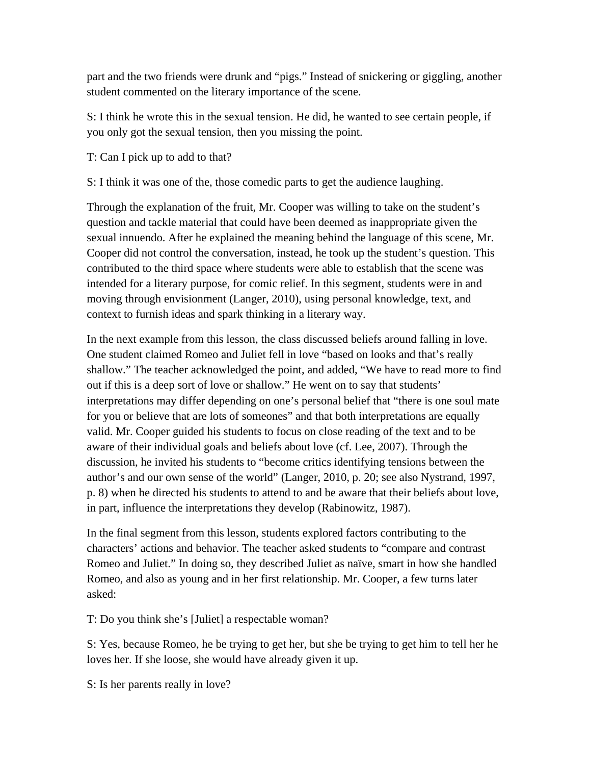part and the two friends were drunk and "pigs." Instead of snickering or giggling, another student commented on the literary importance of the scene.

S: I think he wrote this in the sexual tension. He did, he wanted to see certain people, if you only got the sexual tension, then you missing the point.

T: Can I pick up to add to that?

S: I think it was one of the, those comedic parts to get the audience laughing.

Through the explanation of the fruit, Mr. Cooper was willing to take on the student's question and tackle material that could have been deemed as inappropriate given the sexual innuendo. After he explained the meaning behind the language of this scene, Mr. Cooper did not control the conversation, instead, he took up the student's question. This contributed to the third space where students were able to establish that the scene was intended for a literary purpose, for comic relief. In this segment, students were in and moving through envisionment (Langer, 2010), using personal knowledge, text, and context to furnish ideas and spark thinking in a literary way.

In the next example from this lesson, the class discussed beliefs around falling in love. One student claimed Romeo and Juliet fell in love "based on looks and that's really shallow." The teacher acknowledged the point, and added, "We have to read more to find out if this is a deep sort of love or shallow." He went on to say that students' interpretations may differ depending on one's personal belief that "there is one soul mate for you or believe that are lots of someones" and that both interpretations are equally valid. Mr. Cooper guided his students to focus on close reading of the text and to be aware of their individual goals and beliefs about love (cf. Lee, 2007). Through the discussion, he invited his students to "become critics identifying tensions between the author's and our own sense of the world" (Langer, 2010, p. 20; see also Nystrand, 1997, p. 8) when he directed his students to attend to and be aware that their beliefs about love, in part, influence the interpretations they develop (Rabinowitz, 1987).

In the final segment from this lesson, students explored factors contributing to the characters' actions and behavior. The teacher asked students to "compare and contrast Romeo and Juliet." In doing so, they described Juliet as naïve, smart in how she handled Romeo, and also as young and in her first relationship. Mr. Cooper, a few turns later asked:

T: Do you think she's [Juliet] a respectable woman?

S: Yes, because Romeo, he be trying to get her, but she be trying to get him to tell her he loves her. If she loose, she would have already given it up.

S: Is her parents really in love?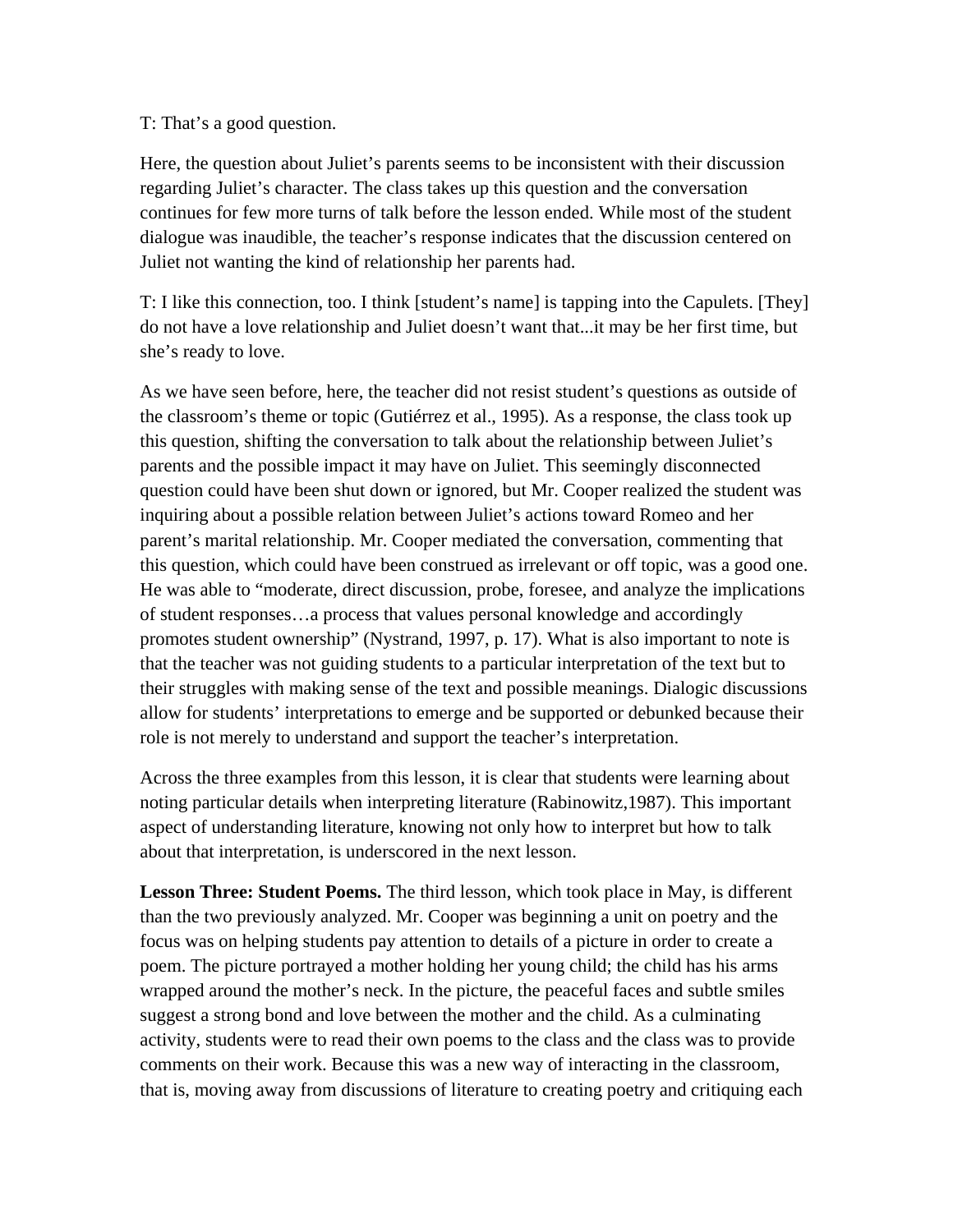T: That's a good question.

Here, the question about Juliet's parents seems to be inconsistent with their discussion regarding Juliet's character. The class takes up this question and the conversation continues for few more turns of talk before the lesson ended. While most of the student dialogue was inaudible, the teacher's response indicates that the discussion centered on Juliet not wanting the kind of relationship her parents had.

T: I like this connection, too. I think [student's name] is tapping into the Capulets. [They] do not have a love relationship and Juliet doesn't want that...it may be her first time, but she's ready to love.

As we have seen before, here, the teacher did not resist student's questions as outside of the classroom's theme or topic (Gutiérrez et al., 1995). As a response, the class took up this question, shifting the conversation to talk about the relationship between Juliet's parents and the possible impact it may have on Juliet. This seemingly disconnected question could have been shut down or ignored, but Mr. Cooper realized the student was inquiring about a possible relation between Juliet's actions toward Romeo and her parent's marital relationship. Mr. Cooper mediated the conversation, commenting that this question, which could have been construed as irrelevant or off topic, was a good one. He was able to "moderate, direct discussion, probe, foresee, and analyze the implications of student responses…a process that values personal knowledge and accordingly promotes student ownership" (Nystrand, 1997, p. 17). What is also important to note is that the teacher was not guiding students to a particular interpretation of the text but to their struggles with making sense of the text and possible meanings. Dialogic discussions allow for students' interpretations to emerge and be supported or debunked because their role is not merely to understand and support the teacher's interpretation.

Across the three examples from this lesson, it is clear that students were learning about noting particular details when interpreting literature (Rabinowitz,1987). This important aspect of understanding literature, knowing not only how to interpret but how to talk about that interpretation, is underscored in the next lesson.

**Lesson Three: Student Poems.** The third lesson, which took place in May, is different than the two previously analyzed. Mr. Cooper was beginning a unit on poetry and the focus was on helping students pay attention to details of a picture in order to create a poem. The picture portrayed a mother holding her young child; the child has his arms wrapped around the mother's neck. In the picture, the peaceful faces and subtle smiles suggest a strong bond and love between the mother and the child. As a culminating activity, students were to read their own poems to the class and the class was to provide comments on their work. Because this was a new way of interacting in the classroom, that is, moving away from discussions of literature to creating poetry and critiquing each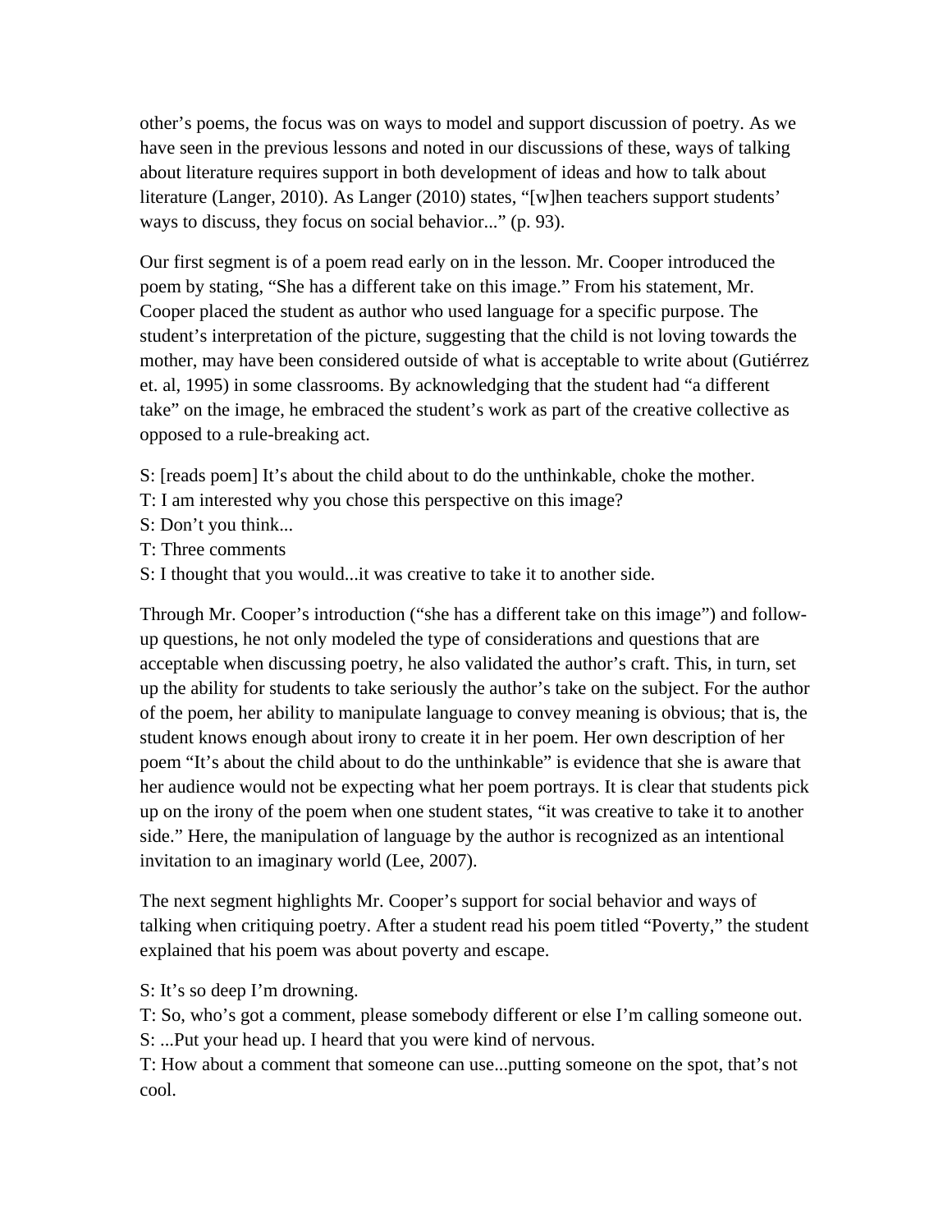other's poems, the focus was on ways to model and support discussion of poetry. As we have seen in the previous lessons and noted in our discussions of these, ways of talking about literature requires support in both development of ideas and how to talk about literature (Langer, 2010). As Langer (2010) states, "[w]hen teachers support students' ways to discuss, they focus on social behavior..." (p. 93).

Our first segment is of a poem read early on in the lesson. Mr. Cooper introduced the poem by stating, "She has a different take on this image." From his statement, Mr. Cooper placed the student as author who used language for a specific purpose. The student's interpretation of the picture, suggesting that the child is not loving towards the mother, may have been considered outside of what is acceptable to write about (Gutiérrez et. al, 1995) in some classrooms. By acknowledging that the student had "a different take" on the image, he embraced the student's work as part of the creative collective as opposed to a rule-breaking act.

S: [reads poem] It's about the child about to do the unthinkable, choke the mother.  
T: I am interested why you chose this perspective on this image?  
S: Don't you think...  
T: Three comments  
S: I thought that you would...it was creative to take it to another side.

Through Mr. Cooper's introduction ("she has a different take on this image") and follow-up questions, he not only modeled the type of considerations and questions that are acceptable when discussing poetry, he also validated the author's craft. This, in turn, set up the ability for students to take seriously the author's take on the subject. For the author of the poem, her ability to manipulate language to convey meaning is obvious; that is, the student knows enough about irony to create it in her poem. Her own description of her poem "It's about the child about to do the unthinkable" is evidence that she is aware that her audience would not be expecting what her poem portrays. It is clear that students pick up on the irony of the poem when one student states, "it was creative to take it to another side." Here, the manipulation of language by the author is recognized as an intentional invitation to an imaginary world (Lee, 2007).

The next segment highlights Mr. Cooper's support for social behavior and ways of talking when critiquing poetry. After a student read his poem titled "Poverty," the student explained that his poem was about poverty and escape.

S: It's so deep I'm drowning.  
T: So, who's got a comment, please somebody different or else I'm calling someone out.  
S: ...Put your head up. I heard that you were kind of nervous.  
T: How about a comment that someone can use...putting someone on the spot, that's not cool.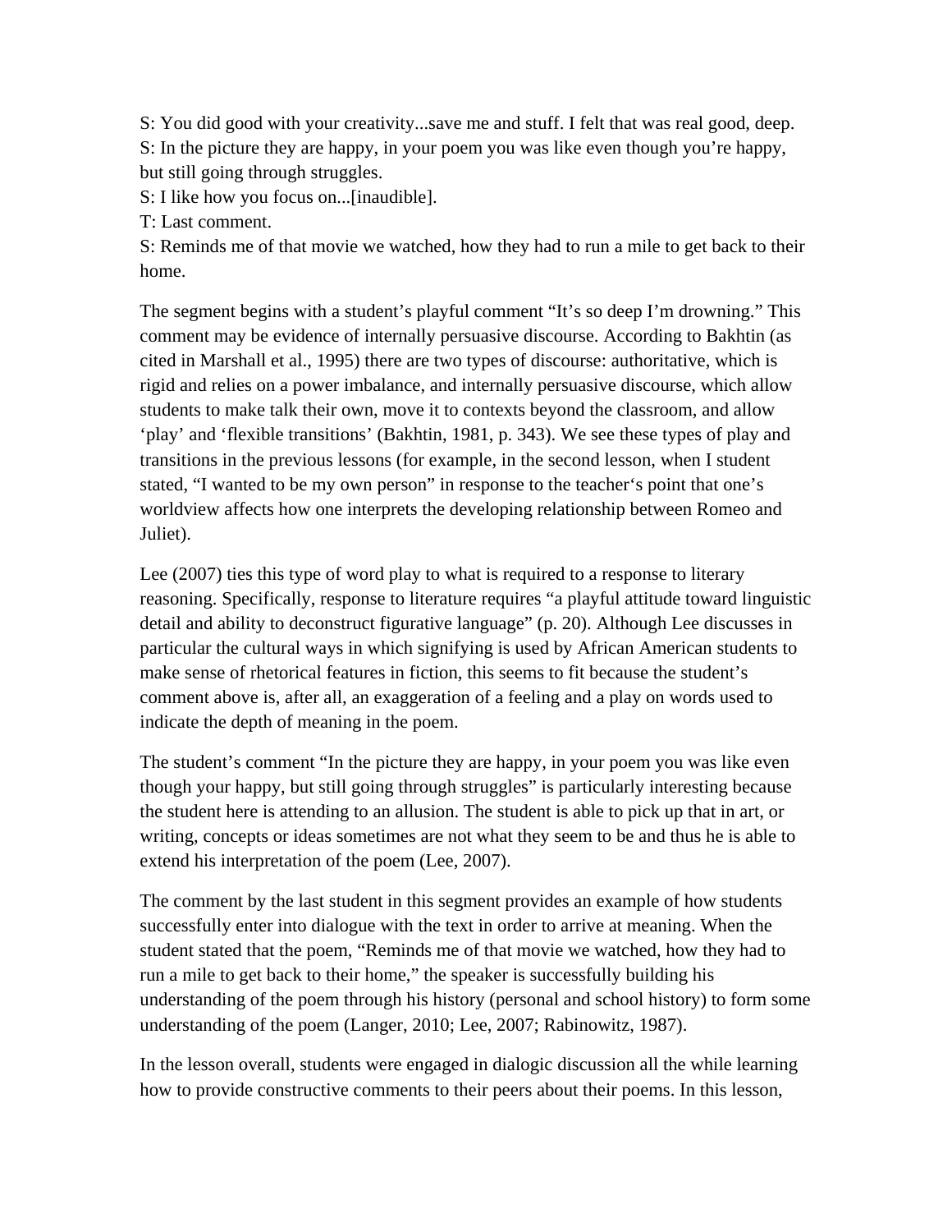S: You did good with your creativity...save me and stuff. I felt that was real good, deep.  
S: In the picture they are happy, in your poem you was like even though you’re happy, but still going through struggles.  
S: I like how you focus on...[inaudible].  
T: Last comment.  
S: Reminds me of that movie we watched, how they had to run a mile to get back to their home.

The segment begins with a student’s playful comment “It’s so deep I’m drowning.” This comment may be evidence of internally persuasive discourse. According to Bakhtin (as cited in Marshall et al., 1995) there are two types of discourse: authoritative, which is rigid and relies on a power imbalance, and internally persuasive discourse, which allow students to make talk their own, move it to contexts beyond the classroom, and allow ‘play’ and ‘flexible transitions’ (Bakhtin, 1981, p. 343). We see these types of play and transitions in the previous lessons (for example, in the second lesson, when I student stated, “I wanted to be my own person” in response to the teacher‘s point that one’s worldview affects how one interprets the developing relationship between Romeo and Juliet).

Lee (2007) ties this type of word play to what is required to a response to literary reasoning. Specifically, response to literature requires “a playful attitude toward linguistic detail and ability to deconstruct figurative language” (p. 20). Although Lee discusses in particular the cultural ways in which signifying is used by African American students to make sense of rhetorical features in fiction, this seems to fit because the student’s comment above is, after all, an exaggeration of a feeling and a play on words used to indicate the depth of meaning in the poem.

The student’s comment “In the picture they are happy, in your poem you was like even though your happy, but still going through struggles” is particularly interesting because the student here is attending to an allusion. The student is able to pick up that in art, or writing, concepts or ideas sometimes are not what they seem to be and thus he is able to extend his interpretation of the poem (Lee, 2007).

The comment by the last student in this segment provides an example of how students successfully enter into dialogue with the text in order to arrive at meaning. When the student stated that the poem, “Reminds me of that movie we watched, how they had to run a mile to get back to their home,” the speaker is successfully building his understanding of the poem through his history (personal and school history) to form some understanding of the poem (Langer, 2010; Lee, 2007; Rabinowitz, 1987).

In the lesson overall, students were engaged in dialogic discussion all the while learning how to provide constructive comments to their peers about their poems. In this lesson,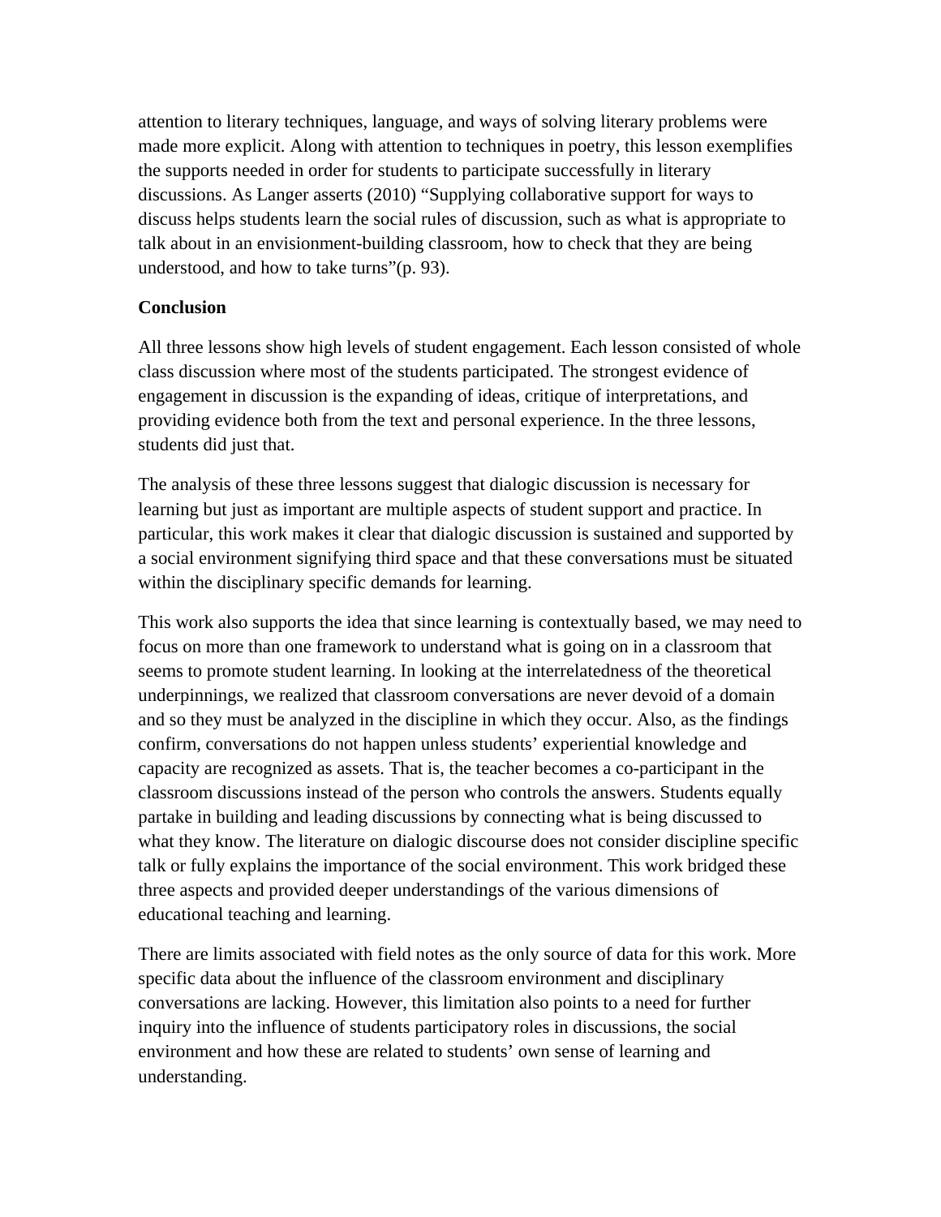attention to literary techniques, language, and ways of solving literary problems were made more explicit. Along with attention to techniques in poetry, this lesson exemplifies the supports needed in order for students to participate successfully in literary discussions. As Langer asserts (2010) "Supplying collaborative support for ways to discuss helps students learn the social rules of discussion, such as what is appropriate to talk about in an envisionment-building classroom, how to check that they are being understood, and how to take turns"(p. 93).

**Conclusion**

All three lessons show high levels of student engagement. Each lesson consisted of whole class discussion where most of the students participated. The strongest evidence of engagement in discussion is the expanding of ideas, critique of interpretations, and providing evidence both from the text and personal experience. In the three lessons, students did just that.

The analysis of these three lessons suggest that dialogic discussion is necessary for learning but just as important are multiple aspects of student support and practice. In particular, this work makes it clear that dialogic discussion is sustained and supported by a social environment signifying third space and that these conversations must be situated within the disciplinary specific demands for learning.

This work also supports the idea that since learning is contextually based, we may need to focus on more than one framework to understand what is going on in a classroom that seems to promote student learning. In looking at the interrelatedness of the theoretical underpinnings, we realized that classroom conversations are never devoid of a domain and so they must be analyzed in the discipline in which they occur. Also, as the findings confirm, conversations do not happen unless students' experiential knowledge and capacity are recognized as assets. That is, the teacher becomes a co-participant in the classroom discussions instead of the person who controls the answers. Students equally partake in building and leading discussions by connecting what is being discussed to what they know. The literature on dialogic discourse does not consider discipline specific talk or fully explains the importance of the social environment. This work bridged these three aspects and provided deeper understandings of the various dimensions of educational teaching and learning.

There are limits associated with field notes as the only source of data for this work. More specific data about the influence of the classroom environment and disciplinary conversations are lacking. However, this limitation also points to a need for further inquiry into the influence of students participatory roles in discussions, the social environment and how these are related to students' own sense of learning and understanding.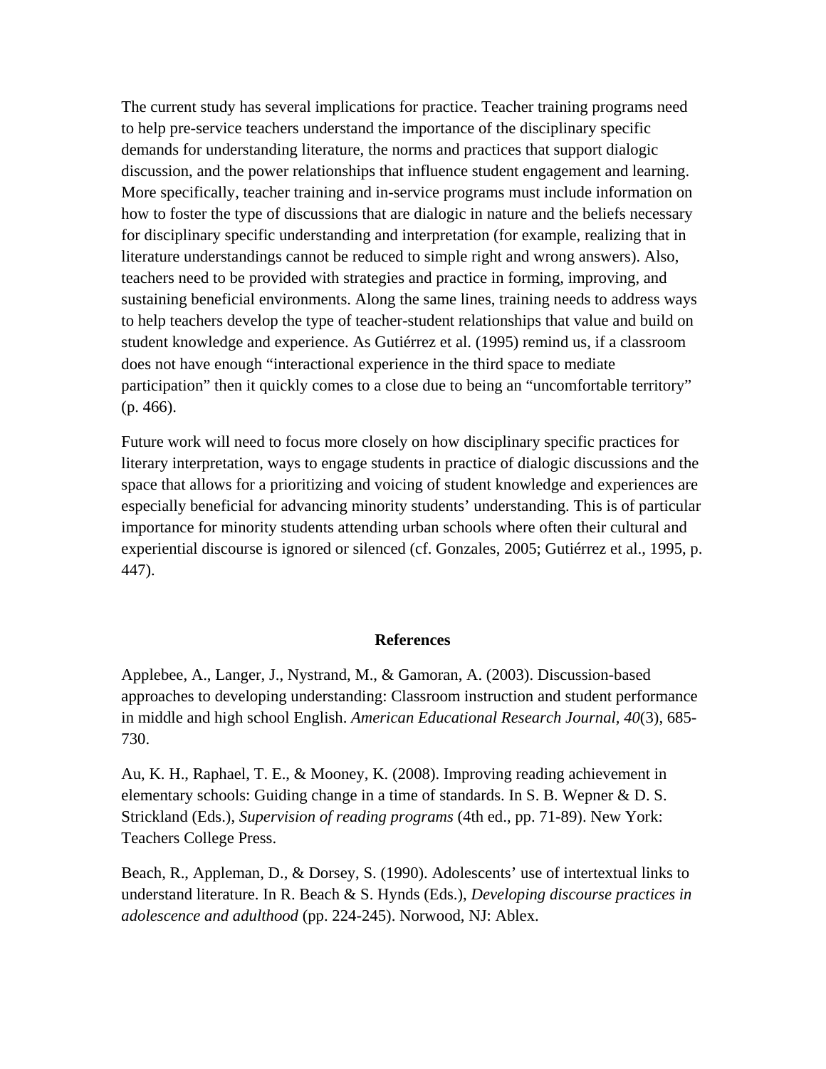The current study has several implications for practice. Teacher training programs need to help pre-service teachers understand the importance of the disciplinary specific demands for understanding literature, the norms and practices that support dialogic discussion, and the power relationships that influence student engagement and learning. More specifically, teacher training and in-service programs must include information on how to foster the type of discussions that are dialogic in nature and the beliefs necessary for disciplinary specific understanding and interpretation (for example, realizing that in literature understandings cannot be reduced to simple right and wrong answers). Also, teachers need to be provided with strategies and practice in forming, improving, and sustaining beneficial environments. Along the same lines, training needs to address ways to help teachers develop the type of teacher-student relationships that value and build on student knowledge and experience. As Gutiérrez et al. (1995) remind us, if a classroom does not have enough "interactional experience in the third space to mediate participation" then it quickly comes to a close due to being an "uncomfortable territory" (p. 466).

Future work will need to focus more closely on how disciplinary specific practices for literary interpretation, ways to engage students in practice of dialogic discussions and the space that allows for a prioritizing and voicing of student knowledge and experiences are especially beneficial for advancing minority students' understanding. This is of particular importance for minority students attending urban schools where often their cultural and experiential discourse is ignored or silenced (cf. Gonzales, 2005; Gutiérrez et al., 1995, p. 447).

## References

Applebee, A., Langer, J., Nystrand, M., & Gamoran, A. (2003). Discussion-based approaches to developing understanding: Classroom instruction and student performance in middle and high school English. *American Educational Research Journal, 40*(3), 685-730.

Au, K. H., Raphael, T. E., & Mooney, K. (2008). Improving reading achievement in elementary schools: Guiding change in a time of standards. In S. B. Wepner & D. S. Strickland (Eds.), *Supervision of reading programs* (4th ed., pp. 71-89). New York: Teachers College Press.

Beach, R., Appleman, D., & Dorsey, S. (1990). Adolescents' use of intertextual links to understand literature. In R. Beach & S. Hynds (Eds.), *Developing discourse practices in adolescence and adulthood* (pp. 224-245). Norwood, NJ: Ablex.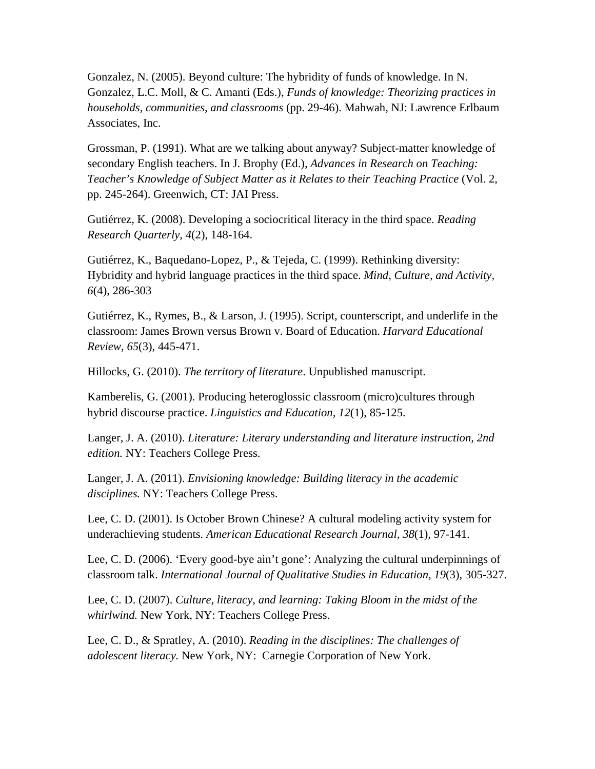Gonzalez, N. (2005). Beyond culture: The hybridity of funds of knowledge. In N. Gonzalez, L.C. Moll, & C. Amanti (Eds.), *Funds of knowledge: Theorizing practices in households, communities, and classrooms* (pp. 29-46). Mahwah, NJ: Lawrence Erlbaum Associates, Inc.

Grossman, P. (1991). What are we talking about anyway? Subject-matter knowledge of secondary English teachers. In J. Brophy (Ed.), *Advances in Research on Teaching: Teacher's Knowledge of Subject Matter as it Relates to their Teaching Practice* (Vol. 2, pp. 245-264). Greenwich, CT: JAI Press.

Gutiérrez, K. (2008). Developing a sociocritical literacy in the third space. *Reading Research Quarterly, 4*(2), 148-164.

Gutiérrez, K., Baquedano-Lopez, P., & Tejeda, C. (1999). Rethinking diversity: Hybridity and hybrid language practices in the third space. *Mind, Culture, and Activity, 6*(4), 286-303

Gutiérrez, K., Rymes, B., & Larson, J. (1995). Script, counterscript, and underlife in the classroom: James Brown versus Brown v. Board of Education. *Harvard Educational Review, 65*(3), 445-471.

Hillocks, G. (2010). *The territory of literature*. Unpublished manuscript.

Kamberelis, G. (2001). Producing heteroglossic classroom (micro)cultures through hybrid discourse practice. *Linguistics and Education, 12*(1), 85-125.

Langer, J. A. (2010). *Literature: Literary understanding and literature instruction, 2nd edition.* NY: Teachers College Press.

Langer, J. A. (2011). *Envisioning knowledge: Building literacy in the academic disciplines.* NY: Teachers College Press.

Lee, C. D. (2001). Is October Brown Chinese? A cultural modeling activity system for underachieving students. *American Educational Research Journal, 38*(1), 97-141.

Lee, C. D. (2006). 'Every good-bye ain't gone': Analyzing the cultural underpinnings of classroom talk. *International Journal of Qualitative Studies in Education, 19*(3), 305-327.

Lee, C. D. (2007). *Culture, literacy, and learning: Taking Bloom in the midst of the whirlwind.* New York, NY: Teachers College Press.

Lee, C. D., & Spratley, A. (2010). *Reading in the disciplines: The challenges of adolescent literacy.* New York, NY: Carnegie Corporation of New York.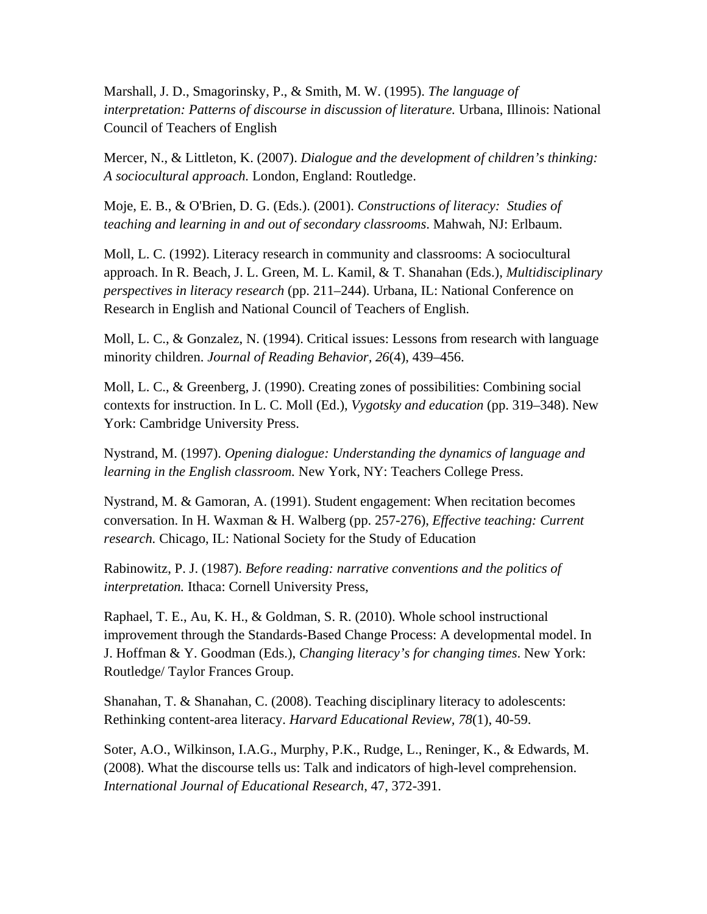Marshall, J. D., Smagorinsky, P., & Smith, M. W. (1995). *The language of interpretation: Patterns of discourse in discussion of literature.* Urbana, Illinois: National Council of Teachers of English

Mercer, N., & Littleton, K. (2007). *Dialogue and the development of children's thinking: A sociocultural approach.* London, England: Routledge.

Moje, E. B., & O'Brien, D. G. (Eds.). (2001). *Constructions of literacy: Studies of teaching and learning in and out of secondary classrooms*. Mahwah, NJ: Erlbaum.

Moll, L. C. (1992). Literacy research in community and classrooms: A sociocultural approach. In R. Beach, J. L. Green, M. L. Kamil, & T. Shanahan (Eds.), *Multidisciplinary perspectives in literacy research* (pp. 211–244). Urbana, IL: National Conference on Research in English and National Council of Teachers of English.

Moll, L. C., & Gonzalez, N. (1994). Critical issues: Lessons from research with language minority children. *Journal of Reading Behavior, 26*(4), 439–456.

Moll, L. C., & Greenberg, J. (1990). Creating zones of possibilities: Combining social contexts for instruction. In L. C. Moll (Ed.), *Vygotsky and education* (pp. 319–348). New York: Cambridge University Press.

Nystrand, M. (1997). *Opening dialogue: Understanding the dynamics of language and learning in the English classroom.* New York, NY: Teachers College Press.

Nystrand, M. & Gamoran, A. (1991). Student engagement: When recitation becomes conversation. In H. Waxman & H. Walberg (pp. 257-276), *Effective teaching: Current research.* Chicago, IL: National Society for the Study of Education

Rabinowitz, P. J. (1987). *Before reading: narrative conventions and the politics of interpretation.* Ithaca: Cornell University Press,

Raphael, T. E., Au, K. H., & Goldman, S. R. (2010). Whole school instructional improvement through the Standards-Based Change Process: A developmental model. In J. Hoffman & Y. Goodman (Eds.), *Changing literacy's for changing times*. New York: Routledge/ Taylor Frances Group.

Shanahan, T. & Shanahan, C. (2008). Teaching disciplinary literacy to adolescents: Rethinking content-area literacy. *Harvard Educational Review, 78*(1), 40-59.

Soter, A.O., Wilkinson, I.A.G., Murphy, P.K., Rudge, L., Reninger, K., & Edwards, M. (2008). What the discourse tells us: Talk and indicators of high-level comprehension. *International Journal of Educational Research,* 47, 372-391.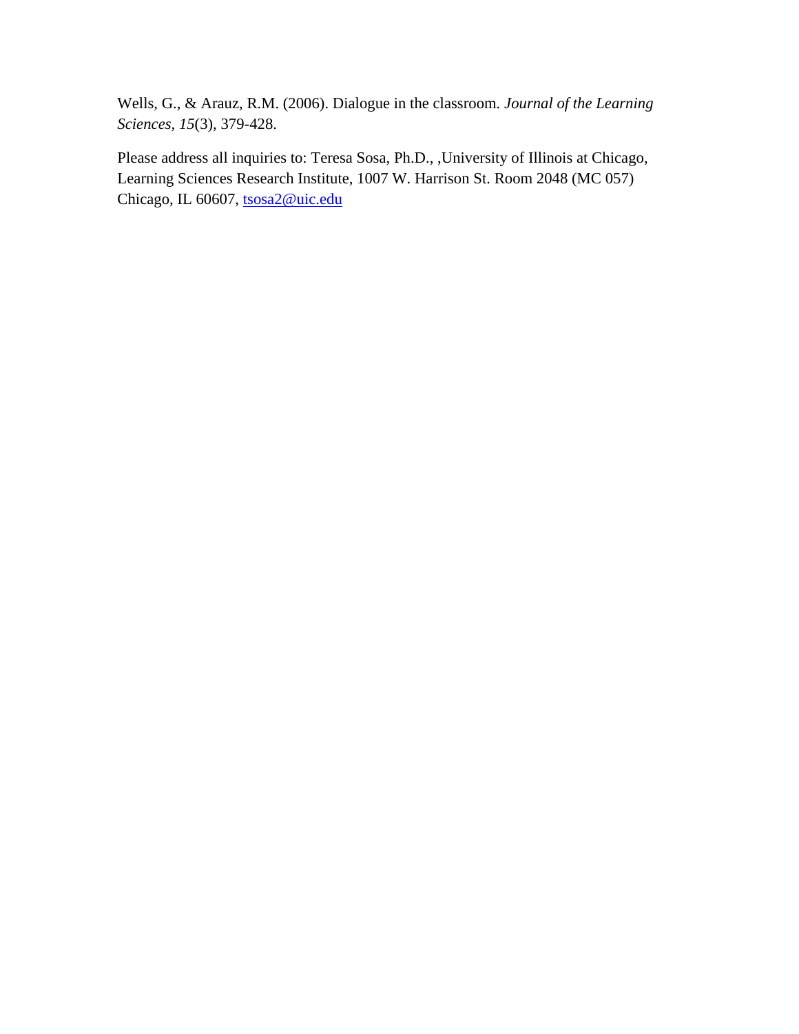Wells, G., & Arauz, R.M. (2006). Dialogue in the classroom. *Journal of the Learning Sciences*, *15*(3), 379-428.

Please address all inquiries to: Teresa Sosa, Ph.D., ,University of Illinois at Chicago, Learning Sciences Research Institute, 1007 W. Harrison St. Room 2048 (MC 057) Chicago, IL 60607, tsosa2@uic.edu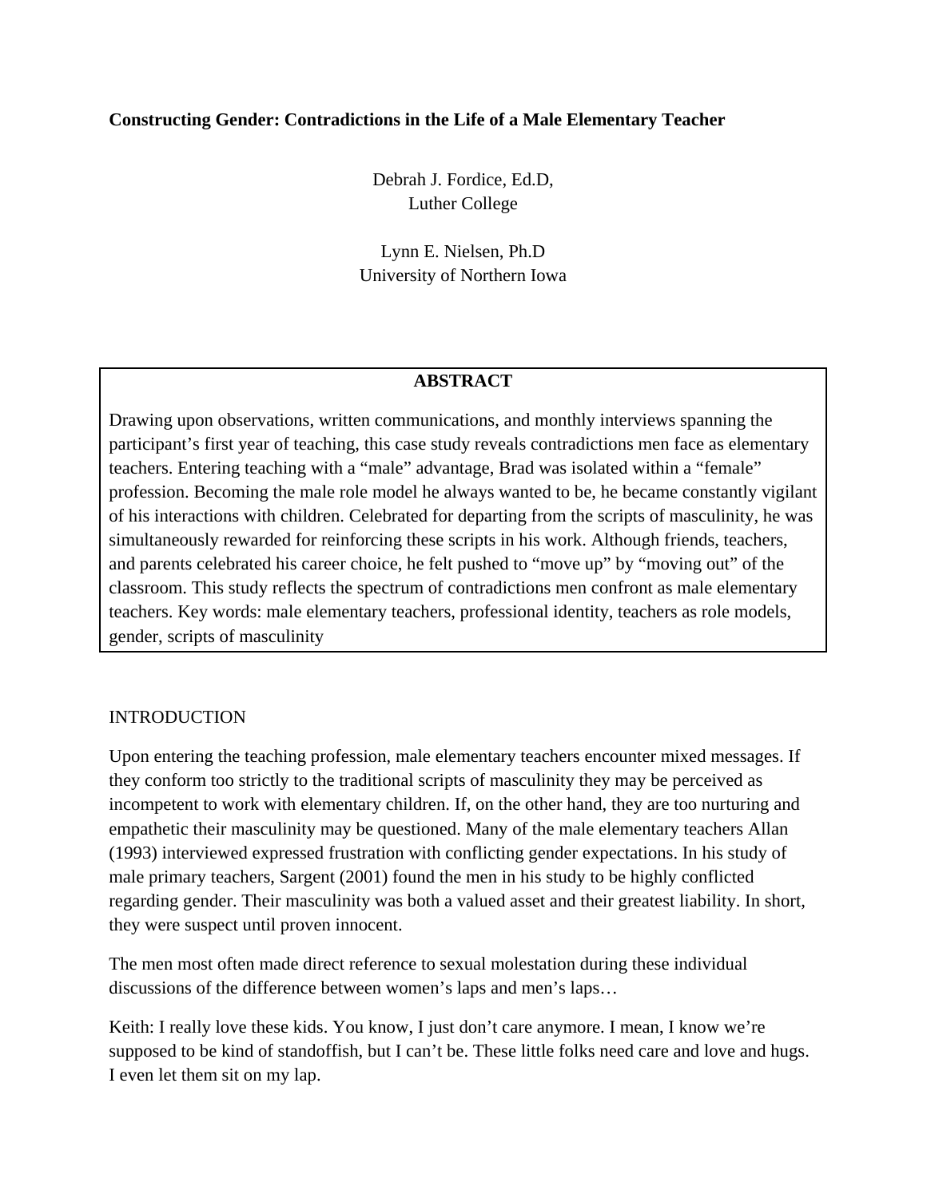**Constructing Gender: Contradictions in the Life of a Male Elementary Teacher**

Debrah J. Fordice, Ed.D,
Luther College

Lynn E. Nielsen, Ph.D
University of Northern Iowa

**ABSTRACT**

Drawing upon observations, written communications, and monthly interviews spanning the participant's first year of teaching, this case study reveals contradictions men face as elementary teachers. Entering teaching with a "male" advantage, Brad was isolated within a "female" profession. Becoming the male role model he always wanted to be, he became constantly vigilant of his interactions with children. Celebrated for departing from the scripts of masculinity, he was simultaneously rewarded for reinforcing these scripts in his work. Although friends, teachers, and parents celebrated his career choice, he felt pushed to "move up" by "moving out" of the classroom. This study reflects the spectrum of contradictions men confront as male elementary teachers. Key words: male elementary teachers, professional identity, teachers as role models, gender, scripts of masculinity

## INTRODUCTION

Upon entering the teaching profession, male elementary teachers encounter mixed messages. If they conform too strictly to the traditional scripts of masculinity they may be perceived as incompetent to work with elementary children. If, on the other hand, they are too nurturing and empathetic their masculinity may be questioned. Many of the male elementary teachers Allan (1993) interviewed expressed frustration with conflicting gender expectations. In his study of male primary teachers, Sargent (2001) found the men in his study to be highly conflicted regarding gender. Their masculinity was both a valued asset and their greatest liability. In short, they were suspect until proven innocent.

The men most often made direct reference to sexual molestation during these individual discussions of the difference between women's laps and men's laps…

Keith: I really love these kids. You know, I just don't care anymore. I mean, I know we're supposed to be kind of standoffish, but I can't be. These little folks need care and love and hugs. I even let them sit on my lap.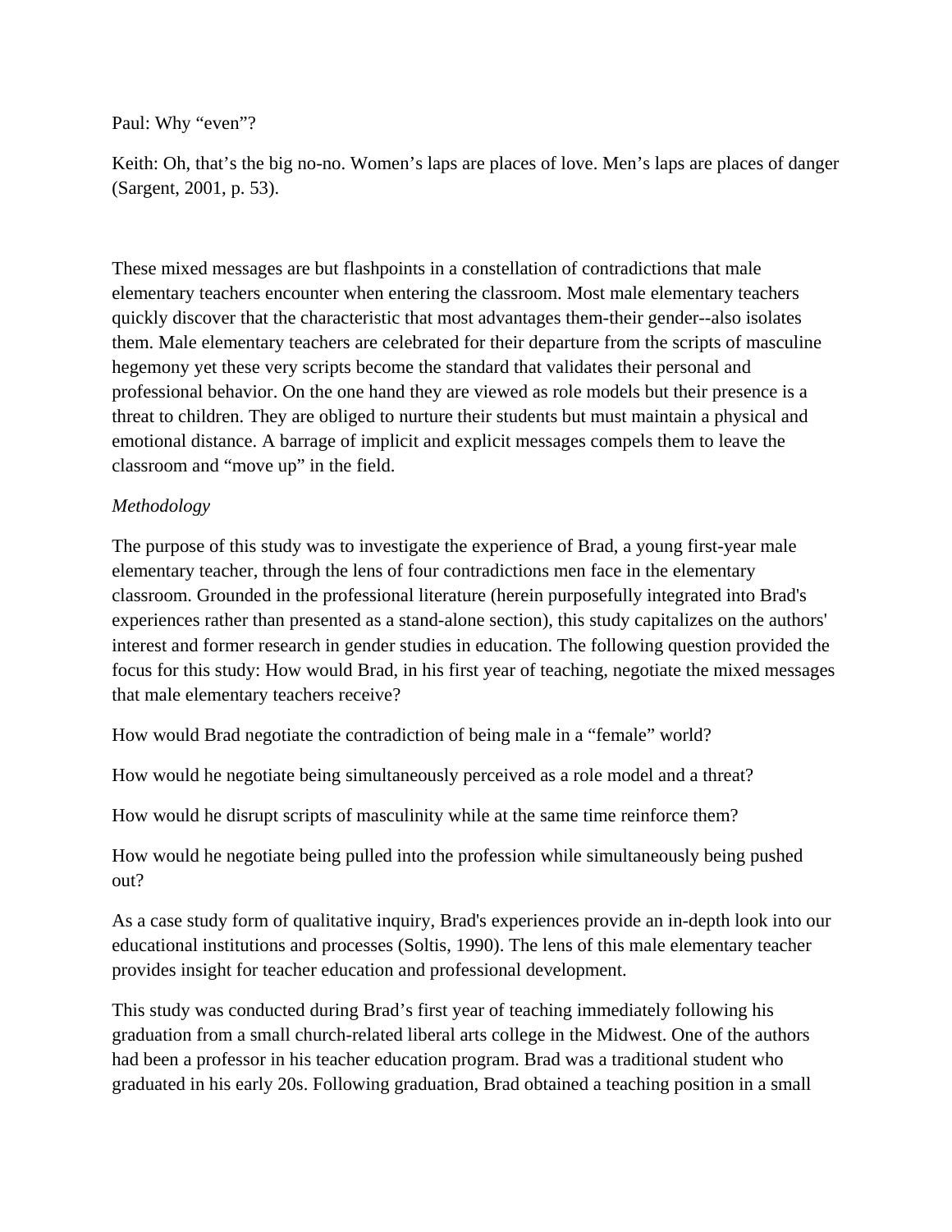Paul: Why "even"?

Keith: Oh, that's the big no-no. Women's laps are places of love. Men's laps are places of danger (Sargent, 2001, p. 53).

These mixed messages are but flashpoints in a constellation of contradictions that male elementary teachers encounter when entering the classroom. Most male elementary teachers quickly discover that the characteristic that most advantages them-their gender--also isolates them. Male elementary teachers are celebrated for their departure from the scripts of masculine hegemony yet these very scripts become the standard that validates their personal and professional behavior. On the one hand they are viewed as role models but their presence is a threat to children. They are obliged to nurture their students but must maintain a physical and emotional distance. A barrage of implicit and explicit messages compels them to leave the classroom and "move up" in the field.

*Methodology*

The purpose of this study was to investigate the experience of Brad, a young first-year male elementary teacher, through the lens of four contradictions men face in the elementary classroom. Grounded in the professional literature (herein purposefully integrated into Brad's experiences rather than presented as a stand-alone section), this study capitalizes on the authors' interest and former research in gender studies in education. The following question provided the focus for this study: How would Brad, in his first year of teaching, negotiate the mixed messages that male elementary teachers receive?

How would Brad negotiate the contradiction of being male in a "female" world?

How would he negotiate being simultaneously perceived as a role model and a threat?

How would he disrupt scripts of masculinity while at the same time reinforce them?

How would he negotiate being pulled into the profession while simultaneously being pushed out?

As a case study form of qualitative inquiry, Brad's experiences provide an in-depth look into our educational institutions and processes (Soltis, 1990). The lens of this male elementary teacher provides insight for teacher education and professional development.

This study was conducted during Brad's first year of teaching immediately following his graduation from a small church-related liberal arts college in the Midwest. One of the authors had been a professor in his teacher education program. Brad was a traditional student who graduated in his early 20s. Following graduation, Brad obtained a teaching position in a small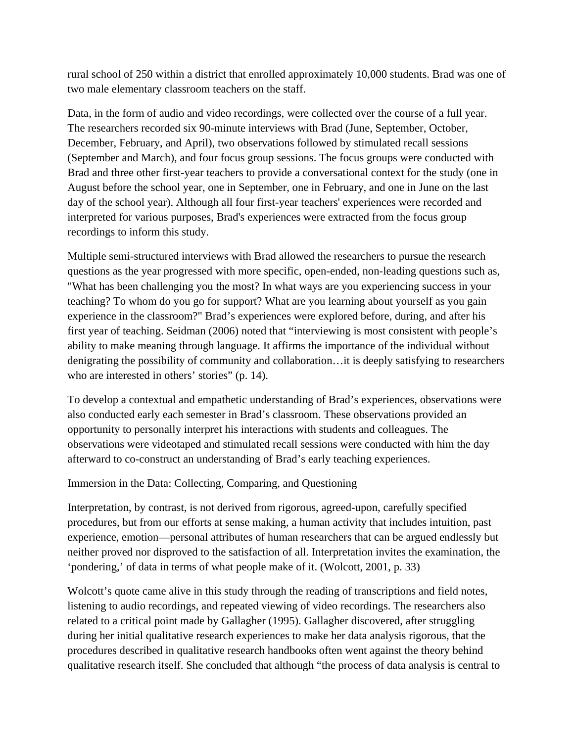rural school of 250 within a district that enrolled approximately 10,000 students. Brad was one of two male elementary classroom teachers on the staff.

Data, in the form of audio and video recordings, were collected over the course of a full year. The researchers recorded six 90-minute interviews with Brad (June, September, October, December, February, and April), two observations followed by stimulated recall sessions (September and March), and four focus group sessions. The focus groups were conducted with Brad and three other first-year teachers to provide a conversational context for the study (one in August before the school year, one in September, one in February, and one in June on the last day of the school year). Although all four first-year teachers' experiences were recorded and interpreted for various purposes, Brad's experiences were extracted from the focus group recordings to inform this study.

Multiple semi-structured interviews with Brad allowed the researchers to pursue the research questions as the year progressed with more specific, open-ended, non-leading questions such as, "What has been challenging you the most? In what ways are you experiencing success in your teaching? To whom do you go for support? What are you learning about yourself as you gain experience in the classroom?" Brad's experiences were explored before, during, and after his first year of teaching. Seidman (2006) noted that "interviewing is most consistent with people's ability to make meaning through language. It affirms the importance of the individual without denigrating the possibility of community and collaboration…it is deeply satisfying to researchers who are interested in others' stories" (p. 14).

To develop a contextual and empathetic understanding of Brad's experiences, observations were also conducted early each semester in Brad's classroom. These observations provided an opportunity to personally interpret his interactions with students and colleagues. The observations were videotaped and stimulated recall sessions were conducted with him the day afterward to co-construct an understanding of Brad's early teaching experiences.

## Immersion in the Data: Collecting, Comparing, and Questioning

Interpretation, by contrast, is not derived from rigorous, agreed-upon, carefully specified procedures, but from our efforts at sense making, a human activity that includes intuition, past experience, emotion—personal attributes of human researchers that can be argued endlessly but neither proved nor disproved to the satisfaction of all. Interpretation invites the examination, the 'pondering,' of data in terms of what people make of it. (Wolcott, 2001, p. 33)

Wolcott's quote came alive in this study through the reading of transcriptions and field notes, listening to audio recordings, and repeated viewing of video recordings. The researchers also related to a critical point made by Gallagher (1995). Gallagher discovered, after struggling during her initial qualitative research experiences to make her data analysis rigorous, that the procedures described in qualitative research handbooks often went against the theory behind qualitative research itself. She concluded that although "the process of data analysis is central to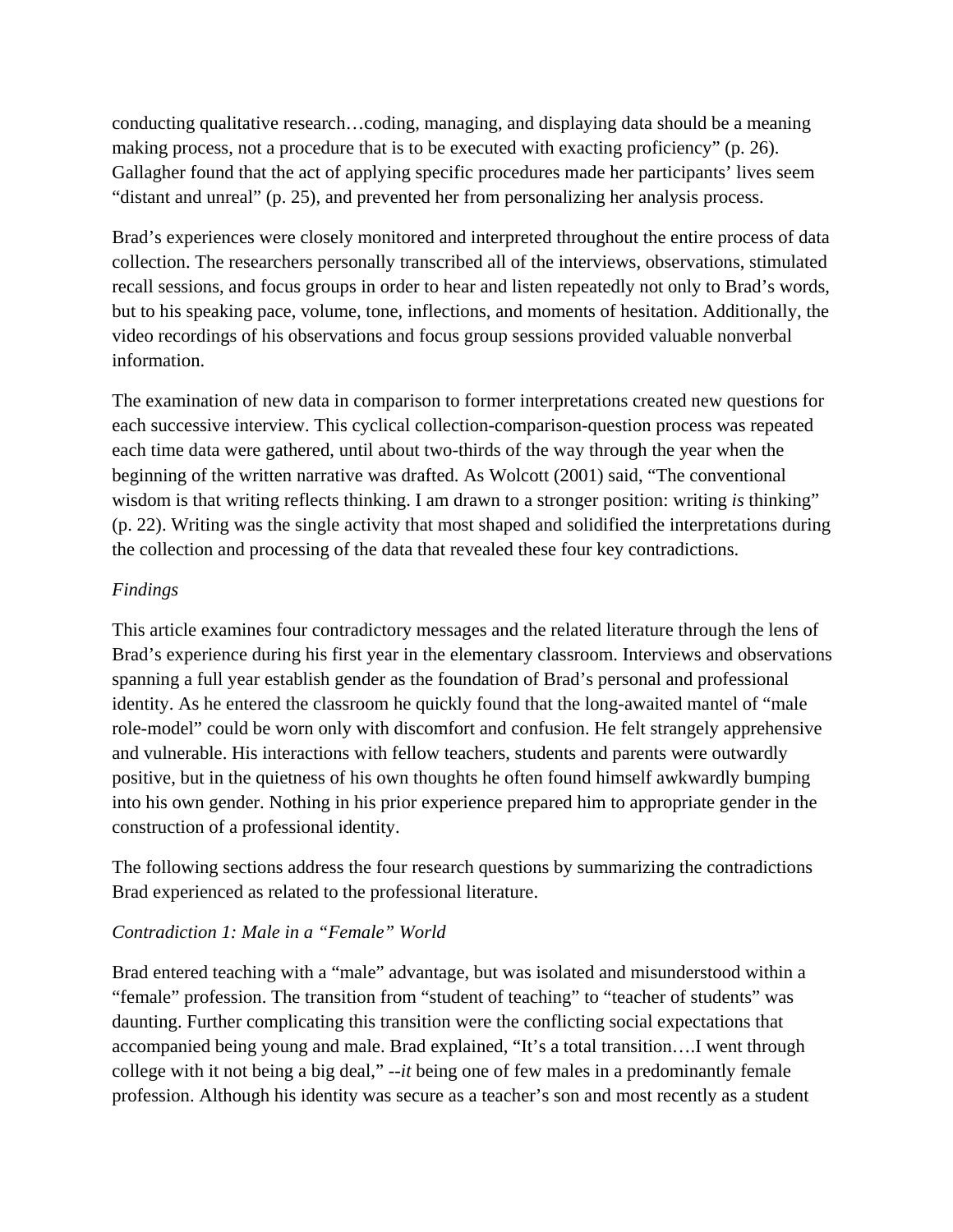conducting qualitative research…coding, managing, and displaying data should be a meaning making process, not a procedure that is to be executed with exacting proficiency" (p. 26). Gallagher found that the act of applying specific procedures made her participants' lives seem "distant and unreal" (p. 25), and prevented her from personalizing her analysis process.

Brad's experiences were closely monitored and interpreted throughout the entire process of data collection. The researchers personally transcribed all of the interviews, observations, stimulated recall sessions, and focus groups in order to hear and listen repeatedly not only to Brad's words, but to his speaking pace, volume, tone, inflections, and moments of hesitation. Additionally, the video recordings of his observations and focus group sessions provided valuable nonverbal information.

The examination of new data in comparison to former interpretations created new questions for each successive interview. This cyclical collection-comparison-question process was repeated each time data were gathered, until about two-thirds of the way through the year when the beginning of the written narrative was drafted. As Wolcott (2001) said, "The conventional wisdom is that writing reflects thinking. I am drawn to a stronger position: writing *is* thinking" (p. 22). Writing was the single activity that most shaped and solidified the interpretations during the collection and processing of the data that revealed these four key contradictions.

*Findings*

This article examines four contradictory messages and the related literature through the lens of Brad's experience during his first year in the elementary classroom. Interviews and observations spanning a full year establish gender as the foundation of Brad's personal and professional identity. As he entered the classroom he quickly found that the long-awaited mantel of "male role-model" could be worn only with discomfort and confusion. He felt strangely apprehensive and vulnerable. His interactions with fellow teachers, students and parents were outwardly positive, but in the quietness of his own thoughts he often found himself awkwardly bumping into his own gender. Nothing in his prior experience prepared him to appropriate gender in the construction of a professional identity.

The following sections address the four research questions by summarizing the contradictions Brad experienced as related to the professional literature.

*Contradiction 1: Male in a "Female" World*

Brad entered teaching with a "male" advantage, but was isolated and misunderstood within a "female" profession. The transition from "student of teaching" to "teacher of students" was daunting. Further complicating this transition were the conflicting social expectations that accompanied being young and male. Brad explained, "It's a total transition….I went through college with it not being a big deal," --*it* being one of few males in a predominantly female profession. Although his identity was secure as a teacher's son and most recently as a student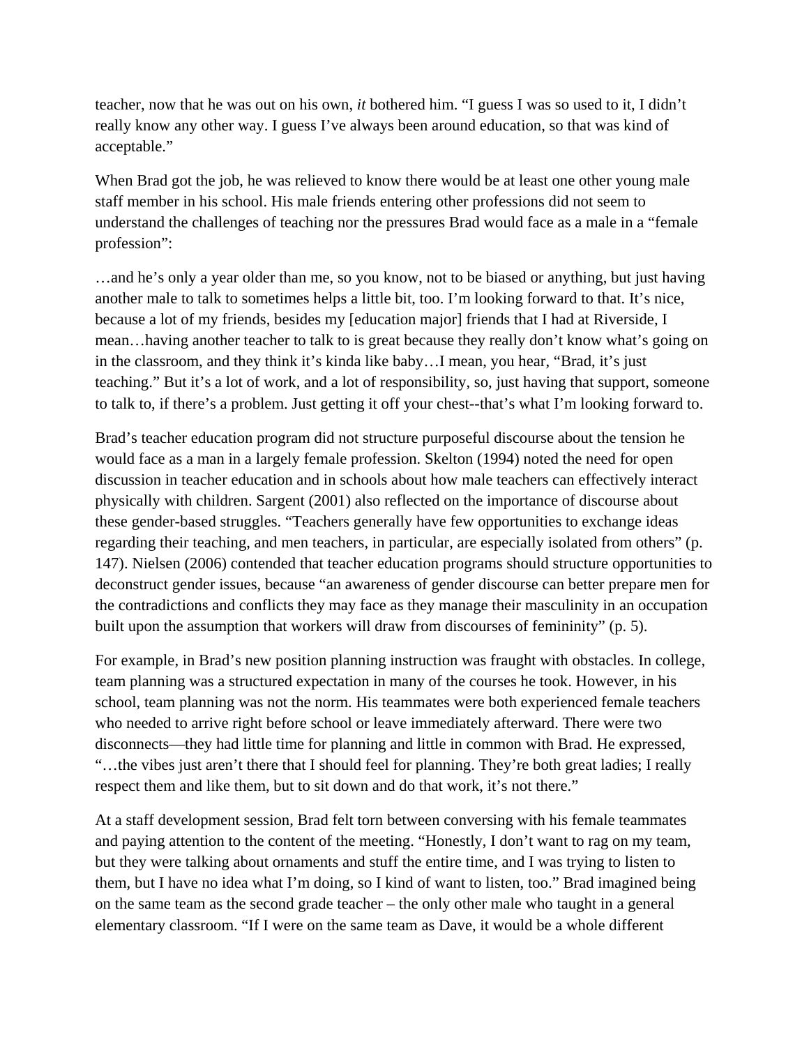teacher, now that he was out on his own, *it* bothered him. “I guess I was so used to it, I didn’t really know any other way. I guess I’ve always been around education, so that was kind of acceptable.”

When Brad got the job, he was relieved to know there would be at least one other young male staff member in his school. His male friends entering other professions did not seem to understand the challenges of teaching nor the pressures Brad would face as a male in a “female profession”:

…and he’s only a year older than me, so you know, not to be biased or anything, but just having another male to talk to sometimes helps a little bit, too. I’m looking forward to that. It’s nice, because a lot of my friends, besides my [education major] friends that I had at Riverside, I mean…having another teacher to talk to is great because they really don’t know what’s going on in the classroom, and they think it’s kinda like baby…I mean, you hear, “Brad, it’s just teaching.” But it’s a lot of work, and a lot of responsibility, so, just having that support, someone to talk to, if there’s a problem. Just getting it off your chest--that’s what I’m looking forward to.

Brad’s teacher education program did not structure purposeful discourse about the tension he would face as a man in a largely female profession. Skelton (1994) noted the need for open discussion in teacher education and in schools about how male teachers can effectively interact physically with children. Sargent (2001) also reflected on the importance of discourse about these gender-based struggles. “Teachers generally have few opportunities to exchange ideas regarding their teaching, and men teachers, in particular, are especially isolated from others” (p. 147). Nielsen (2006) contended that teacher education programs should structure opportunities to deconstruct gender issues, because “an awareness of gender discourse can better prepare men for the contradictions and conflicts they may face as they manage their masculinity in an occupation built upon the assumption that workers will draw from discourses of femininity” (p. 5).

For example, in Brad’s new position planning instruction was fraught with obstacles. In college, team planning was a structured expectation in many of the courses he took. However, in his school, team planning was not the norm. His teammates were both experienced female teachers who needed to arrive right before school or leave immediately afterward. There were two disconnects—they had little time for planning and little in common with Brad. He expressed, “…the vibes just aren’t there that I should feel for planning. They’re both great ladies; I really respect them and like them, but to sit down and do that work, it’s not there.”

At a staff development session, Brad felt torn between conversing with his female teammates and paying attention to the content of the meeting. “Honestly, I don’t want to rag on my team, but they were talking about ornaments and stuff the entire time, and I was trying to listen to them, but I have no idea what I’m doing, so I kind of want to listen, too.” Brad imagined being on the same team as the second grade teacher – the only other male who taught in a general elementary classroom. “If I were on the same team as Dave, it would be a whole different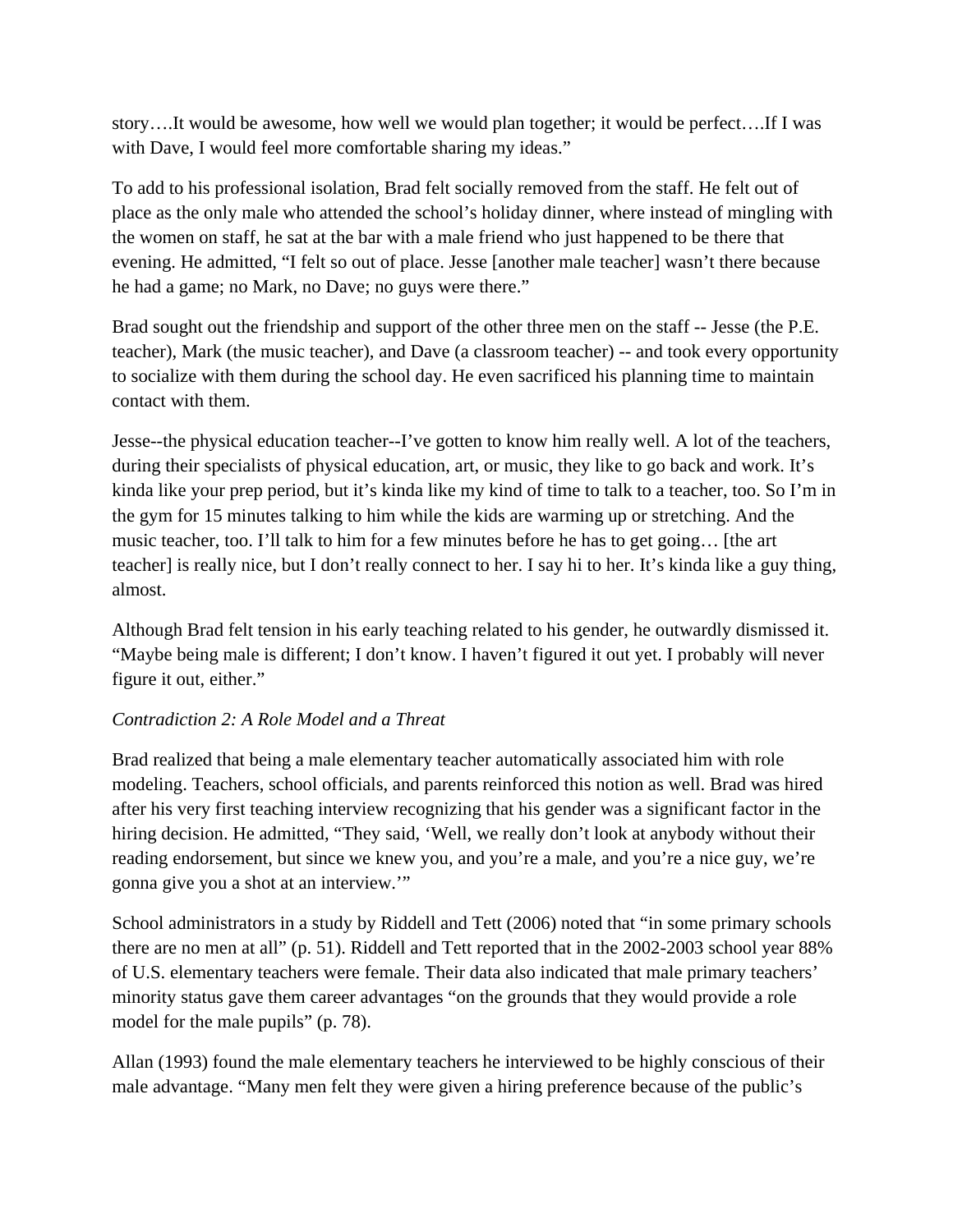story….It would be awesome, how well we would plan together; it would be perfect….If I was with Dave, I would feel more comfortable sharing my ideas."

To add to his professional isolation, Brad felt socially removed from the staff. He felt out of place as the only male who attended the school's holiday dinner, where instead of mingling with the women on staff, he sat at the bar with a male friend who just happened to be there that evening. He admitted, "I felt so out of place. Jesse [another male teacher] wasn't there because he had a game; no Mark, no Dave; no guys were there."

Brad sought out the friendship and support of the other three men on the staff -- Jesse (the P.E. teacher), Mark (the music teacher), and Dave (a classroom teacher) -- and took every opportunity to socialize with them during the school day. He even sacrificed his planning time to maintain contact with them.

Jesse--the physical education teacher--I've gotten to know him really well. A lot of the teachers, during their specialists of physical education, art, or music, they like to go back and work. It's kinda like your prep period, but it's kinda like my kind of time to talk to a teacher, too. So I'm in the gym for 15 minutes talking to him while the kids are warming up or stretching. And the music teacher, too. I'll talk to him for a few minutes before he has to get going… [the art teacher] is really nice, but I don't really connect to her. I say hi to her. It's kinda like a guy thing, almost.

Although Brad felt tension in his early teaching related to his gender, he outwardly dismissed it. "Maybe being male is different; I don't know. I haven't figured it out yet. I probably will never figure it out, either."

*Contradiction 2: A Role Model and a Threat*

Brad realized that being a male elementary teacher automatically associated him with role modeling. Teachers, school officials, and parents reinforced this notion as well. Brad was hired after his very first teaching interview recognizing that his gender was a significant factor in the hiring decision. He admitted, "They said, 'Well, we really don't look at anybody without their reading endorsement, but since we knew you, and you're a male, and you're a nice guy, we're gonna give you a shot at an interview.'"

School administrators in a study by Riddell and Tett (2006) noted that "in some primary schools there are no men at all" (p. 51). Riddell and Tett reported that in the 2002-2003 school year 88% of U.S. elementary teachers were female. Their data also indicated that male primary teachers' minority status gave them career advantages "on the grounds that they would provide a role model for the male pupils" (p. 78).

Allan (1993) found the male elementary teachers he interviewed to be highly conscious of their male advantage. "Many men felt they were given a hiring preference because of the public's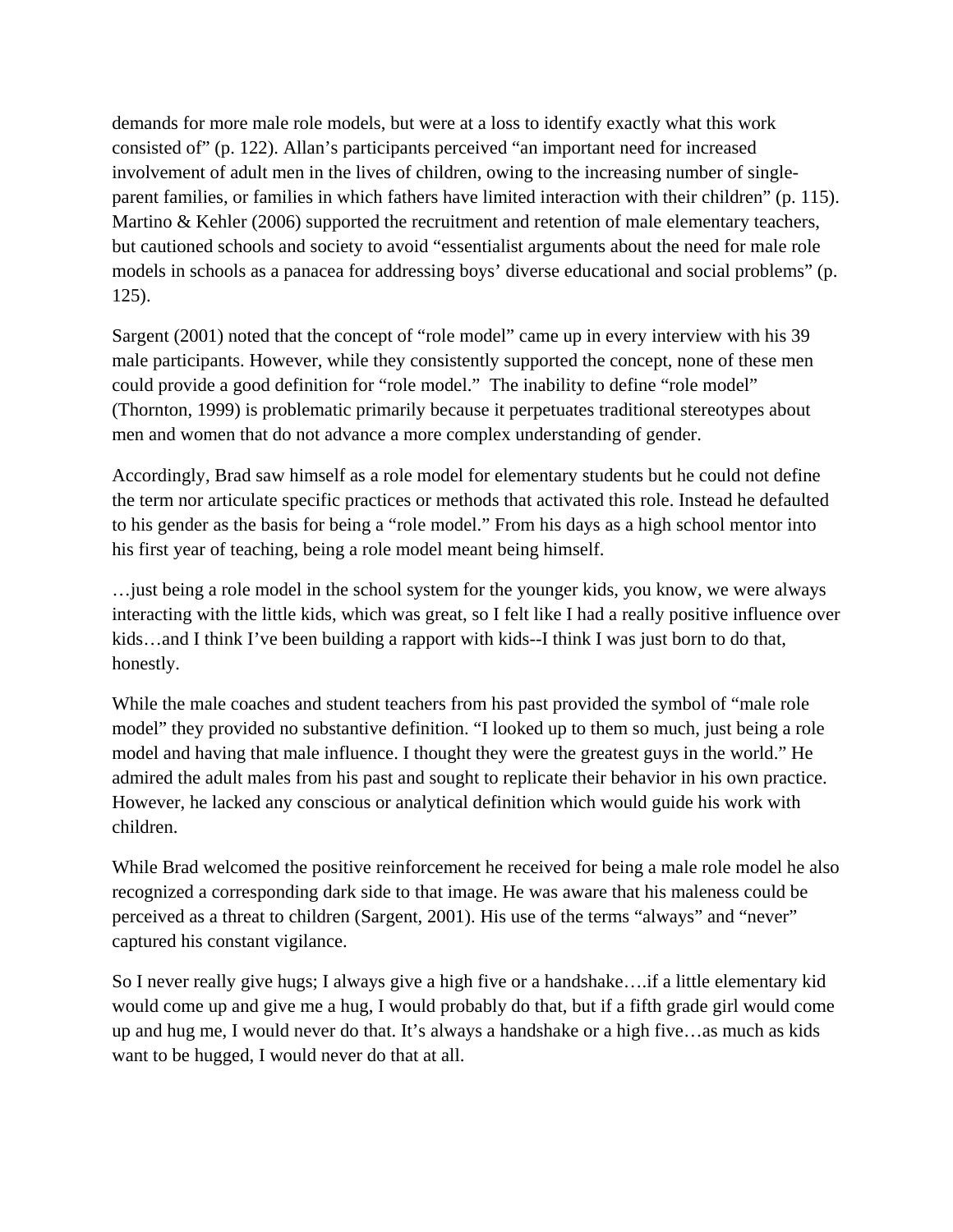demands for more male role models, but were at a loss to identify exactly what this work consisted of" (p. 122). Allan's participants perceived "an important need for increased involvement of adult men in the lives of children, owing to the increasing number of single-parent families, or families in which fathers have limited interaction with their children" (p. 115). Martino & Kehler (2006) supported the recruitment and retention of male elementary teachers, but cautioned schools and society to avoid "essentialist arguments about the need for male role models in schools as a panacea for addressing boys' diverse educational and social problems" (p. 125).

Sargent (2001) noted that the concept of "role model" came up in every interview with his 39 male participants. However, while they consistently supported the concept, none of these men could provide a good definition for "role model." The inability to define "role model" (Thornton, 1999) is problematic primarily because it perpetuates traditional stereotypes about men and women that do not advance a more complex understanding of gender.

Accordingly, Brad saw himself as a role model for elementary students but he could not define the term nor articulate specific practices or methods that activated this role. Instead he defaulted to his gender as the basis for being a "role model." From his days as a high school mentor into his first year of teaching, being a role model meant being himself.

…just being a role model in the school system for the younger kids, you know, we were always interacting with the little kids, which was great, so I felt like I had a really positive influence over kids…and I think I've been building a rapport with kids--I think I was just born to do that, honestly.

While the male coaches and student teachers from his past provided the symbol of "male role model" they provided no substantive definition. "I looked up to them so much, just being a role model and having that male influence. I thought they were the greatest guys in the world." He admired the adult males from his past and sought to replicate their behavior in his own practice. However, he lacked any conscious or analytical definition which would guide his work with children.

While Brad welcomed the positive reinforcement he received for being a male role model he also recognized a corresponding dark side to that image. He was aware that his maleness could be perceived as a threat to children (Sargent, 2001). His use of the terms "always" and "never" captured his constant vigilance.

So I never really give hugs; I always give a high five or a handshake….if a little elementary kid would come up and give me a hug, I would probably do that, but if a fifth grade girl would come up and hug me, I would never do that. It's always a handshake or a high five…as much as kids want to be hugged, I would never do that at all.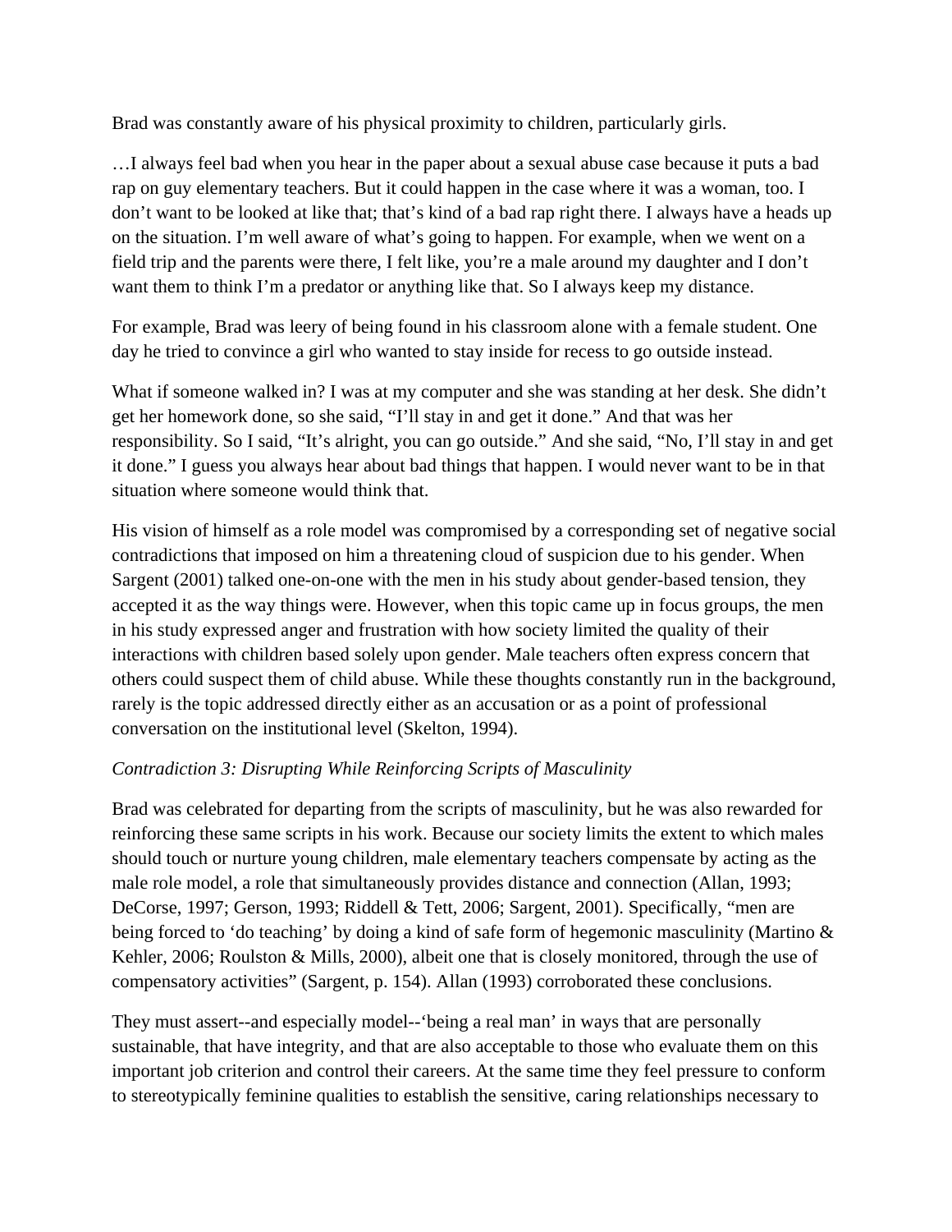Brad was constantly aware of his physical proximity to children, particularly girls.

…I always feel bad when you hear in the paper about a sexual abuse case because it puts a bad rap on guy elementary teachers. But it could happen in the case where it was a woman, too. I don't want to be looked at like that; that's kind of a bad rap right there. I always have a heads up on the situation. I'm well aware of what's going to happen. For example, when we went on a field trip and the parents were there, I felt like, you're a male around my daughter and I don't want them to think I'm a predator or anything like that. So I always keep my distance.

For example, Brad was leery of being found in his classroom alone with a female student. One day he tried to convince a girl who wanted to stay inside for recess to go outside instead.

What if someone walked in? I was at my computer and she was standing at her desk. She didn't get her homework done, so she said, "I'll stay in and get it done." And that was her responsibility. So I said, "It's alright, you can go outside." And she said, "No, I'll stay in and get it done." I guess you always hear about bad things that happen. I would never want to be in that situation where someone would think that.

His vision of himself as a role model was compromised by a corresponding set of negative social contradictions that imposed on him a threatening cloud of suspicion due to his gender. When Sargent (2001) talked one-on-one with the men in his study about gender-based tension, they accepted it as the way things were. However, when this topic came up in focus groups, the men in his study expressed anger and frustration with how society limited the quality of their interactions with children based solely upon gender. Male teachers often express concern that others could suspect them of child abuse. While these thoughts constantly run in the background, rarely is the topic addressed directly either as an accusation or as a point of professional conversation on the institutional level (Skelton, 1994).

*Contradiction 3: Disrupting While Reinforcing Scripts of Masculinity*

Brad was celebrated for departing from the scripts of masculinity, but he was also rewarded for reinforcing these same scripts in his work. Because our society limits the extent to which males should touch or nurture young children, male elementary teachers compensate by acting as the male role model, a role that simultaneously provides distance and connection (Allan, 1993; DeCorse, 1997; Gerson, 1993; Riddell & Tett, 2006; Sargent, 2001). Specifically, "men are being forced to 'do teaching' by doing a kind of safe form of hegemonic masculinity (Martino & Kehler, 2006; Roulston & Mills, 2000), albeit one that is closely monitored, through the use of compensatory activities" (Sargent, p. 154). Allan (1993) corroborated these conclusions.

They must assert--and especially model--'being a real man' in ways that are personally sustainable, that have integrity, and that are also acceptable to those who evaluate them on this important job criterion and control their careers. At the same time they feel pressure to conform to stereotypically feminine qualities to establish the sensitive, caring relationships necessary to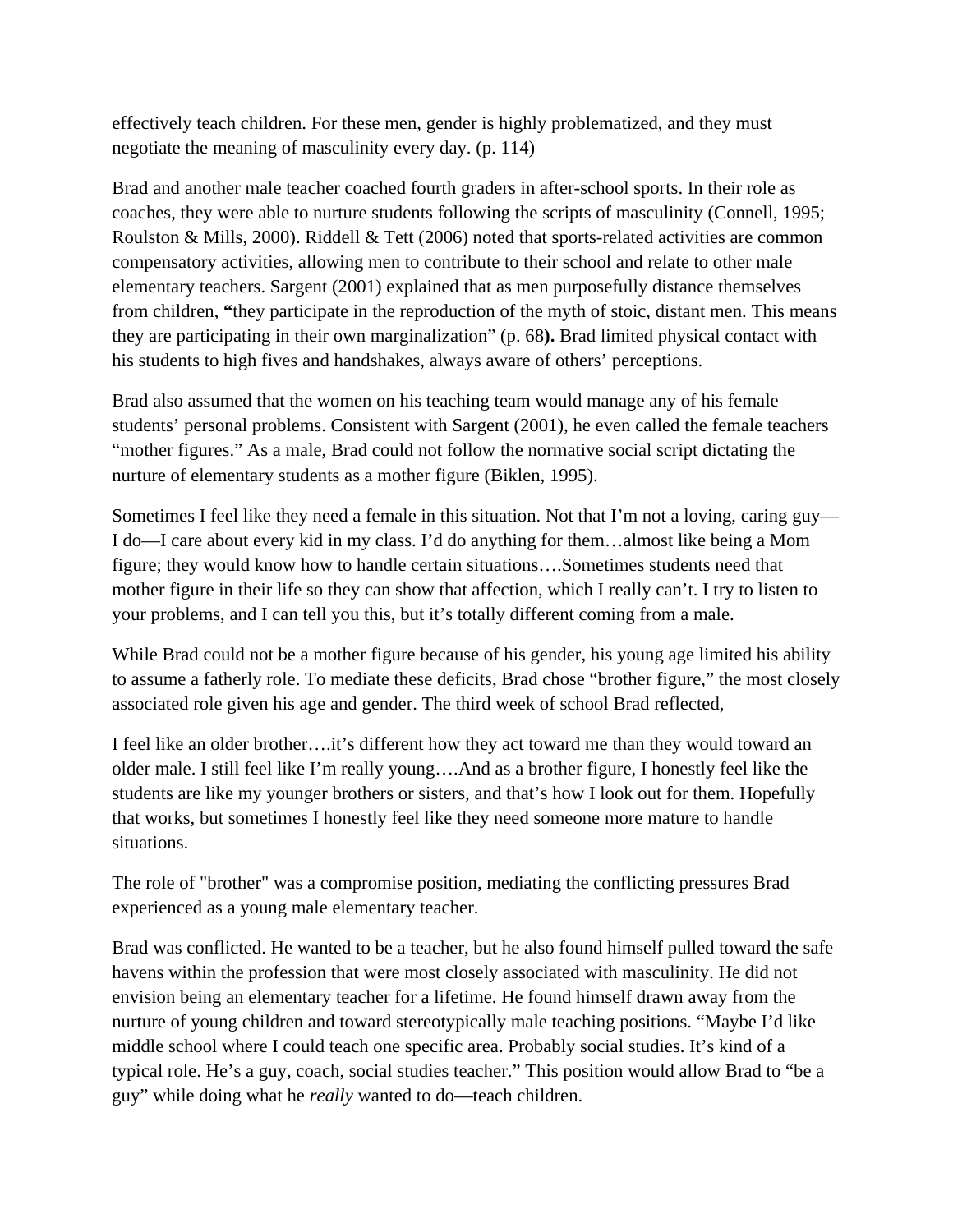effectively teach children. For these men, gender is highly problematized, and they must negotiate the meaning of masculinity every day. (p. 114)

Brad and another male teacher coached fourth graders in after-school sports. In their role as coaches, they were able to nurture students following the scripts of masculinity (Connell, 1995; Roulston & Mills, 2000). Riddell & Tett (2006) noted that sports-related activities are common compensatory activities, allowing men to contribute to their school and relate to other male elementary teachers. Sargent (2001) explained that as men purposefully distance themselves from children, **"**they participate in the reproduction of the myth of stoic, distant men. This means they are participating in their own marginalization" (p. 68**).** Brad limited physical contact with his students to high fives and handshakes, always aware of others' perceptions.

Brad also assumed that the women on his teaching team would manage any of his female students' personal problems. Consistent with Sargent (2001), he even called the female teachers "mother figures." As a male, Brad could not follow the normative social script dictating the nurture of elementary students as a mother figure (Biklen, 1995).

Sometimes I feel like they need a female in this situation. Not that I'm not a loving, caring guy—I do—I care about every kid in my class. I'd do anything for them…almost like being a Mom figure; they would know how to handle certain situations….Sometimes students need that mother figure in their life so they can show that affection, which I really can't. I try to listen to your problems, and I can tell you this, but it's totally different coming from a male.

While Brad could not be a mother figure because of his gender, his young age limited his ability to assume a fatherly role. To mediate these deficits, Brad chose "brother figure," the most closely associated role given his age and gender. The third week of school Brad reflected,

I feel like an older brother….it's different how they act toward me than they would toward an older male. I still feel like I'm really young….And as a brother figure, I honestly feel like the students are like my younger brothers or sisters, and that's how I look out for them. Hopefully that works, but sometimes I honestly feel like they need someone more mature to handle situations.

The role of "brother" was a compromise position, mediating the conflicting pressures Brad experienced as a young male elementary teacher.

Brad was conflicted. He wanted to be a teacher, but he also found himself pulled toward the safe havens within the profession that were most closely associated with masculinity. He did not envision being an elementary teacher for a lifetime. He found himself drawn away from the nurture of young children and toward stereotypically male teaching positions. "Maybe I'd like middle school where I could teach one specific area. Probably social studies. It's kind of a typical role. He's a guy, coach, social studies teacher." This position would allow Brad to "be a guy" while doing what he *really* wanted to do—teach children.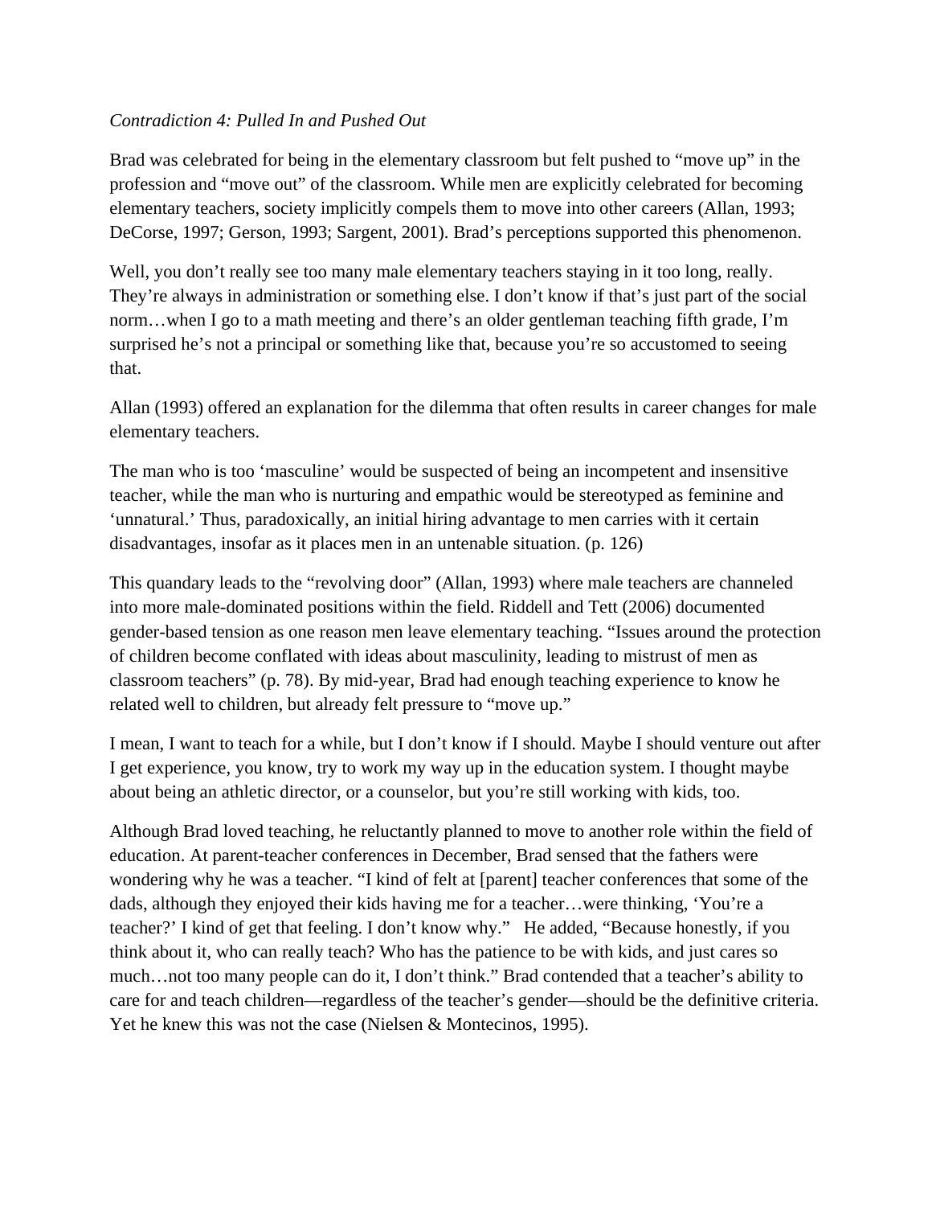*Contradiction 4: Pulled In and Pushed Out*

Brad was celebrated for being in the elementary classroom but felt pushed to “move up” in the profession and “move out” of the classroom. While men are explicitly celebrated for becoming elementary teachers, society implicitly compels them to move into other careers (Allan, 1993; DeCorse, 1997; Gerson, 1993; Sargent, 2001). Brad’s perceptions supported this phenomenon.

Well, you don’t really see too many male elementary teachers staying in it too long, really. They’re always in administration or something else. I don’t know if that’s just part of the social norm…when I go to a math meeting and there’s an older gentleman teaching fifth grade, I’m surprised he’s not a principal or something like that, because you’re so accustomed to seeing that.

Allan (1993) offered an explanation for the dilemma that often results in career changes for male elementary teachers.

The man who is too ‘masculine’ would be suspected of being an incompetent and insensitive teacher, while the man who is nurturing and empathic would be stereotyped as feminine and ‘unnatural.’ Thus, paradoxically, an initial hiring advantage to men carries with it certain disadvantages, insofar as it places men in an untenable situation. (p. 126)

This quandary leads to the “revolving door” (Allan, 1993) where male teachers are channeled into more male-dominated positions within the field. Riddell and Tett (2006) documented gender-based tension as one reason men leave elementary teaching. “Issues around the protection of children become conflated with ideas about masculinity, leading to mistrust of men as classroom teachers” (p. 78). By mid-year, Brad had enough teaching experience to know he related well to children, but already felt pressure to “move up.”

I mean, I want to teach for a while, but I don’t know if I should. Maybe I should venture out after I get experience, you know, try to work my way up in the education system. I thought maybe about being an athletic director, or a counselor, but you’re still working with kids, too.

Although Brad loved teaching, he reluctantly planned to move to another role within the field of education. At parent-teacher conferences in December, Brad sensed that the fathers were wondering why he was a teacher. “I kind of felt at [parent] teacher conferences that some of the dads, although they enjoyed their kids having me for a teacher…were thinking, ‘You’re a teacher?’ I kind of get that feeling. I don’t know why.” He added, “Because honestly, if you think about it, who can really teach? Who has the patience to be with kids, and just cares so much…not too many people can do it, I don’t think.” Brad contended that a teacher’s ability to care for and teach children—regardless of the teacher’s gender—should be the definitive criteria. Yet he knew this was not the case (Nielsen & Montecinos, 1995).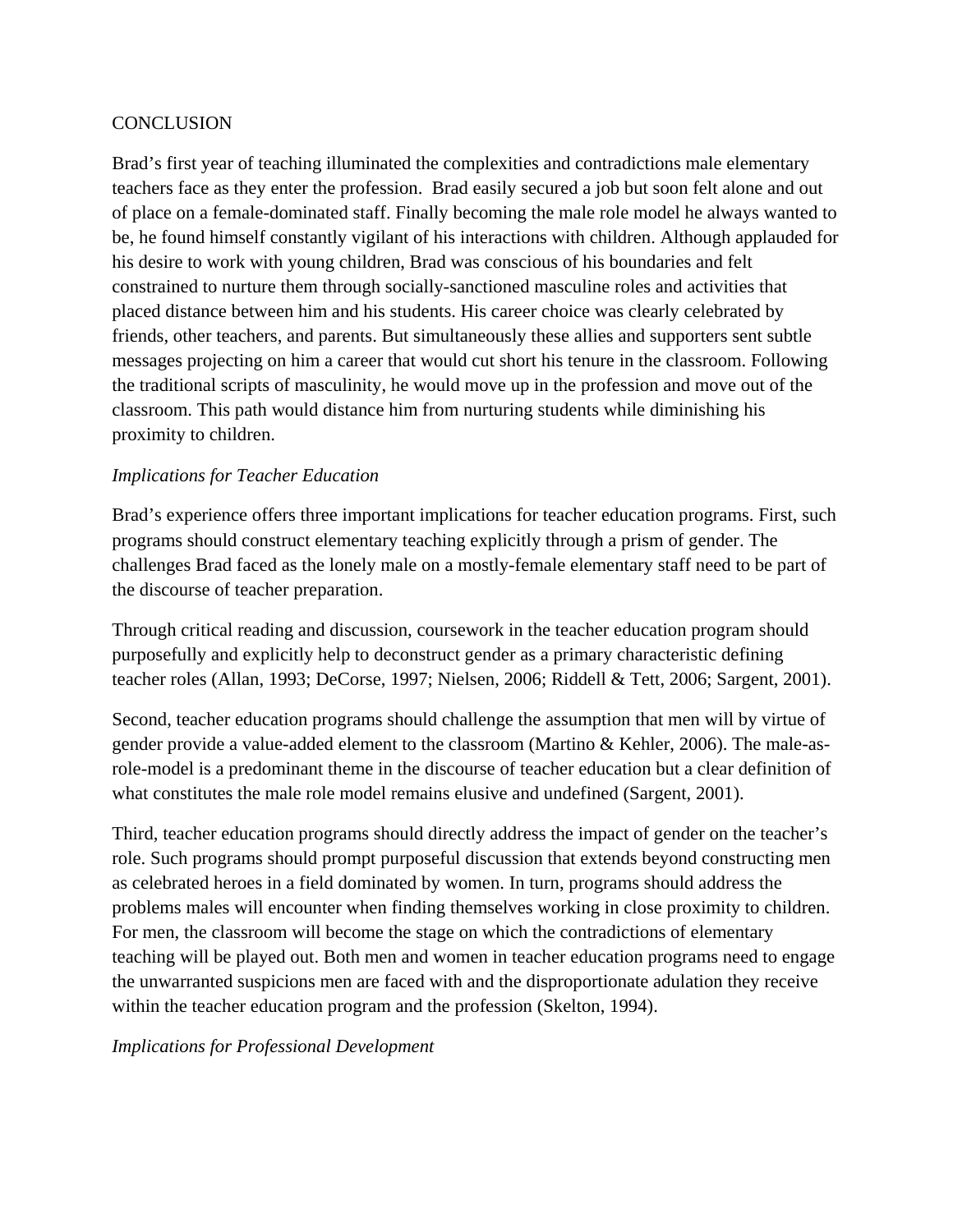## CONCLUSION

Brad's first year of teaching illuminated the complexities and contradictions male elementary teachers face as they enter the profession. Brad easily secured a job but soon felt alone and out of place on a female-dominated staff. Finally becoming the male role model he always wanted to be, he found himself constantly vigilant of his interactions with children. Although applauded for his desire to work with young children, Brad was conscious of his boundaries and felt constrained to nurture them through socially-sanctioned masculine roles and activities that placed distance between him and his students. His career choice was clearly celebrated by friends, other teachers, and parents. But simultaneously these allies and supporters sent subtle messages projecting on him a career that would cut short his tenure in the classroom. Following the traditional scripts of masculinity, he would move up in the profession and move out of the classroom. This path would distance him from nurturing students while diminishing his proximity to children.

### *Implications for Teacher Education*

Brad's experience offers three important implications for teacher education programs. First, such programs should construct elementary teaching explicitly through a prism of gender. The challenges Brad faced as the lonely male on a mostly-female elementary staff need to be part of the discourse of teacher preparation.

Through critical reading and discussion, coursework in the teacher education program should purposefully and explicitly help to deconstruct gender as a primary characteristic defining teacher roles (Allan, 1993; DeCorse, 1997; Nielsen, 2006; Riddell & Tett, 2006; Sargent, 2001).

Second, teacher education programs should challenge the assumption that men will by virtue of gender provide a value-added element to the classroom (Martino & Kehler, 2006). The male-as-role-model is a predominant theme in the discourse of teacher education but a clear definition of what constitutes the male role model remains elusive and undefined (Sargent, 2001).

Third, teacher education programs should directly address the impact of gender on the teacher's role. Such programs should prompt purposeful discussion that extends beyond constructing men as celebrated heroes in a field dominated by women. In turn, programs should address the problems males will encounter when finding themselves working in close proximity to children. For men, the classroom will become the stage on which the contradictions of elementary teaching will be played out. Both men and women in teacher education programs need to engage the unwarranted suspicions men are faced with and the disproportionate adulation they receive within the teacher education program and the profession (Skelton, 1994).

### *Implications for Professional Development*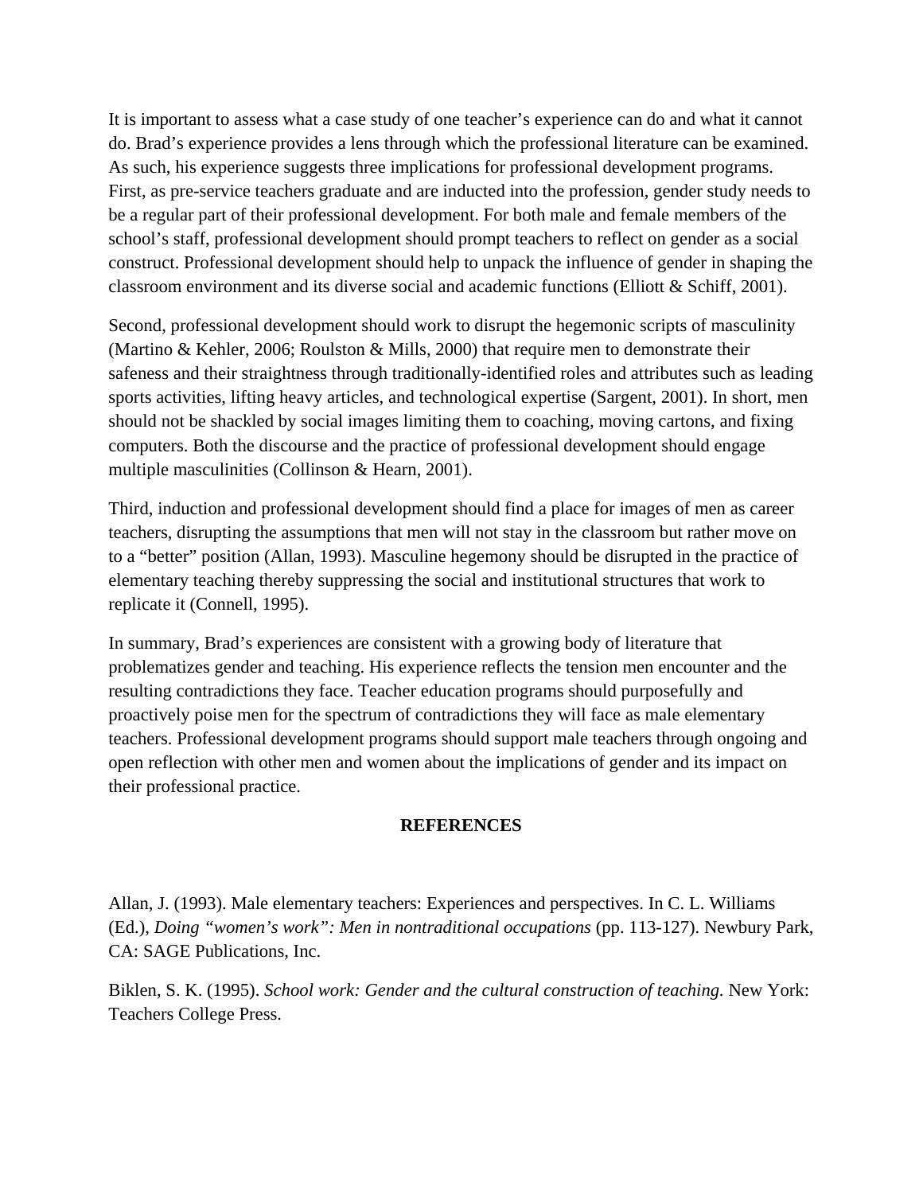It is important to assess what a case study of one teacher's experience can do and what it cannot do. Brad's experience provides a lens through which the professional literature can be examined. As such, his experience suggests three implications for professional development programs. First, as pre-service teachers graduate and are inducted into the profession, gender study needs to be a regular part of their professional development. For both male and female members of the school's staff, professional development should prompt teachers to reflect on gender as a social construct. Professional development should help to unpack the influence of gender in shaping the classroom environment and its diverse social and academic functions (Elliott & Schiff, 2001).

Second, professional development should work to disrupt the hegemonic scripts of masculinity (Martino & Kehler, 2006; Roulston & Mills, 2000) that require men to demonstrate their safeness and their straightness through traditionally-identified roles and attributes such as leading sports activities, lifting heavy articles, and technological expertise (Sargent, 2001). In short, men should not be shackled by social images limiting them to coaching, moving cartons, and fixing computers. Both the discourse and the practice of professional development should engage multiple masculinities (Collinson & Hearn, 2001).

Third, induction and professional development should find a place for images of men as career teachers, disrupting the assumptions that men will not stay in the classroom but rather move on to a "better" position (Allan, 1993). Masculine hegemony should be disrupted in the practice of elementary teaching thereby suppressing the social and institutional structures that work to replicate it (Connell, 1995).

In summary, Brad's experiences are consistent with a growing body of literature that problematizes gender and teaching. His experience reflects the tension men encounter and the resulting contradictions they face. Teacher education programs should purposefully and proactively poise men for the spectrum of contradictions they will face as male elementary teachers. Professional development programs should support male teachers through ongoing and open reflection with other men and women about the implications of gender and its impact on their professional practice.

## REFERENCES

Allan, J. (1993). Male elementary teachers: Experiences and perspectives. In C. L. Williams (Ed.), *Doing "women's work": Men in nontraditional occupations* (pp. 113-127). Newbury Park, CA: SAGE Publications, Inc.

Biklen, S. K. (1995). *School work: Gender and the cultural construction of teaching.* New York: Teachers College Press.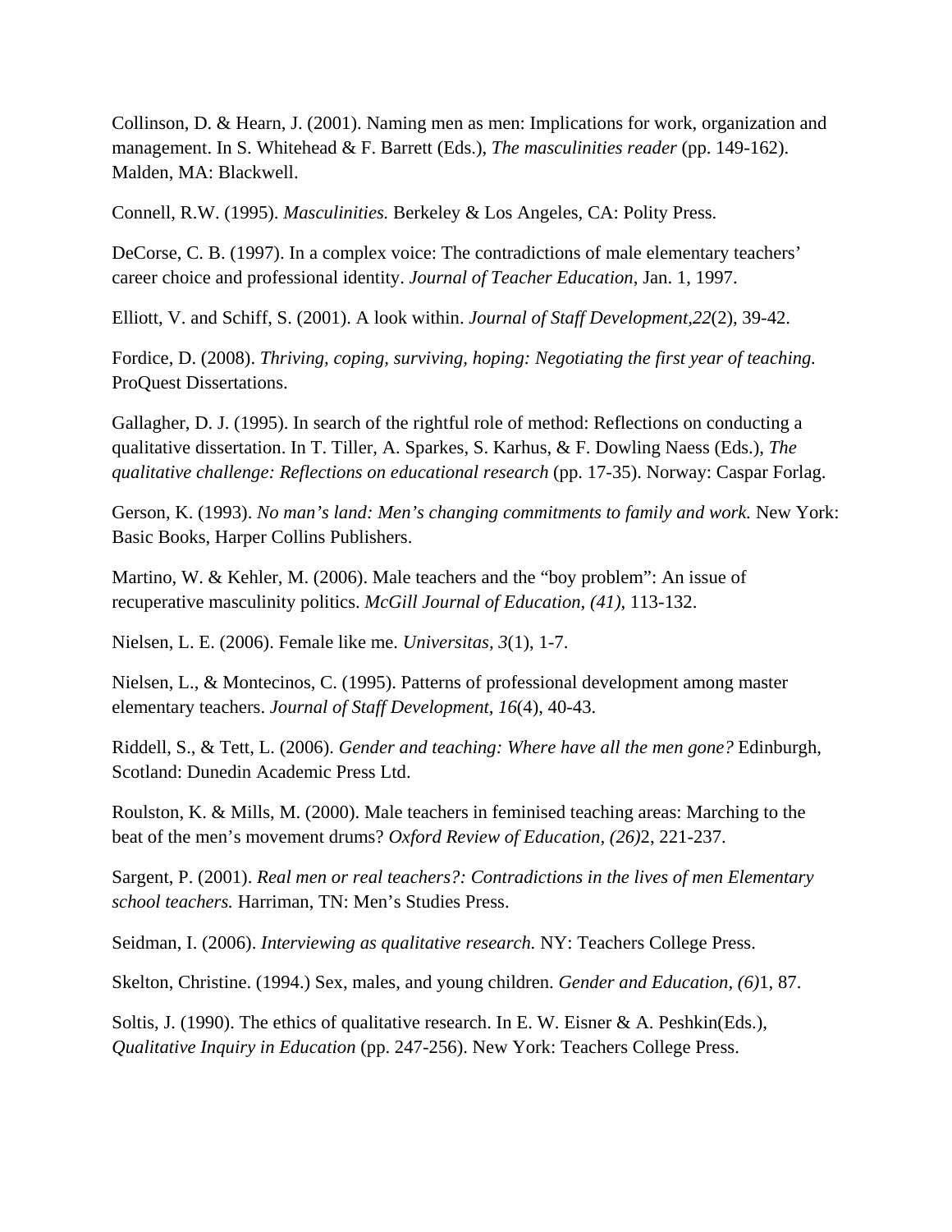Collinson, D. & Hearn, J. (2001). Naming men as men: Implications for work, organization and management. In S. Whitehead & F. Barrett (Eds.), *The masculinities reader* (pp. 149-162). Malden, MA: Blackwell.

Connell, R.W. (1995). *Masculinities.* Berkeley & Los Angeles, CA: Polity Press.

DeCorse, C. B. (1997). In a complex voice: The contradictions of male elementary teachers' career choice and professional identity. *Journal of Teacher Education*, Jan. 1, 1997.

Elliott, V. and Schiff, S. (2001). A look within. *Journal of Staff Development,22*(2), 39-42.

Fordice, D. (2008). *Thriving, coping, surviving, hoping: Negotiating the first year of teaching.* ProQuest Dissertations.

Gallagher, D. J. (1995). In search of the rightful role of method: Reflections on conducting a qualitative dissertation. In T. Tiller, A. Sparkes, S. Karhus, & F. Dowling Naess (Eds.), *The qualitative challenge: Reflections on educational research* (pp. 17-35). Norway: Caspar Forlag.

Gerson, K. (1993). *No man's land: Men's changing commitments to family and work.* New York: Basic Books, Harper Collins Publishers.

Martino, W. & Kehler, M. (2006). Male teachers and the "boy problem": An issue of recuperative masculinity politics. *McGill Journal of Education, (41)*, 113-132.

Nielsen, L. E. (2006). Female like me. *Universitas, 3*(1), 1-7.

Nielsen, L., & Montecinos, C. (1995). Patterns of professional development among master elementary teachers. *Journal of Staff Development, 16*(4), 40-43.

Riddell, S., & Tett, L. (2006). *Gender and teaching: Where have all the men gone?* Edinburgh, Scotland: Dunedin Academic Press Ltd.

Roulston, K. & Mills, M. (2000). Male teachers in feminised teaching areas: Marching to the beat of the men's movement drums? *Oxford Review of Education, (26)*2, 221-237.

Sargent, P. (2001). *Real men or real teachers?: Contradictions in the lives of men Elementary school teachers.* Harriman, TN: Men's Studies Press.

Seidman, I. (2006). *Interviewing as qualitative research.* NY: Teachers College Press.

Skelton, Christine. (1994.) Sex, males, and young children. *Gender and Education, (6)*1, 87.

Soltis, J. (1990). The ethics of qualitative research. In E. W. Eisner & A. Peshkin(Eds.), *Qualitative Inquiry in Education* (pp. 247-256). New York: Teachers College Press.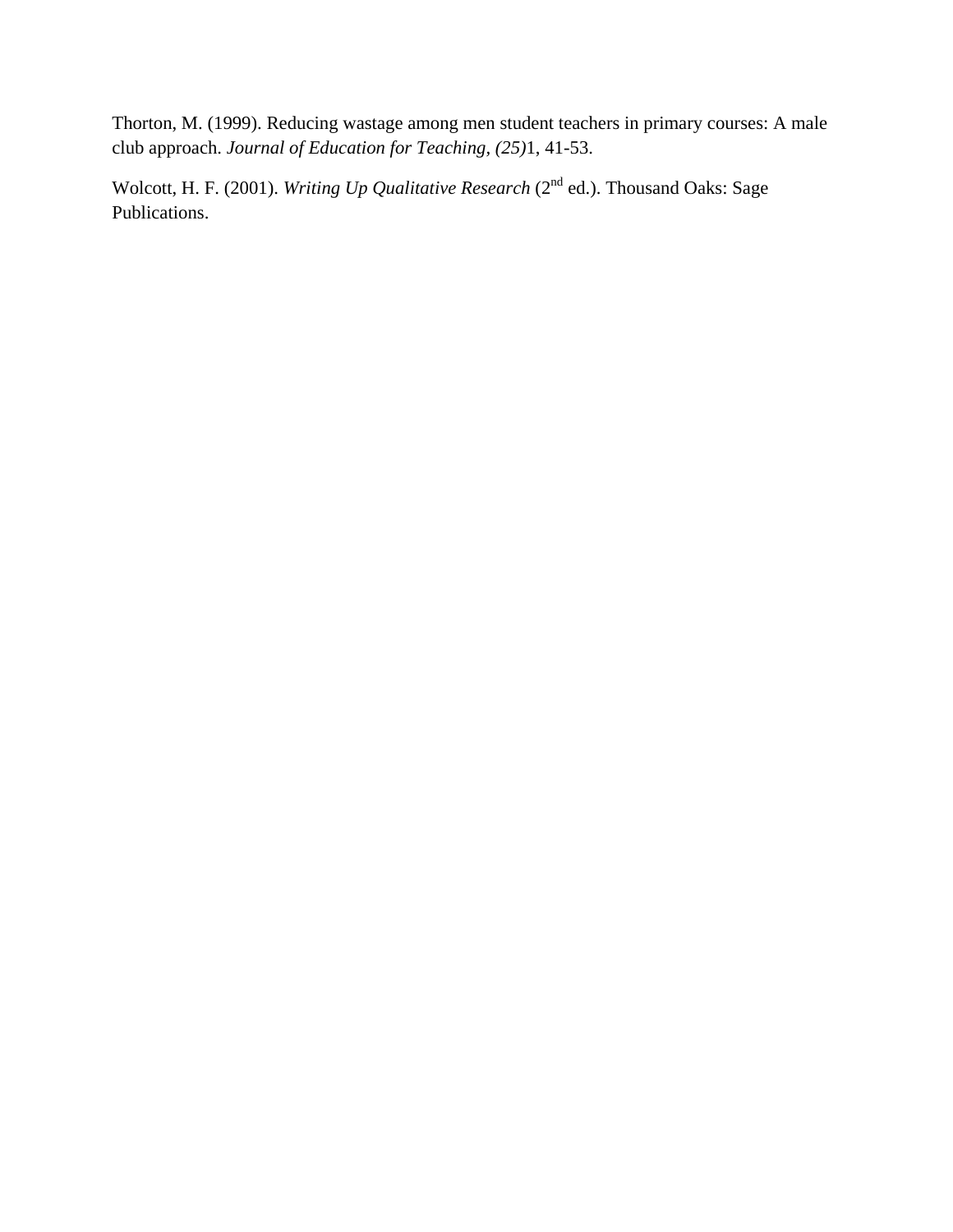Thorton, M. (1999). Reducing wastage among men student teachers in primary courses: A male club approach. *Journal of Education for Teaching, (25)*1, 41-53.

Wolcott, H. F. (2001). *Writing Up Qualitative Research* (2nd ed.). Thousand Oaks: Sage Publications.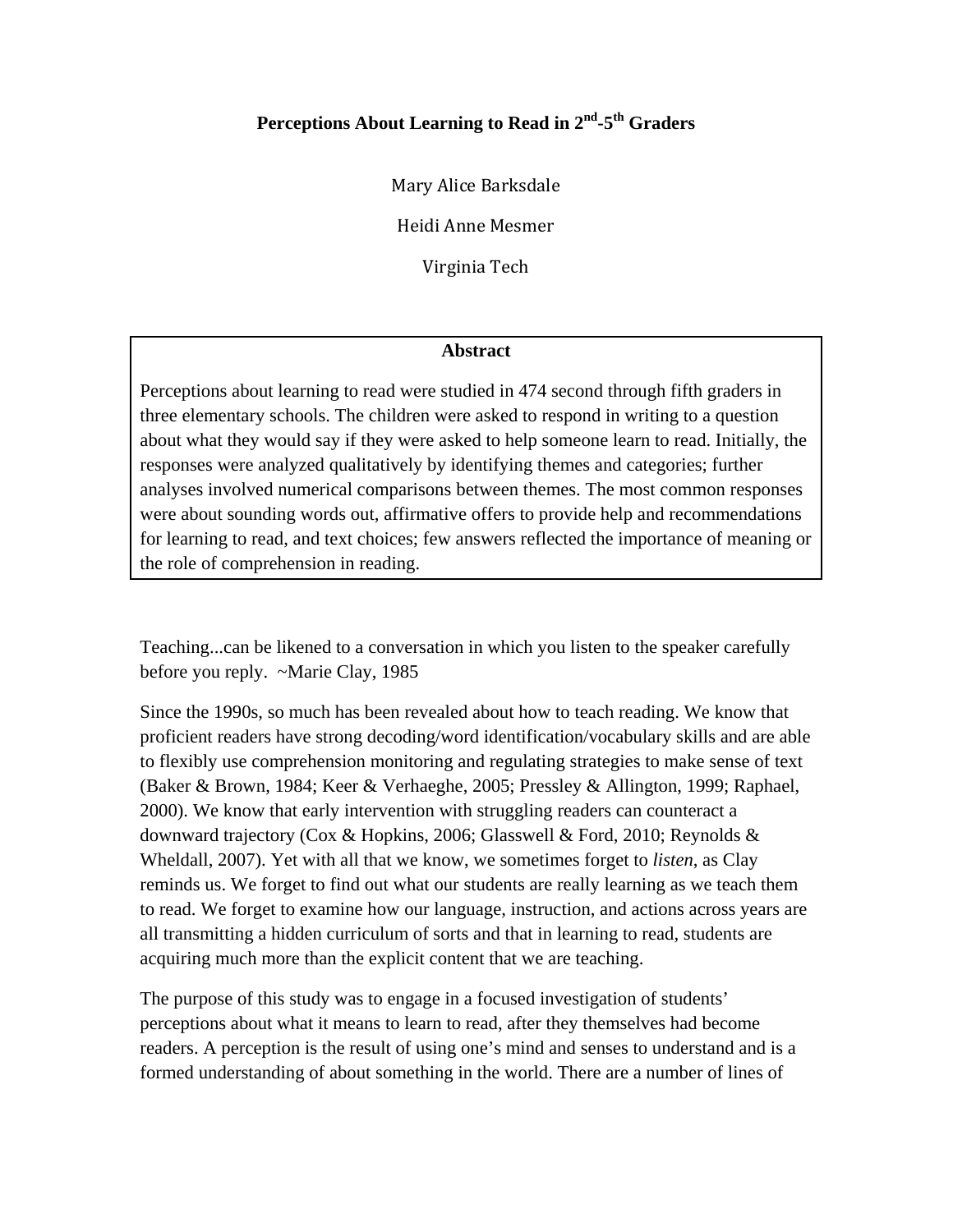# Perceptions About Learning to Read in 2nd-5th Graders

Mary Alice Barksdale

Heidi Anne Mesmer

Virginia Tech

**Abstract**

Perceptions about learning to read were studied in 474 second through fifth graders in three elementary schools. The children were asked to respond in writing to a question about what they would say if they were asked to help someone learn to read. Initially, the responses were analyzed qualitatively by identifying themes and categories; further analyses involved numerical comparisons between themes. The most common responses were about sounding words out, affirmative offers to provide help and recommendations for learning to read, and text choices; few answers reflected the importance of meaning or the role of comprehension in reading.

Teaching...can be likened to a conversation in which you listen to the speaker carefully before you reply. ~Marie Clay, 1985

Since the 1990s, so much has been revealed about how to teach reading. We know that proficient readers have strong decoding/word identification/vocabulary skills and are able to flexibly use comprehension monitoring and regulating strategies to make sense of text (Baker & Brown, 1984; Keer & Verhaeghe, 2005; Pressley & Allington, 1999; Raphael, 2000). We know that early intervention with struggling readers can counteract a downward trajectory (Cox & Hopkins, 2006; Glasswell & Ford, 2010; Reynolds & Wheldall, 2007). Yet with all that we know, we sometimes forget to *listen*, as Clay reminds us. We forget to find out what our students are really learning as we teach them to read. We forget to examine how our language, instruction, and actions across years are all transmitting a hidden curriculum of sorts and that in learning to read, students are acquiring much more than the explicit content that we are teaching.

The purpose of this study was to engage in a focused investigation of students' perceptions about what it means to learn to read, after they themselves had become readers. A perception is the result of using one's mind and senses to understand and is a formed understanding of about something in the world. There are a number of lines of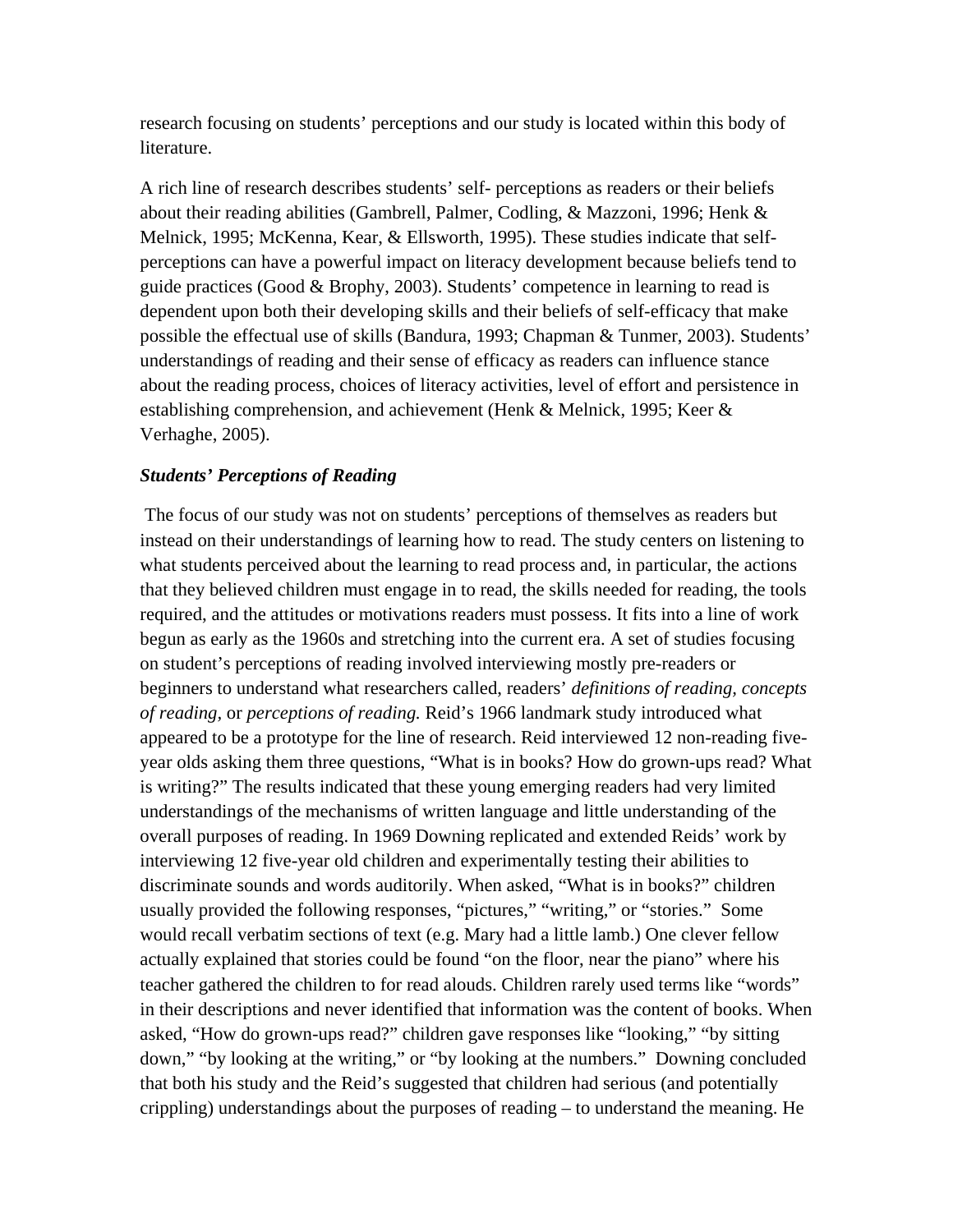research focusing on students' perceptions and our study is located within this body of literature.

A rich line of research describes students' self- perceptions as readers or their beliefs about their reading abilities (Gambrell, Palmer, Codling, & Mazzoni, 1996; Henk & Melnick, 1995; McKenna, Kear, & Ellsworth, 1995). These studies indicate that self-perceptions can have a powerful impact on literacy development because beliefs tend to guide practices (Good & Brophy, 2003). Students' competence in learning to read is dependent upon both their developing skills and their beliefs of self-efficacy that make possible the effectual use of skills (Bandura, 1993; Chapman & Tunmer, 2003). Students' understandings of reading and their sense of efficacy as readers can influence stance about the reading process, choices of literacy activities, level of effort and persistence in establishing comprehension, and achievement (Henk & Melnick, 1995; Keer & Verhaghe, 2005).

### *Students' Perceptions of Reading*

The focus of our study was not on students' perceptions of themselves as readers but instead on their understandings of learning how to read. The study centers on listening to what students perceived about the learning to read process and, in particular, the actions that they believed children must engage in to read, the skills needed for reading, the tools required, and the attitudes or motivations readers must possess. It fits into a line of work begun as early as the 1960s and stretching into the current era. A set of studies focusing on student's perceptions of reading involved interviewing mostly pre-readers or beginners to understand what researchers called, readers' *definitions of reading, concepts of reading*, or *perceptions of reading.* Reid's 1966 landmark study introduced what appeared to be a prototype for the line of research. Reid interviewed 12 non-reading five-year olds asking them three questions, "What is in books? How do grown-ups read? What is writing?" The results indicated that these young emerging readers had very limited understandings of the mechanisms of written language and little understanding of the overall purposes of reading. In 1969 Downing replicated and extended Reids' work by interviewing 12 five-year old children and experimentally testing their abilities to discriminate sounds and words auditorily. When asked, "What is in books?" children usually provided the following responses, "pictures," "writing," or "stories." Some would recall verbatim sections of text (e.g. Mary had a little lamb.) One clever fellow actually explained that stories could be found "on the floor, near the piano" where his teacher gathered the children to for read alouds. Children rarely used terms like "words" in their descriptions and never identified that information was the content of books. When asked, "How do grown-ups read?" children gave responses like "looking," "by sitting down," "by looking at the writing," or "by looking at the numbers." Downing concluded that both his study and the Reid's suggested that children had serious (and potentially crippling) understandings about the purposes of reading – to understand the meaning. He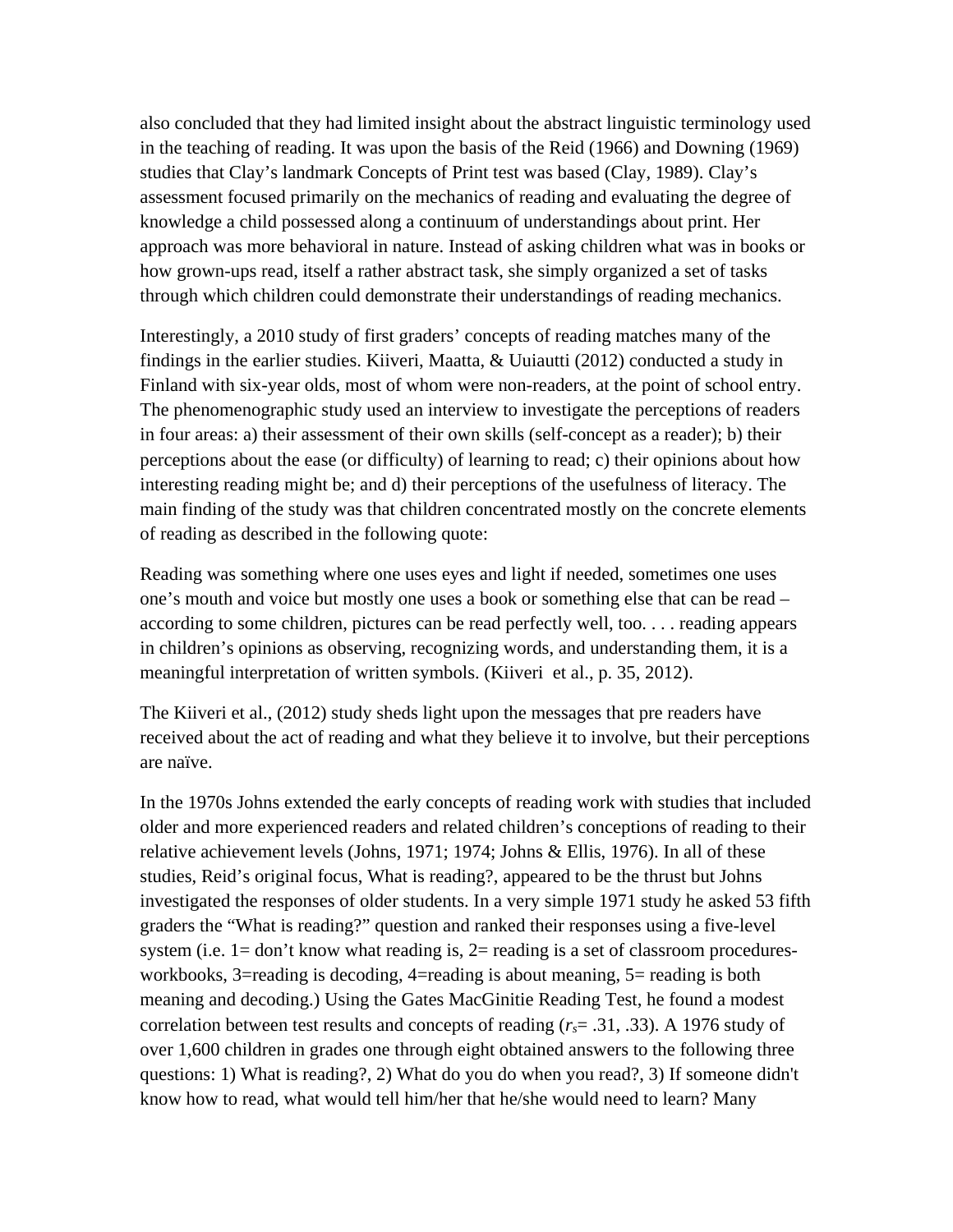also concluded that they had limited insight about the abstract linguistic terminology used in the teaching of reading. It was upon the basis of the Reid (1966) and Downing (1969) studies that Clay's landmark Concepts of Print test was based (Clay, 1989). Clay's assessment focused primarily on the mechanics of reading and evaluating the degree of knowledge a child possessed along a continuum of understandings about print. Her approach was more behavioral in nature. Instead of asking children what was in books or how grown-ups read, itself a rather abstract task, she simply organized a set of tasks through which children could demonstrate their understandings of reading mechanics.

Interestingly, a 2010 study of first graders' concepts of reading matches many of the findings in the earlier studies. Kiiveri, Maatta, & Uuiautti (2012) conducted a study in Finland with six-year olds, most of whom were non-readers, at the point of school entry. The phenomenographic study used an interview to investigate the perceptions of readers in four areas: a) their assessment of their own skills (self-concept as a reader); b) their perceptions about the ease (or difficulty) of learning to read; c) their opinions about how interesting reading might be; and d) their perceptions of the usefulness of literacy. The main finding of the study was that children concentrated mostly on the concrete elements of reading as described in the following quote:

Reading was something where one uses eyes and light if needed, sometimes one uses one's mouth and voice but mostly one uses a book or something else that can be read – according to some children, pictures can be read perfectly well, too. . . . reading appears in children's opinions as observing, recognizing words, and understanding them, it is a meaningful interpretation of written symbols. (Kiiveri et al., p. 35, 2012).

The Kiiveri et al., (2012) study sheds light upon the messages that pre readers have received about the act of reading and what they believe it to involve, but their perceptions are naïve.

In the 1970s Johns extended the early concepts of reading work with studies that included older and more experienced readers and related children's conceptions of reading to their relative achievement levels (Johns, 1971; 1974; Johns & Ellis, 1976). In all of these studies, Reid's original focus, What is reading?, appeared to be the thrust but Johns investigated the responses of older students. In a very simple 1971 study he asked 53 fifth graders the "What is reading?" question and ranked their responses using a five-level system (i.e. 1= don't know what reading is, 2= reading is a set of classroom procedures-workbooks, 3=reading is decoding, 4=reading is about meaning, 5= reading is both meaning and decoding.) Using the Gates MacGinitie Reading Test, he found a modest correlation between test results and concepts of reading ($r_s$= .31, .33). A 1976 study of over 1,600 children in grades one through eight obtained answers to the following three questions: 1) What is reading?, 2) What do you do when you read?, 3) If someone didn't know how to read, what would tell him/her that he/she would need to learn? Many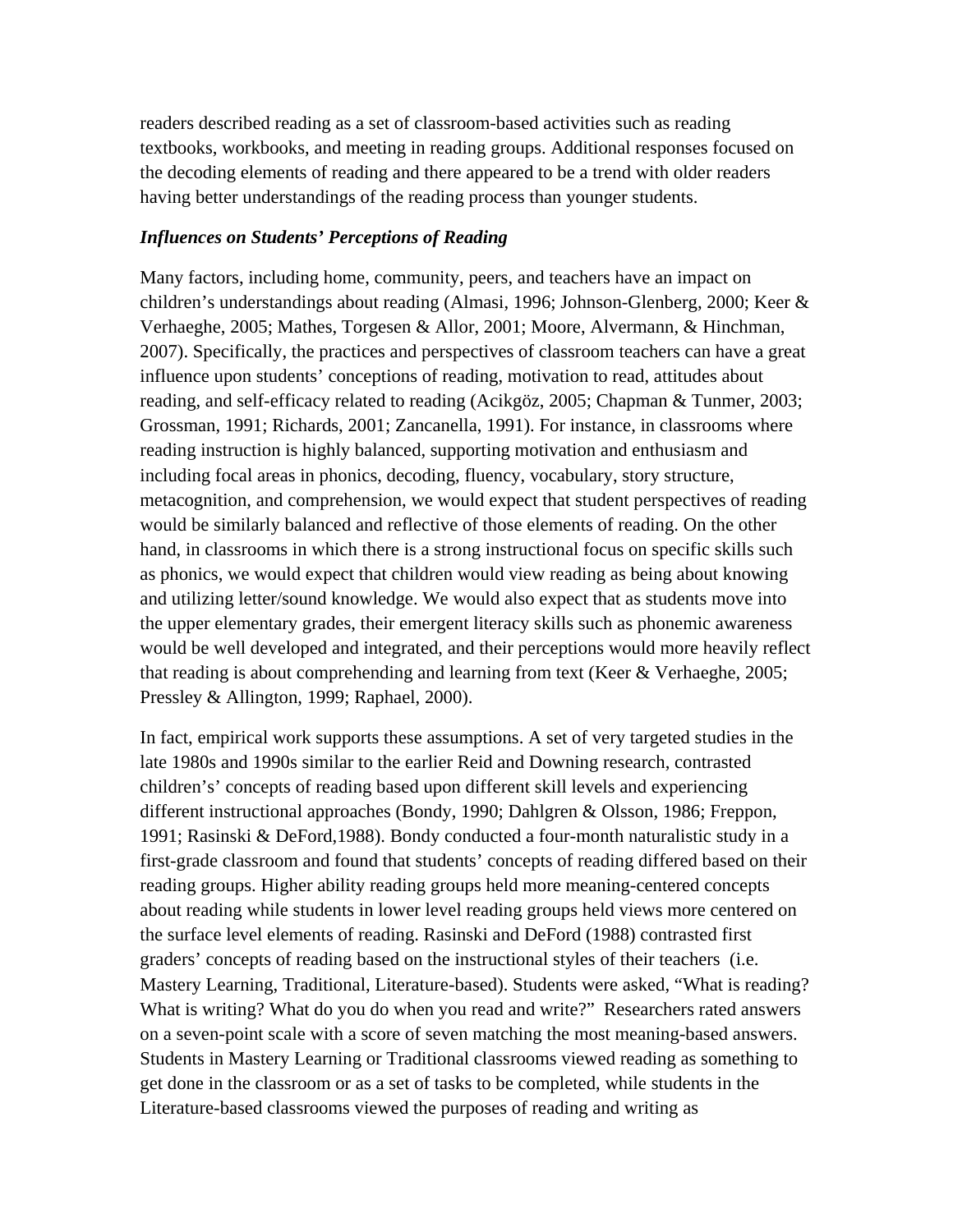readers described reading as a set of classroom-based activities such as reading textbooks, workbooks, and meeting in reading groups. Additional responses focused on the decoding elements of reading and there appeared to be a trend with older readers having better understandings of the reading process than younger students.

### *Influences on Students' Perceptions of Reading*

Many factors, including home, community, peers, and teachers have an impact on children's understandings about reading (Almasi, 1996; Johnson-Glenberg, 2000; Keer & Verhaeghe, 2005; Mathes, Torgesen & Allor, 2001; Moore, Alvermann, & Hinchman, 2007). Specifically, the practices and perspectives of classroom teachers can have a great influence upon students' conceptions of reading, motivation to read, attitudes about reading, and self-efficacy related to reading (Acikgöz, 2005; Chapman & Tunmer, 2003; Grossman, 1991; Richards, 2001; Zancanella, 1991). For instance, in classrooms where reading instruction is highly balanced, supporting motivation and enthusiasm and including focal areas in phonics, decoding, fluency, vocabulary, story structure, metacognition, and comprehension, we would expect that student perspectives of reading would be similarly balanced and reflective of those elements of reading. On the other hand, in classrooms in which there is a strong instructional focus on specific skills such as phonics, we would expect that children would view reading as being about knowing and utilizing letter/sound knowledge. We would also expect that as students move into the upper elementary grades, their emergent literacy skills such as phonemic awareness would be well developed and integrated, and their perceptions would more heavily reflect that reading is about comprehending and learning from text (Keer & Verhaeghe, 2005; Pressley & Allington, 1999; Raphael, 2000).

In fact, empirical work supports these assumptions. A set of very targeted studies in the late 1980s and 1990s similar to the earlier Reid and Downing research, contrasted children's' concepts of reading based upon different skill levels and experiencing different instructional approaches (Bondy, 1990; Dahlgren & Olsson, 1986; Freppon, 1991; Rasinski & DeFord,1988). Bondy conducted a four-month naturalistic study in a first-grade classroom and found that students' concepts of reading differed based on their reading groups. Higher ability reading groups held more meaning-centered concepts about reading while students in lower level reading groups held views more centered on the surface level elements of reading. Rasinski and DeFord (1988) contrasted first graders' concepts of reading based on the instructional styles of their teachers (i.e. Mastery Learning, Traditional, Literature-based). Students were asked, "What is reading? What is writing? What do you do when you read and write?" Researchers rated answers on a seven-point scale with a score of seven matching the most meaning-based answers. Students in Mastery Learning or Traditional classrooms viewed reading as something to get done in the classroom or as a set of tasks to be completed, while students in the Literature-based classrooms viewed the purposes of reading and writing as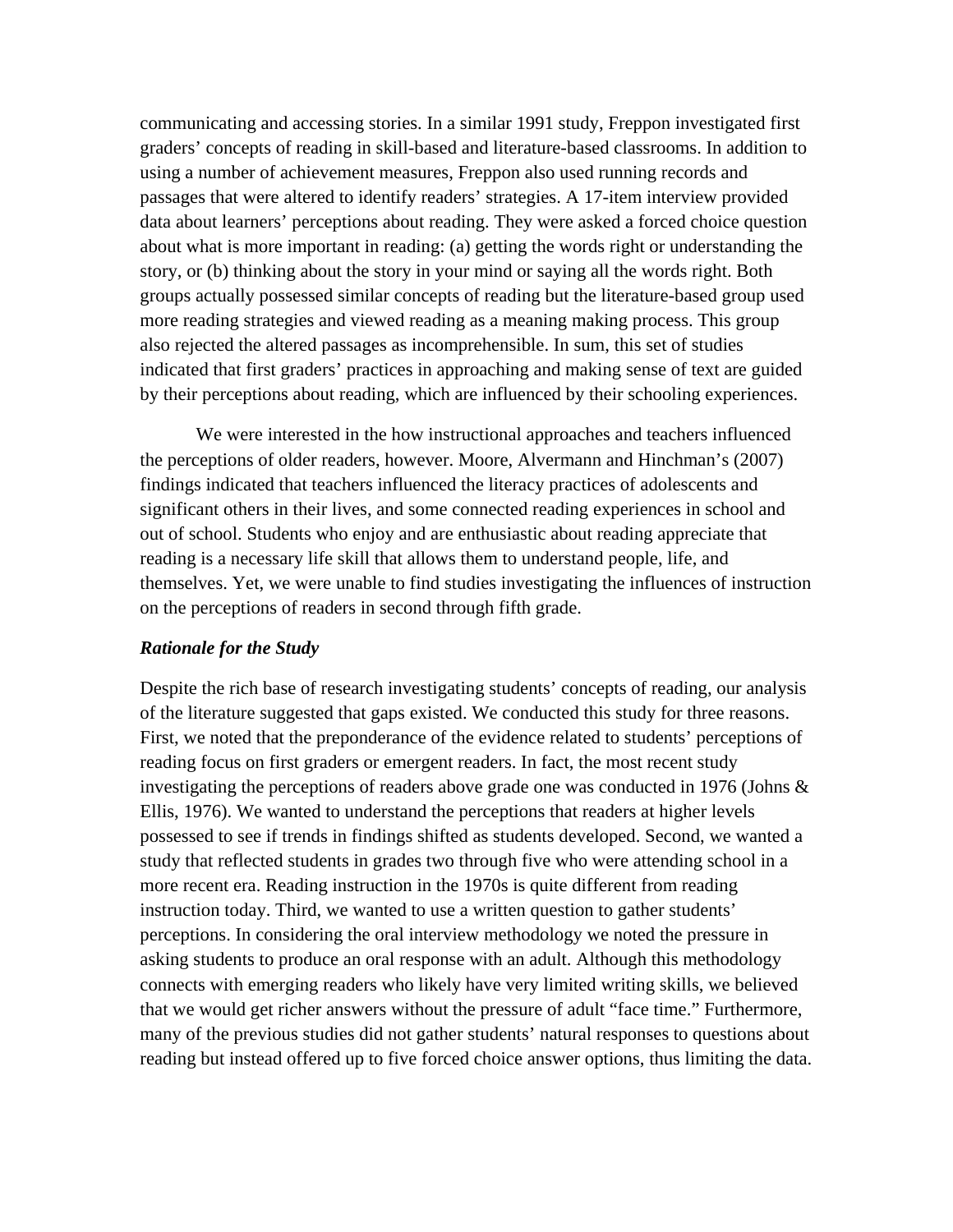communicating and accessing stories. In a similar 1991 study, Freppon investigated first graders' concepts of reading in skill-based and literature-based classrooms. In addition to using a number of achievement measures, Freppon also used running records and passages that were altered to identify readers' strategies. A 17-item interview provided data about learners' perceptions about reading. They were asked a forced choice question about what is more important in reading: (a) getting the words right or understanding the story, or (b) thinking about the story in your mind or saying all the words right. Both groups actually possessed similar concepts of reading but the literature-based group used more reading strategies and viewed reading as a meaning making process. This group also rejected the altered passages as incomprehensible. In sum, this set of studies indicated that first graders' practices in approaching and making sense of text are guided by their perceptions about reading, which are influenced by their schooling experiences.

We were interested in the how instructional approaches and teachers influenced the perceptions of older readers, however. Moore, Alvermann and Hinchman's (2007) findings indicated that teachers influenced the literacy practices of adolescents and significant others in their lives, and some connected reading experiences in school and out of school. Students who enjoy and are enthusiastic about reading appreciate that reading is a necessary life skill that allows them to understand people, life, and themselves. Yet, we were unable to find studies investigating the influences of instruction on the perceptions of readers in second through fifth grade.

### *Rationale for the Study*

Despite the rich base of research investigating students' concepts of reading, our analysis of the literature suggested that gaps existed. We conducted this study for three reasons. First, we noted that the preponderance of the evidence related to students' perceptions of reading focus on first graders or emergent readers. In fact, the most recent study investigating the perceptions of readers above grade one was conducted in 1976 (Johns & Ellis, 1976). We wanted to understand the perceptions that readers at higher levels possessed to see if trends in findings shifted as students developed. Second, we wanted a study that reflected students in grades two through five who were attending school in a more recent era. Reading instruction in the 1970s is quite different from reading instruction today. Third, we wanted to use a written question to gather students' perceptions. In considering the oral interview methodology we noted the pressure in asking students to produce an oral response with an adult. Although this methodology connects with emerging readers who likely have very limited writing skills, we believed that we would get richer answers without the pressure of adult "face time." Furthermore, many of the previous studies did not gather students' natural responses to questions about reading but instead offered up to five forced choice answer options, thus limiting the data.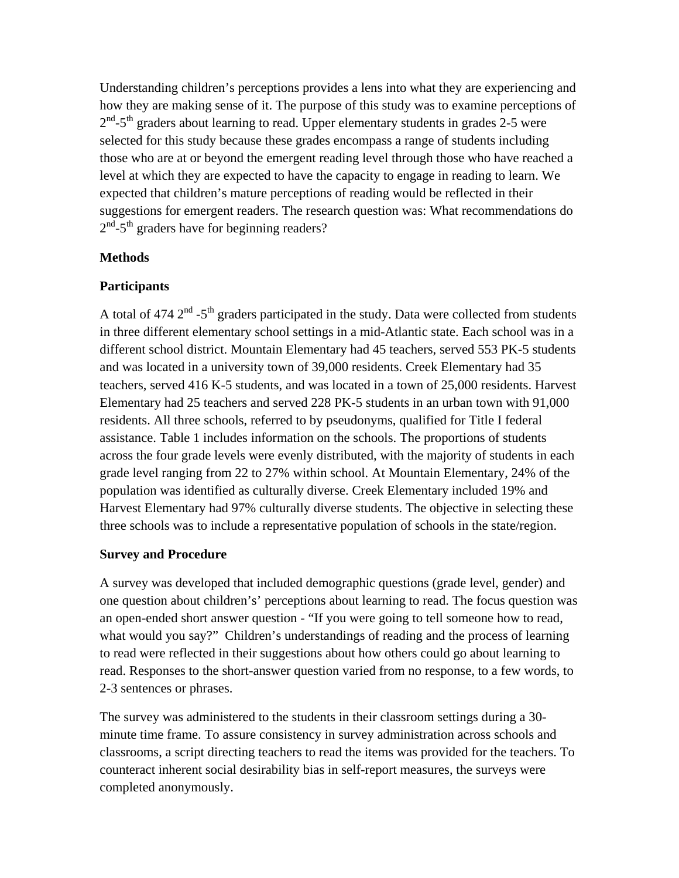Understanding children's perceptions provides a lens into what they are experiencing and how they are making sense of it. The purpose of this study was to examine perceptions of $2^{nd}$-$5^{th}$ graders about learning to read. Upper elementary students in grades 2-5 were selected for this study because these grades encompass a range of students including those who are at or beyond the emergent reading level through those who have reached a level at which they are expected to have the capacity to engage in reading to learn. We expected that children's mature perceptions of reading would be reflected in their suggestions for emergent readers. The research question was: What recommendations do $2^{nd}$-$5^{th}$ graders have for beginning readers?

**Methods**

**Participants**

A total of 474 $2^{nd}$ -$5^{th}$ graders participated in the study. Data were collected from students in three different elementary school settings in a mid-Atlantic state. Each school was in a different school district. Mountain Elementary had 45 teachers, served 553 PK-5 students and was located in a university town of 39,000 residents. Creek Elementary had 35 teachers, served 416 K-5 students, and was located in a town of 25,000 residents. Harvest Elementary had 25 teachers and served 228 PK-5 students in an urban town with 91,000 residents. All three schools, referred to by pseudonyms, qualified for Title I federal assistance. Table 1 includes information on the schools. The proportions of students across the four grade levels were evenly distributed, with the majority of students in each grade level ranging from 22 to 27% within school. At Mountain Elementary, 24% of the population was identified as culturally diverse. Creek Elementary included 19% and Harvest Elementary had 97% culturally diverse students. The objective in selecting these three schools was to include a representative population of schools in the state/region.

**Survey and Procedure**

A survey was developed that included demographic questions (grade level, gender) and one question about childrens's' perceptions about learning to read. The focus question was an open-ended short answer question - "If you were going to tell someone how to read, what would you say?" Children's understandings of reading and the process of learning to read were reflected in their suggestions about how others could go about learning to read. Responses to the short-answer question varied from no response, to a few words, to 2-3 sentences or phrases.

The survey was administered to the students in their classroom settings during a 30-minute time frame. To assure consistency in survey administration across schools and classrooms, a script directing teachers to read the items was provided for the teachers. To counteract inherent social desirability bias in self-report measures, the surveys were completed anonymously.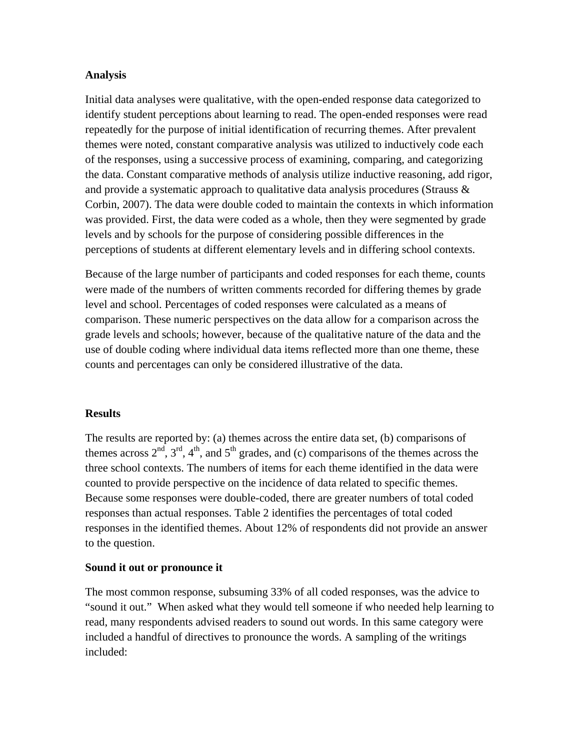**Analysis**

Initial data analyses were qualitative, with the open-ended response data categorized to identify student perceptions about learning to read. The open-ended responses were read repeatedly for the purpose of initial identification of recurring themes. After prevalent themes were noted, constant comparative analysis was utilized to inductively code each of the responses, using a successive process of examining, comparing, and categorizing the data. Constant comparative methods of analysis utilize inductive reasoning, add rigor, and provide a systematic approach to qualitative data analysis procedures (Strauss & Corbin, 2007). The data were double coded to maintain the contexts in which information was provided. First, the data were coded as a whole, then they were segmented by grade levels and by schools for the purpose of considering possible differences in the perceptions of students at different elementary levels and in differing school contexts.

Because of the large number of participants and coded responses for each theme, counts were made of the numbers of written comments recorded for differing themes by grade level and school. Percentages of coded responses were calculated as a means of comparison. These numeric perspectives on the data allow for a comparison across the grade levels and schools; however, because of the qualitative nature of the data and the use of double coding where individual data items reflected more than one theme, these counts and percentages can only be considered illustrative of the data.

**Results**

The results are reported by: (a) themes across the entire data set, (b) comparisons of themes across 2nd, 3rd, 4th, and 5th grades, and (c) comparisons of the themes across the three school contexts. The numbers of items for each theme identified in the data were counted to provide perspective on the incidence of data related to specific themes. Because some responses were double-coded, there are greater numbers of total coded responses than actual responses. Table 2 identifies the percentages of total coded responses in the identified themes. About 12% of respondents did not provide an answer to the question.

**Sound it out or pronounce it**

The most common response, subsuming 33% of all coded responses, was the advice to "sound it out." When asked what they would tell someone if who needed help learning to read, many respondents advised readers to sound out words. In this same category were included a handful of directives to pronounce the words. A sampling of the writings included: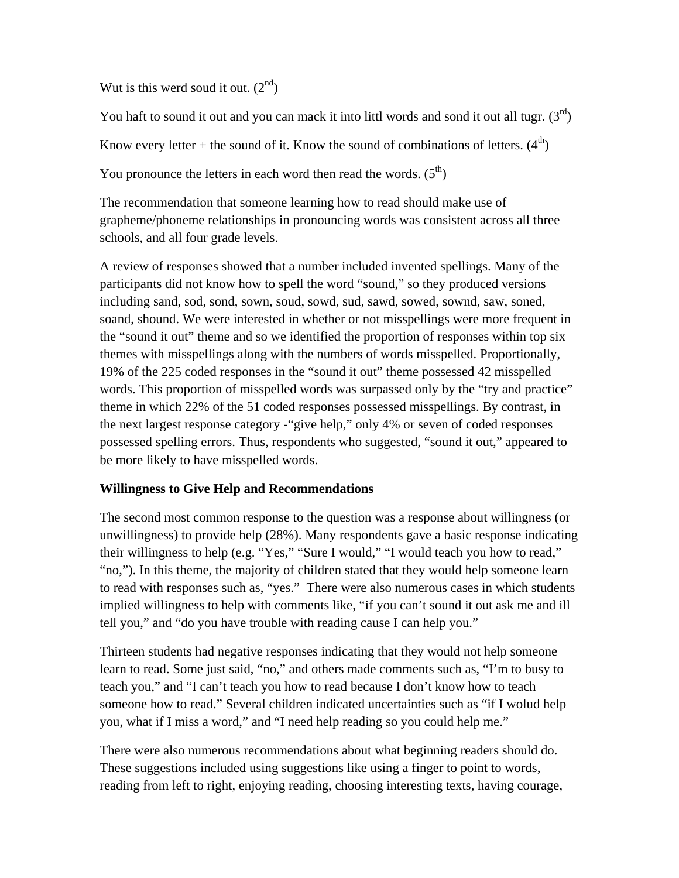Wut is this werd soud it out. (2nd)

You haft to sound it out and you can mack it into littl words and sond it out all tugr. (3rd)

Know every letter + the sound of it. Know the sound of combinations of letters. (4th)

You pronounce the letters in each word then read the words. (5th)

The recommendation that someone learning how to read should make use of grapheme/phoneme relationships in pronouncing words was consistent across all three schools, and all four grade levels.

A review of responses showed that a number included invented spellings. Many of the participants did not know how to spell the word "sound," so they produced versions including sand, sod, sond, sown, soud, sowd, sud, sawd, sowed, sownd, saw, soned, soand, shound. We were interested in whether or not misspellings were more frequent in the "sound it out" theme and so we identified the proportion of responses within top six themes with misspellings along with the numbers of words misspelled. Proportionally, 19% of the 225 coded responses in the "sound it out" theme possessed 42 misspelled words. This proportion of misspelled words was surpassed only by the "try and practice" theme in which 22% of the 51 coded responses possessed misspellings. By contrast, in the next largest response category -"give help," only 4% or seven of coded responses possessed spelling errors. Thus, respondents who suggested, "sound it out," appeared to be more likely to have misspelled words.

**Willingness to Give Help and Recommendations**

The second most common response to the question was a response about willingness (or unwillingness) to provide help (28%). Many respondents gave a basic response indicating their willingness to help (e.g. "Yes," "Sure I would," "I would teach you how to read," "no,"). In this theme, the majority of children stated that they would help someone learn to read with responses such as, "yes." There were also numerous cases in which students implied willingness to help with comments like, "if you can't sound it out ask me and ill tell you," and "do you have trouble with reading cause I can help you."

Thirteen students had negative responses indicating that they would not help someone learn to read. Some just said, "no," and others made comments such as, "I'm to busy to teach you," and "I can't teach you how to read because I don't know how to teach someone how to read." Several children indicated uncertainties such as "if I wolud help you, what if I miss a word," and "I need help reading so you could help me."

There were also numerous recommendations about what beginning readers should do. These suggestions included using suggestions like using a finger to point to words, reading from left to right, enjoying reading, choosing interesting texts, having courage,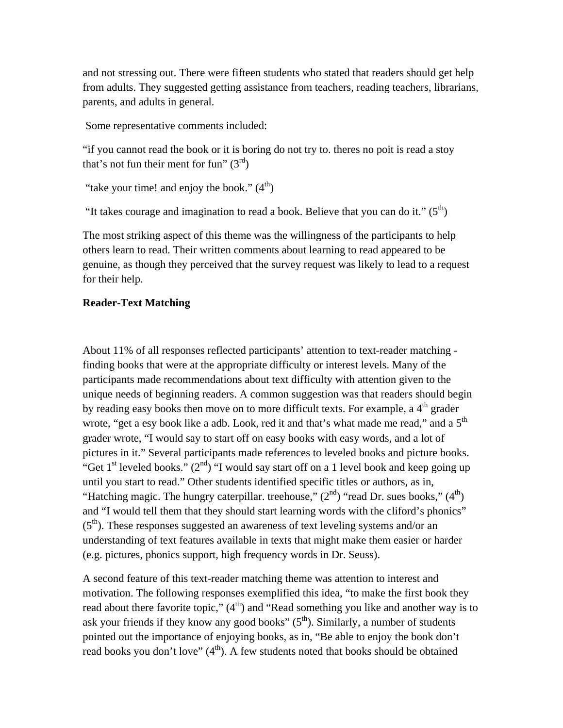and not stressing out. There were fifteen students who stated that readers should get help from adults. They suggested getting assistance from teachers, reading teachers, librarians, parents, and adults in general.

Some representative comments included:

“if you cannot read the book or it is boring do not try to. theres no poit is read a stoy that’s not fun their ment for fun” (3rd)

“take your time! and enjoy the book.” (4th)

“It takes courage and imagination to read a book. Believe that you can do it.” (5th)

The most striking aspect of this theme was the willingness of the participants to help others learn to read. Their written comments about learning to read appeared to be genuine, as though they perceived that the survey request was likely to lead to a request for their help.

**Reader-Text Matching**

About 11% of all responses reflected participants’ attention to text-reader matching - finding books that were at the appropriate difficulty or interest levels. Many of the participants made recommendations about text difficulty with attention given to the unique needs of beginning readers. A common suggestion was that readers should begin by reading easy books then move on to more difficult texts. For example, a 4th grader wrote, “get a esy book like a adb. Look, red it and that’s what made me read,” and a 5th grader wrote, “I would say to start off on easy books with easy words, and a lot of pictures in it.” Several participants made references to leveled books and picture books. “Get 1st leveled books.” (2nd) “I would say start off on a 1 level book and keep going up until you start to read.” Other students identified specific titles or authors, as in, “Hatching magic. The hungry caterpillar. treehouse,” (2nd) “read Dr. sues books,” (4th) and “I would tell them that they should start learning words with the cliford’s phonics” (5th). These responses suggested an awareness of text leveling systems and/or an understanding of text features available in texts that might make them easier or harder (e.g. pictures, phonics support, high frequency words in Dr. Seuss).

A second feature of this text-reader matching theme was attention to interest and motivation. The following responses exemplified this idea, “to make the first book they read about there favorite topic,” (4th) and “Read something you like and another way is to ask your friends if they know any good books” (5th). Similarly, a number of students pointed out the importance of enjoying books, as in, “Be able to enjoy the book don’t read books you don’t love” (4th). A few students noted that books should be obtained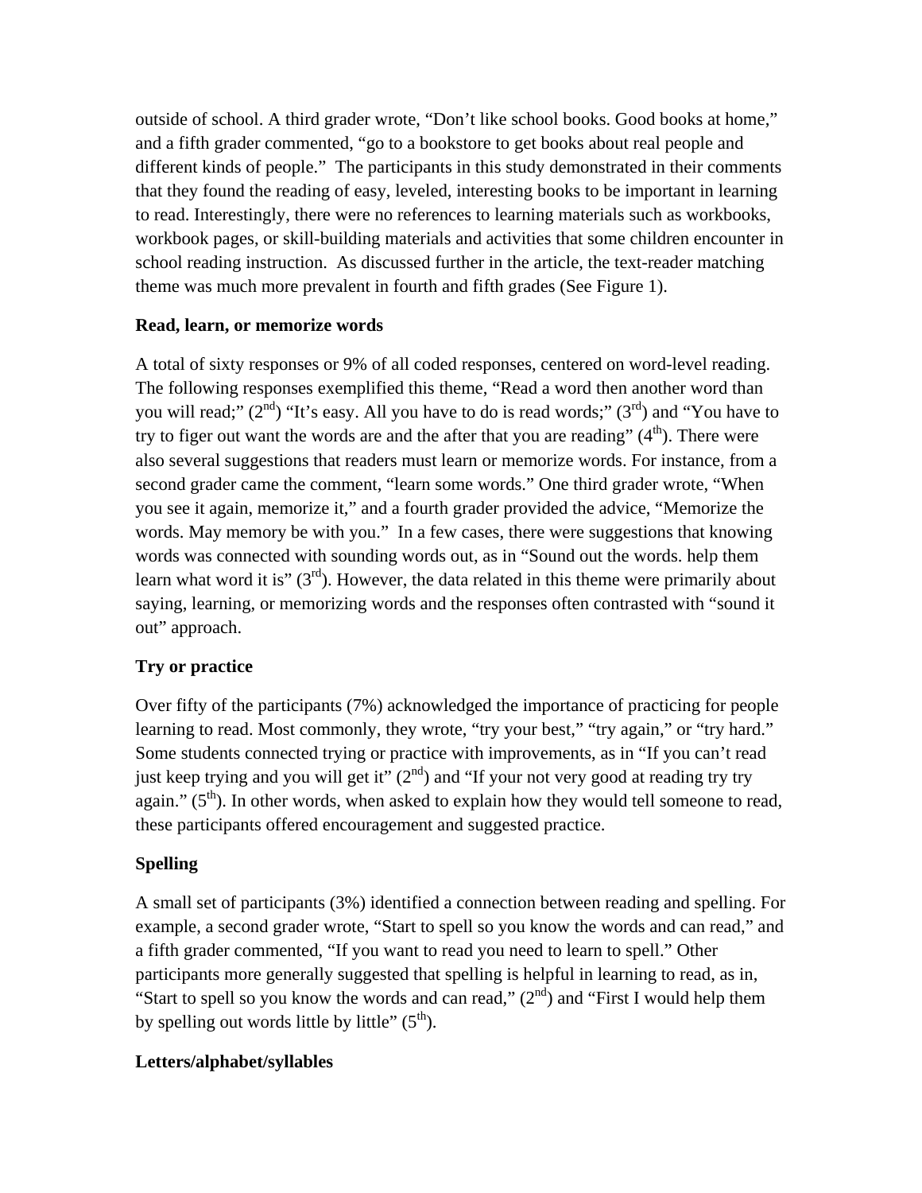outside of school. A third grader wrote, "Don't like school books. Good books at home," and a fifth grader commented, "go to a bookstore to get books about real people and different kinds of people." The participants in this study demonstrated in their comments that they found the reading of easy, leveled, interesting books to be important in learning to read. Interestingly, there were no references to learning materials such as workbooks, workbook pages, or skill-building materials and activities that some children encounter in school reading instruction. As discussed further in the article, the text-reader matching theme was much more prevalent in fourth and fifth grades (See Figure 1).

**Read, learn, or memorize words**

A total of sixty responses or 9% of all coded responses, centered on word-level reading. The following responses exemplified this theme, "Read a word then another word than you will read;" (2nd) "It's easy. All you have to do is read words;" (3rd) and "You have to try to figer out want the words are and the after that you are reading" (4th). There were also several suggestions that readers must learn or memorize words. For instance, from a second grader came the comment, "learn some words." One third grader wrote, "When you see it again, memorize it," and a fourth grader provided the advice, "Memorize the words. May memory be with you." In a few cases, there were suggestions that knowing words was connected with sounding words out, as in "Sound out the words. help them learn what word it is" (3rd). However, the data related in this theme were primarily about saying, learning, or memorizing words and the responses often contrasted with "sound it out" approach.

**Try or practice**

Over fifty of the participants (7%) acknowledged the importance of practicing for people learning to read. Most commonly, they wrote, "try your best," "try again," or "try hard." Some students connected trying or practice with improvements, as in "If you can't read just keep trying and you will get it" (2nd) and "If your not very good at reading try try again." (5th). In other words, when asked to explain how they would tell someone to read, these participants offered encouragement and suggested practice.

**Spelling**

A small set of participants (3%) identified a connection between reading and spelling. For example, a second grader wrote, "Start to spell so you know the words and can read," and a fifth grader commented, "If you want to read you need to learn to spell." Other participants more generally suggested that spelling is helpful in learning to read, as in, "Start to spell so you know the words and can read," (2nd) and "First I would help them by spelling out words little by little" (5th).

**Letters/alphabet/syllables**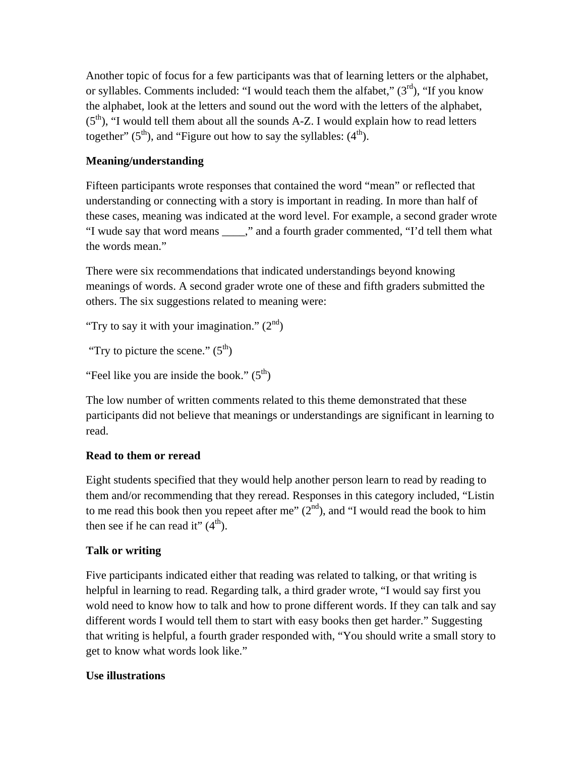Another topic of focus for a few participants was that of learning letters or the alphabet, or syllables. Comments included: "I would teach them the alfabet," (3rd), "If you know the alphabet, look at the letters and sound out the word with the letters of the alphabet, (5th), "I would tell them about all the sounds A-Z. I would explain how to read letters together" (5th), and "Figure out how to say the syllables: (4th).

**Meaning/understanding**

Fifteen participants wrote responses that contained the word "mean" or reflected that understanding or connecting with a story is important in reading. In more than half of these cases, meaning was indicated at the word level. For example, a second grader wrote "I wude say that word means ____," and a fourth grader commented, "I'd tell them what the words mean."

There were six recommendations that indicated understandings beyond knowing meanings of words. A second grader wrote one of these and fifth graders submitted the others. The six suggestions related to meaning were:

"Try to say it with your imagination." (2nd)

"Try to picture the scene." (5th)

"Feel like you are inside the book." (5th)

The low number of written comments related to this theme demonstrated that these participants did not believe that meanings or understandings are significant in learning to read.

**Read to them or reread**

Eight students specified that they would help another person learn to read by reading to them and/or recommending that they reread. Responses in this category included, "Listin to me read this book then you repeet after me" (2nd), and "I would read the book to him then see if he can read it" (4th).

**Talk or writing**

Five participants indicated either that reading was related to talking, or that writing is helpful in learning to read. Regarding talk, a third grader wrote, "I would say first you wold need to know how to talk and how to prone different words. If they can talk and say different words I would tell them to start with easy books then get harder." Suggesting that writing is helpful, a fourth grader responded with, "You should write a small story to get to know what words look like."

**Use illustrations**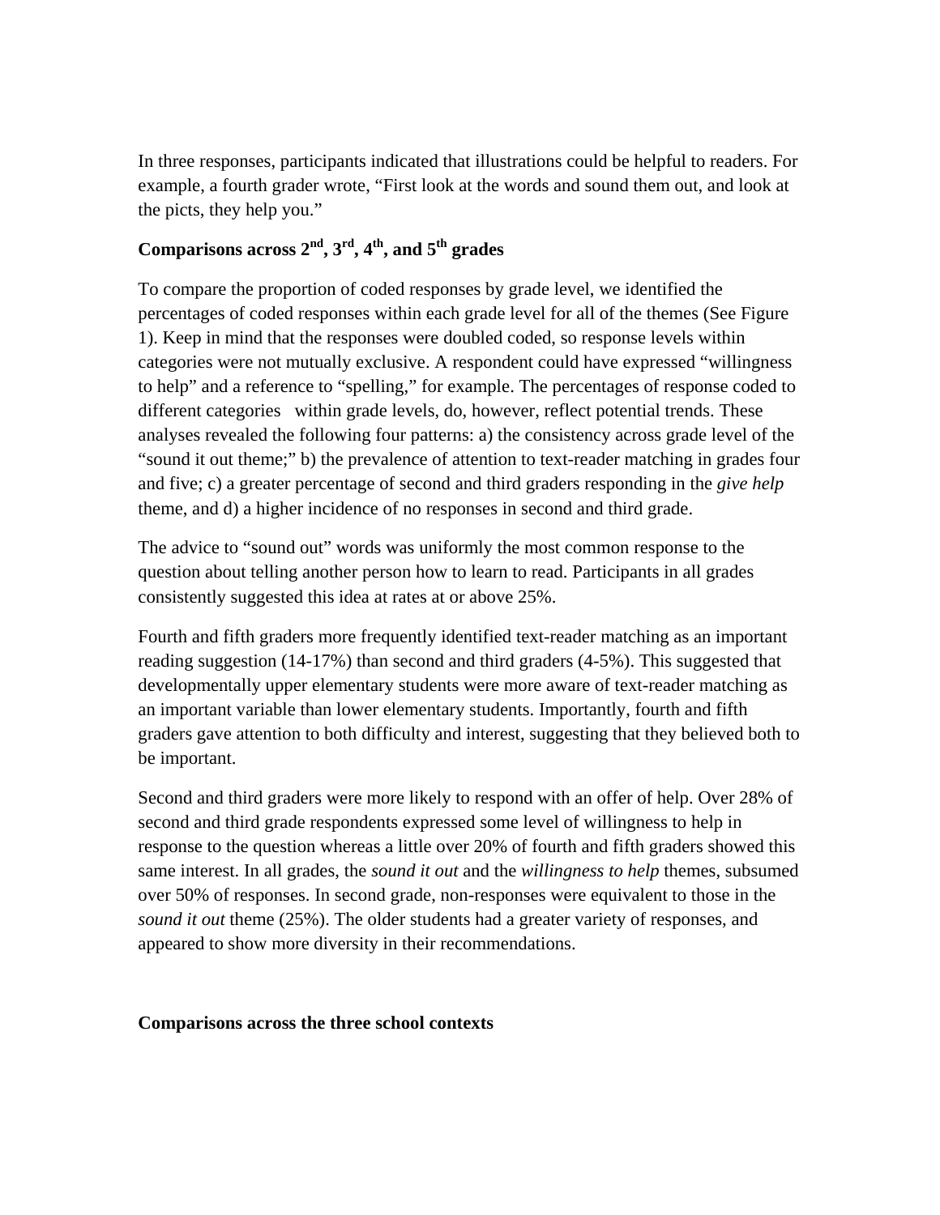In three responses, participants indicated that illustrations could be helpful to readers. For example, a fourth grader wrote, "First look at the words and sound them out, and look at the picts, they help you."

### Comparisons across 2nd, 3rd, 4th, and 5th grades

To compare the proportion of coded responses by grade level, we identified the percentages of coded responses within each grade level for all of the themes (See Figure 1). Keep in mind that the responses were doubled coded, so response levels within categories were not mutually exclusive. A respondent could have expressed "willingness to help" and a reference to "spelling," for example. The percentages of response coded to different categories within grade levels, do, however, reflect potential trends. These analyses revealed the following four patterns: a) the consistency across grade level of the "sound it out theme;" b) the prevalence of attention to text-reader matching in grades four and five; c) a greater percentage of second and third graders responding in the *give help* theme, and d) a higher incidence of no responses in second and third grade.

The advice to "sound out" words was uniformly the most common response to the question about telling another person how to learn to read. Participants in all grades consistently suggested this idea at rates at or above 25%.

Fourth and fifth graders more frequently identified text-reader matching as an important reading suggestion (14-17%) than second and third graders (4-5%). This suggested that developmentally upper elementary students were more aware of text-reader matching as an important variable than lower elementary students. Importantly, fourth and fifth graders gave attention to both difficulty and interest, suggesting that they believed both to be important.

Second and third graders were more likely to respond with an offer of help. Over 28% of second and third grade respondents expressed some level of willingness to help in response to the question whereas a little over 20% of fourth and fifth graders showed this same interest. In all grades, the *sound it out* and the *willingness to help* themes, subsumed over 50% of responses. In second grade, non-responses were equivalent to those in the *sound it out* theme (25%). The older students had a greater variety of responses, and appeared to show more diversity in their recommendations.

### Comparisons across the three school contexts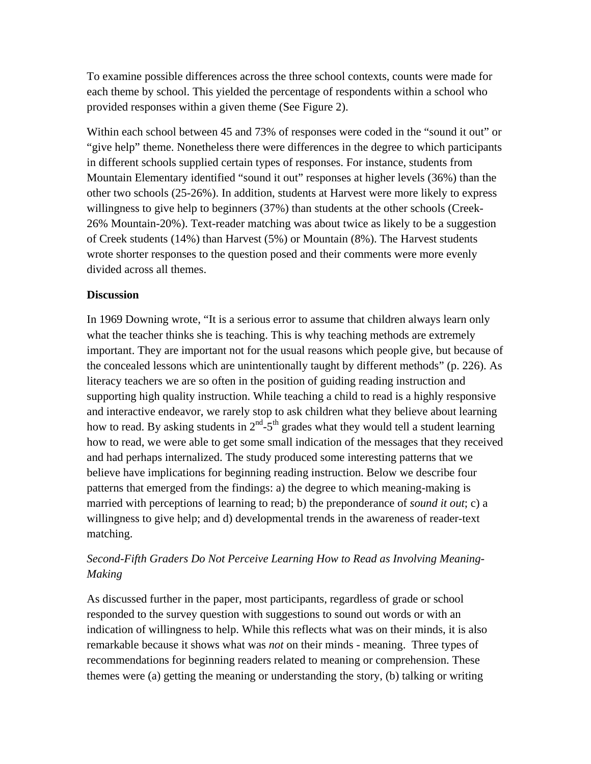To examine possible differences across the three school contexts, counts were made for each theme by school. This yielded the percentage of respondents within a school who provided responses within a given theme (See Figure 2).

Within each school between 45 and 73% of responses were coded in the "sound it out" or "give help" theme. Nonetheless there were differences in the degree to which participants in different schools supplied certain types of responses. For instance, students from Mountain Elementary identified "sound it out" responses at higher levels (36%) than the other two schools (25-26%). In addition, students at Harvest were more likely to express willingness to give help to beginners (37%) than students at the other schools (Creek-26% Mountain-20%). Text-reader matching was about twice as likely to be a suggestion of Creek students (14%) than Harvest (5%) or Mountain (8%). The Harvest students wrote shorter responses to the question posed and their comments were more evenly divided across all themes.

**Discussion**

In 1969 Downing wrote, "It is a serious error to assume that children always learn only what the teacher thinks she is teaching. This is why teaching methods are extremely important. They are important not for the usual reasons which people give, but because of the concealed lessons which are unintentionally taught by different methods" (p. 226). As literacy teachers we are so often in the position of guiding reading instruction and supporting high quality instruction. While teaching a child to read is a highly responsive and interactive endeavor, we rarely stop to ask children what they believe about learning how to read. By asking students in 2nd-5th grades what they would tell a student learning how to read, we were able to get some small indication of the messages that they received and had perhaps internalized. The study produced some interesting patterns that we believe have implications for beginning reading instruction. Below we describe four patterns that emerged from the findings: a) the degree to which meaning-making is married with perceptions of learning to read; b) the preponderance of *sound it out*; c) a willingness to give help; and d) developmental trends in the awareness of reader-text matching.

*Second-Fifth Graders Do Not Perceive Learning How to Read as Involving Meaning-Making*

As discussed further in the paper, most participants, regardless of grade or school responded to the survey question with suggestions to sound out words or with an indication of willingness to help. While this reflects what was on their minds, it is also remarkable because it shows what was *not* on their minds - meaning. Three types of recommendations for beginning readers related to meaning or comprehension. These themes were (a) getting the meaning or understanding the story, (b) talking or writing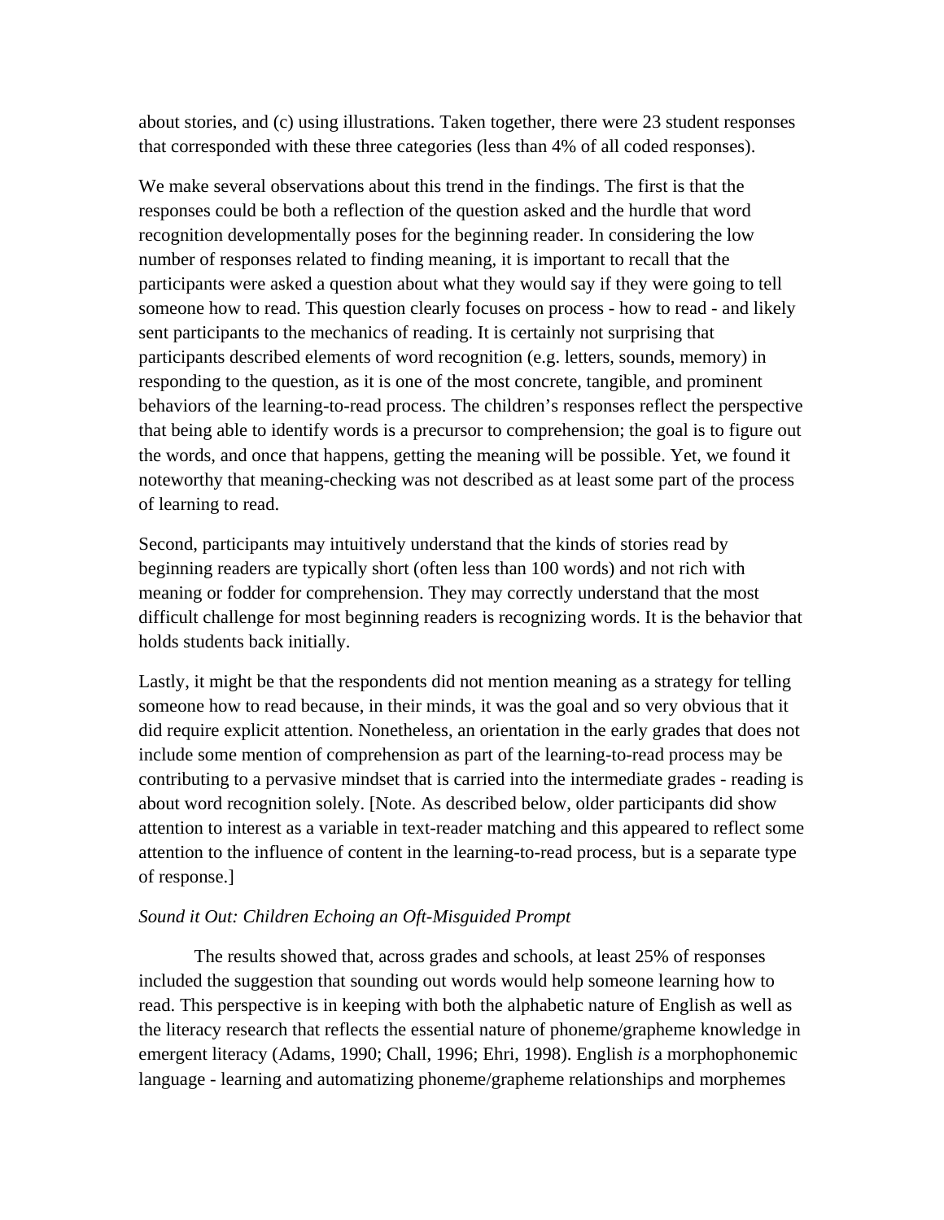about stories, and (c) using illustrations. Taken together, there were 23 student responses that corresponded with these three categories (less than 4% of all coded responses).

We make several observations about this trend in the findings. The first is that the responses could be both a reflection of the question asked and the hurdle that word recognition developmentally poses for the beginning reader. In considering the low number of responses related to finding meaning, it is important to recall that the participants were asked a question about what they would say if they were going to tell someone how to read. This question clearly focuses on process - how to read - and likely sent participants to the mechanics of reading. It is certainly not surprising that participants described elements of word recognition (e.g. letters, sounds, memory) in responding to the question, as it is one of the most concrete, tangible, and prominent behaviors of the learning-to-read process. The children's responses reflect the perspective that being able to identify words is a precursor to comprehension; the goal is to figure out the words, and once that happens, getting the meaning will be possible. Yet, we found it noteworthy that meaning-checking was not described as at least some part of the process of learning to read.

Second, participants may intuitively understand that the kinds of stories read by beginning readers are typically short (often less than 100 words) and not rich with meaning or fodder for comprehension. They may correctly understand that the most difficult challenge for most beginning readers is recognizing words. It is the behavior that holds students back initially.

Lastly, it might be that the respondents did not mention meaning as a strategy for telling someone how to read because, in their minds, it was the goal and so very obvious that it did require explicit attention. Nonetheless, an orientation in the early grades that does not include some mention of comprehension as part of the learning-to-read process may be contributing to a pervasive mindset that is carried into the intermediate grades - reading is about word recognition solely. [Note. As described below, older participants did show attention to interest as a variable in text-reader matching and this appeared to reflect some attention to the influence of content in the learning-to-read process, but is a separate type of response.]

*Sound it Out: Children Echoing an Oft-Misguided Prompt*

The results showed that, across grades and schools, at least 25% of responses included the suggestion that sounding out words would help someone learning how to read. This perspective is in keeping with both the alphabetic nature of English as well as the literacy research that reflects the essential nature of phoneme/grapheme knowledge in emergent literacy (Adams, 1990; Chall, 1996; Ehri, 1998). English *is* a morphophonemic language - learning and automatizing phoneme/grapheme relationships and morphemes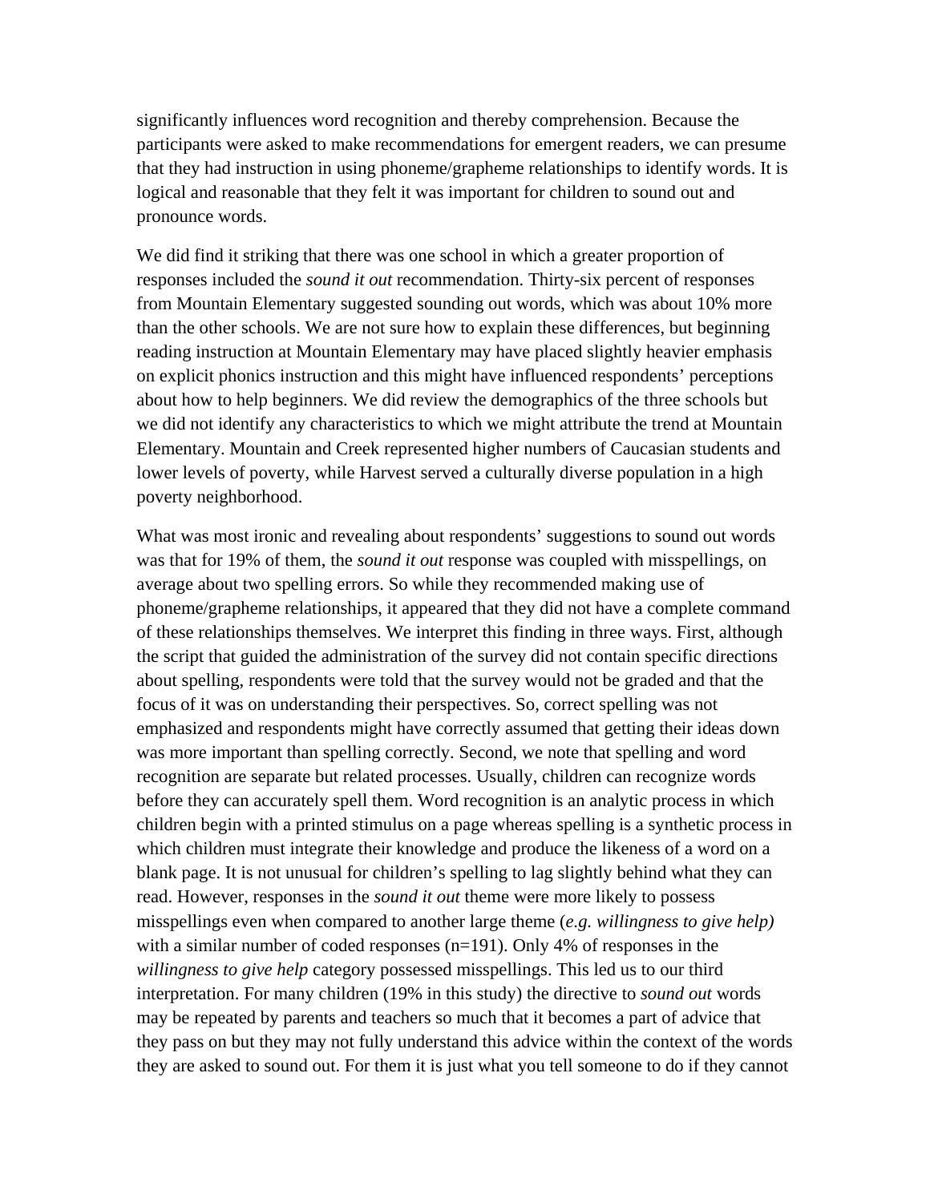significantly influences word recognition and thereby comprehension. Because the participants were asked to make recommendations for emergent readers, we can presume that they had instruction in using phoneme/grapheme relationships to identify words. It is logical and reasonable that they felt it was important for children to sound out and pronounce words.

We did find it striking that there was one school in which a greater proportion of responses included the *sound it out* recommendation. Thirty-six percent of responses from Mountain Elementary suggested sounding out words, which was about 10% more than the other schools. We are not sure how to explain these differences, but beginning reading instruction at Mountain Elementary may have placed slightly heavier emphasis on explicit phonics instruction and this might have influenced respondents' perceptions about how to help beginners. We did review the demographics of the three schools but we did not identify any characteristics to which we might attribute the trend at Mountain Elementary. Mountain and Creek represented higher numbers of Caucasian students and lower levels of poverty, while Harvest served a culturally diverse population in a high poverty neighborhood.

What was most ironic and revealing about respondents' suggestions to sound out words was that for 19% of them, the *sound it out* response was coupled with misspellings, on average about two spelling errors. So while they recommended making use of phoneme/grapheme relationships, it appeared that they did not have a complete command of these relationships themselves. We interpret this finding in three ways. First, although the script that guided the administration of the survey did not contain specific directions about spelling, respondents were told that the survey would not be graded and that the focus of it was on understanding their perspectives. So, correct spelling was not emphasized and respondents might have correctly assumed that getting their ideas down was more important than spelling correctly. Second, we note that spelling and word recognition are separate but related processes. Usually, children can recognize words before they can accurately spell them. Word recognition is an analytic process in which children begin with a printed stimulus on a page whereas spelling is a synthetic process in which children must integrate their knowledge and produce the likeness of a word on a blank page. It is not unusual for children's spelling to lag slightly behind what they can read. However, responses in the *sound it out* theme were more likely to possess misspellings even when compared to another large theme (*e.g. willingness to give help)* with a similar number of coded responses (n=191). Only 4% of responses in the *willingness to give help* category possessed misspellings. This led us to our third interpretation. For many children (19% in this study) the directive to *sound out* words may be repeated by parents and teachers so much that it becomes a part of advice that they pass on but they may not fully understand this advice within the context of the words they are asked to sound out. For them it is just what you tell someone to do if they cannot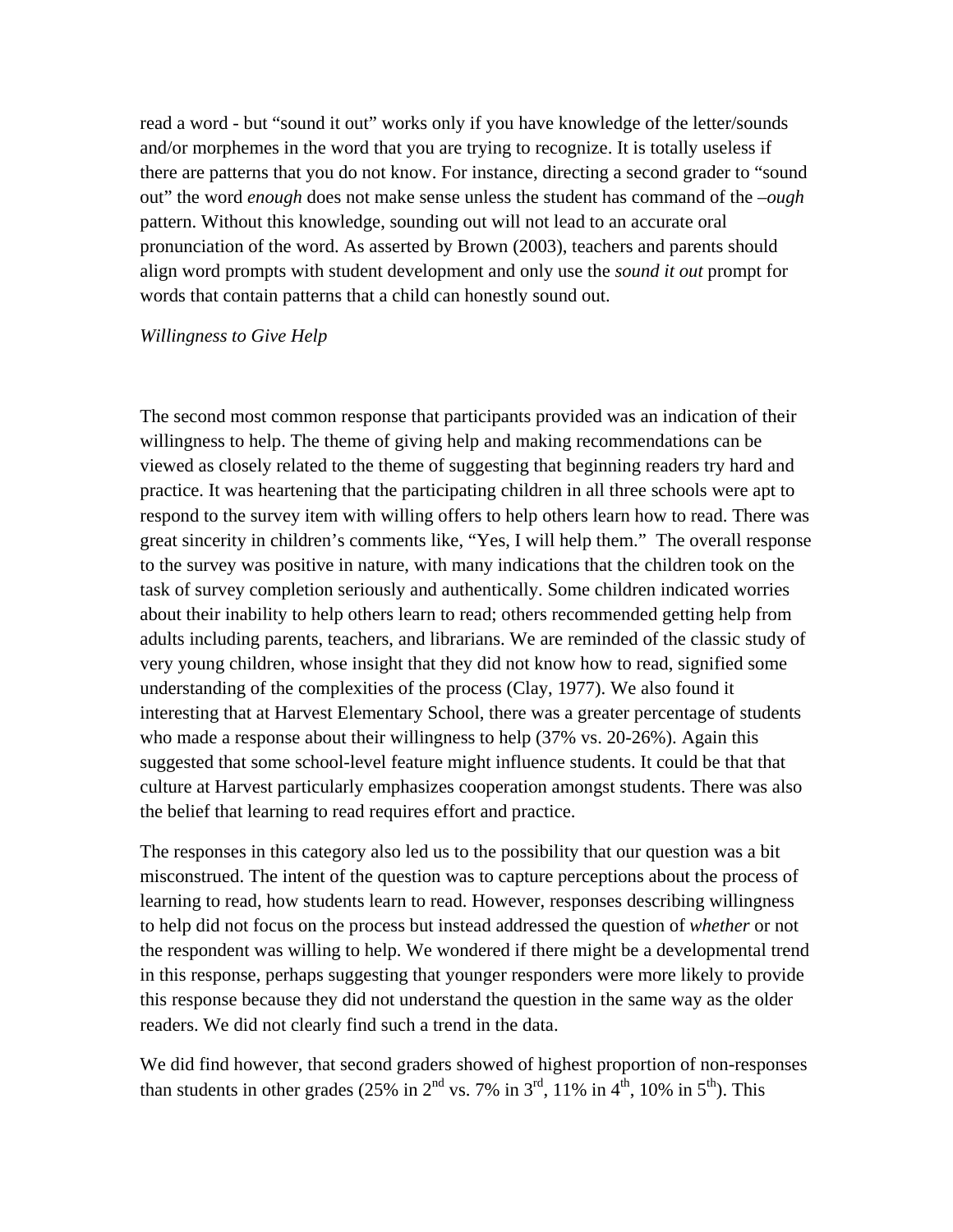read a word - but "sound it out" works only if you have knowledge of the letter/sounds and/or morphemes in the word that you are trying to recognize. It is totally useless if there are patterns that you do not know. For instance, directing a second grader to "sound out" the word *enough* does not make sense unless the student has command of the *–ough* pattern. Without this knowledge, sounding out will not lead to an accurate oral pronunciation of the word. As asserted by Brown (2003), teachers and parents should align word prompts with student development and only use the *sound it out* prompt for words that contain patterns that a child can honestly sound out.

*Willingness to Give Help*

The second most common response that participants provided was an indication of their willingness to help. The theme of giving help and making recommendations can be viewed as closely related to the theme of suggesting that beginning readers try hard and practice. It was heartening that the participating children in all three schools were apt to respond to the survey item with willing offers to help others learn how to read. There was great sincerity in children's comments like, "Yes, I will help them." The overall response to the survey was positive in nature, with many indications that the children took on the task of survey completion seriously and authentically. Some children indicated worries about their inability to help others learn to read; others recommended getting help from adults including parents, teachers, and librarians. We are reminded of the classic study of very young children, whose insight that they did not know how to read, signified some understanding of the complexities of the process (Clay, 1977). We also found it interesting that at Harvest Elementary School, there was a greater percentage of students who made a response about their willingness to help (37% vs. 20-26%). Again this suggested that some school-level feature might influence students. It could be that that culture at Harvest particularly emphasizes cooperation amongst students. There was also the belief that learning to read requires effort and practice.

The responses in this category also led us to the possibility that our question was a bit misconstrued. The intent of the question was to capture perceptions about the process of learning to read, how students learn to read. However, responses describing willingness to help did not focus on the process but instead addressed the question of *whether* or not the respondent was willing to help. We wondered if there might be a developmental trend in this response, perhaps suggesting that younger responders were more likely to provide this response because they did not understand the question in the same way as the older readers. We did not clearly find such a trend in the data.

We did find however, that second graders showed of highest proportion of non-responses than students in other grades (25% in 2nd vs. 7% in 3rd, 11% in 4th, 10% in 5th). This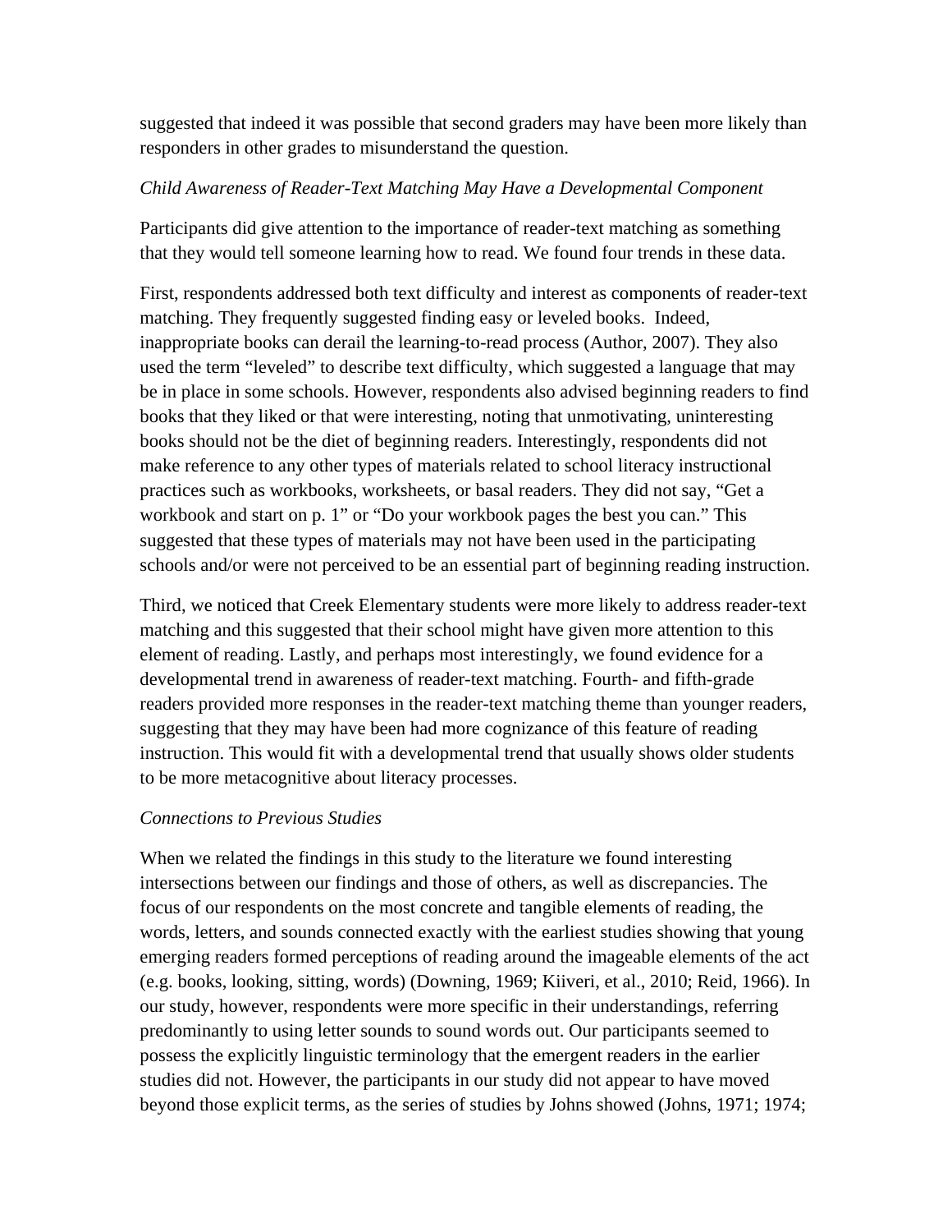suggested that indeed it was possible that second graders may have been more likely than responders in other grades to misunderstand the question.

*Child Awareness of Reader-Text Matching May Have a Developmental Component*

Participants did give attention to the importance of reader-text matching as something that they would tell someone learning how to read. We found four trends in these data.

First, respondents addressed both text difficulty and interest as components of reader-text matching. They frequently suggested finding easy or leveled books. Indeed, inappropriate books can derail the learning-to-read process (Author, 2007). They also used the term "leveled" to describe text difficulty, which suggested a language that may be in place in some schools. However, respondents also advised beginning readers to find books that they liked or that were interesting, noting that unmotivating, uninteresting books should not be the diet of beginning readers. Interestingly, respondents did not make reference to any other types of materials related to school literacy instructional practices such as workbooks, worksheets, or basal readers. They did not say, "Get a workbook and start on p. 1" or "Do your workbook pages the best you can." This suggested that these types of materials may not have been used in the participating schools and/or were not perceived to be an essential part of beginning reading instruction.

Third, we noticed that Creek Elementary students were more likely to address reader-text matching and this suggested that their school might have given more attention to this element of reading. Lastly, and perhaps most interestingly, we found evidence for a developmental trend in awareness of reader-text matching. Fourth- and fifth-grade readers provided more responses in the reader-text matching theme than younger readers, suggesting that they may have been had more cognizance of this feature of reading instruction. This would fit with a developmental trend that usually shows older students to be more metacognitive about literacy processes.

*Connections to Previous Studies*

When we related the findings in this study to the literature we found interesting intersections between our findings and those of others, as well as discrepancies. The focus of our respondents on the most concrete and tangible elements of reading, the words, letters, and sounds connected exactly with the earliest studies showing that young emerging readers formed perceptions of reading around the imageable elements of the act (e.g. books, looking, sitting, words) (Downing, 1969; Kiiveri, et al., 2010; Reid, 1966). In our study, however, respondents were more specific in their understandings, referring predominantly to using letter sounds to sound words out. Our participants seemed to possess the explicitly linguistic terminology that the emergent readers in the earlier studies did not. However, the participants in our study did not appear to have moved beyond those explicit terms, as the series of studies by Johns showed (Johns, 1971; 1974;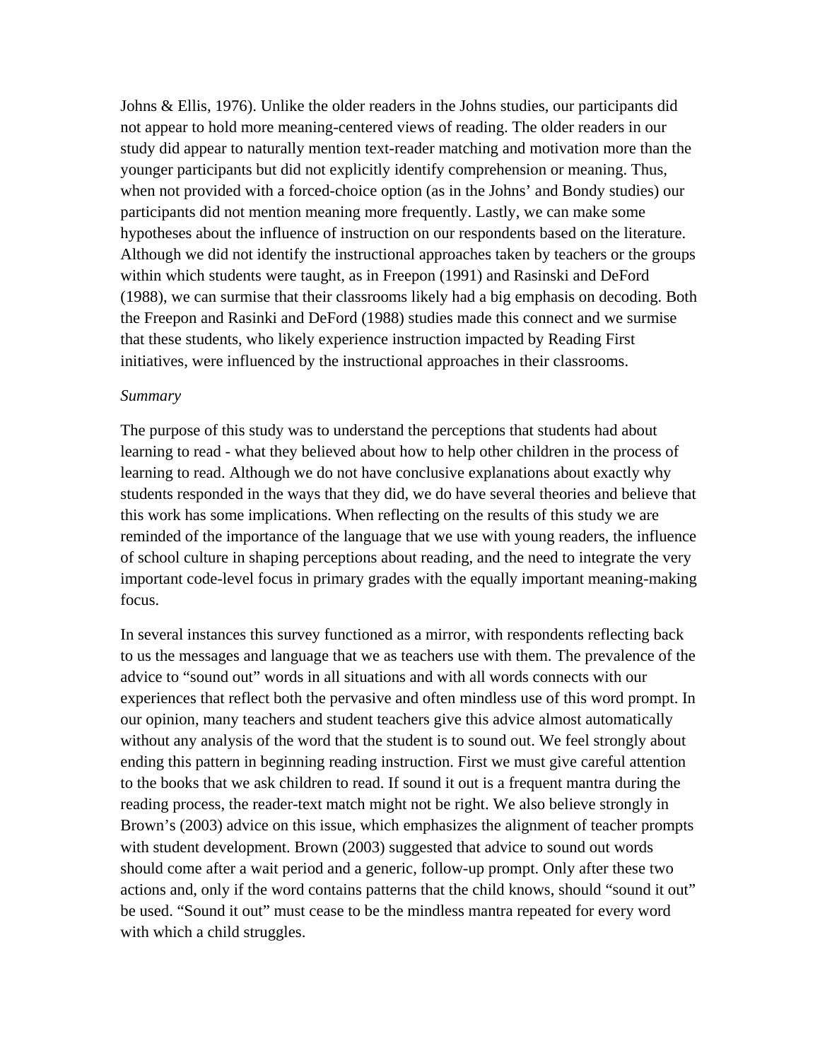Johns & Ellis, 1976). Unlike the older readers in the Johns studies, our participants did not appear to hold more meaning-centered views of reading. The older readers in our study did appear to naturally mention text-reader matching and motivation more than the younger participants but did not explicitly identify comprehension or meaning. Thus, when not provided with a forced-choice option (as in the Johns' and Bondy studies) our participants did not mention meaning more frequently. Lastly, we can make some hypotheses about the influence of instruction on our respondents based on the literature. Although we did not identify the instructional approaches taken by teachers or the groups within which students were taught, as in Freepon (1991) and Rasinski and DeFord (1988), we can surmise that their classrooms likely had a big emphasis on decoding. Both the Freepon and Rasinki and DeFord (1988) studies made this connect and we surmise that these students, who likely experience instruction impacted by Reading First initiatives, were influenced by the instructional approaches in their classrooms.

*Summary*

The purpose of this study was to understand the perceptions that students had about learning to read - what they believed about how to help other children in the process of learning to read. Although we do not have conclusive explanations about exactly why students responded in the ways that they did, we do have several theories and believe that this work has some implications. When reflecting on the results of this study we are reminded of the importance of the language that we use with young readers, the influence of school culture in shaping perceptions about reading, and the need to integrate the very important code-level focus in primary grades with the equally important meaning-making focus.

In several instances this survey functioned as a mirror, with respondents reflecting back to us the messages and language that we as teachers use with them. The prevalence of the advice to "sound out" words in all situations and with all words connects with our experiences that reflect both the pervasive and often mindless use of this word prompt. In our opinion, many teachers and student teachers give this advice almost automatically without any analysis of the word that the student is to sound out. We feel strongly about ending this pattern in beginning reading instruction. First we must give careful attention to the books that we ask children to read. If sound it out is a frequent mantra during the reading process, the reader-text match might not be right. We also believe strongly in Brown's (2003) advice on this issue, which emphasizes the alignment of teacher prompts with student development. Brown (2003) suggested that advice to sound out words should come after a wait period and a generic, follow-up prompt. Only after these two actions and, only if the word contains patterns that the child knows, should "sound it out" be used. "Sound it out" must cease to be the mindless mantra repeated for every word with which a child struggles.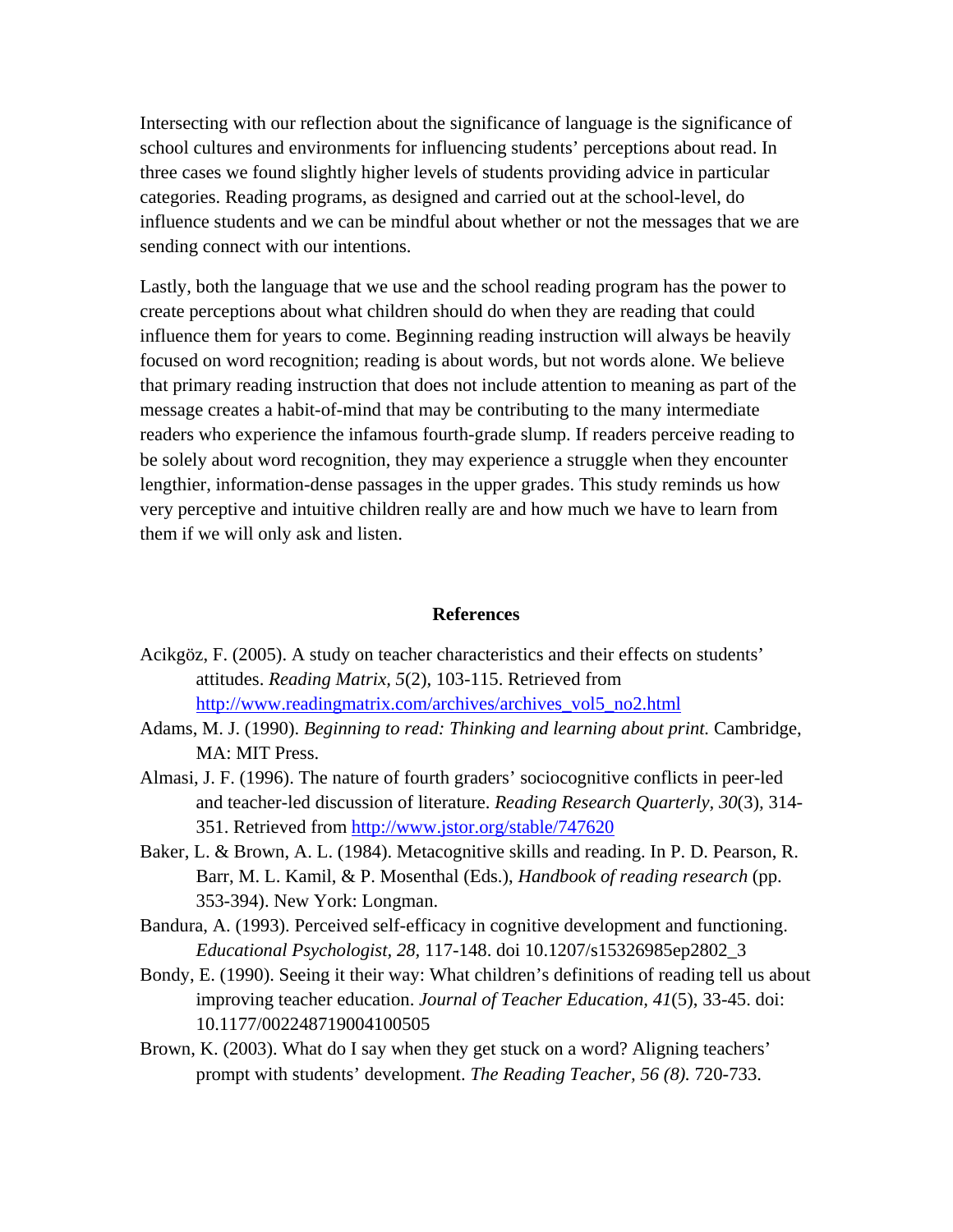Intersecting with our reflection about the significance of language is the significance of school cultures and environments for influencing students' perceptions about read. In three cases we found slightly higher levels of students providing advice in particular categories. Reading programs, as designed and carried out at the school-level, do influence students and we can be mindful about whether or not the messages that we are sending connect with our intentions.

Lastly, both the language that we use and the school reading program has the power to create perceptions about what children should do when they are reading that could influence them for years to come. Beginning reading instruction will always be heavily focused on word recognition; reading is about words, but not words alone. We believe that primary reading instruction that does not include attention to meaning as part of the message creates a habit-of-mind that may be contributing to the many intermediate readers who experience the infamous fourth-grade slump. If readers perceive reading to be solely about word recognition, they may experience a struggle when they encounter lengthier, information-dense passages in the upper grades. This study reminds us how very perceptive and intuitive children really are and how much we have to learn from them if we will only ask and listen.

## References

Acikgöz, F. (2005). A study on teacher characteristics and their effects on students' attitudes. *Reading Matrix, 5*(2), 103-115. Retrieved from http://www.readingmatrix.com/archives/archives_vol5_no2.html

Adams, M. J. (1990). *Beginning to read: Thinking and learning about print.* Cambridge, MA: MIT Press.

Almasi, J. F. (1996). The nature of fourth graders' sociocognitive conflicts in peer-led and teacher-led discussion of literature. *Reading Research Quarterly, 30*(3), 314-351. Retrieved from http://www.jstor.org/stable/747620

Baker, L. & Brown, A. L. (1984). Metacognitive skills and reading. In P. D. Pearson, R. Barr, M. L. Kamil, & P. Mosenthal (Eds.), *Handbook of reading research* (pp. 353-394). New York: Longman.

Bandura, A. (1993). Perceived self-efficacy in cognitive development and functioning. *Educational Psychologist, 28,* 117-148. doi 10.1207/s15326985ep2802_3

Bondy, E. (1990). Seeing it their way: What children's definitions of reading tell us about improving teacher education. *Journal of Teacher Education, 41*(5), 33-45. doi: 10.1177/002248719004100505

Brown, K. (2003). What do I say when they get stuck on a word? Aligning teachers' prompt with students' development. *The Reading Teacher, 56 (8).* 720-733.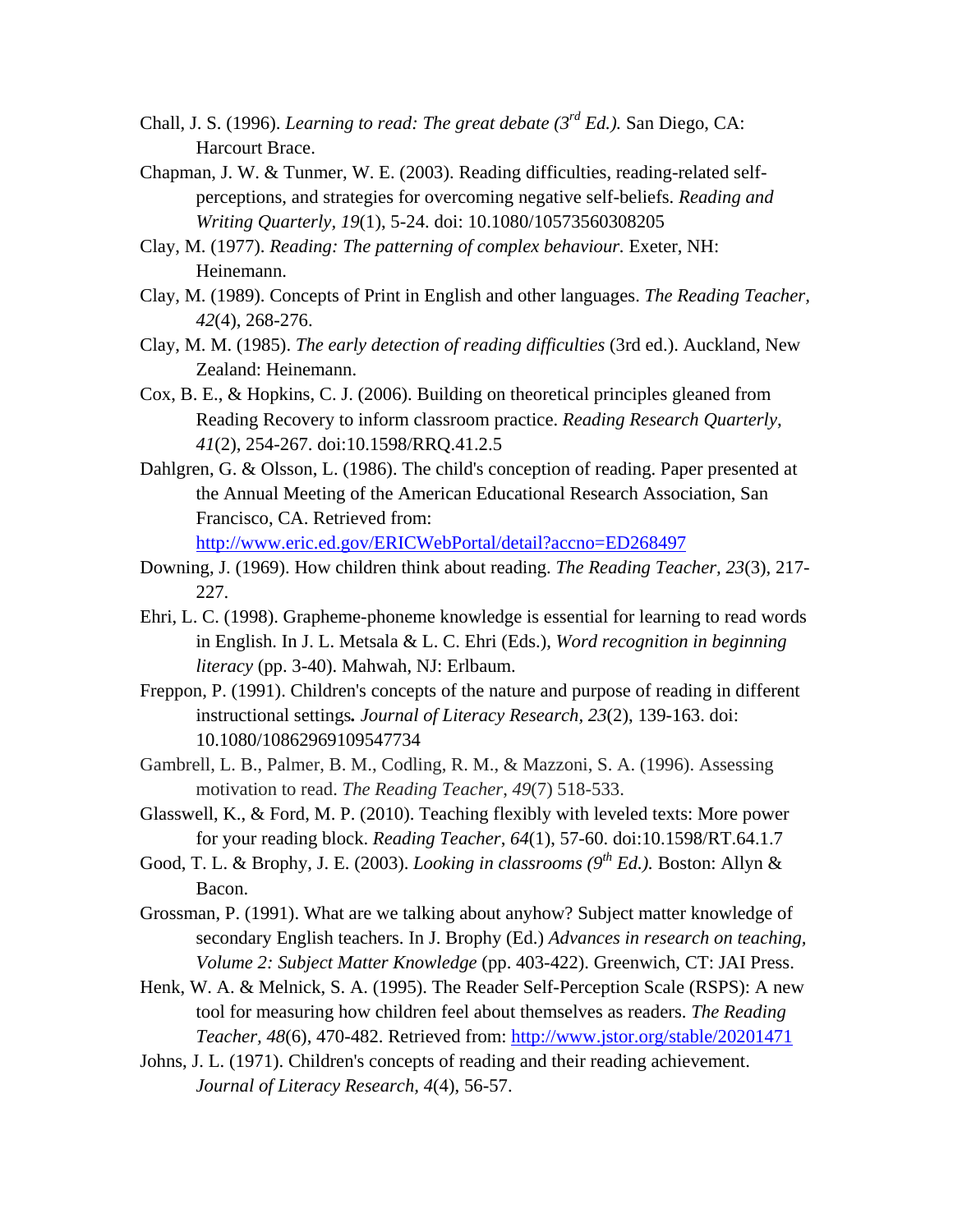Chall, J. S. (1996). *Learning to read: The great debate (3rd Ed.).* San Diego, CA: Harcourt Brace.

Chapman, J. W. & Tunmer, W. E. (2003). Reading difficulties, reading-related self-perceptions, and strategies for overcoming negative self-beliefs. *Reading and Writing Quarterly, 19*(1), 5-24. doi: 10.1080/10573560308205

Clay, M. (1977). *Reading: The patterning of complex behaviour.* Exeter, NH: Heinemann.

Clay, M. (1989). Concepts of Print in English and other languages. *The Reading Teacher, 42*(4), 268-276.

Clay, M. M. (1985). *The early detection of reading difficulties* (3rd ed.). Auckland, New Zealand: Heinemann.

Cox, B. E., & Hopkins, C. J. (2006). Building on theoretical principles gleaned from Reading Recovery to inform classroom practice. *Reading Research Quarterly, 41*(2), 254-267. doi:10.1598/RRQ.41.2.5

Dahlgren, G. & Olsson, L. (1986). The child's conception of reading. Paper presented at the Annual Meeting of the American Educational Research Association, San Francisco, CA. Retrieved from: http://www.eric.ed.gov/ERICWebPortal/detail?accno=ED268497

Downing, J. (1969). How children think about reading. *The Reading Teacher, 23*(3), 217-227.

Ehri, L. C. (1998). Grapheme-phoneme knowledge is essential for learning to read words in English. In J. L. Metsala & L. C. Ehri (Eds.), *Word recognition in beginning literacy* (pp. 3-40). Mahwah, NJ: Erlbaum.

Freppon, P. (1991). Children's concepts of the nature and purpose of reading in different instructional settings. *Journal of Literacy Research, 23*(2), 139-163. doi: 10.1080/10862969109547734

Gambrell, L. B., Palmer, B. M., Codling, R. M., & Mazzoni, S. A. (1996). Assessing motivation to read. *The Reading Teacher, 49*(7) 518-533.

Glasswell, K., & Ford, M. P. (2010). Teaching flexibly with leveled texts: More power for your reading block. *Reading Teacher, 64*(1), 57-60. doi:10.1598/RT.64.1.7

Good, T. L. & Brophy, J. E. (2003). *Looking in classrooms (9th Ed.).* Boston: Allyn & Bacon.

Grossman, P. (1991). What are we talking about anyhow? Subject matter knowledge of secondary English teachers. In J. Brophy (Ed.) *Advances in research on teaching, Volume 2: Subject Matter Knowledge* (pp. 403-422). Greenwich, CT: JAI Press.

Henk, W. A. & Melnick, S. A. (1995). The Reader Self-Perception Scale (RSPS): A new tool for measuring how children feel about themselves as readers. *The Reading Teacher, 48*(6), 470-482. Retrieved from: http://www.jstor.org/stable/20201471

Johns, J. L. (1971). Children's concepts of reading and their reading achievement. *Journal of Literacy Research, 4*(4), 56-57.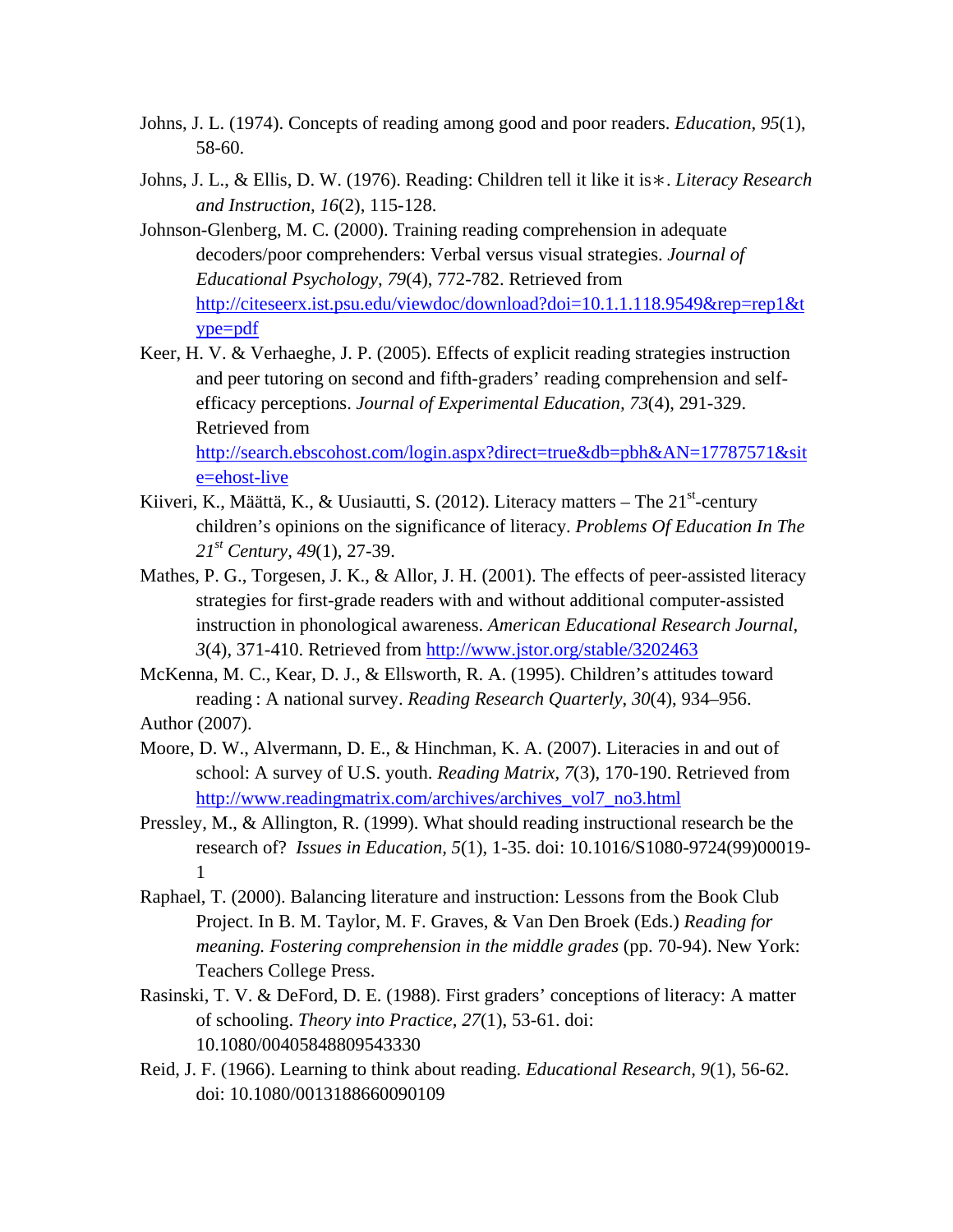Johns, J. L. (1974). Concepts of reading among good and poor readers. *Education, 95*(1), 58-60.

Johns, J. L., & Ellis, D. W. (1976). Reading: Children tell it like it is∗. *Literacy Research and Instruction, 16*(2), 115-128.

Johnson-Glenberg, M. C. (2000). Training reading comprehension in adequate decoders/poor comprehenders: Verbal versus visual strategies. *Journal of Educational Psychology, 79*(4), 772-782. Retrieved from http://citeseerx.ist.psu.edu/viewdoc/download?doi=10.1.1.118.9549&rep=rep1&type=pdf

Keer, H. V. & Verhaeghe, J. P. (2005). Effects of explicit reading strategies instruction and peer tutoring on second and fifth-graders' reading comprehension and self-efficacy perceptions. *Journal of Experimental Education, 73*(4), 291-329. Retrieved from http://search.ebscohost.com/login.aspx?direct=true&db=pbh&AN=17787571&site=ehost-live

Kiiveri, K., Määttä, K., & Uusiautti, S. (2012). Literacy matters – The 21st-century children's opinions on the significance of literacy. *Problems Of Education In The 21st Century, 49*(1), 27-39.

Mathes, P. G., Torgesen, J. K., & Allor, J. H. (2001). The effects of peer-assisted literacy strategies for first-grade readers with and without additional computer-assisted instruction in phonological awareness. *American Educational Research Journal, 3*(4), 371-410. Retrieved from http://www.jstor.org/stable/3202463

McKenna, M. C., Kear, D. J., & Ellsworth, R. A. (1995). Children's attitudes toward reading : A national survey. *Reading Research Quarterly*, *30*(4), 934–956.

Author (2007).

Moore, D. W., Alvermann, D. E., & Hinchman, K. A. (2007). Literacies in and out of school: A survey of U.S. youth. *Reading Matrix, 7*(3), 170-190. Retrieved from http://www.readingmatrix.com/archives/archives_vol7_no3.html

Pressley, M., & Allington, R. (1999). What should reading instructional research be the research of? *Issues in Education, 5*(1), 1-35. doi: 10.1016/S1080-9724(99)00019-1

Raphael, T. (2000). Balancing literature and instruction: Lessons from the Book Club Project. In B. M. Taylor, M. F. Graves, & Van Den Broek (Eds.) *Reading for meaning. Fostering comprehension in the middle grades* (pp. 70-94). New York: Teachers College Press.

Rasinski, T. V. & DeFord, D. E. (1988). First graders' conceptions of literacy: A matter of schooling. *Theory into Practice, 27*(1), 53-61. doi: 10.1080/00405848809543330

Reid, J. F. (1966). Learning to think about reading. *Educational Research, 9*(1), 56-62. doi: 10.1080/0013188660090109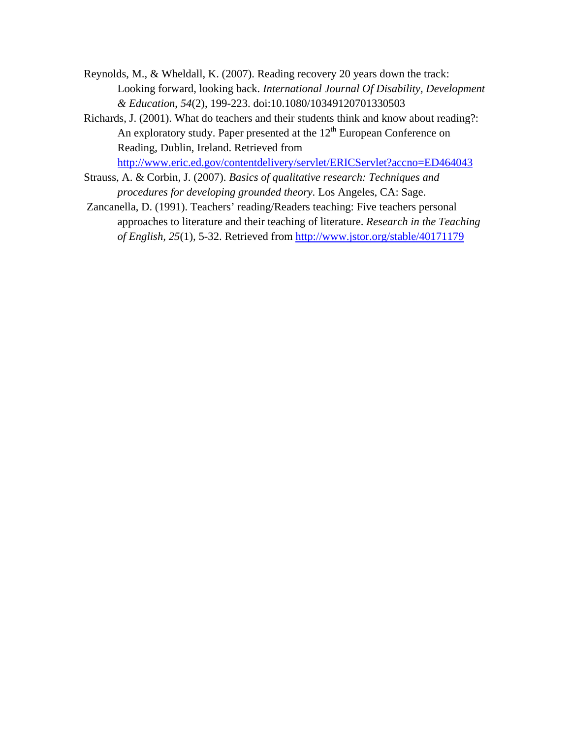Reynolds, M., & Wheldall, K. (2007). Reading recovery 20 years down the track: Looking forward, looking back. *International Journal Of Disability, Development & Education*, *54*(2), 199-223. doi:10.1080/10349120701330503

Richards, J. (2001). What do teachers and their students think and know about reading?: An exploratory study. Paper presented at the 12th European Conference on Reading, Dublin, Ireland. Retrieved from http://www.eric.ed.gov/contentdelivery/servlet/ERICServlet?accno=ED464043

Strauss, A. & Corbin, J. (2007). *Basics of qualitative research: Techniques and procedures for developing grounded theory*. Los Angeles, CA: Sage.

Zancanella, D. (1991). Teachers' reading/Readers teaching: Five teachers personal approaches to literature and their teaching of literature. *Research in the Teaching of English*, *25*(1), 5-32. Retrieved from http://www.jstor.org/stable/40171179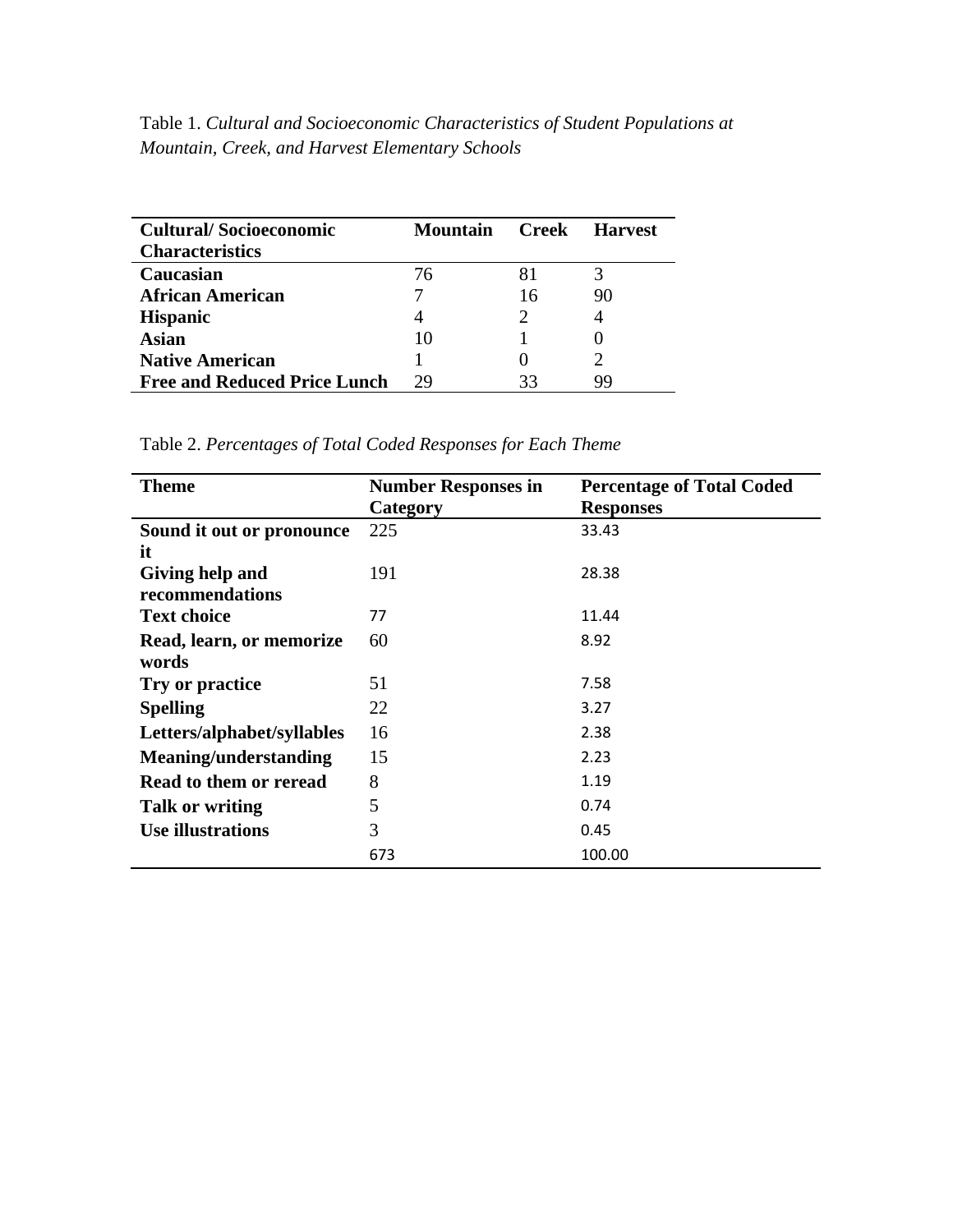Table 1. *Cultural and Socioeconomic Characteristics of Student Populations at Mountain, Creek, and Harvest Elementary Schools*

| Cultural/ Socioeconomic Characteristics | Mountain | Creek | Harvest |
|---|---|---|---|
| **Caucasian** | 76 | 81 | 3 |
| **African American** | 7 | 16 | 90 |
| **Hispanic** | 4 | 2 | 4 |
| **Asian** | 10 | 1 | 0 |
| **Native American** | 1 | 0 | 2 |
| **Free and Reduced Price Lunch** | 29 | 33 | 99 |

Table 2. *Percentages of Total Coded Responses for Each Theme*

| Theme | Number Responses in Category | Percentage of Total Coded Responses |
|---|---|---|
| **Sound it out or pronounce it** | 225 | 33.43 |
| **Giving help and recommendations** | 191 | 28.38 |
| **Text choice** | 77 | 11.44 |
| **Read, learn, or memorize words** | 60 | 8.92 |
| **Try or practice** | 51 | 7.58 |
| **Spelling** | 22 | 3.27 |
| **Letters/alphabet/syllables** | 16 | 2.38 |
| **Meaning/understanding** | 15 | 2.23 |
| **Read to them or reread** | 8 | 1.19 |
| **Talk or writing** | 5 | 0.74 |
| **Use illustrations** | 3 | 0.45 |
| | 673 | 100.00 |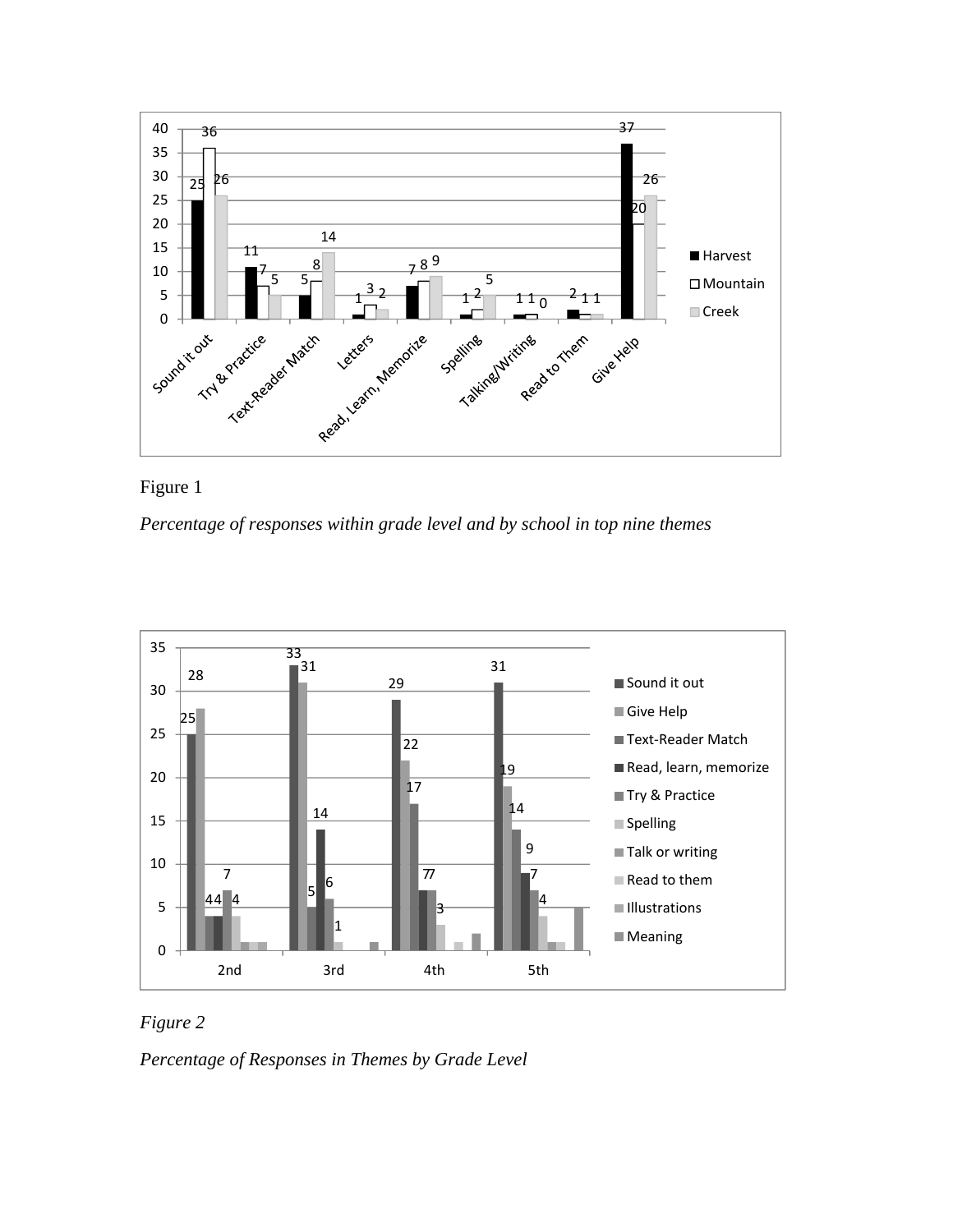Figure 1

*Percentage of responses within grade level and by school in top nine themes*

*Figure 2*

*Percentage of Responses in Themes by Grade Level*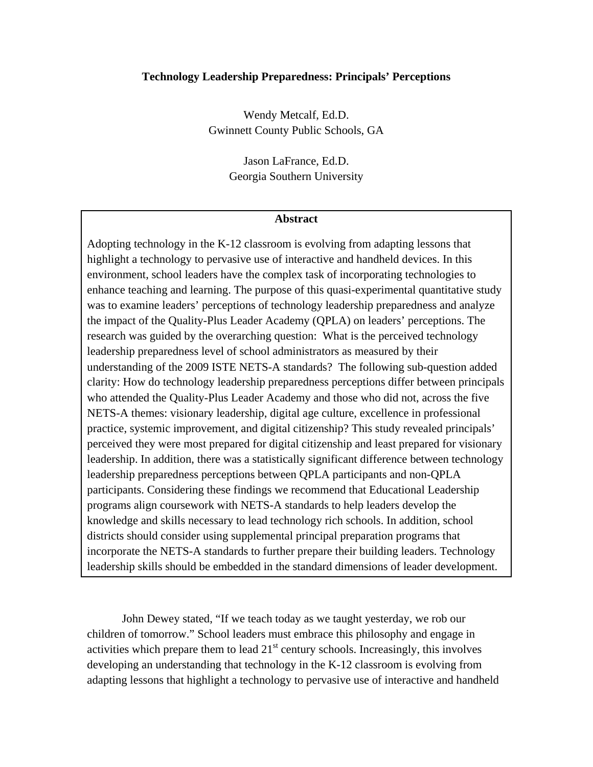# Technology Leadership Preparedness: Principals' Perceptions

Wendy Metcalf, Ed.D.
Gwinnett County Public Schools, GA

Jason LaFrance, Ed.D.
Georgia Southern University

**Abstract**

Adopting technology in the K-12 classroom is evolving from adapting lessons that highlight a technology to pervasive use of interactive and handheld devices. In this environment, school leaders have the complex task of incorporating technologies to enhance teaching and learning. The purpose of this quasi-experimental quantitative study was to examine leaders' perceptions of technology leadership preparedness and analyze the impact of the Quality-Plus Leader Academy (QPLA) on leaders' perceptions. The research was guided by the overarching question: What is the perceived technology leadership preparedness level of school administrators as measured by their understanding of the 2009 ISTE NETS-A standards? The following sub-question added clarity: How do technology leadership preparedness perceptions differ between principals who attended the Quality-Plus Leader Academy and those who did not, across the five NETS-A themes: visionary leadership, digital age culture, excellence in professional practice, systemic improvement, and digital citizenship? This study revealed principals' perceived they were most prepared for digital citizenship and least prepared for visionary leadership. In addition, there was a statistically significant difference between technology leadership preparedness perceptions between QPLA participants and non-QPLA participants. Considering these findings we recommend that Educational Leadership programs align coursework with NETS-A standards to help leaders develop the knowledge and skills necessary to lead technology rich schools. In addition, school districts should consider using supplemental principal preparation programs that incorporate the NETS-A standards to further prepare their building leaders. Technology leadership skills should be embedded in the standard dimensions of leader development.

John Dewey stated, "If we teach today as we taught yesterday, we rob our children of tomorrow." School leaders must embrace this philosophy and engage in activities which prepare them to lead 21st century schools. Increasingly, this involves developing an understanding that technology in the K-12 classroom is evolving from adapting lessons that highlight a technology to pervasive use of interactive and handheld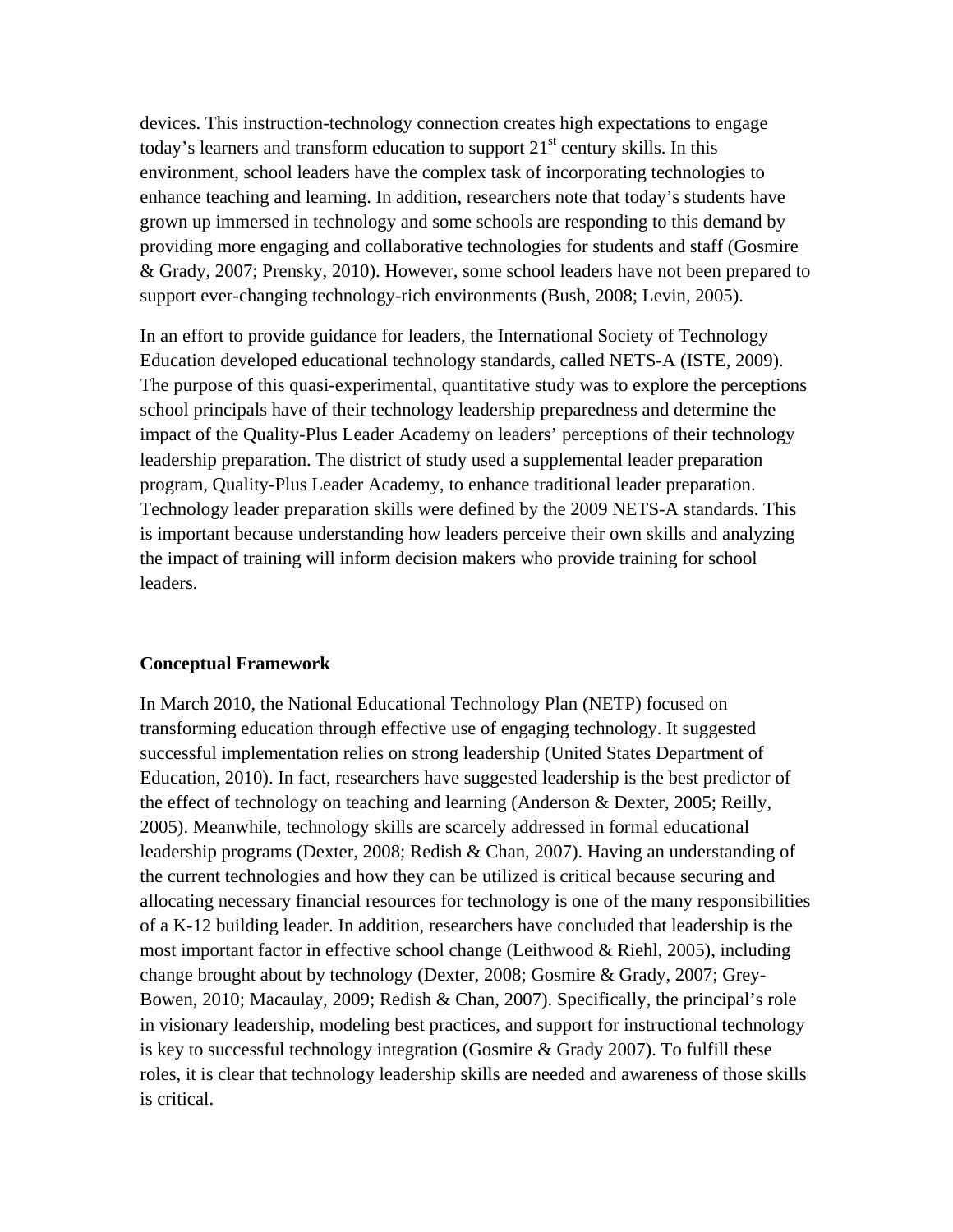devices. This instruction-technology connection creates high expectations to engage today's learners and transform education to support 21st century skills. In this environment, school leaders have the complex task of incorporating technologies to enhance teaching and learning. In addition, researchers note that today's students have grown up immersed in technology and some schools are responding to this demand by providing more engaging and collaborative technologies for students and staff (Gosmire & Grady, 2007; Prensky, 2010). However, some school leaders have not been prepared to support ever-changing technology-rich environments (Bush, 2008; Levin, 2005).

In an effort to provide guidance for leaders, the International Society of Technology Education developed educational technology standards, called NETS-A (ISTE, 2009). The purpose of this quasi-experimental, quantitative study was to explore the perceptions school principals have of their technology leadership preparedness and determine the impact of the Quality-Plus Leader Academy on leaders' perceptions of their technology leadership preparation. The district of study used a supplemental leader preparation program, Quality-Plus Leader Academy, to enhance traditional leader preparation. Technology leader preparation skills were defined by the 2009 NETS-A standards. This is important because understanding how leaders perceive their own skills and analyzing the impact of training will inform decision makers who provide training for school leaders.

### Conceptual Framework

In March 2010, the National Educational Technology Plan (NETP) focused on transforming education through effective use of engaging technology. It suggested successful implementation relies on strong leadership (United States Department of Education, 2010). In fact, researchers have suggested leadership is the best predictor of the effect of technology on teaching and learning (Anderson & Dexter, 2005; Reilly, 2005). Meanwhile, technology skills are scarcely addressed in formal educational leadership programs (Dexter, 2008; Redish & Chan, 2007). Having an understanding of the current technologies and how they can be utilized is critical because securing and allocating necessary financial resources for technology is one of the many responsibilities of a K-12 building leader. In addition, researchers have concluded that leadership is the most important factor in effective school change (Leithwood & Riehl, 2005), including change brought about by technology (Dexter, 2008; Gosmire & Grady, 2007; Grey-Bowen, 2010; Macaulay, 2009; Redish & Chan, 2007). Specifically, the principal's role in visionary leadership, modeling best practices, and support for instructional technology is key to successful technology integration (Gosmire & Grady 2007). To fulfill these roles, it is clear that technology leadership skills are needed and awareness of those skills is critical.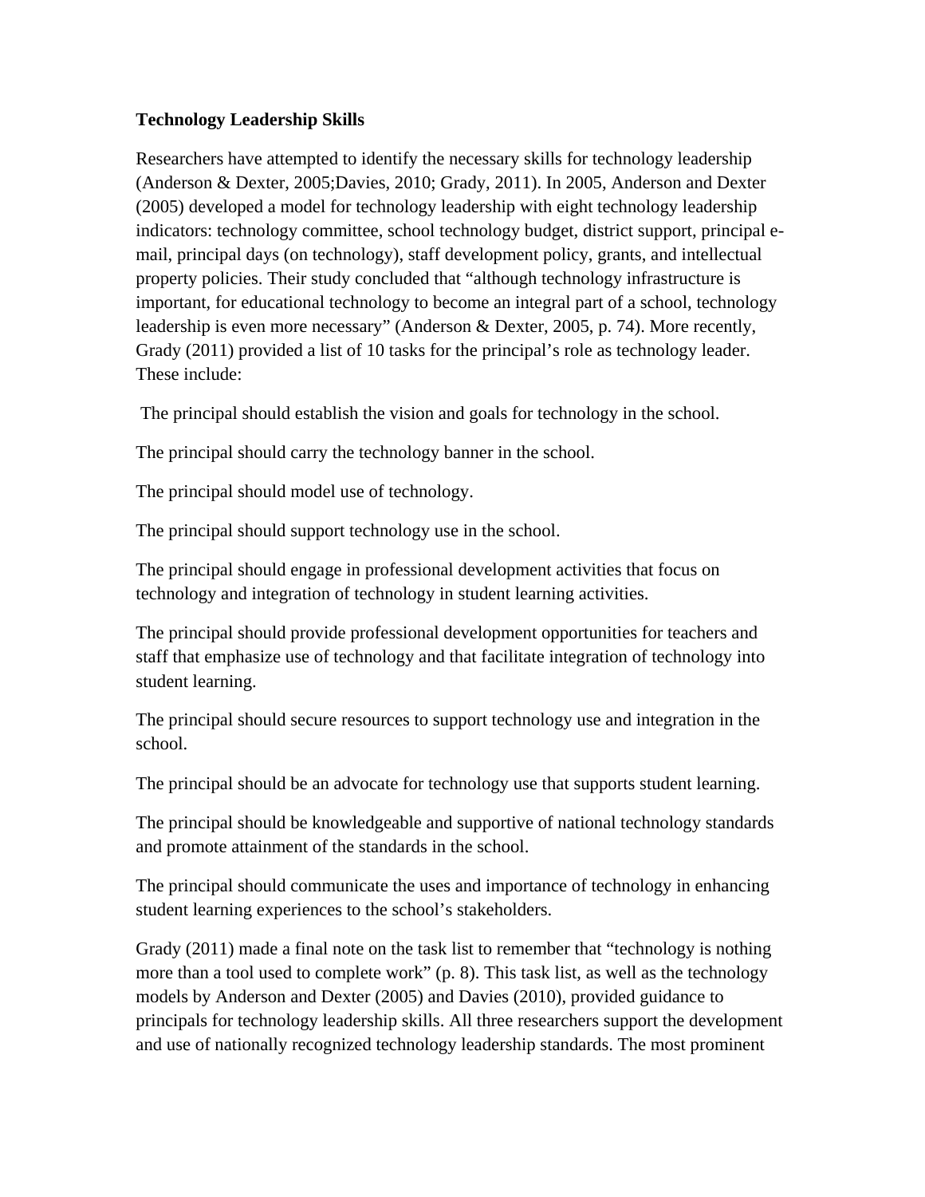**Technology Leadership Skills**

Researchers have attempted to identify the necessary skills for technology leadership (Anderson & Dexter, 2005;Davies, 2010; Grady, 2011). In 2005, Anderson and Dexter (2005) developed a model for technology leadership with eight technology leadership indicators: technology committee, school technology budget, district support, principal e-mail, principal days (on technology), staff development policy, grants, and intellectual property policies. Their study concluded that "although technology infrastructure is important, for educational technology to become an integral part of a school, technology leadership is even more necessary" (Anderson & Dexter, 2005, p. 74). More recently, Grady (2011) provided a list of 10 tasks for the principal's role as technology leader. These include:

The principal should establish the vision and goals for technology in the school.

The principal should carry the technology banner in the school.

The principal should model use of technology.

The principal should support technology use in the school.

The principal should engage in professional development activities that focus on technology and integration of technology in student learning activities.

The principal should provide professional development opportunities for teachers and staff that emphasize use of technology and that facilitate integration of technology into student learning.

The principal should secure resources to support technology use and integration in the school.

The principal should be an advocate for technology use that supports student learning.

The principal should be knowledgeable and supportive of national technology standards and promote attainment of the standards in the school.

The principal should communicate the uses and importance of technology in enhancing student learning experiences to the school's stakeholders.

Grady (2011) made a final note on the task list to remember that "technology is nothing more than a tool used to complete work" (p. 8). This task list, as well as the technology models by Anderson and Dexter (2005) and Davies (2010), provided guidance to principals for technology leadership skills. All three researchers support the development and use of nationally recognized technology leadership standards. The most prominent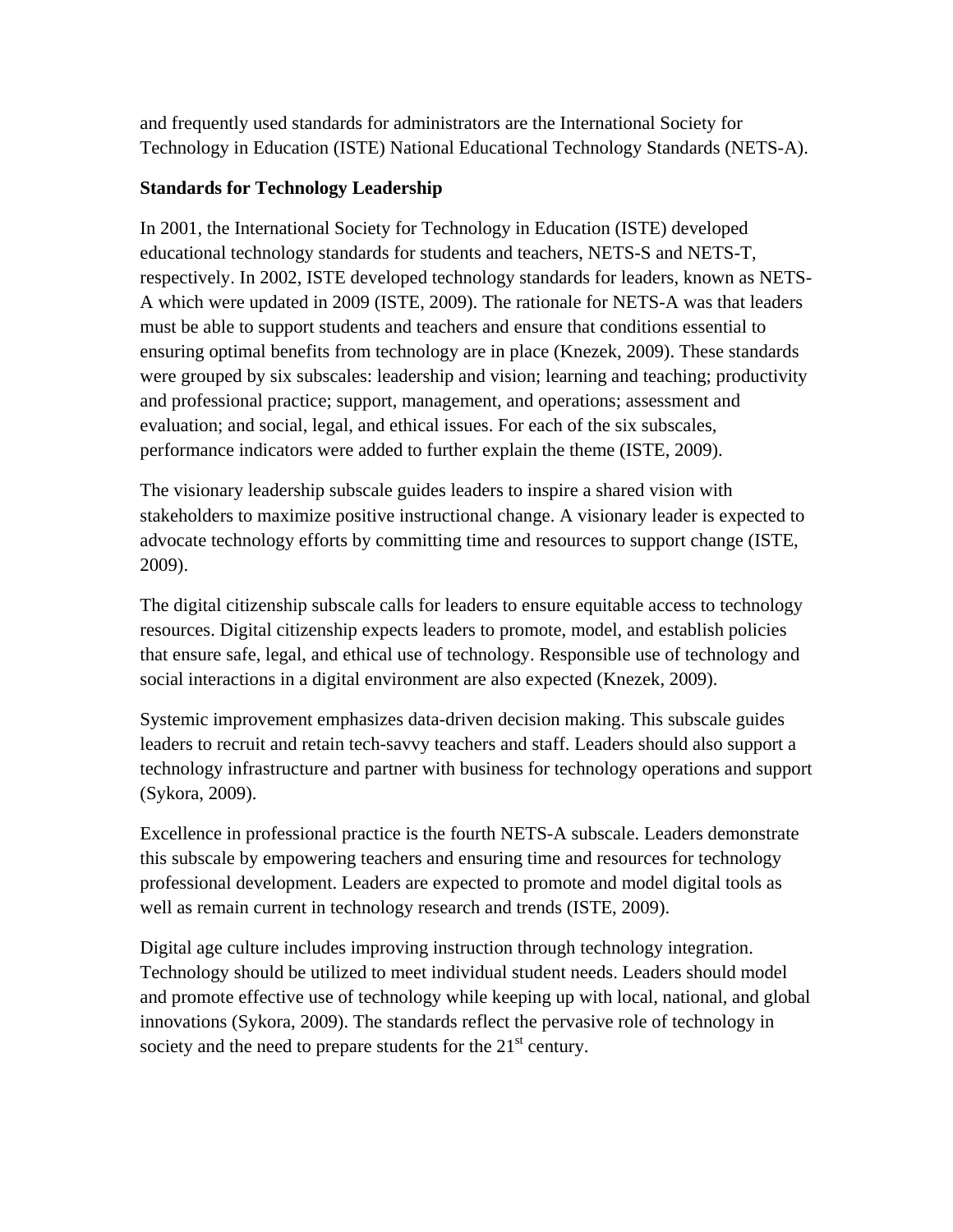and frequently used standards for administrators are the International Society for Technology in Education (ISTE) National Educational Technology Standards (NETS-A).

**Standards for Technology Leadership**

In 2001, the International Society for Technology in Education (ISTE) developed educational technology standards for students and teachers, NETS-S and NETS-T, respectively. In 2002, ISTE developed technology standards for leaders, known as NETS-A which were updated in 2009 (ISTE, 2009). The rationale for NETS-A was that leaders must be able to support students and teachers and ensure that conditions essential to ensuring optimal benefits from technology are in place (Knezek, 2009). These standards were grouped by six subscales: leadership and vision; learning and teaching; productivity and professional practice; support, management, and operations; assessment and evaluation; and social, legal, and ethical issues. For each of the six subscales, performance indicators were added to further explain the theme (ISTE, 2009).

The visionary leadership subscale guides leaders to inspire a shared vision with stakeholders to maximize positive instructional change. A visionary leader is expected to advocate technology efforts by committing time and resources to support change (ISTE, 2009).

The digital citizenship subscale calls for leaders to ensure equitable access to technology resources. Digital citizenship expects leaders to promote, model, and establish policies that ensure safe, legal, and ethical use of technology. Responsible use of technology and social interactions in a digital environment are also expected (Knezek, 2009).

Systemic improvement emphasizes data-driven decision making. This subscale guides leaders to recruit and retain tech-savvy teachers and staff. Leaders should also support a technology infrastructure and partner with business for technology operations and support (Sykora, 2009).

Excellence in professional practice is the fourth NETS-A subscale. Leaders demonstrate this subscale by empowering teachers and ensuring time and resources for technology professional development. Leaders are expected to promote and model digital tools as well as remain current in technology research and trends (ISTE, 2009).

Digital age culture includes improving instruction through technology integration. Technology should be utilized to meet individual student needs. Leaders should model and promote effective use of technology while keeping up with local, national, and global innovations (Sykora, 2009). The standards reflect the pervasive role of technology in society and the need to prepare students for the 21st century.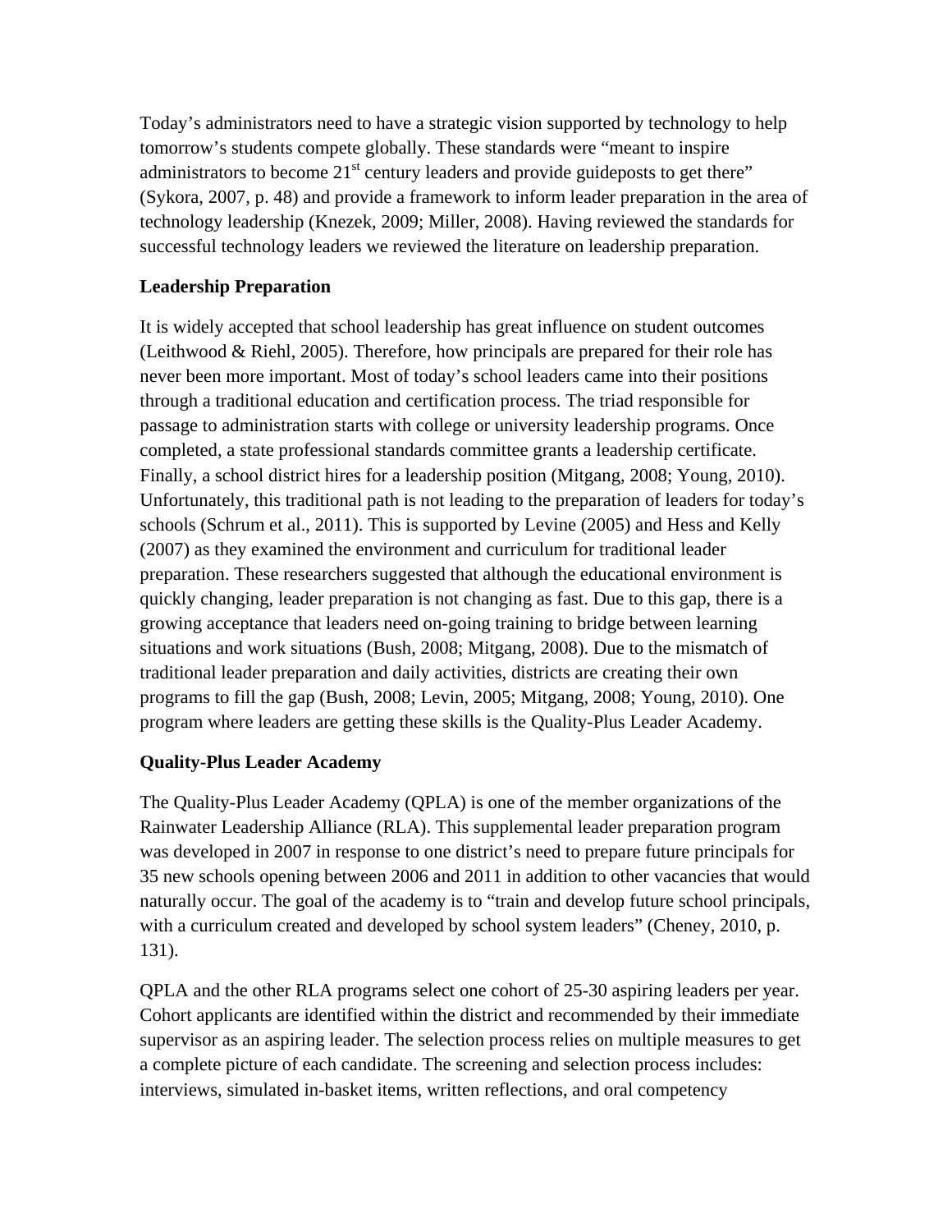Today's administrators need to have a strategic vision supported by technology to help tomorrow's students compete globally. These standards were "meant to inspire administrators to become 21st century leaders and provide guideposts to get there" (Sykora, 2007, p. 48) and provide a framework to inform leader preparation in the area of technology leadership (Knezek, 2009; Miller, 2008). Having reviewed the standards for successful technology leaders we reviewed the literature on leadership preparation.

**Leadership Preparation**

It is widely accepted that school leadership has great influence on student outcomes (Leithwood & Riehl, 2005). Therefore, how principals are prepared for their role has never been more important. Most of today's school leaders came into their positions through a traditional education and certification process. The triad responsible for passage to administration starts with college or university leadership programs. Once completed, a state professional standards committee grants a leadership certificate. Finally, a school district hires for a leadership position (Mitgang, 2008; Young, 2010). Unfortunately, this traditional path is not leading to the preparation of leaders for today's schools (Schrum et al., 2011). This is supported by Levine (2005) and Hess and Kelly (2007) as they examined the environment and curriculum for traditional leader preparation. These researchers suggested that although the educational environment is quickly changing, leader preparation is not changing as fast. Due to this gap, there is a growing acceptance that leaders need on-going training to bridge between learning situations and work situations (Bush, 2008; Mitgang, 2008). Due to the mismatch of traditional leader preparation and daily activities, districts are creating their own programs to fill the gap (Bush, 2008; Levin, 2005; Mitgang, 2008; Young, 2010). One program where leaders are getting these skills is the Quality-Plus Leader Academy.

**Quality-Plus Leader Academy**

The Quality-Plus Leader Academy (QPLA) is one of the member organizations of the Rainwater Leadership Alliance (RLA). This supplemental leader preparation program was developed in 2007 in response to one district's need to prepare future principals for 35 new schools opening between 2006 and 2011 in addition to other vacancies that would naturally occur. The goal of the academy is to "train and develop future school principals, with a curriculum created and developed by school system leaders" (Cheney, 2010, p. 131).

QPLA and the other RLA programs select one cohort of 25-30 aspiring leaders per year. Cohort applicants are identified within the district and recommended by their immediate supervisor as an aspiring leader. The selection process relies on multiple measures to get a complete picture of each candidate. The screening and selection process includes: interviews, simulated in-basket items, written reflections, and oral competency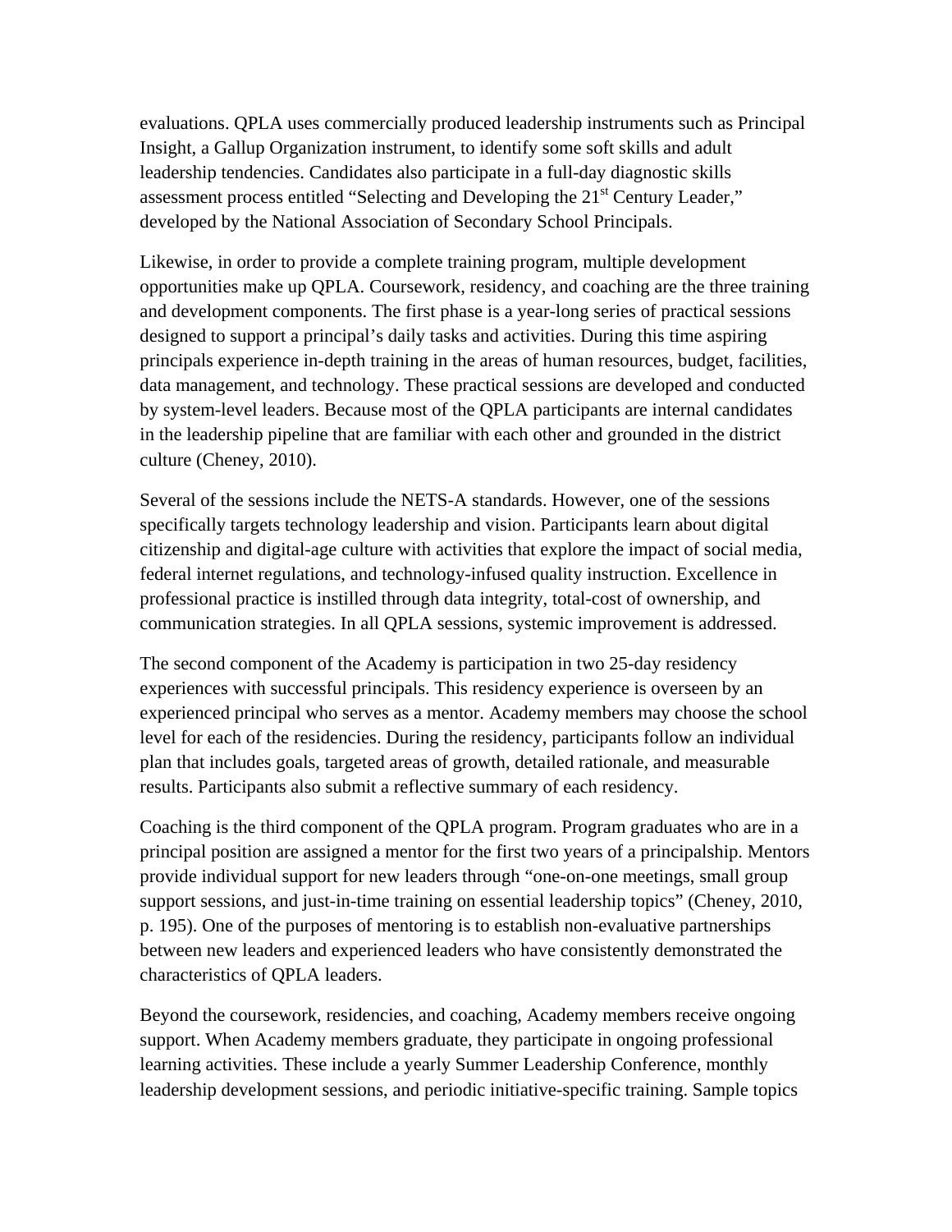evaluations. QPLA uses commercially produced leadership instruments such as Principal Insight, a Gallup Organization instrument, to identify some soft skills and adult leadership tendencies. Candidates also participate in a full-day diagnostic skills assessment process entitled "Selecting and Developing the 21st Century Leader," developed by the National Association of Secondary School Principals.

Likewise, in order to provide a complete training program, multiple development opportunities make up QPLA. Coursework, residency, and coaching are the three training and development components. The first phase is a year-long series of practical sessions designed to support a principal's daily tasks and activities. During this time aspiring principals experience in-depth training in the areas of human resources, budget, facilities, data management, and technology. These practical sessions are developed and conducted by system-level leaders. Because most of the QPLA participants are internal candidates in the leadership pipeline that are familiar with each other and grounded in the district culture (Cheney, 2010).

Several of the sessions include the NETS-A standards. However, one of the sessions specifically targets technology leadership and vision. Participants learn about digital citizenship and digital-age culture with activities that explore the impact of social media, federal internet regulations, and technology-infused quality instruction. Excellence in professional practice is instilled through data integrity, total-cost of ownership, and communication strategies. In all QPLA sessions, systemic improvement is addressed.

The second component of the Academy is participation in two 25-day residency experiences with successful principals. This residency experience is overseen by an experienced principal who serves as a mentor. Academy members may choose the school level for each of the residencies. During the residency, participants follow an individual plan that includes goals, targeted areas of growth, detailed rationale, and measurable results. Participants also submit a reflective summary of each residency.

Coaching is the third component of the QPLA program. Program graduates who are in a principal position are assigned a mentor for the first two years of a principalship. Mentors provide individual support for new leaders through "one-on-one meetings, small group support sessions, and just-in-time training on essential leadership topics" (Cheney, 2010, p. 195). One of the purposes of mentoring is to establish non-evaluative partnerships between new leaders and experienced leaders who have consistently demonstrated the characteristics of QPLA leaders.

Beyond the coursework, residencies, and coaching, Academy members receive ongoing support. When Academy members graduate, they participate in ongoing professional learning activities. These include a yearly Summer Leadership Conference, monthly leadership development sessions, and periodic initiative-specific training. Sample topics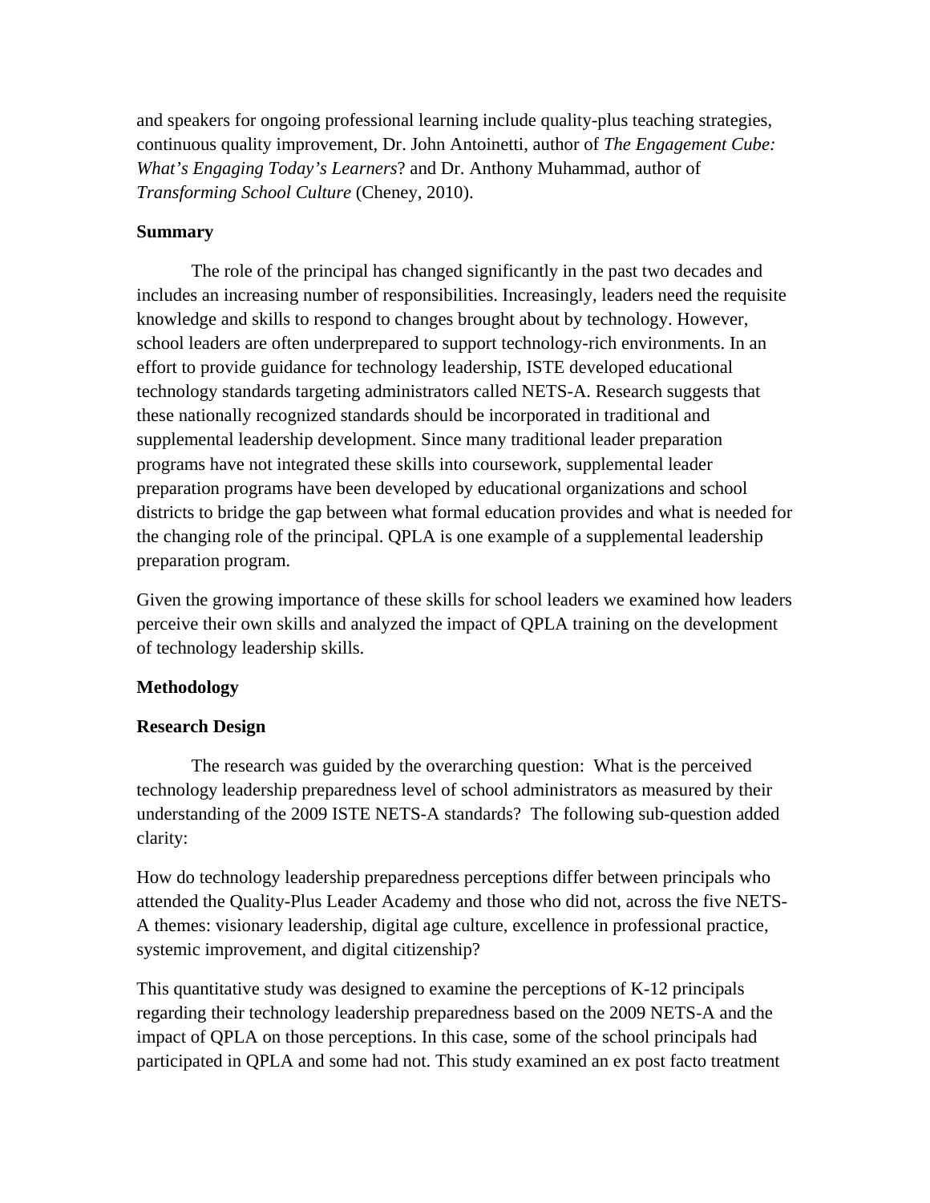and speakers for ongoing professional learning include quality-plus teaching strategies, continuous quality improvement, Dr. John Antoinetti, author of *The Engagement Cube: What's Engaging Today's Learners*? and Dr. Anthony Muhammad, author of *Transforming School Culture* (Cheney, 2010).

**Summary**

The role of the principal has changed significantly in the past two decades and includes an increasing number of responsibilities. Increasingly, leaders need the requisite knowledge and skills to respond to changes brought about by technology. However, school leaders are often underprepared to support technology-rich environments. In an effort to provide guidance for technology leadership, ISTE developed educational technology standards targeting administrators called NETS-A. Research suggests that these nationally recognized standards should be incorporated in traditional and supplemental leadership development. Since many traditional leader preparation programs have not integrated these skills into coursework, supplemental leader preparation programs have been developed by educational organizations and school districts to bridge the gap between what formal education provides and what is needed for the changing role of the principal. QPLA is one example of a supplemental leadership preparation program.

Given the growing importance of these skills for school leaders we examined how leaders perceive their own skills and analyzed the impact of QPLA training on the development of technology leadership skills.

**Methodology**

**Research Design**

The research was guided by the overarching question: What is the perceived technology leadership preparedness level of school administrators as measured by their understanding of the 2009 ISTE NETS-A standards? The following sub-question added clarity:

How do technology leadership preparedness perceptions differ between principals who attended the Quality-Plus Leader Academy and those who did not, across the five NETS-A themes: visionary leadership, digital age culture, excellence in professional practice, systemic improvement, and digital citizenship?

This quantitative study was designed to examine the perceptions of K-12 principals regarding their technology leadership preparedness based on the 2009 NETS-A and the impact of QPLA on those perceptions. In this case, some of the school principals had participated in QPLA and some had not. This study examined an ex post facto treatment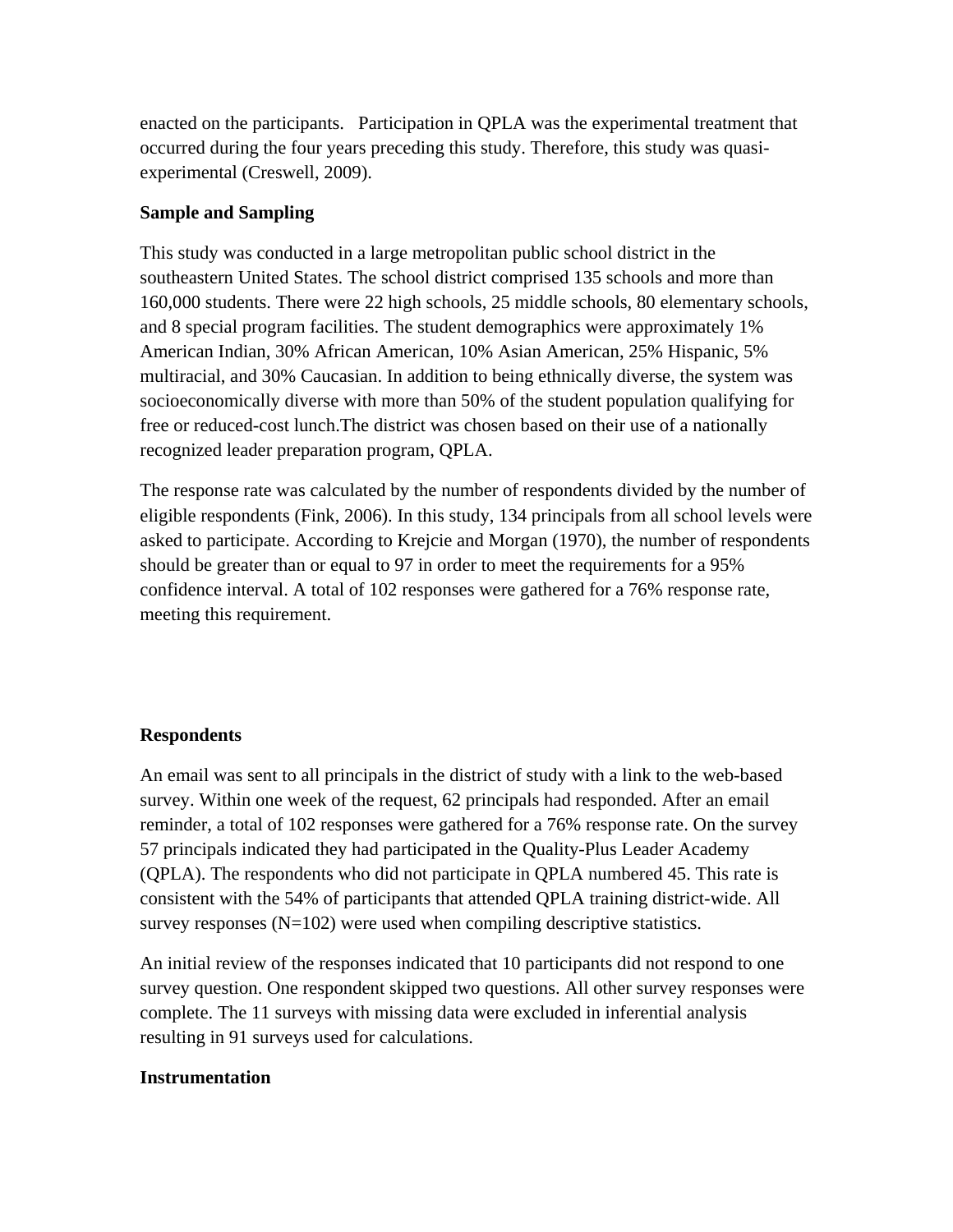enacted on the participants. Participation in QPLA was the experimental treatment that occurred during the four years preceding this study. Therefore, this study was quasi-experimental (Creswell, 2009).

### Sample and Sampling

This study was conducted in a large metropolitan public school district in the southeastern United States. The school district comprised 135 schools and more than 160,000 students. There were 22 high schools, 25 middle schools, 80 elementary schools, and 8 special program facilities. The student demographics were approximately 1% American Indian, 30% African American, 10% Asian American, 25% Hispanic, 5% multiracial, and 30% Caucasian. In addition to being ethnically diverse, the system was socioeconomically diverse with more than 50% of the student population qualifying for free or reduced-cost lunch.The district was chosen based on their use of a nationally recognized leader preparation program, QPLA.

The response rate was calculated by the number of respondents divided by the number of eligible respondents (Fink, 2006). In this study, 134 principals from all school levels were asked to participate. According to Krejcie and Morgan (1970), the number of respondents should be greater than or equal to 97 in order to meet the requirements for a 95% confidence interval. A total of 102 responses were gathered for a 76% response rate, meeting this requirement.

### Respondents

An email was sent to all principals in the district of study with a link to the web-based survey. Within one week of the request, 62 principals had responded. After an email reminder, a total of 102 responses were gathered for a 76% response rate. On the survey 57 principals indicated they had participated in the Quality-Plus Leader Academy (QPLA). The respondents who did not participate in QPLA numbered 45. This rate is consistent with the 54% of participants that attended QPLA training district-wide. All survey responses ($N=102$) were used when compiling descriptive statistics.

An initial review of the responses indicated that 10 participants did not respond to one survey question. One respondent skipped two questions. All other survey responses were complete. The 11 surveys with missing data were excluded in inferential analysis resulting in 91 surveys used for calculations.

### Instrumentation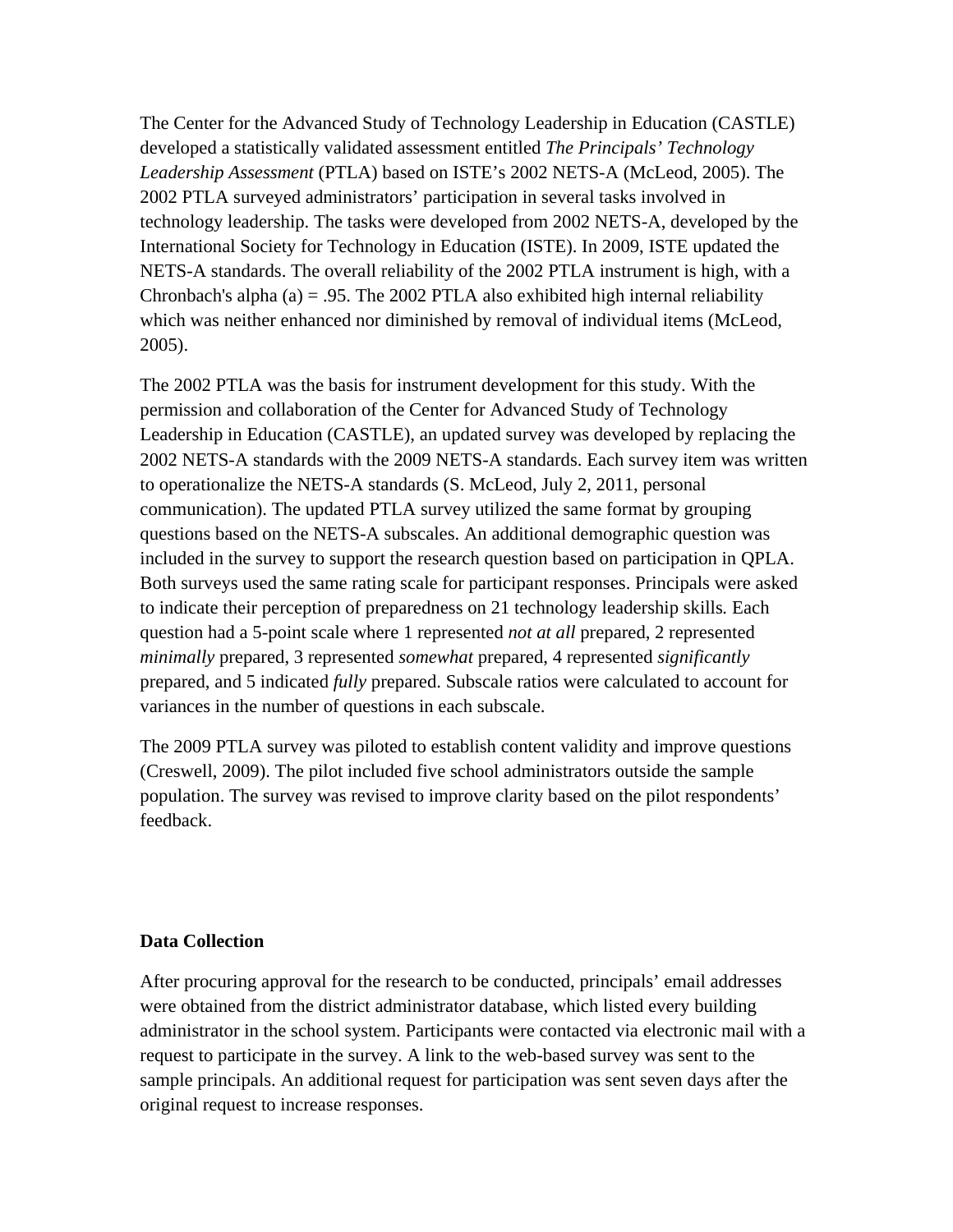The Center for the Advanced Study of Technology Leadership in Education (CASTLE) developed a statistically validated assessment entitled *The Principals' Technology Leadership Assessment* (PTLA) based on ISTE's 2002 NETS-A (McLeod, 2005). The 2002 PTLA surveyed administrators' participation in several tasks involved in technology leadership. The tasks were developed from 2002 NETS-A, developed by the International Society for Technology in Education (ISTE). In 2009, ISTE updated the NETS-A standards. The overall reliability of the 2002 PTLA instrument is high, with a Chronbach's alpha (a) = .95. The 2002 PTLA also exhibited high internal reliability which was neither enhanced nor diminished by removal of individual items (McLeod, 2005).

The 2002 PTLA was the basis for instrument development for this study. With the permission and collaboration of the Center for Advanced Study of Technology Leadership in Education (CASTLE), an updated survey was developed by replacing the 2002 NETS-A standards with the 2009 NETS-A standards. Each survey item was written to operationalize the NETS-A standards (S. McLeod, July 2, 2011, personal communication). The updated PTLA survey utilized the same format by grouping questions based on the NETS-A subscales. An additional demographic question was included in the survey to support the research question based on participation in QPLA. Both surveys used the same rating scale for participant responses. Principals were asked to indicate their perception of preparedness on 21 technology leadership skills. Each question had a 5-point scale where 1 represented *not at all* prepared, 2 represented *minimally* prepared, 3 represented *somewhat* prepared, 4 represented *significantly* prepared, and 5 indicated *fully* prepared. Subscale ratios were calculated to account for variances in the number of questions in each subscale.

The 2009 PTLA survey was piloted to establish content validity and improve questions (Creswell, 2009). The pilot included five school administrators outside the sample population. The survey was revised to improve clarity based on the pilot respondents' feedback.

**Data Collection**

After procuring approval for the research to be conducted, principals' email addresses were obtained from the district administrator database, which listed every building administrator in the school system. Participants were contacted via electronic mail with a request to participate in the survey. A link to the web-based survey was sent to the sample principals. An additional request for participation was sent seven days after the original request to increase responses.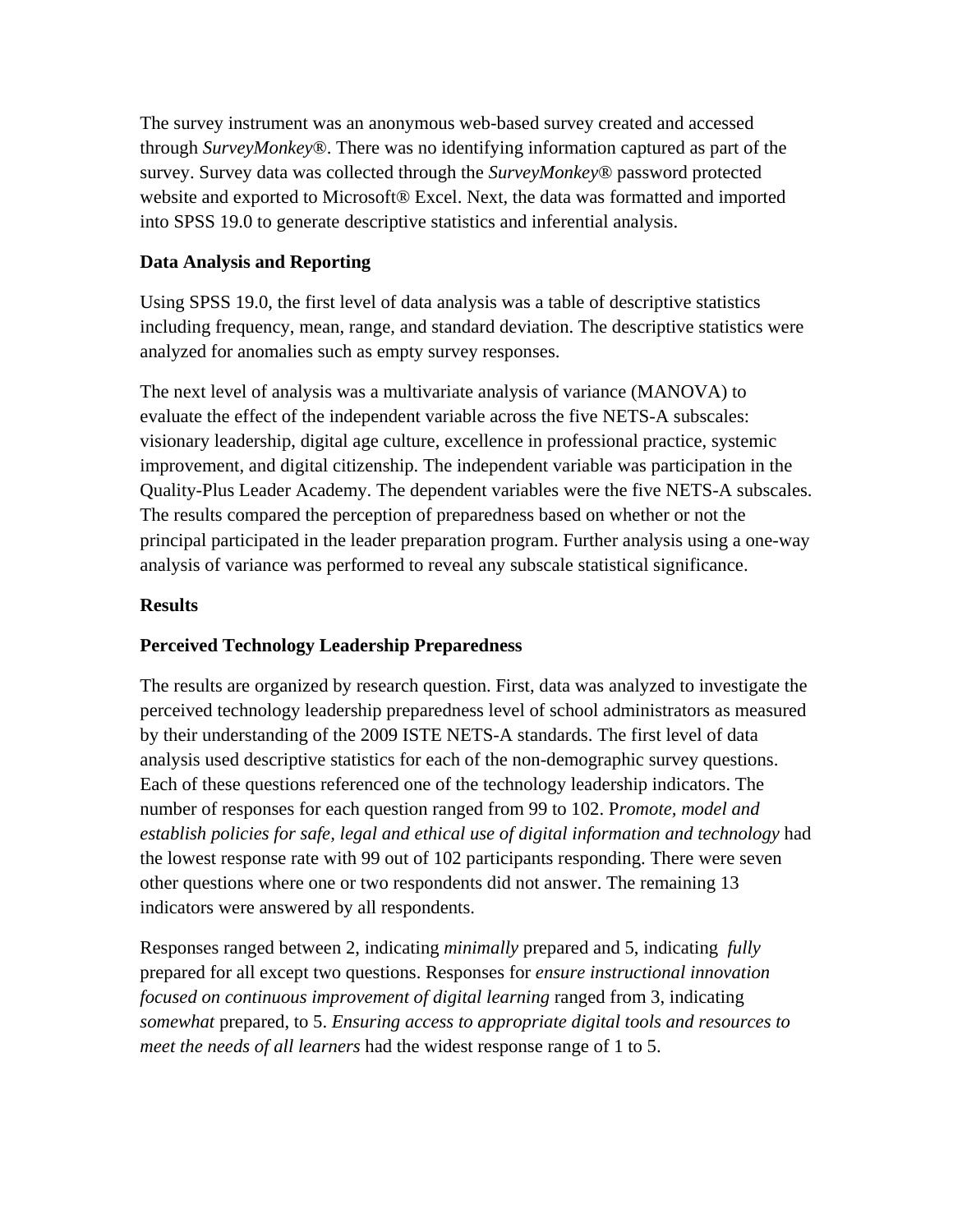The survey instrument was an anonymous web-based survey created and accessed through *SurveyMonkey®*. There was no identifying information captured as part of the survey. Survey data was collected through the *SurveyMonkey®* password protected website and exported to Microsoft® Excel. Next, the data was formatted and imported into SPSS 19.0 to generate descriptive statistics and inferential analysis.

**Data Analysis and Reporting**

Using SPSS 19.0, the first level of data analysis was a table of descriptive statistics including frequency, mean, range, and standard deviation. The descriptive statistics were analyzed for anomalies such as empty survey responses.

The next level of analysis was a multivariate analysis of variance (MANOVA) to evaluate the effect of the independent variable across the five NETS-A subscales: visionary leadership, digital age culture, excellence in professional practice, systemic improvement, and digital citizenship. The independent variable was participation in the Quality-Plus Leader Academy. The dependent variables were the five NETS-A subscales. The results compared the perception of preparedness based on whether or not the principal participated in the leader preparation program. Further analysis using a one-way analysis of variance was performed to reveal any subscale statistical significance.

**Results**

**Perceived Technology Leadership Preparedness**

The results are organized by research question. First, data was analyzed to investigate the perceived technology leadership preparedness level of school administrators as measured by their understanding of the 2009 ISTE NETS-A standards. The first level of data analysis used descriptive statistics for each of the non-demographic survey questions. Each of these questions referenced one of the technology leadership indicators. The number of responses for each question ranged from 99 to 102. P*romote, model and establish policies for safe, legal and ethical use of digital information and technology* had the lowest response rate with 99 out of 102 participants responding. There were seven other questions where one or two respondents did not answer. The remaining 13 indicators were answered by all respondents.

Responses ranged between 2, indicating *minimally* prepared and 5, indicating *fully* prepared for all except two questions. Responses for *ensure instructional innovation focused on continuous improvement of digital learning* ranged from 3, indicating *somewhat* prepared, to 5. *Ensuring access to appropriate digital tools and resources to meet the needs of all learners* had the widest response range of 1 to 5.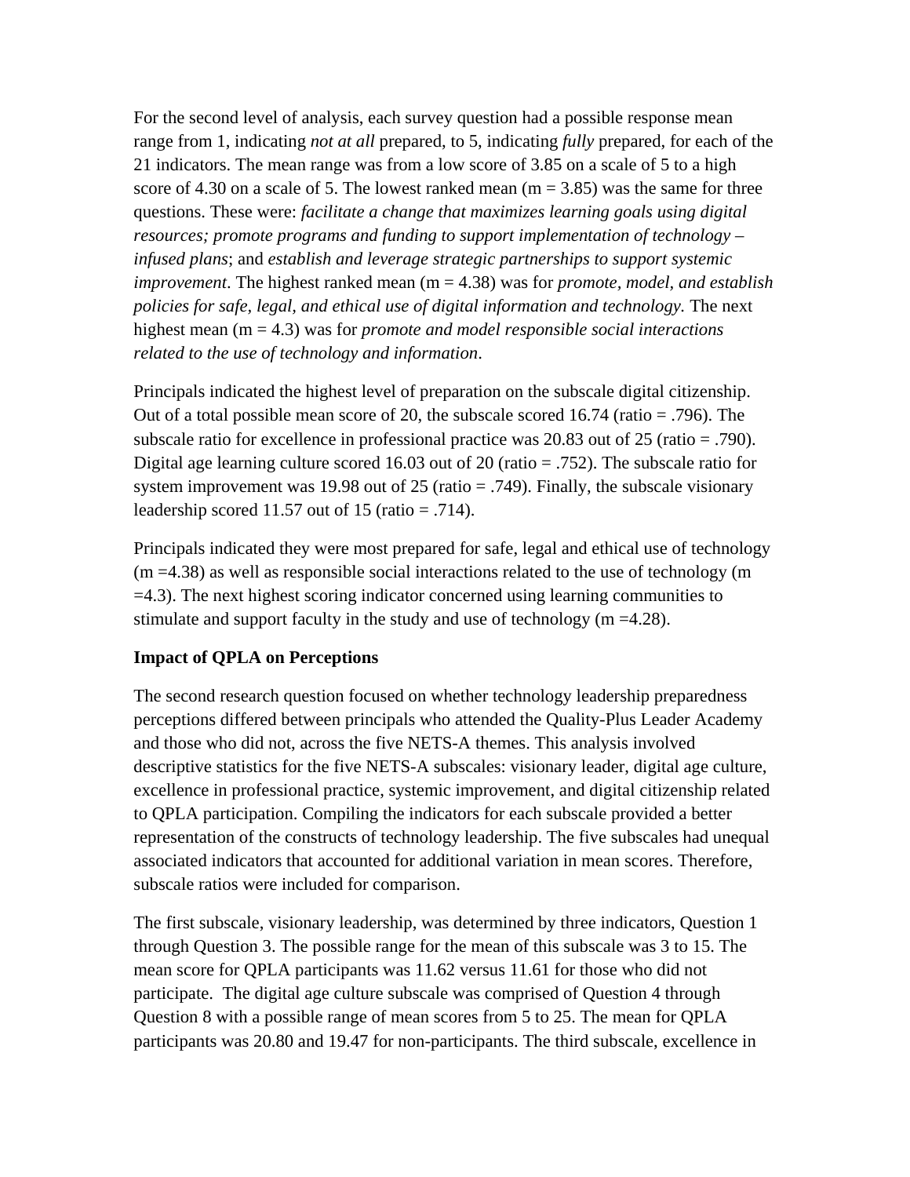For the second level of analysis, each survey question had a possible response mean range from 1, indicating *not at all* prepared, to 5, indicating *fully* prepared, for each of the 21 indicators. The mean range was from a low score of 3.85 on a scale of 5 to a high score of 4.30 on a scale of 5. The lowest ranked mean (m = 3.85) was the same for three questions. These were: *facilitate a change that maximizes learning goals using digital resources; promote programs and funding to support implementation of technology – infused plans*; and *establish and leverage strategic partnerships to support systemic improvement*. The highest ranked mean (m = 4.38) was for *promote, model, and establish policies for safe, legal, and ethical use of digital information and technology.* The next highest mean (m = 4.3) was for *promote and model responsible social interactions related to the use of technology and information*.

Principals indicated the highest level of preparation on the subscale digital citizenship. Out of a total possible mean score of 20, the subscale scored 16.74 (ratio = .796). The subscale ratio for excellence in professional practice was 20.83 out of 25 (ratio = .790). Digital age learning culture scored 16.03 out of 20 (ratio = .752). The subscale ratio for system improvement was 19.98 out of 25 (ratio = .749). Finally, the subscale visionary leadership scored 11.57 out of 15 (ratio = .714).

Principals indicated they were most prepared for safe, legal and ethical use of technology (m =4.38) as well as responsible social interactions related to the use of technology (m =4.3). The next highest scoring indicator concerned using learning communities to stimulate and support faculty in the study and use of technology (m =4.28).

**Impact of QPLA on Perceptions**

The second research question focused on whether technology leadership preparedness perceptions differed between principals who attended the Quality-Plus Leader Academy and those who did not, across the five NETS-A themes. This analysis involved descriptive statistics for the five NETS-A subscales: visionary leader, digital age culture, excellence in professional practice, systemic improvement, and digital citizenship related to QPLA participation. Compiling the indicators for each subscale provided a better representation of the constructs of technology leadership. The five subscales had unequal associated indicators that accounted for additional variation in mean scores. Therefore, subscale ratios were included for comparison.

The first subscale, visionary leadership, was determined by three indicators, Question 1 through Question 3. The possible range for the mean of this subscale was 3 to 15. The mean score for QPLA participants was 11.62 versus 11.61 for those who did not participate. The digital age culture subscale was comprised of Question 4 through Question 8 with a possible range of mean scores from 5 to 25. The mean for QPLA participants was 20.80 and 19.47 for non-participants. The third subscale, excellence in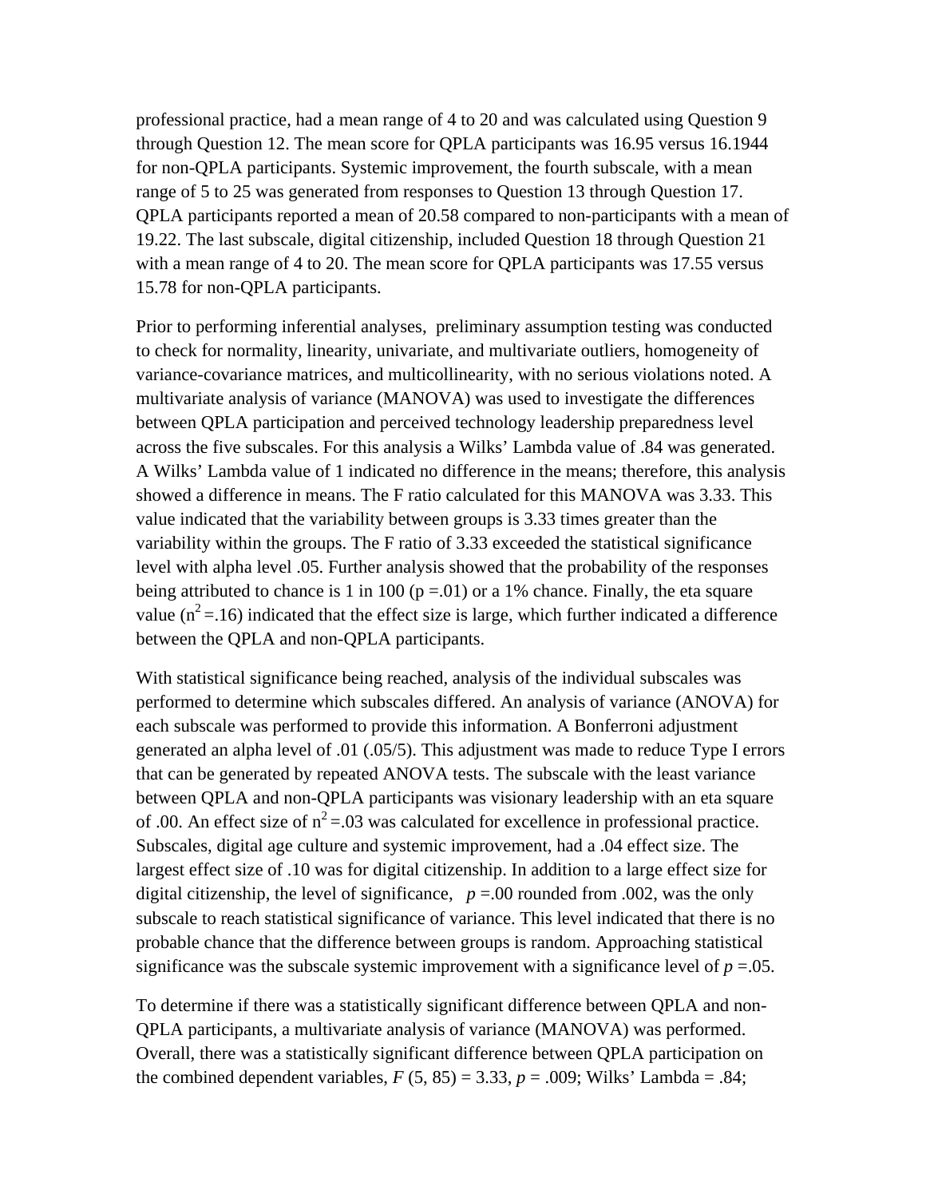professional practice, had a mean range of 4 to 20 and was calculated using Question 9 through Question 12. The mean score for QPLA participants was 16.95 versus 16.1944 for non-QPLA participants. Systemic improvement, the fourth subscale, with a mean range of 5 to 25 was generated from responses to Question 13 through Question 17. QPLA participants reported a mean of 20.58 compared to non-participants with a mean of 19.22. The last subscale, digital citizenship, included Question 18 through Question 21 with a mean range of 4 to 20. The mean score for QPLA participants was 17.55 versus 15.78 for non-QPLA participants.

Prior to performing inferential analyses, preliminary assumption testing was conducted to check for normality, linearity, univariate, and multivariate outliers, homogeneity of variance-covariance matrices, and multicollinearity, with no serious violations noted. A multivariate analysis of variance (MANOVA) was used to investigate the differences between QPLA participation and perceived technology leadership preparedness level across the five subscales. For this analysis a Wilks' Lambda value of .84 was generated. A Wilks' Lambda value of 1 indicated no difference in the means; therefore, this analysis showed a difference in means. The F ratio calculated for this MANOVA was 3.33. This value indicated that the variability between groups is 3.33 times greater than the variability within the groups. The F ratio of 3.33 exceeded the statistical significance level with alpha level .05. Further analysis showed that the probability of the responses being attributed to chance is 1 in 100 ($p = .01$) or a 1% chance. Finally, the eta square value ($n^2 = .16$) indicated that the effect size is large, which further indicated a difference between the QPLA and non-QPLA participants.

With statistical significance being reached, analysis of the individual subscales was performed to determine which subscales differed. An analysis of variance (ANOVA) for each subscale was performed to provide this information. A Bonferroni adjustment generated an alpha level of .01 (.05/5). This adjustment was made to reduce Type I errors that can be generated by repeated ANOVA tests. The subscale with the least variance between QPLA and non-QPLA participants was visionary leadership with an eta square of .00. An effect size of $n^2 = .03$ was calculated for excellence in professional practice. Subscales, digital age culture and systemic improvement, had a .04 effect size. The largest effect size of .10 was for digital citizenship. In addition to a large effect size for digital citizenship, the level of significance, $p = .00$ rounded from .002, was the only subscale to reach statistical significance of variance. This level indicated that there is no probable chance that the difference between groups is random. Approaching statistical significance was the subscale systemic improvement with a significance level of $p = .05$.

To determine if there was a statistically significant difference between QPLA and non-QPLA participants, a multivariate analysis of variance (MANOVA) was performed. Overall, there was a statistically significant difference between QPLA participation on the combined dependent variables, $F(5, 85) = 3.33$, $p = .009$; Wilks' Lambda = .84;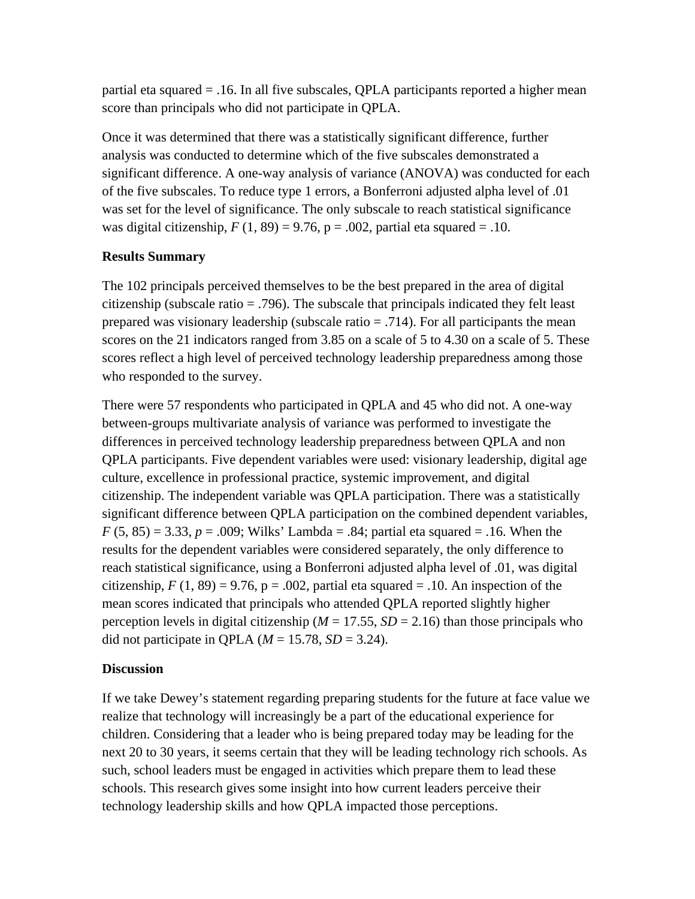partial eta squared = .16. In all five subscales, QPLA participants reported a higher mean score than principals who did not participate in QPLA.

Once it was determined that there was a statistically significant difference, further analysis was conducted to determine which of the five subscales demonstrated a significant difference. A one-way analysis of variance (ANOVA) was conducted for each of the five subscales. To reduce type 1 errors, a Bonferroni adjusted alpha level of .01 was set for the level of significance. The only subscale to reach statistical significance was digital citizenship, $F$ (1, 89) = 9.76, p = .002, partial eta squared = .10.

**Results Summary**

The 102 principals perceived themselves to be the best prepared in the area of digital citizenship (subscale ratio = .796). The subscale that principals indicated they felt least prepared was visionary leadership (subscale ratio = .714). For all participants the mean scores on the 21 indicators ranged from 3.85 on a scale of 5 to 4.30 on a scale of 5. These scores reflect a high level of perceived technology leadership preparedness among those who responded to the survey.

There were 57 respondents who participated in QPLA and 45 who did not. A one-way between-groups multivariate analysis of variance was performed to investigate the differences in perceived technology leadership preparedness between QPLA and non QPLA participants. Five dependent variables were used: visionary leadership, digital age culture, excellence in professional practice, systemic improvement, and digital citizenship. The independent variable was QPLA participation. There was a statistically significant difference between QPLA participation on the combined dependent variables, $F$ (5, 85) = 3.33, $p$ = .009; Wilks' Lambda = .84; partial eta squared = .16. When the results for the dependent variables were considered separately, the only difference to reach statistical significance, using a Bonferroni adjusted alpha level of .01, was digital citizenship, $F$ (1, 89) = 9.76, p = .002, partial eta squared = .10. An inspection of the mean scores indicated that principals who attended QPLA reported slightly higher perception levels in digital citizenship ($M$ = 17.55, $SD$ = 2.16) than those principals who did not participate in QPLA ($M$ = 15.78, $SD$ = 3.24).

**Discussion**

If we take Dewey's statement regarding preparing students for the future at face value we realize that technology will increasingly be a part of the educational experience for children. Considering that a leader who is being prepared today may be leading for the next 20 to 30 years, it seems certain that they will be leading technology rich schools. As such, school leaders must be engaged in activities which prepare them to lead these schools. This research gives some insight into how current leaders perceive their technology leadership skills and how QPLA impacted those perceptions.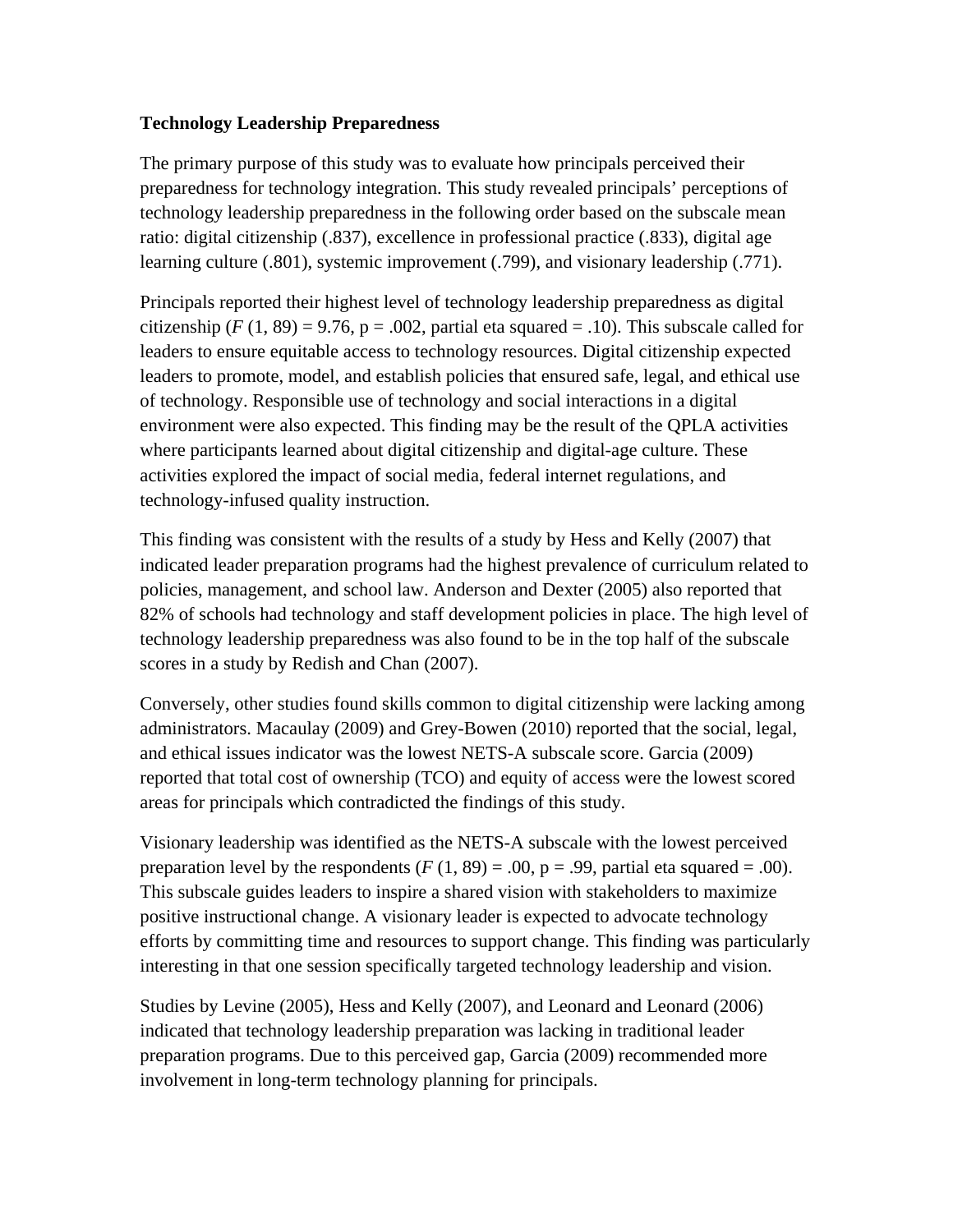**Technology Leadership Preparedness**

The primary purpose of this study was to evaluate how principals perceived their preparedness for technology integration. This study revealed principals' perceptions of technology leadership preparedness in the following order based on the subscale mean ratio: digital citizenship (.837), excellence in professional practice (.833), digital age learning culture (.801), systemic improvement (.799), and visionary leadership (.771).

Principals reported their highest level of technology leadership preparedness as digital citizenship ($F$ (1, 89) = 9.76, p = .002, partial eta squared = .10). This subscale called for leaders to ensure equitable access to technology resources. Digital citizenship expected leaders to promote, model, and establish policies that ensured safe, legal, and ethical use of technology. Responsible use of technology and social interactions in a digital environment were also expected. This finding may be the result of the QPLA activities where participants learned about digital citizenship and digital-age culture. These activities explored the impact of social media, federal internet regulations, and technology-infused quality instruction.

This finding was consistent with the results of a study by Hess and Kelly (2007) that indicated leader preparation programs had the highest prevalence of curriculum related to policies, management, and school law. Anderson and Dexter (2005) also reported that 82% of schools had technology and staff development policies in place. The high level of technology leadership preparedness was also found to be in the top half of the subscale scores in a study by Redish and Chan (2007).

Conversely, other studies found skills common to digital citizenship were lacking among administrators. Macaulay (2009) and Grey-Bowen (2010) reported that the social, legal, and ethical issues indicator was the lowest NETS-A subscale score. Garcia (2009) reported that total cost of ownership (TCO) and equity of access were the lowest scored areas for principals which contradicted the findings of this study.

Visionary leadership was identified as the NETS-A subscale with the lowest perceived preparation level by the respondents ($F$ (1, 89) = .00, p = .99, partial eta squared = .00). This subscale guides leaders to inspire a shared vision with stakeholders to maximize positive instructional change. A visionary leader is expected to advocate technology efforts by committing time and resources to support change. This finding was particularly interesting in that one session specifically targeted technology leadership and vision.

Studies by Levine (2005), Hess and Kelly (2007), and Leonard and Leonard (2006) indicated that technology leadership preparation was lacking in traditional leader preparation programs. Due to this perceived gap, Garcia (2009) recommended more involvement in long-term technology planning for principals.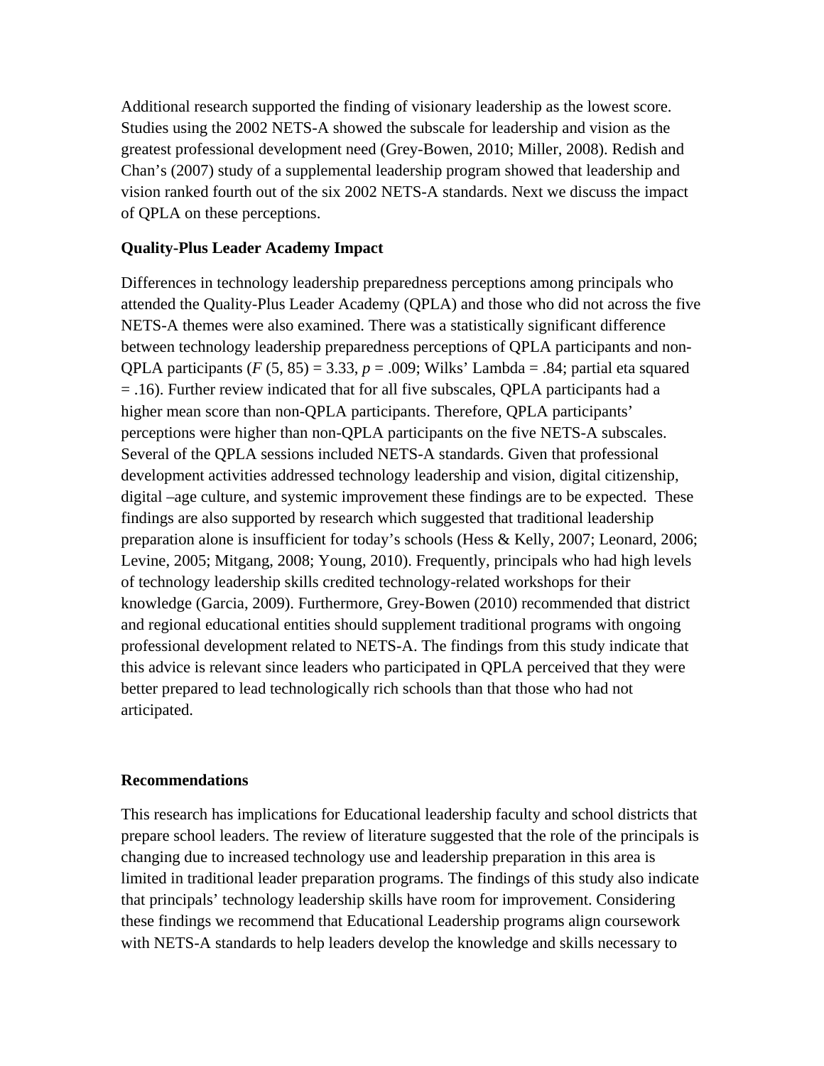Additional research supported the finding of visionary leadership as the lowest score. Studies using the 2002 NETS-A showed the subscale for leadership and vision as the greatest professional development need (Grey-Bowen, 2010; Miller, 2008). Redish and Chan's (2007) study of a supplemental leadership program showed that leadership and vision ranked fourth out of the six 2002 NETS-A standards. Next we discuss the impact of QPLA on these perceptions.

**Quality-Plus Leader Academy Impact**

Differences in technology leadership preparedness perceptions among principals who attended the Quality-Plus Leader Academy (QPLA) and those who did not across the five NETS-A themes were also examined. There was a statistically significant difference between technology leadership preparedness perceptions of QPLA participants and non-QPLA participants ($F$ (5, 85) = 3.33, $p$ = .009; Wilks' Lambda = .84; partial eta squared = .16). Further review indicated that for all five subscales, QPLA participants had a higher mean score than non-QPLA participants. Therefore, QPLA participants' perceptions were higher than non-QPLA participants on the five NETS-A subscales. Several of the QPLA sessions included NETS-A standards. Given that professional development activities addressed technology leadership and vision, digital citizenship, digital –age culture, and systemic improvement these findings are to be expected. These findings are also supported by research which suggested that traditional leadership preparation alone is insufficient for today's schools (Hess & Kelly, 2007; Leonard, 2006; Levine, 2005; Mitgang, 2008; Young, 2010). Frequently, principals who had high levels of technology leadership skills credited technology-related workshops for their knowledge (Garcia, 2009). Furthermore, Grey-Bowen (2010) recommended that district and regional educational entities should supplement traditional programs with ongoing professional development related to NETS-A. The findings from this study indicate that this advice is relevant since leaders who participated in QPLA perceived that they were better prepared to lead technologically rich schools than that those who had not articipated.

**Recommendations**

This research has implications for Educational leadership faculty and school districts that prepare school leaders. The review of literature suggested that the role of the principals is changing due to increased technology use and leadership preparation in this area is limited in traditional leader preparation programs. The findings of this study also indicate that principals' technology leadership skills have room for improvement. Considering these findings we recommend that Educational Leadership programs align coursework with NETS-A standards to help leaders develop the knowledge and skills necessary to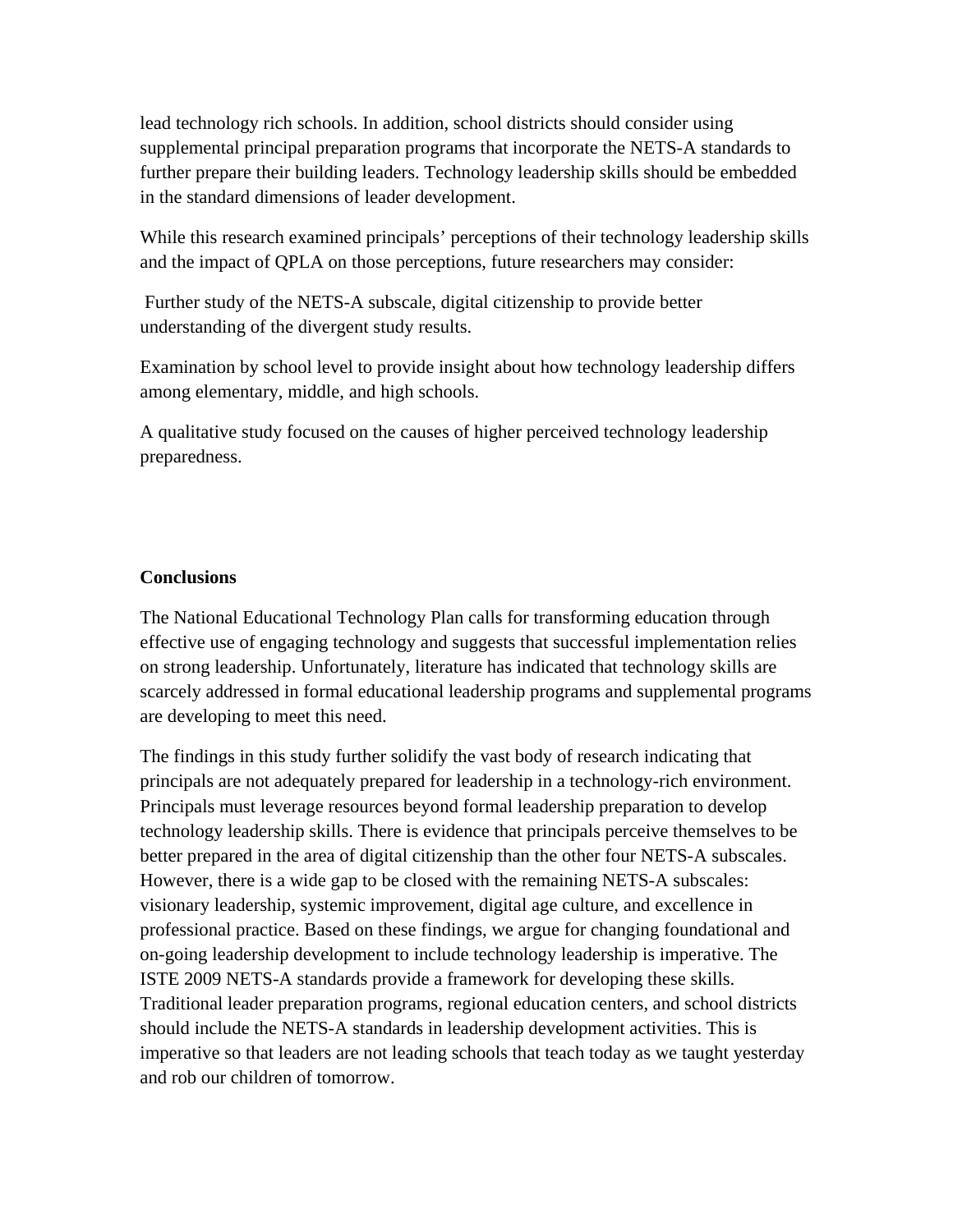lead technology rich schools. In addition, school districts should consider using supplemental principal preparation programs that incorporate the NETS-A standards to further prepare their building leaders. Technology leadership skills should be embedded in the standard dimensions of leader development.

While this research examined principals' perceptions of their technology leadership skills and the impact of QPLA on those perceptions, future researchers may consider:

Further study of the NETS-A subscale, digital citizenship to provide better understanding of the divergent study results.

Examination by school level to provide insight about how technology leadership differs among elementary, middle, and high schools.

A qualitative study focused on the causes of higher perceived technology leadership preparedness.

**Conclusions**

The National Educational Technology Plan calls for transforming education through effective use of engaging technology and suggests that successful implementation relies on strong leadership. Unfortunately, literature has indicated that technology skills are scarcely addressed in formal educational leadership programs and supplemental programs are developing to meet this need.

The findings in this study further solidify the vast body of research indicating that principals are not adequately prepared for leadership in a technology-rich environment. Principals must leverage resources beyond formal leadership preparation to develop technology leadership skills. There is evidence that principals perceive themselves to be better prepared in the area of digital citizenship than the other four NETS-A subscales. However, there is a wide gap to be closed with the remaining NETS-A subscales: visionary leadership, systemic improvement, digital age culture, and excellence in professional practice. Based on these findings, we argue for changing foundational and on-going leadership development to include technology leadership is imperative. The ISTE 2009 NETS-A standards provide a framework for developing these skills. Traditional leader preparation programs, regional education centers, and school districts should include the NETS-A standards in leadership development activities. This is imperative so that leaders are not leading schools that teach today as we taught yesterday and rob our children of tomorrow.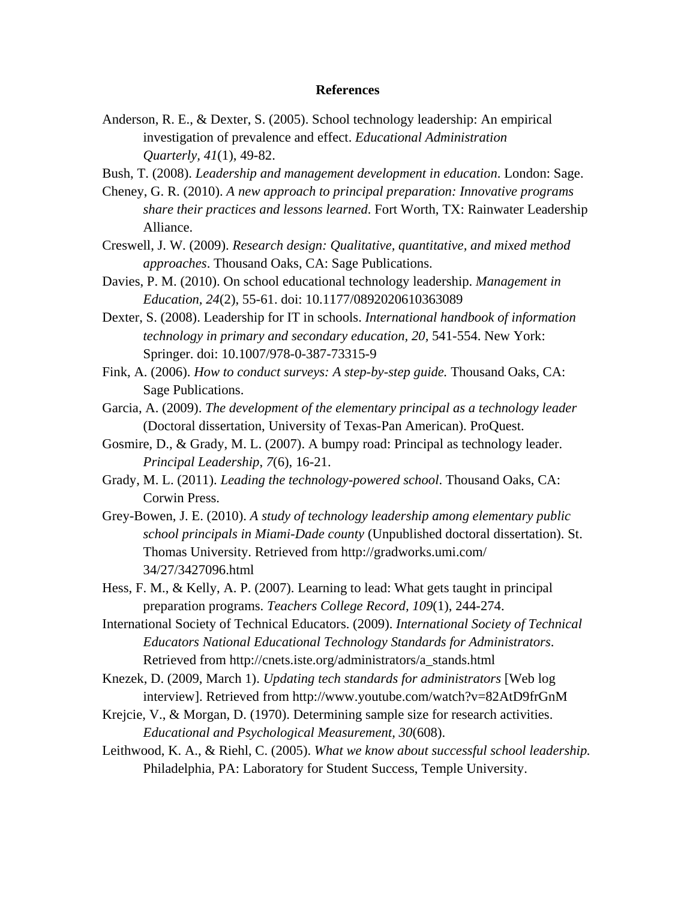# References

Anderson, R. E., & Dexter, S. (2005). School technology leadership: An empirical investigation of prevalence and effect. *Educational Administration Quarterly, 41*(1), 49-82.

Bush, T. (2008). *Leadership and management development in education*. London: Sage.

Cheney, G. R. (2010). *A new approach to principal preparation: Innovative programs share their practices and lessons learned*. Fort Worth, TX: Rainwater Leadership Alliance.

Creswell, J. W. (2009). *Research design: Qualitative, quantitative, and mixed method approaches*. Thousand Oaks, CA: Sage Publications.

Davies, P. M. (2010). On school educational technology leadership. *Management in Education, 24*(2), 55-61. doi: 10.1177/0892020610363089

Dexter, S. (2008). Leadership for IT in schools. *International handbook of information technology in primary and secondary education, 20,* 541-554. New York: Springer. doi: 10.1007/978-0-387-73315-9

Fink, A. (2006). *How to conduct surveys: A step-by-step guide.* Thousand Oaks, CA: Sage Publications.

Garcia, A. (2009). *The development of the elementary principal as a technology leader* (Doctoral dissertation, University of Texas-Pan American). ProQuest.

Gosmire, D., & Grady, M. L. (2007). A bumpy road: Principal as technology leader. *Principal Leadership, 7*(6), 16-21.

Grady, M. L. (2011). *Leading the technology-powered school*. Thousand Oaks, CA: Corwin Press.

Grey-Bowen, J. E. (2010). *A study of technology leadership among elementary public school principals in Miami-Dade county* (Unpublished doctoral dissertation). St. Thomas University. Retrieved from http://gradworks.umi.com/34/27/3427096.html

Hess, F. M., & Kelly, A. P. (2007). Learning to lead: What gets taught in principal preparation programs. *Teachers College Record, 109*(1), 244-274.

International Society of Technical Educators. (2009). *International Society of Technical Educators National Educational Technology Standards for Administrators*. Retrieved from http://cnets.iste.org/administrators/a_stands.html

Knezek, D. (2009, March 1). *Updating tech standards for administrators* [Web log interview]. Retrieved from http://www.youtube.com/watch?v=82AtD9frGnM

Krejcie, V., & Morgan, D. (1970). Determining sample size for research activities. *Educational and Psychological Measurement, 30*(608).

Leithwood, K. A., & Riehl, C. (2005). *What we know about successful school leadership.* Philadelphia, PA: Laboratory for Student Success, Temple University.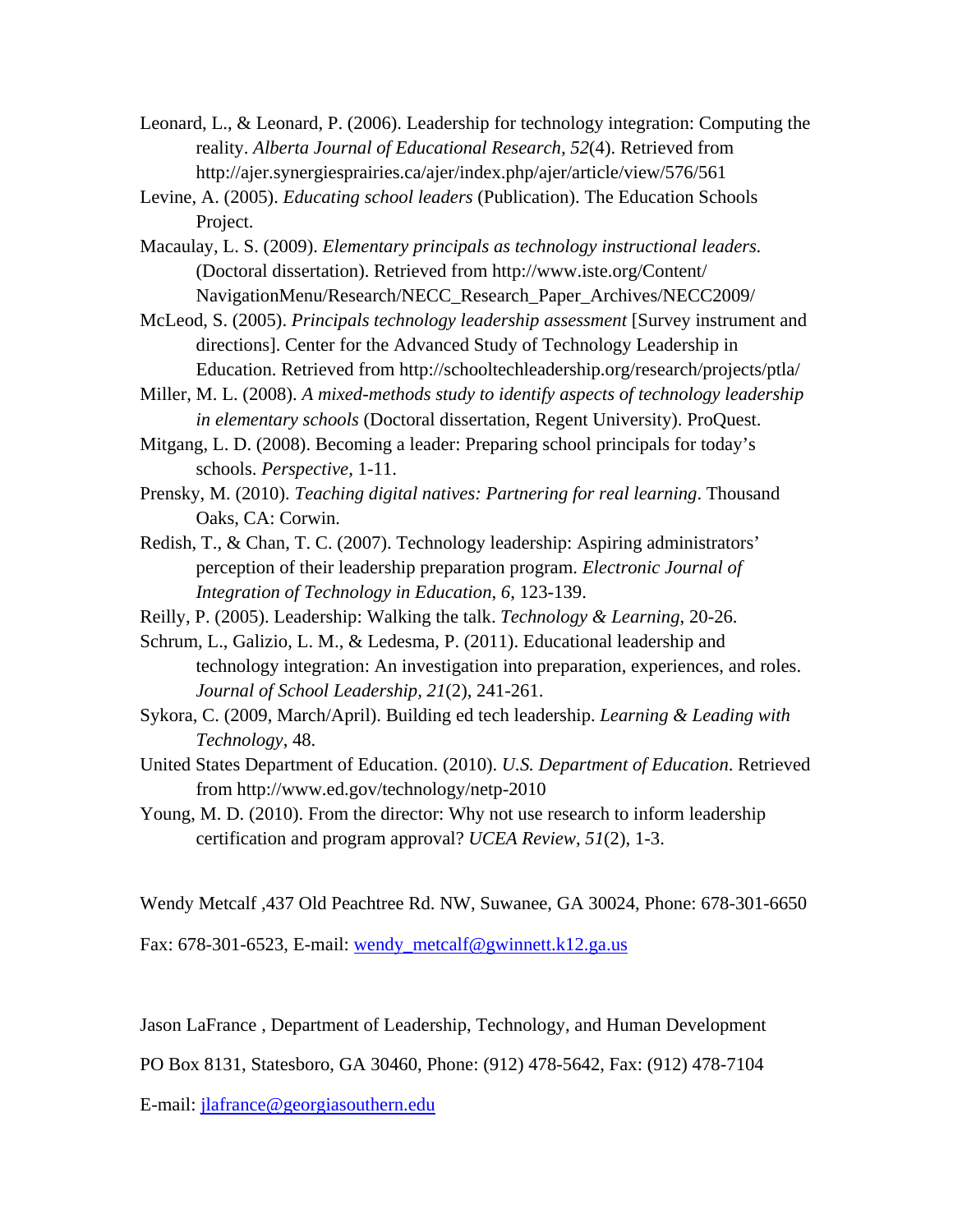Leonard, L., & Leonard, P. (2006). Leadership for technology integration: Computing the reality. *Alberta Journal of Educational Research, 52*(4). Retrieved from http://ajer.synergiesprairies.ca/ajer/index.php/ajer/article/view/576/561

Levine, A. (2005). *Educating school leaders* (Publication). The Education Schools Project.

Macaulay, L. S. (2009). *Elementary principals as technology instructional leaders.* (Doctoral dissertation). Retrieved from http://www.iste.org/Content/NavigationMenu/Research/NECC_Research_Paper_Archives/NECC2009/

McLeod, S. (2005). *Principals technology leadership assessment* [Survey instrument and directions]. Center for the Advanced Study of Technology Leadership in Education. Retrieved from http://schooltechleadership.org/research/projects/ptla/

Miller, M. L. (2008). *A mixed-methods study to identify aspects of technology leadership in elementary schools* (Doctoral dissertation, Regent University). ProQuest.

Mitgang, L. D. (2008). Becoming a leader: Preparing school principals for today's schools. *Perspective,* 1-11.

Prensky, M. (2010). *Teaching digital natives: Partnering for real learning*. Thousand Oaks, CA: Corwin.

Redish, T., & Chan, T. C. (2007). Technology leadership: Aspiring administrators' perception of their leadership preparation program. *Electronic Journal of Integration of Technology in Education*, *6*, 123-139.

Reilly, P. (2005). Leadership: Walking the talk. *Technology & Learning*, 20-26.

Schrum, L., Galizio, L. M., & Ledesma, P. (2011). Educational leadership and technology integration: An investigation into preparation, experiences, and roles. *Journal of School Leadership, 21*(2), 241-261.

Sykora, C. (2009, March/April). Building ed tech leadership. *Learning & Leading with Technology*, 48.

United States Department of Education. (2010). *U.S. Department of Education*. Retrieved from http://www.ed.gov/technology/netp-2010

Young, M. D. (2010). From the director: Why not use research to inform leadership certification and program approval? *UCEA Review*, *51*(2), 1-3.

Wendy Metcalf ,437 Old Peachtree Rd. NW, Suwanee, GA 30024, Phone: 678-301-6650

Fax: 678-301-6523, E-mail: wendy_metcalf@gwinnett.k12.ga.us

Jason LaFrance , Department of Leadership, Technology, and Human Development

PO Box 8131, Statesboro, GA 30460, Phone: (912) 478-5642, Fax: (912) 478-7104

E-mail: jlafrance@georgiasouthern.edu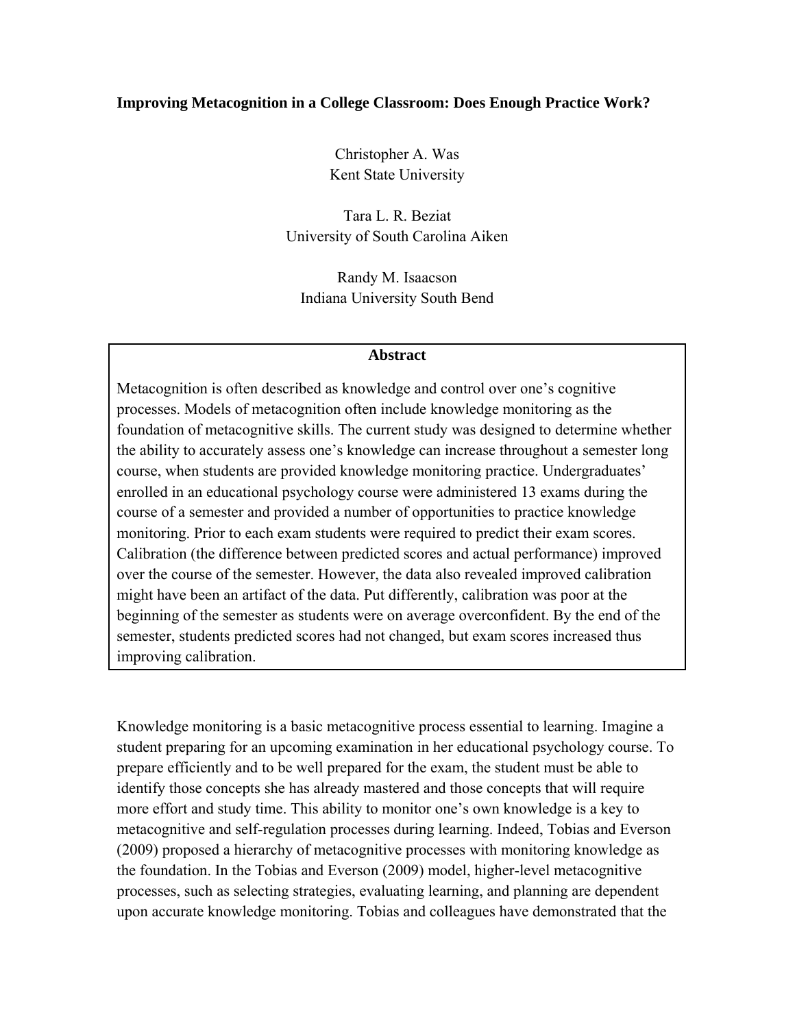# Improving Metacognition in a College Classroom: Does Enough Practice Work?

Christopher A. Was
Kent State University

Tara L. R. Beziat
University of South Carolina Aiken

Randy M. Isaacson
Indiana University South Bend

## Abstract

Metacognition is often described as knowledge and control over one's cognitive processes. Models of metacognition often include knowledge monitoring as the foundation of metacognitive skills. The current study was designed to determine whether the ability to accurately assess one's knowledge can increase throughout a semester long course, when students are provided knowledge monitoring practice. Undergraduates' enrolled in an educational psychology course were administered 13 exams during the course of a semester and provided a number of opportunities to practice knowledge monitoring. Prior to each exam students were required to predict their exam scores. Calibration (the difference between predicted scores and actual performance) improved over the course of the semester. However, the data also revealed improved calibration might have been an artifact of the data. Put differently, calibration was poor at the beginning of the semester as students were on average overconfident. By the end of the semester, students predicted scores had not changed, but exam scores increased thus improving calibration.

Knowledge monitoring is a basic metacognitive process essential to learning. Imagine a student preparing for an upcoming examination in her educational psychology course. To prepare efficiently and to be well prepared for the exam, the student must be able to identify those concepts she has already mastered and those concepts that will require more effort and study time. This ability to monitor one's own knowledge is a key to metacognitive and self-regulation processes during learning. Indeed, Tobias and Everson (2009) proposed a hierarchy of metacognitive processes with monitoring knowledge as the foundation. In the Tobias and Everson (2009) model, higher-level metacognitive processes, such as selecting strategies, evaluating learning, and planning are dependent upon accurate knowledge monitoring. Tobias and colleagues have demonstrated that the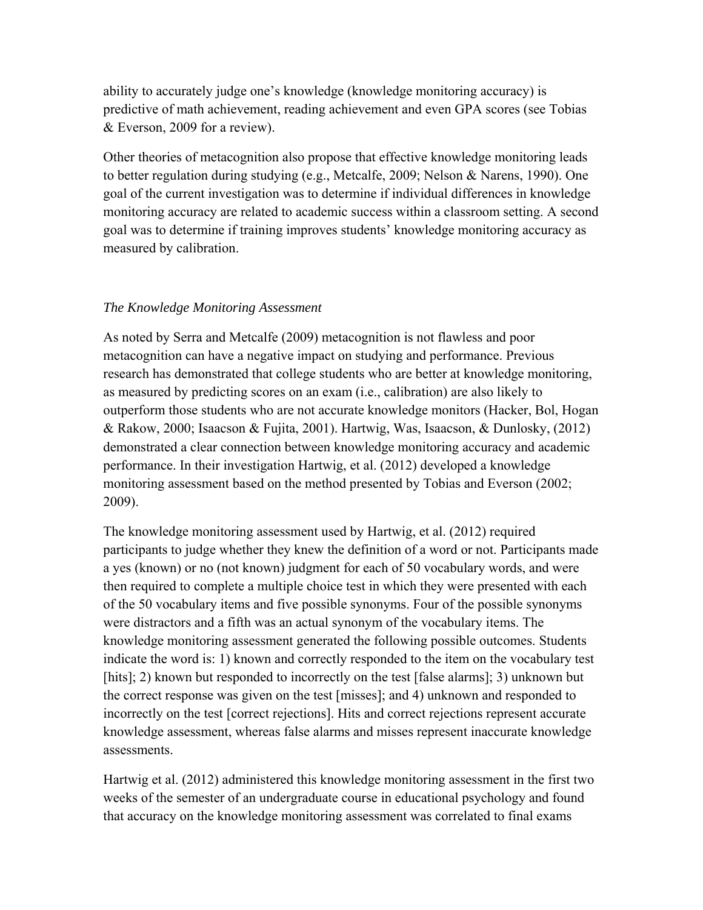ability to accurately judge one's knowledge (knowledge monitoring accuracy) is predictive of math achievement, reading achievement and even GPA scores (see Tobias & Everson, 2009 for a review).

Other theories of metacognition also propose that effective knowledge monitoring leads to better regulation during studying (e.g., Metcalfe, 2009; Nelson & Narens, 1990). One goal of the current investigation was to determine if individual differences in knowledge monitoring accuracy are related to academic success within a classroom setting. A second goal was to determine if training improves students' knowledge monitoring accuracy as measured by calibration.

### *The Knowledge Monitoring Assessment*

As noted by Serra and Metcalfe (2009) metacognition is not flawless and poor metacognition can have a negative impact on studying and performance. Previous research has demonstrated that college students who are better at knowledge monitoring, as measured by predicting scores on an exam (i.e., calibration) are also likely to outperform those students who are not accurate knowledge monitors (Hacker, Bol, Hogan & Rakow, 2000; Isaacson & Fujita, 2001). Hartwig, Was, Isaacson, & Dunlosky, (2012) demonstrated a clear connection between knowledge monitoring accuracy and academic performance. In their investigation Hartwig, et al. (2012) developed a knowledge monitoring assessment based on the method presented by Tobias and Everson (2002; 2009).

The knowledge monitoring assessment used by Hartwig, et al. (2012) required participants to judge whether they knew the definition of a word or not. Participants made a yes (known) or no (not known) judgment for each of 50 vocabulary words, and were then required to complete a multiple choice test in which they were presented with each of the 50 vocabulary items and five possible synonyms. Four of the possible synonyms were distractors and a fifth was an actual synonym of the vocabulary items. The knowledge monitoring assessment generated the following possible outcomes. Students indicate the word is: 1) known and correctly responded to the item on the vocabulary test [hits]; 2) known but responded to incorrectly on the test [false alarms]; 3) unknown but the correct response was given on the test [misses]; and 4) unknown and responded to incorrectly on the test [correct rejections]. Hits and correct rejections represent accurate knowledge assessment, whereas false alarms and misses represent inaccurate knowledge assessments.

Hartwig et al. (2012) administered this knowledge monitoring assessment in the first two weeks of the semester of an undergraduate course in educational psychology and found that accuracy on the knowledge monitoring assessment was correlated to final exams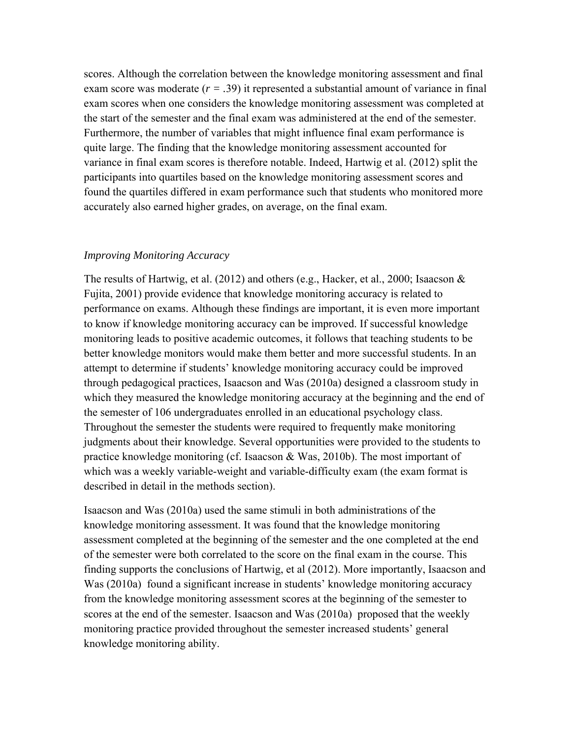scores. Although the correlation between the knowledge monitoring assessment and final exam score was moderate ($r = .39$) it represented a substantial amount of variance in final exam scores when one considers the knowledge monitoring assessment was completed at the start of the semester and the final exam was administered at the end of the semester. Furthermore, the number of variables that might influence final exam performance is quite large. The finding that the knowledge monitoring assessment accounted for variance in final exam scores is therefore notable. Indeed, Hartwig et al. (2012) split the participants into quartiles based on the knowledge monitoring assessment scores and found the quartiles differed in exam performance such that students who monitored more accurately also earned higher grades, on average, on the final exam.

*Improving Monitoring Accuracy*

The results of Hartwig, et al. (2012) and others (e.g., Hacker, et al., 2000; Isaacson & Fujita, 2001) provide evidence that knowledge monitoring accuracy is related to performance on exams. Although these findings are important, it is even more important to know if knowledge monitoring accuracy can be improved. If successful knowledge monitoring leads to positive academic outcomes, it follows that teaching students to be better knowledge monitors would make them better and more successful students. In an attempt to determine if students' knowledge monitoring accuracy could be improved through pedagogical practices, Isaacson and Was (2010a) designed a classroom study in which they measured the knowledge monitoring accuracy at the beginning and the end of the semester of 106 undergraduates enrolled in an educational psychology class. Throughout the semester the students were required to frequently make monitoring judgments about their knowledge. Several opportunities were provided to the students to practice knowledge monitoring (cf. Isaacson & Was, 2010b). The most important of which was a weekly variable-weight and variable-difficulty exam (the exam format is described in detail in the methods section).

Isaacson and Was (2010a) used the same stimuli in both administrations of the knowledge monitoring assessment. It was found that the knowledge monitoring assessment completed at the beginning of the semester and the one completed at the end of the semester were both correlated to the score on the final exam in the course. This finding supports the conclusions of Hartwig, et al (2012). More importantly, Isaacson and Was (2010a) found a significant increase in students' knowledge monitoring accuracy from the knowledge monitoring assessment scores at the beginning of the semester to scores at the end of the semester. Isaacson and Was (2010a) proposed that the weekly monitoring practice provided throughout the semester increased students' general knowledge monitoring ability.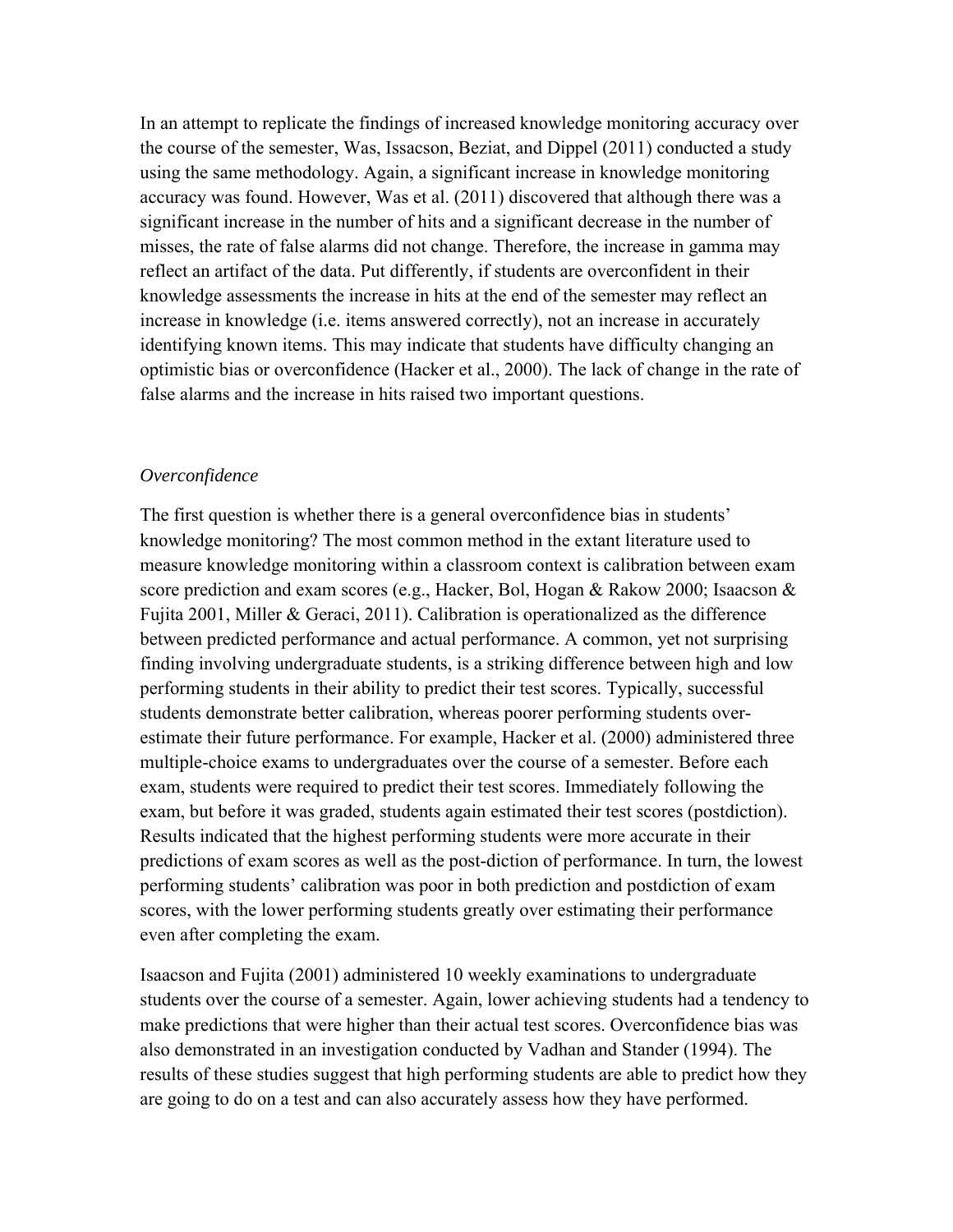In an attempt to replicate the findings of increased knowledge monitoring accuracy over the course of the semester, Was, Issacson, Beziat, and Dippel (2011) conducted a study using the same methodology. Again, a significant increase in knowledge monitoring accuracy was found. However, Was et al. (2011) discovered that although there was a significant increase in the number of hits and a significant decrease in the number of misses, the rate of false alarms did not change. Therefore, the increase in gamma may reflect an artifact of the data. Put differently, if students are overconfident in their knowledge assessments the increase in hits at the end of the semester may reflect an increase in knowledge (i.e. items answered correctly), not an increase in accurately identifying known items. This may indicate that students have difficulty changing an optimistic bias or overconfidence (Hacker et al., 2000). The lack of change in the rate of false alarms and the increase in hits raised two important questions.

*Overconfidence*

The first question is whether there is a general overconfidence bias in students' knowledge monitoring? The most common method in the extant literature used to measure knowledge monitoring within a classroom context is calibration between exam score prediction and exam scores (e.g., Hacker, Bol, Hogan & Rakow 2000; Isaacson & Fujita 2001, Miller & Geraci, 2011). Calibration is operationalized as the difference between predicted performance and actual performance. A common, yet not surprising finding involving undergraduate students, is a striking difference between high and low performing students in their ability to predict their test scores. Typically, successful students demonstrate better calibration, whereas poorer performing students over-estimate their future performance. For example, Hacker et al. (2000) administered three multiple-choice exams to undergraduates over the course of a semester. Before each exam, students were required to predict their test scores. Immediately following the exam, but before it was graded, students again estimated their test scores (postdiction). Results indicated that the highest performing students were more accurate in their predictions of exam scores as well as the post-diction of performance. In turn, the lowest performing students' calibration was poor in both prediction and postdiction of exam scores, with the lower performing students greatly over estimating their performance even after completing the exam.

Isaacson and Fujita (2001) administered 10 weekly examinations to undergraduate students over the course of a semester. Again, lower achieving students had a tendency to make predictions that were higher than their actual test scores. Overconfidence bias was also demonstrated in an investigation conducted by Vadhan and Stander (1994). The results of these studies suggest that high performing students are able to predict how they are going to do on a test and can also accurately assess how they have performed.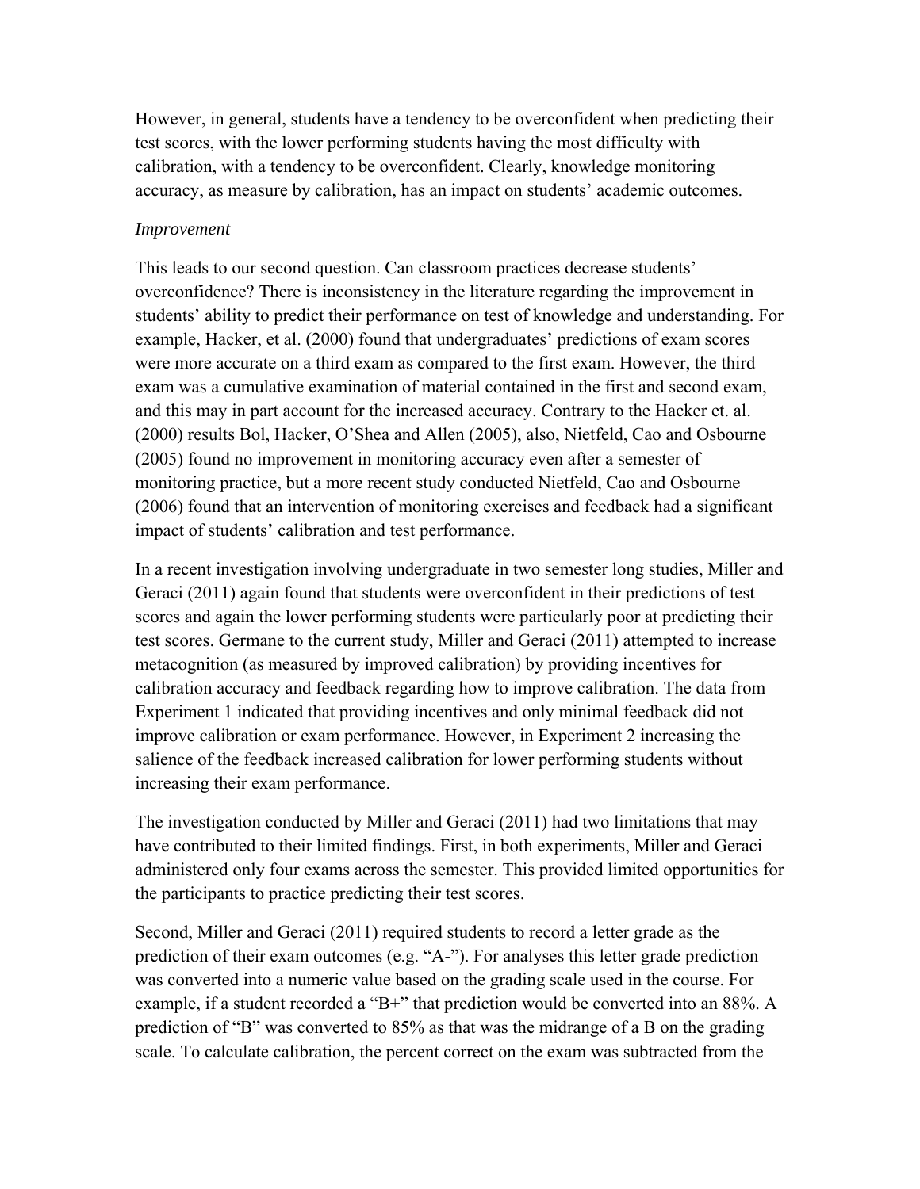However, in general, students have a tendency to be overconfident when predicting their test scores, with the lower performing students having the most difficulty with calibration, with a tendency to be overconfident. Clearly, knowledge monitoring accuracy, as measure by calibration, has an impact on students' academic outcomes.

*Improvement*

This leads to our second question. Can classroom practices decrease students' overconfidence? There is inconsistency in the literature regarding the improvement in students' ability to predict their performance on test of knowledge and understanding. For example, Hacker, et al. (2000) found that undergraduates' predictions of exam scores were more accurate on a third exam as compared to the first exam. However, the third exam was a cumulative examination of material contained in the first and second exam, and this may in part account for the increased accuracy. Contrary to the Hacker et. al. (2000) results Bol, Hacker, O'Shea and Allen (2005), also, Nietfeld, Cao and Osbourne (2005) found no improvement in monitoring accuracy even after a semester of monitoring practice, but a more recent study conducted Nietfeld, Cao and Osbourne (2006) found that an intervention of monitoring exercises and feedback had a significant impact of students' calibration and test performance.

In a recent investigation involving undergraduate in two semester long studies, Miller and Geraci (2011) again found that students were overconfident in their predictions of test scores and again the lower performing students were particularly poor at predicting their test scores. Germane to the current study, Miller and Geraci (2011) attempted to increase metacognition (as measured by improved calibration) by providing incentives for calibration accuracy and feedback regarding how to improve calibration. The data from Experiment 1 indicated that providing incentives and only minimal feedback did not improve calibration or exam performance. However, in Experiment 2 increasing the salience of the feedback increased calibration for lower performing students without increasing their exam performance.

The investigation conducted by Miller and Geraci (2011) had two limitations that may have contributed to their limited findings. First, in both experiments, Miller and Geraci administered only four exams across the semester. This provided limited opportunities for the participants to practice predicting their test scores.

Second, Miller and Geraci (2011) required students to record a letter grade as the prediction of their exam outcomes (e.g. "A-"). For analyses this letter grade prediction was converted into a numeric value based on the grading scale used in the course. For example, if a student recorded a "B+" that prediction would be converted into an 88%. A prediction of "B" was converted to 85% as that was the midrange of a B on the grading scale. To calculate calibration, the percent correct on the exam was subtracted from the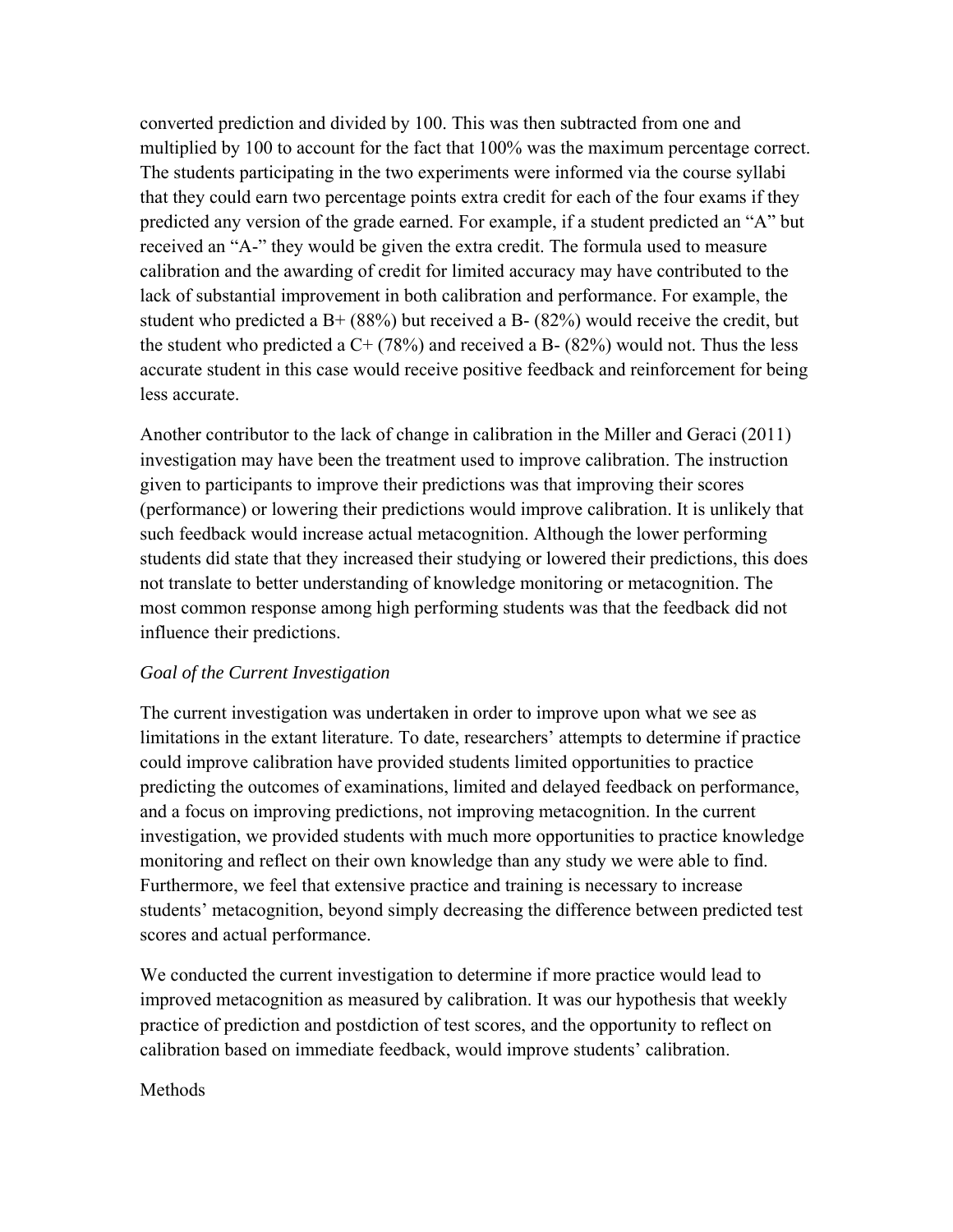converted prediction and divided by 100. This was then subtracted from one and multiplied by 100 to account for the fact that 100% was the maximum percentage correct. The students participating in the two experiments were informed via the course syllabi that they could earn two percentage points extra credit for each of the four exams if they predicted any version of the grade earned. For example, if a student predicted an "A" but received an "A-" they would be given the extra credit. The formula used to measure calibration and the awarding of credit for limited accuracy may have contributed to the lack of substantial improvement in both calibration and performance. For example, the student who predicted a B+ (88%) but received a B- (82%) would receive the credit, but the student who predicted a C+ (78%) and received a B- (82%) would not. Thus the less accurate student in this case would receive positive feedback and reinforcement for being less accurate.

Another contributor to the lack of change in calibration in the Miller and Geraci (2011) investigation may have been the treatment used to improve calibration. The instruction given to participants to improve their predictions was that improving their scores (performance) or lowering their predictions would improve calibration. It is unlikely that such feedback would increase actual metacognition. Although the lower performing students did state that they increased their studying or lowered their predictions, this does not translate to better understanding of knowledge monitoring or metacognition. The most common response among high performing students was that the feedback did not influence their predictions.

*Goal of the Current Investigation*

The current investigation was undertaken in order to improve upon what we see as limitations in the extant literature. To date, researchers' attempts to determine if practice could improve calibration have provided students limited opportunities to practice predicting the outcomes of examinations, limited and delayed feedback on performance, and a focus on improving predictions, not improving metacognition. In the current investigation, we provided students with much more opportunities to practice knowledge monitoring and reflect on their own knowledge than any study we were able to find. Furthermore, we feel that extensive practice and training is necessary to increase students' metacognition, beyond simply decreasing the difference between predicted test scores and actual performance.

We conducted the current investigation to determine if more practice would lead to improved metacognition as measured by calibration. It was our hypothesis that weekly practice of prediction and postdiction of test scores, and the opportunity to reflect on calibration based on immediate feedback, would improve students' calibration.

Methods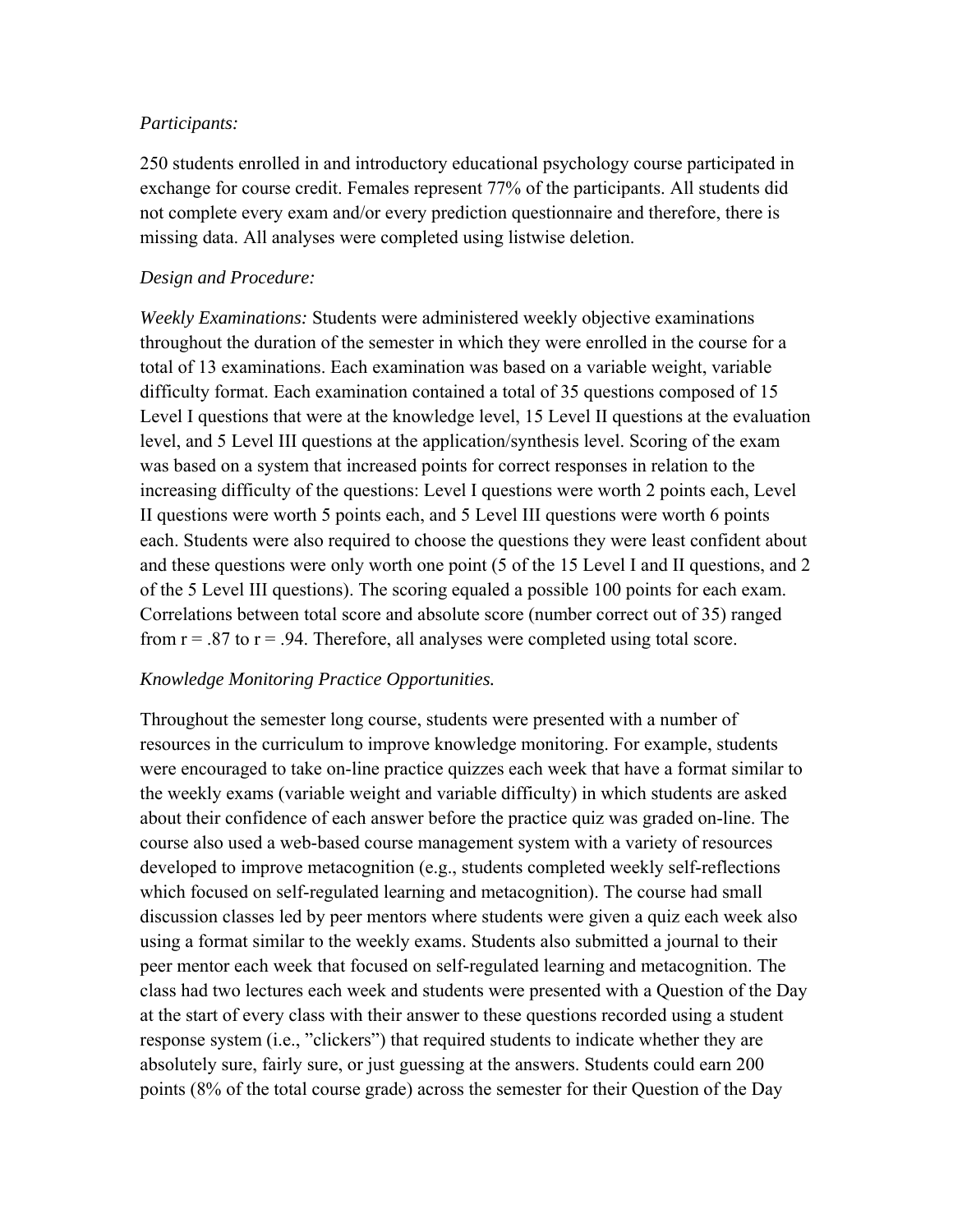*Participants:*

250 students enrolled in and introductory educational psychology course participated in exchange for course credit. Females represent 77% of the participants. All students did not complete every exam and/or every prediction questionnaire and therefore, there is missing data. All analyses were completed using listwise deletion.

*Design and Procedure:*

*Weekly Examinations:* Students were administered weekly objective examinations throughout the duration of the semester in which they were enrolled in the course for a total of 13 examinations. Each examination was based on a variable weight, variable difficulty format. Each examination contained a total of 35 questions composed of 15 Level I questions that were at the knowledge level, 15 Level II questions at the evaluation level, and 5 Level III questions at the application/synthesis level. Scoring of the exam was based on a system that increased points for correct responses in relation to the increasing difficulty of the questions: Level I questions were worth 2 points each, Level II questions were worth 5 points each, and 5 Level III questions were worth 6 points each. Students were also required to choose the questions they were least confident about and these questions were only worth one point (5 of the 15 Level I and II questions, and 2 of the 5 Level III questions). The scoring equaled a possible 100 points for each exam. Correlations between total score and absolute score (number correct out of 35) ranged from $r = .87$ to $r = .94$. Therefore, all analyses were completed using total score.

*Knowledge Monitoring Practice Opportunities.*

Throughout the semester long course, students were presented with a number of resources in the curriculum to improve knowledge monitoring. For example, students were encouraged to take on-line practice quizzes each week that have a format similar to the weekly exams (variable weight and variable difficulty) in which students are asked about their confidence of each answer before the practice quiz was graded on-line. The course also used a web-based course management system with a variety of resources developed to improve metacognition (e.g., students completed weekly self-reflections which focused on self-regulated learning and metacognition). The course had small discussion classes led by peer mentors where students were given a quiz each week also using a format similar to the weekly exams. Students also submitted a journal to their peer mentor each week that focused on self-regulated learning and metacognition. The class had two lectures each week and students were presented with a Question of the Day at the start of every class with their answer to these questions recorded using a student response system (i.e., "clickers") that required students to indicate whether they are absolutely sure, fairly sure, or just guessing at the answers. Students could earn 200 points (8% of the total course grade) across the semester for their Question of the Day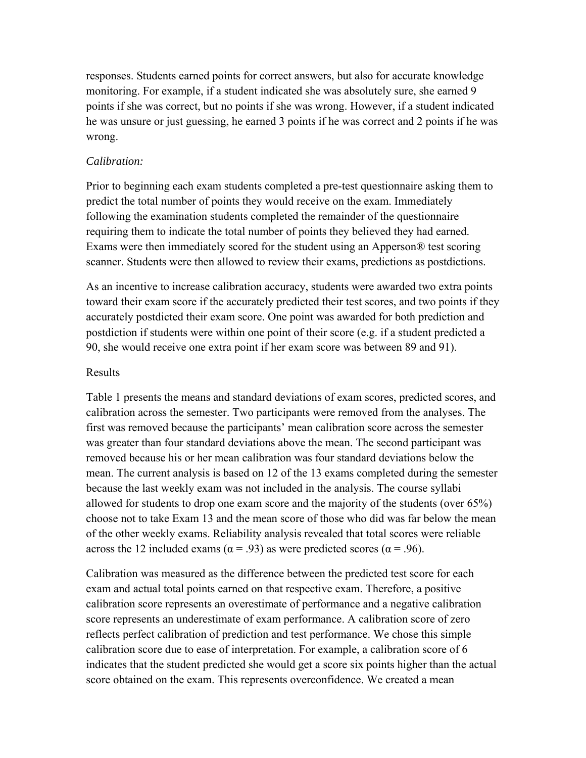responses. Students earned points for correct answers, but also for accurate knowledge monitoring. For example, if a student indicated she was absolutely sure, she earned 9 points if she was correct, but no points if she was wrong. However, if a student indicated he was unsure or just guessing, he earned 3 points if he was correct and 2 points if he was wrong.

*Calibration:*

Prior to beginning each exam students completed a pre-test questionnaire asking them to predict the total number of points they would receive on the exam. Immediately following the examination students completed the remainder of the questionnaire requiring them to indicate the total number of points they believed they had earned. Exams were then immediately scored for the student using an Apperson® test scoring scanner. Students were then allowed to review their exams, predictions as postdictions.

As an incentive to increase calibration accuracy, students were awarded two extra points toward their exam score if the accurately predicted their test scores, and two points if they accurately postdicted their exam score. One point was awarded for both prediction and postdiction if students were within one point of their score (e.g. if a student predicted a 90, she would receive one extra point if her exam score was between 89 and 91).

Results

Table 1 presents the means and standard deviations of exam scores, predicted scores, and calibration across the semester. Two participants were removed from the analyses. The first was removed because the participants' mean calibration score across the semester was greater than four standard deviations above the mean. The second participant was removed because his or her mean calibration was four standard deviations below the mean. The current analysis is based on 12 of the 13 exams completed during the semester because the last weekly exam was not included in the analysis. The course syllabi allowed for students to drop one exam score and the majority of the students (over 65%) choose not to take Exam 13 and the mean score of those who did was far below the mean of the other weekly exams. Reliability analysis revealed that total scores were reliable across the 12 included exams ($\alpha = .93$) as were predicted scores ($\alpha = .96$).

Calibration was measured as the difference between the predicted test score for each exam and actual total points earned on that respective exam. Therefore, a positive calibration score represents an overestimate of performance and a negative calibration score represents an underestimate of exam performance. A calibration score of zero reflects perfect calibration of prediction and test performance. We chose this simple calibration score due to ease of interpretation. For example, a calibration score of 6 indicates that the student predicted she would get a score six points higher than the actual score obtained on the exam. This represents overconfidence. We created a mean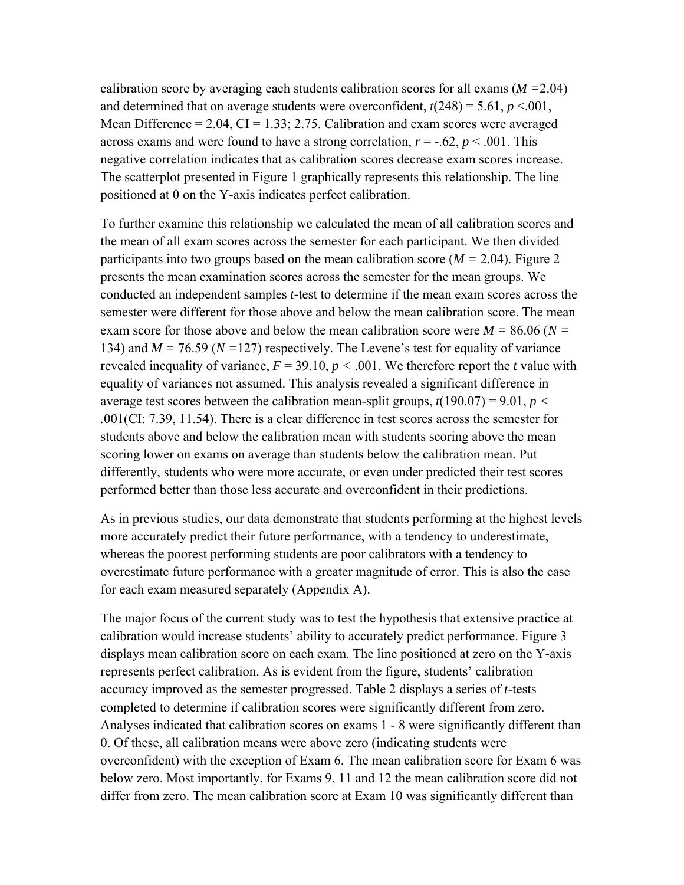calibration score by averaging each students calibration scores for all exams ($M$ =2.04) and determined that on average students were overconfident, $t(248) = 5.61$, $p < .001$, Mean Difference = 2.04, CI = 1.33; 2.75. Calibration and exam scores were averaged across exams and were found to have a strong correlation, $r = -.62$, $p < .001$. This negative correlation indicates that as calibration scores decrease exam scores increase. The scatterplot presented in Figure 1 graphically represents this relationship. The line positioned at 0 on the Y-axis indicates perfect calibration.

To further examine this relationship we calculated the mean of all calibration scores and the mean of all exam scores across the semester for each participant. We then divided participants into two groups based on the mean calibration score ($M$ = 2.04). Figure 2 presents the mean examination scores across the semester for the mean groups. We conducted an independent samples *t*-test to determine if the mean exam scores across the semester were different for those above and below the mean calibration score. The mean exam score for those above and below the mean calibration score were $M$ = 86.06 ($N$ = 134) and $M$ = 76.59 ($N$ =127) respectively. The Levene's test for equality of variance revealed inequality of variance, $F = 39.10$, $p < .001$. We therefore report the $t$ value with equality of variances not assumed. This analysis revealed a significant difference in average test scores between the calibration mean-split groups, $t(190.07) = 9.01$, $p < .001$(CI: 7.39, 11.54). There is a clear difference in test scores across the semester for students above and below the calibration mean with students scoring above the mean scoring lower on exams on average than students below the calibration mean. Put differently, students who were more accurate, or even under predicted their test scores performed better than those less accurate and overconfident in their predictions.

As in previous studies, our data demonstrate that students performing at the highest levels more accurately predict their future performance, with a tendency to underestimate, whereas the poorest performing students are poor calibrators with a tendency to overestimate future performance with a greater magnitude of error. This is also the case for each exam measured separately (Appendix A).

The major focus of the current study was to test the hypothesis that extensive practice at calibration would increase students' ability to accurately predict performance. Figure 3 displays mean calibration score on each exam. The line positioned at zero on the Y-axis represents perfect calibration. As is evident from the figure, students' calibration accuracy improved as the semester progressed. Table 2 displays a series of *t*-tests completed to determine if calibration scores were significantly different from zero. Analyses indicated that calibration scores on exams 1 - 8 were significantly different than 0. Of these, all calibration means were above zero (indicating students were overconfident) with the exception of Exam 6. The mean calibration score for Exam 6 was below zero. Most importantly, for Exams 9, 11 and 12 the mean calibration score did not differ from zero. The mean calibration score at Exam 10 was significantly different than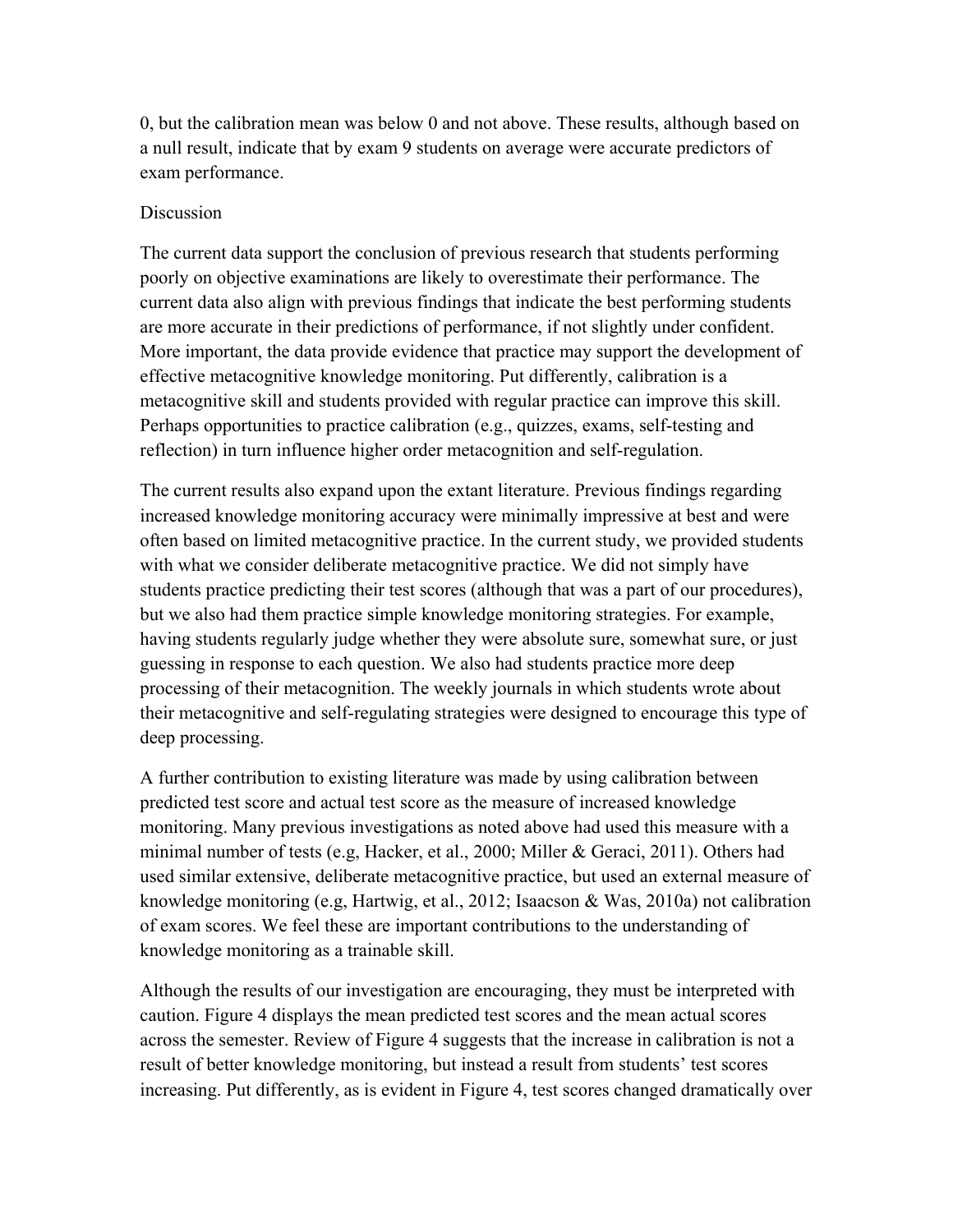0, but the calibration mean was below 0 and not above. These results, although based on a null result, indicate that by exam 9 students on average were accurate predictors of exam performance.

## Discussion

The current data support the conclusion of previous research that students performing poorly on objective examinations are likely to overestimate their performance. The current data also align with previous findings that indicate the best performing students are more accurate in their predictions of performance, if not slightly under confident. More important, the data provide evidence that practice may support the development of effective metacognitive knowledge monitoring. Put differently, calibration is a metacognitive skill and students provided with regular practice can improve this skill. Perhaps opportunities to practice calibration (e.g., quizzes, exams, self-testing and reflection) in turn influence higher order metacognition and self-regulation.

The current results also expand upon the extant literature. Previous findings regarding increased knowledge monitoring accuracy were minimally impressive at best and were often based on limited metacognitive practice. In the current study, we provided students with what we consider deliberate metacognitive practice. We did not simply have students practice predicting their test scores (although that was a part of our procedures), but we also had them practice simple knowledge monitoring strategies. For example, having students regularly judge whether they were absolute sure, somewhat sure, or just guessing in response to each question. We also had students practice more deep processing of their metacognition. The weekly journals in which students wrote about their metacognitive and self-regulating strategies were designed to encourage this type of deep processing.

A further contribution to existing literature was made by using calibration between predicted test score and actual test score as the measure of increased knowledge monitoring. Many previous investigations as noted above had used this measure with a minimal number of tests (e.g, Hacker, et al., 2000; Miller & Geraci, 2011). Others had used similar extensive, deliberate metacognitive practice, but used an external measure of knowledge monitoring (e.g, Hartwig, et al., 2012; Isaacson & Was, 2010a) not calibration of exam scores. We feel these are important contributions to the understanding of knowledge monitoring as a trainable skill.

Although the results of our investigation are encouraging, they must be interpreted with caution. Figure 4 displays the mean predicted test scores and the mean actual scores across the semester. Review of Figure 4 suggests that the increase in calibration is not a result of better knowledge monitoring, but instead a result from students' test scores increasing. Put differently, as is evident in Figure 4, test scores changed dramatically over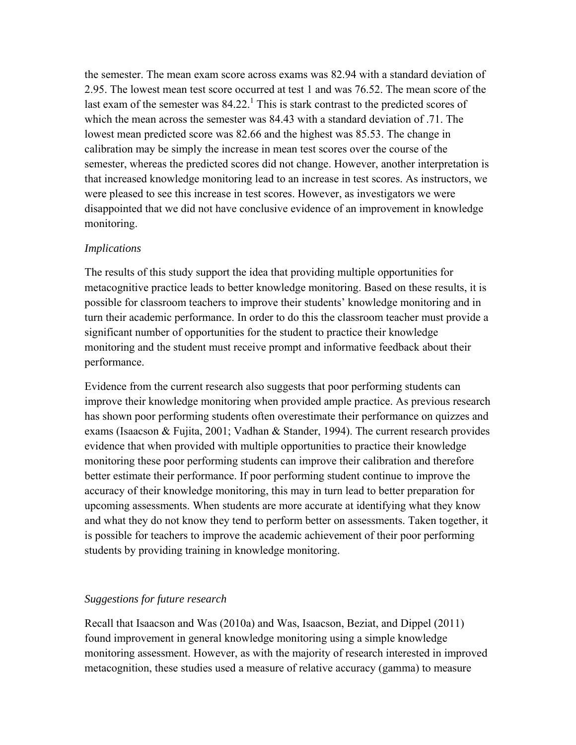the semester. The mean exam score across exams was 82.94 with a standard deviation of 2.95. The lowest mean test score occurred at test 1 and was 76.52. The mean score of the last exam of the semester was 84.22.[1] This is stark contrast to the predicted scores of which the mean across the semester was 84.43 with a standard deviation of .71. The lowest mean predicted score was 82.66 and the highest was 85.53. The change in calibration may be simply the increase in mean test scores over the course of the semester, whereas the predicted scores did not change. However, another interpretation is that increased knowledge monitoring lead to an increase in test scores. As instructors, we were pleased to see this increase in test scores. However, as investigators we were disappointed that we did not have conclusive evidence of an improvement in knowledge monitoring.

*Implications*

The results of this study support the idea that providing multiple opportunities for metacognitive practice leads to better knowledge monitoring. Based on these results, it is possible for classroom teachers to improve their students' knowledge monitoring and in turn their academic performance. In order to do this the classroom teacher must provide a significant number of opportunities for the student to practice their knowledge monitoring and the student must receive prompt and informative feedback about their performance.

Evidence from the current research also suggests that poor performing students can improve their knowledge monitoring when provided ample practice. As previous research has shown poor performing students often overestimate their performance on quizzes and exams (Isaacson & Fujita, 2001; Vadhan & Stander, 1994). The current research provides evidence that when provided with multiple opportunities to practice their knowledge monitoring these poor performing students can improve their calibration and therefore better estimate their performance. If poor performing student continue to improve the accuracy of their knowledge monitoring, this may in turn lead to better preparation for upcoming assessments. When students are more accurate at identifying what they know and what they do not know they tend to perform better on assessments. Taken together, it is possible for teachers to improve the academic achievement of their poor performing students by providing training in knowledge monitoring.

*Suggestions for future research*

Recall that Isaacson and Was (2010a) and Was, Isaacson, Beziat, and Dippel (2011) found improvement in general knowledge monitoring using a simple knowledge monitoring assessment. However, as with the majority of research interested in improved metacognition, these studies used a measure of relative accuracy (gamma) to measure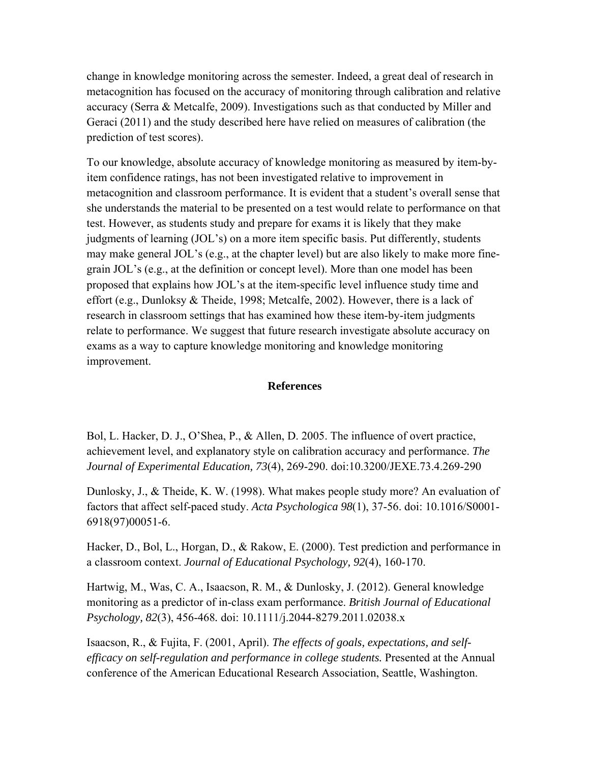change in knowledge monitoring across the semester. Indeed, a great deal of research in metacognition has focused on the accuracy of monitoring through calibration and relative accuracy (Serra & Metcalfe, 2009). Investigations such as that conducted by Miller and Geraci (2011) and the study described here have relied on measures of calibration (the prediction of test scores).

To our knowledge, absolute accuracy of knowledge monitoring as measured by item-by-item confidence ratings, has not been investigated relative to improvement in metacognition and classroom performance. It is evident that a student's overall sense that she understands the material to be presented on a test would relate to performance on that test. However, as students study and prepare for exams it is likely that they make judgments of learning (JOL's) on a more item specific basis. Put differently, students may make general JOL's (e.g., at the chapter level) but are also likely to make more fine-grain JOL's (e.g., at the definition or concept level). More than one model has been proposed that explains how JOL's at the item-specific level influence study time and effort (e.g., Dunloksy & Theide, 1998; Metcalfe, 2002). However, there is a lack of research in classroom settings that has examined how these item-by-item judgments relate to performance. We suggest that future research investigate absolute accuracy on exams as a way to capture knowledge monitoring and knowledge monitoring improvement.

## References

Bol, L. Hacker, D. J., O'Shea, P., & Allen, D. 2005. The influence of overt practice, achievement level, and explanatory style on calibration accuracy and performance. *The Journal of Experimental Education, 73*(4), 269-290. doi:10.3200/JEXE.73.4.269-290

Dunlosky, J., & Theide, K. W. (1998). What makes people study more? An evaluation of factors that affect self-paced study. *Acta Psychologica 98*(1), 37-56. doi: 10.1016/S0001-6918(97)00051-6.

Hacker, D., Bol, L., Horgan, D., & Rakow, E. (2000). Test prediction and performance in a classroom context. *Journal of Educational Psychology, 92*(4), 160-170.

Hartwig, M., Was, C. A., Isaacson, R. M., & Dunlosky, J. (2012). General knowledge monitoring as a predictor of in-class exam performance. *British Journal of Educational Psychology, 82*(3), 456-468. doi: 10.1111/j.2044-8279.2011.02038.x

Isaacson, R., & Fujita, F. (2001, April). *The effects of goals, expectations, and self-efficacy on self-regulation and performance in college students.* Presented at the Annual conference of the American Educational Research Association, Seattle, Washington.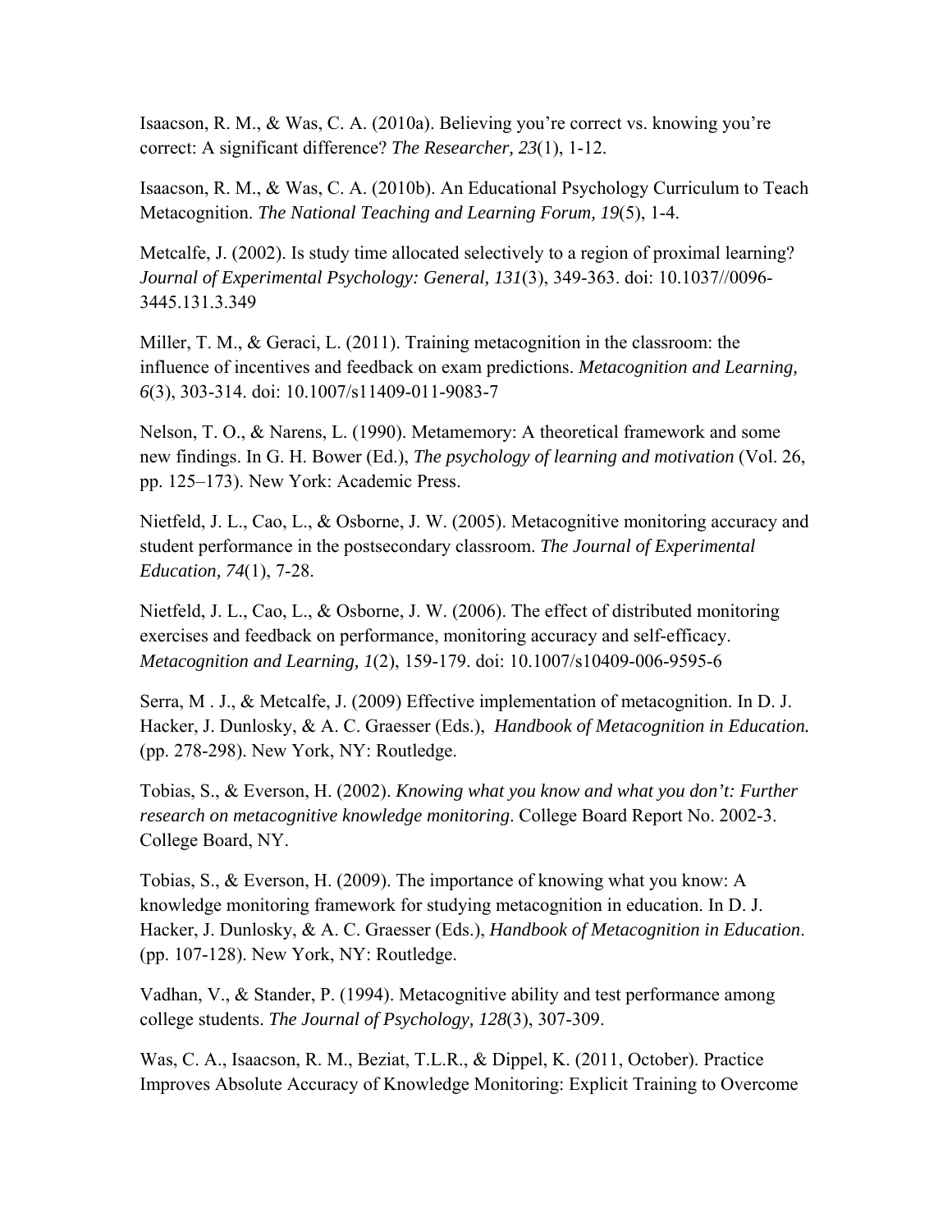Isaacson, R. M., & Was, C. A. (2010a). Believing you're correct vs. knowing you're correct: A significant difference? *The Researcher, 23*(1), 1-12.

Isaacson, R. M., & Was, C. A. (2010b). An Educational Psychology Curriculum to Teach Metacognition. *The National Teaching and Learning Forum, 19*(5), 1-4.

Metcalfe, J. (2002). Is study time allocated selectively to a region of proximal learning? *Journal of Experimental Psychology: General, 131*(3), 349-363. doi: 10.1037//0096-3445.131.3.349

Miller, T. M., & Geraci, L. (2011). Training metacognition in the classroom: the influence of incentives and feedback on exam predictions. *Metacognition and Learning, 6*(3), 303-314. doi: 10.1007/s11409-011-9083-7

Nelson, T. O., & Narens, L. (1990). Metamemory: A theoretical framework and some new findings. In G. H. Bower (Ed.), *The psychology of learning and motivation* (Vol. 26, pp. 125–173). New York: Academic Press.

Nietfeld, J. L., Cao, L., & Osborne, J. W. (2005). Metacognitive monitoring accuracy and student performance in the postsecondary classroom. *The Journal of Experimental Education, 74*(1), 7-28.

Nietfeld, J. L., Cao, L., & Osborne, J. W. (2006). The effect of distributed monitoring exercises and feedback on performance, monitoring accuracy and self-efficacy. *Metacognition and Learning, 1*(2), 159-179. doi: 10.1007/s10409-006-9595-6

Serra, M . J., & Metcalfe, J. (2009) Effective implementation of metacognition. In D. J. Hacker, J. Dunlosky, & A. C. Graesser (Eds.), *Handbook of Metacognition in Education.* (pp. 278-298). New York, NY: Routledge.

Tobias, S., & Everson, H. (2002). *Knowing what you know and what you don't: Further research on metacognitive knowledge monitoring*. College Board Report No. 2002-3. College Board, NY.

Tobias, S., & Everson, H. (2009). The importance of knowing what you know: A knowledge monitoring framework for studying metacognition in education. In D. J. Hacker, J. Dunlosky, & A. C. Graesser (Eds.), *Handbook of Metacognition in Education*. (pp. 107-128). New York, NY: Routledge.

Vadhan, V., & Stander, P. (1994). Metacognitive ability and test performance among college students. *The Journal of Psychology, 128*(3), 307-309.

Was, C. A., Isaacson, R. M., Beziat, T.L.R., & Dippel, K. (2011, October). Practice Improves Absolute Accuracy of Knowledge Monitoring: Explicit Training to Overcome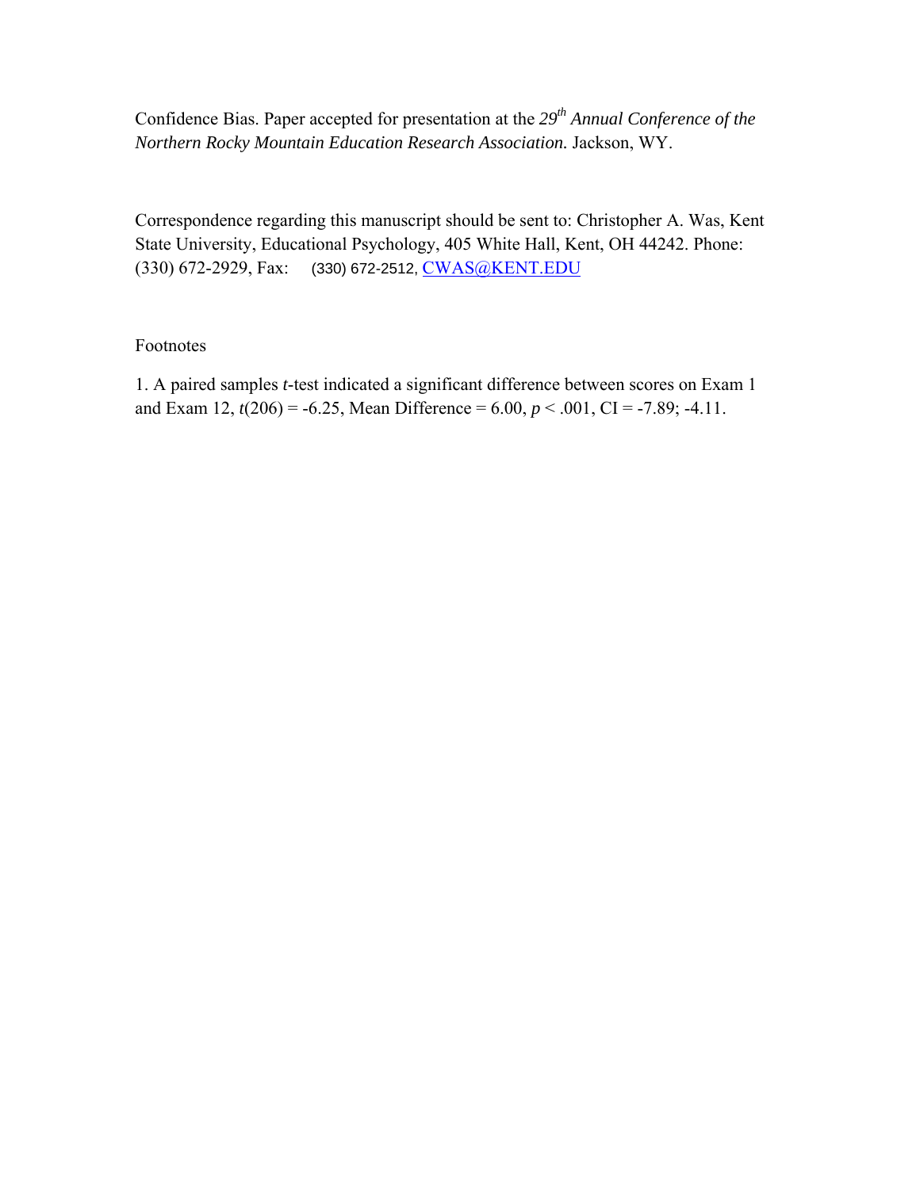Confidence Bias. Paper accepted for presentation at the *29th Annual Conference of the Northern Rocky Mountain Education Research Association.* Jackson, WY.

Correspondence regarding this manuscript should be sent to: Christopher A. Was, Kent State University, Educational Psychology, 405 White Hall, Kent, OH 44242. Phone: (330) 672-2929, Fax: (330) 672-2512, CWAS@KENT.EDU

Footnotes

1. A paired samples *t*-test indicated a significant difference between scores on Exam 1 and Exam 12, $t(206) = -6.25$, Mean Difference = 6.00, $p < .001$, CI = -7.89; -4.11.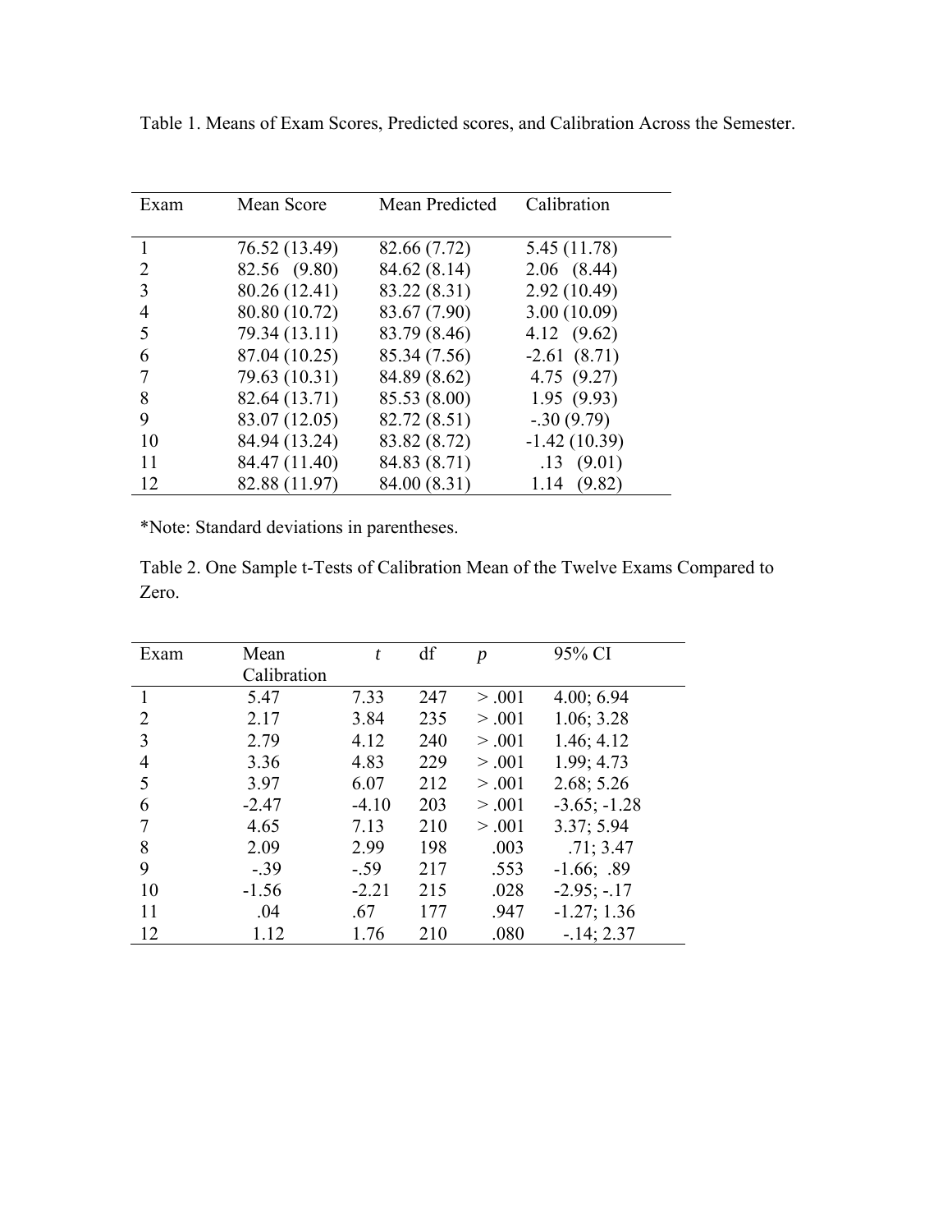Table 1. Means of Exam Scores, Predicted scores, and Calibration Across the Semester.

| Exam | Mean Score | Mean Predicted | Calibration |
|---|---|---|---|
| 1 | 76.52 (13.49) | 82.66 (7.72) | 5.45 (11.78) |
| 2 | 82.56 (9.80) | 84.62 (8.14) | 2.06 (8.44) |
| 3 | 80.26 (12.41) | 83.22 (8.31) | 2.92 (10.49) |
| 4 | 80.80 (10.72) | 83.67 (7.90) | 3.00 (10.09) |
| 5 | 79.34 (13.11) | 83.79 (8.46) | 4.12 (9.62) |
| 6 | 87.04 (10.25) | 85.34 (7.56) | -2.61 (8.71) |
| 7 | 79.63 (10.31) | 84.89 (8.62) | 4.75 (9.27) |
| 8 | 82.64 (13.71) | 85.53 (8.00) | 1.95 (9.93) |
| 9 | 83.07 (12.05) | 82.72 (8.51) | -.30 (9.79) |
| 10 | 84.94 (13.24) | 83.82 (8.72) | -1.42 (10.39) |
| 11 | 84.47 (11.40) | 84.83 (8.71) | .13 (9.01) |
| 12 | 82.88 (11.97) | 84.00 (8.31) | 1.14 (9.82) |

*Note: Standard deviations in parentheses.

Table 2. One Sample t-Tests of Calibration Mean of the Twelve Exams Compared to Zero.

| Exam | Mean Calibration | *t* | df | *p* | 95% CI |
|---|---|---|---|---|---|
| 1 | 5.47 | 7.33 | 247 | > .001 | 4.00; 6.94 |
| 2 | 2.17 | 3.84 | 235 | > .001 | 1.06; 3.28 |
| 3 | 2.79 | 4.12 | 240 | > .001 | 1.46; 4.12 |
| 4 | 3.36 | 4.83 | 229 | > .001 | 1.99; 4.73 |
| 5 | 3.97 | 6.07 | 212 | > .001 | 2.68; 5.26 |
| 6 | -2.47 | -4.10 | 203 | > .001 | -3.65; -1.28 |
| 7 | 4.65 | 7.13 | 210 | > .001 | 3.37; 5.94 |
| 8 | 2.09 | 2.99 | 198 | .003 | .71; 3.47 |
| 9 | -.39 | -.59 | 217 | .553 | -1.66; .89 |
| 10 | -1.56 | -2.21 | 215 | .028 | -2.95; -.17 |
| 11 | .04 | .67 | 177 | .947 | -1.27; 1.36 |
| 12 | 1.12 | 1.76 | 210 | .080 | -.14; 2.37 |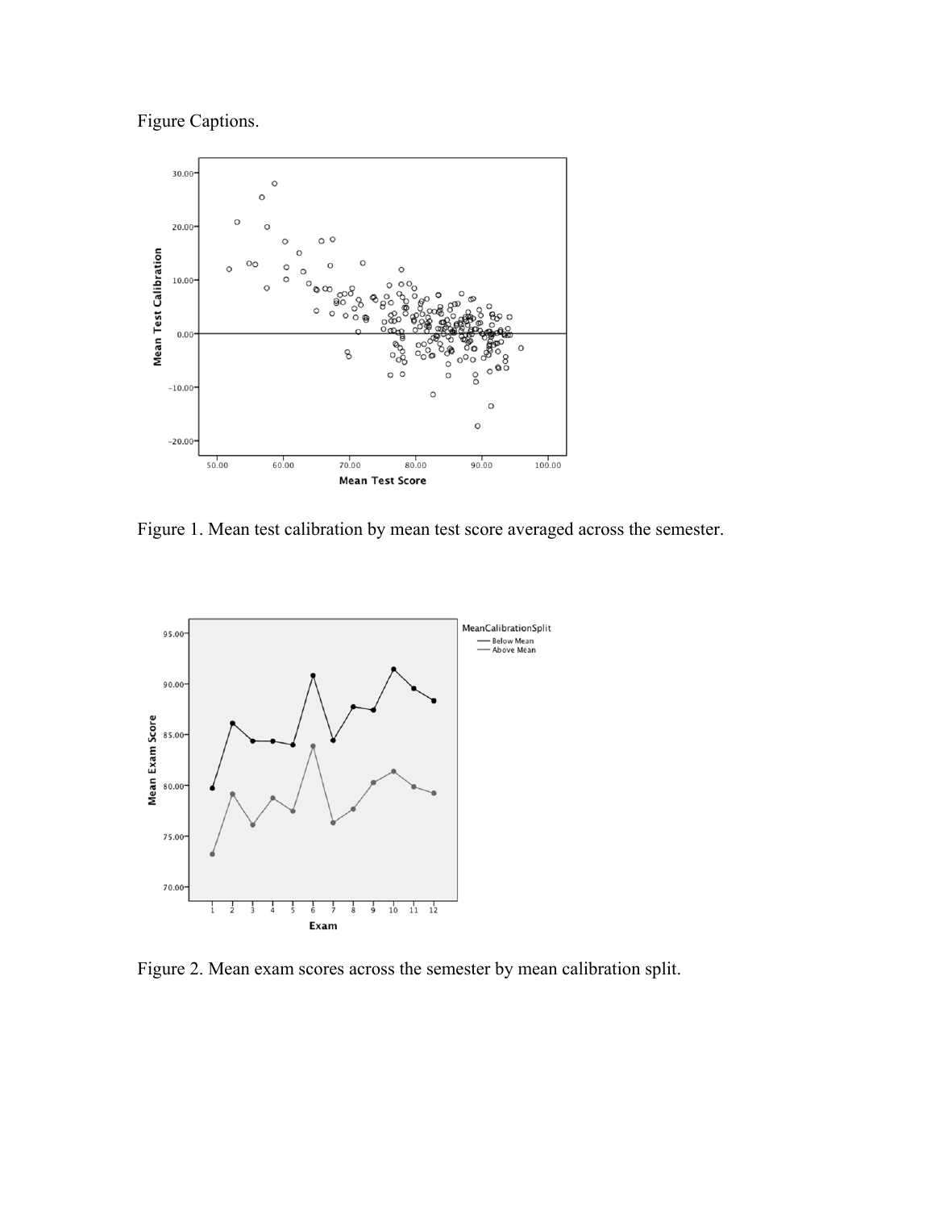Figure Captions.

Figure 1. Mean test calibration by mean test score averaged across the semester.

Figure 2. Mean exam scores across the semester by mean calibration split.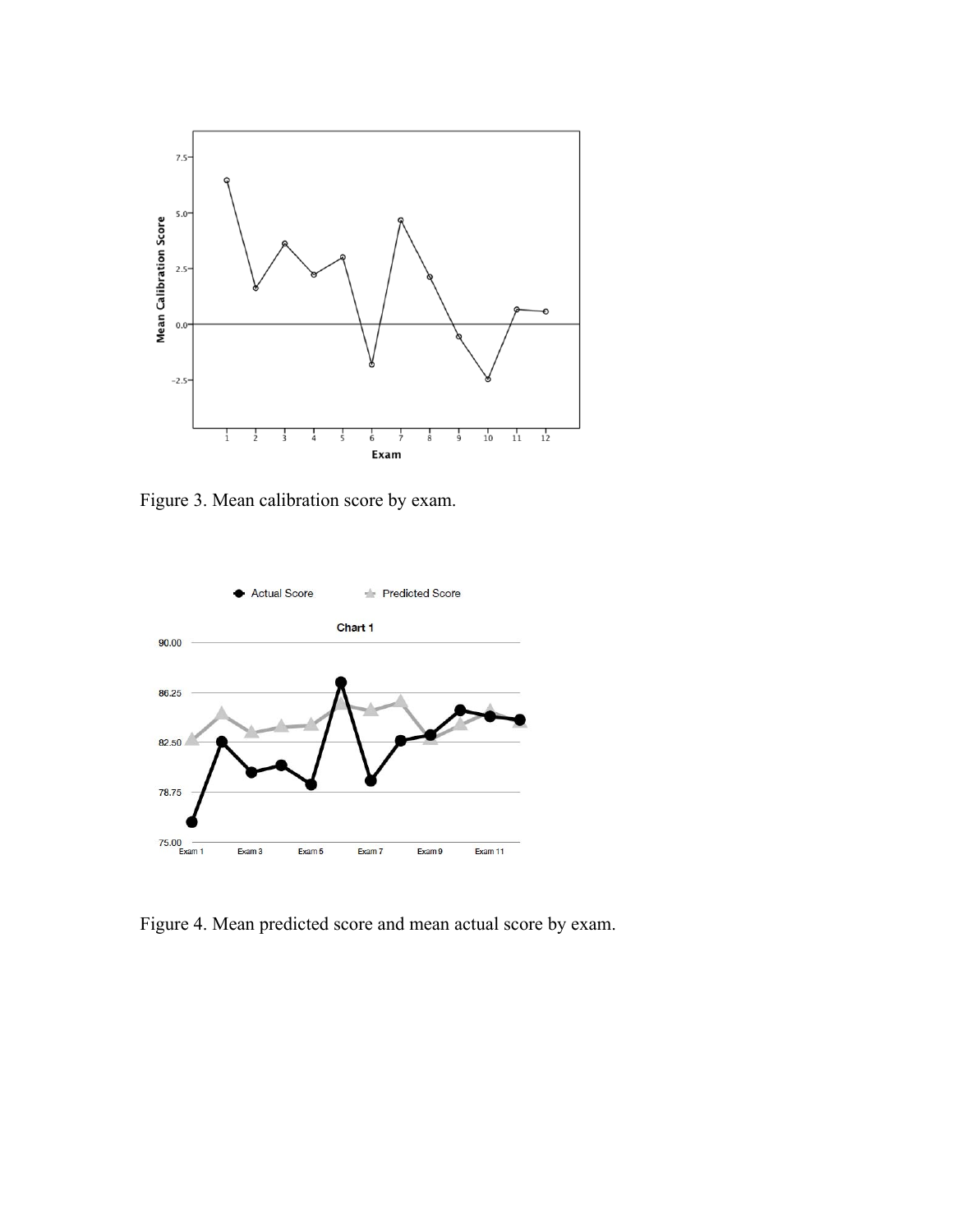Figure 3. Mean calibration score by exam.

Figure 4. Mean predicted score and mean actual score by exam.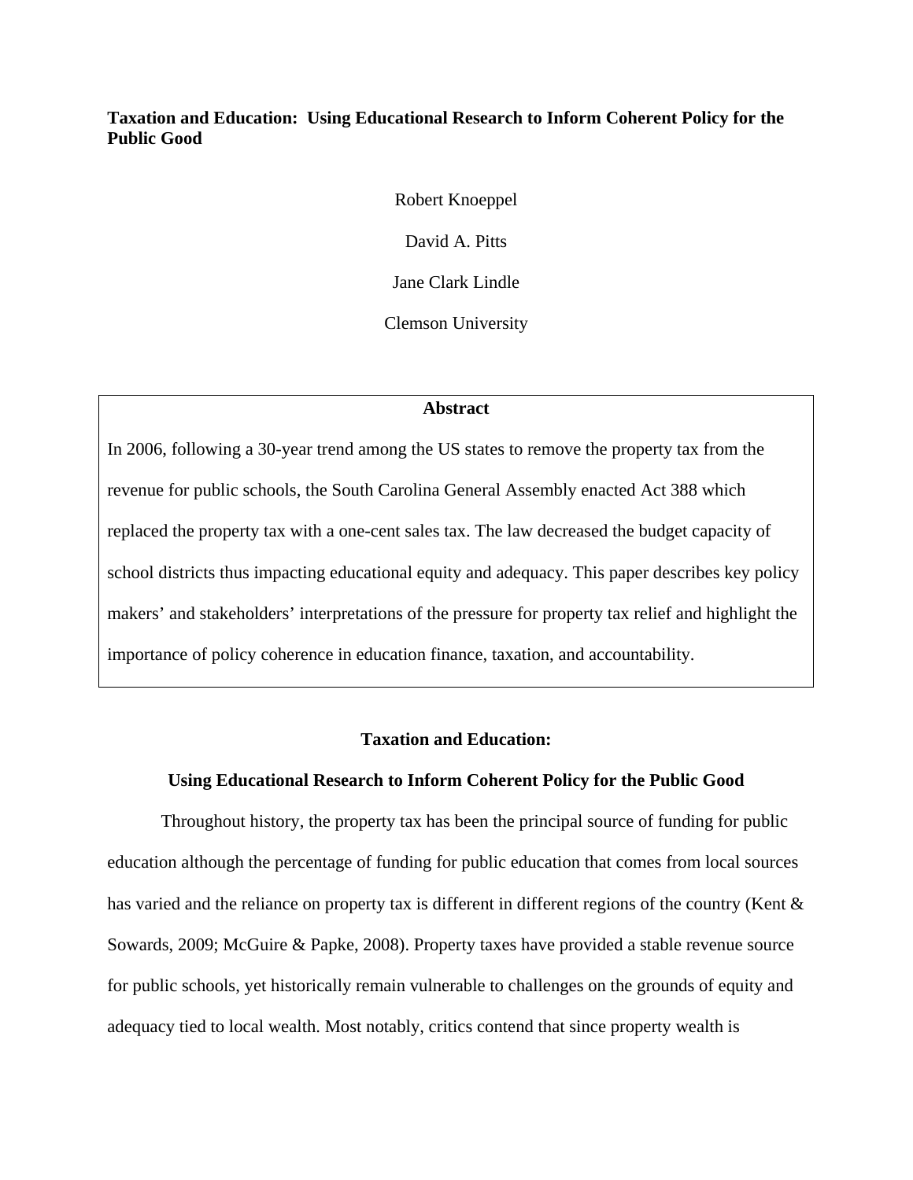**Taxation and Education: Using Educational Research to Inform Coherent Policy for the Public Good**

Robert Knoeppel

David A. Pitts

Jane Clark Lindle

Clemson University

**Abstract**

In 2006, following a 30-year trend among the US states to remove the property tax from the revenue for public schools, the South Carolina General Assembly enacted Act 388 which replaced the property tax with a one-cent sales tax. The law decreased the budget capacity of school districts thus impacting educational equity and adequacy. This paper describes key policy makers' and stakeholders' interpretations of the pressure for property tax relief and highlight the importance of policy coherence in education finance, taxation, and accountability.

## Taxation and Education:

## Using Educational Research to Inform Coherent Policy for the Public Good

Throughout history, the property tax has been the principal source of funding for public education although the percentage of funding for public education that comes from local sources has varied and the reliance on property tax is different in different regions of the country (Kent & Sowards, 2009; McGuire & Papke, 2008). Property taxes have provided a stable revenue source for public schools, yet historically remain vulnerable to challenges on the grounds of equity and adequacy tied to local wealth. Most notably, critics contend that since property wealth is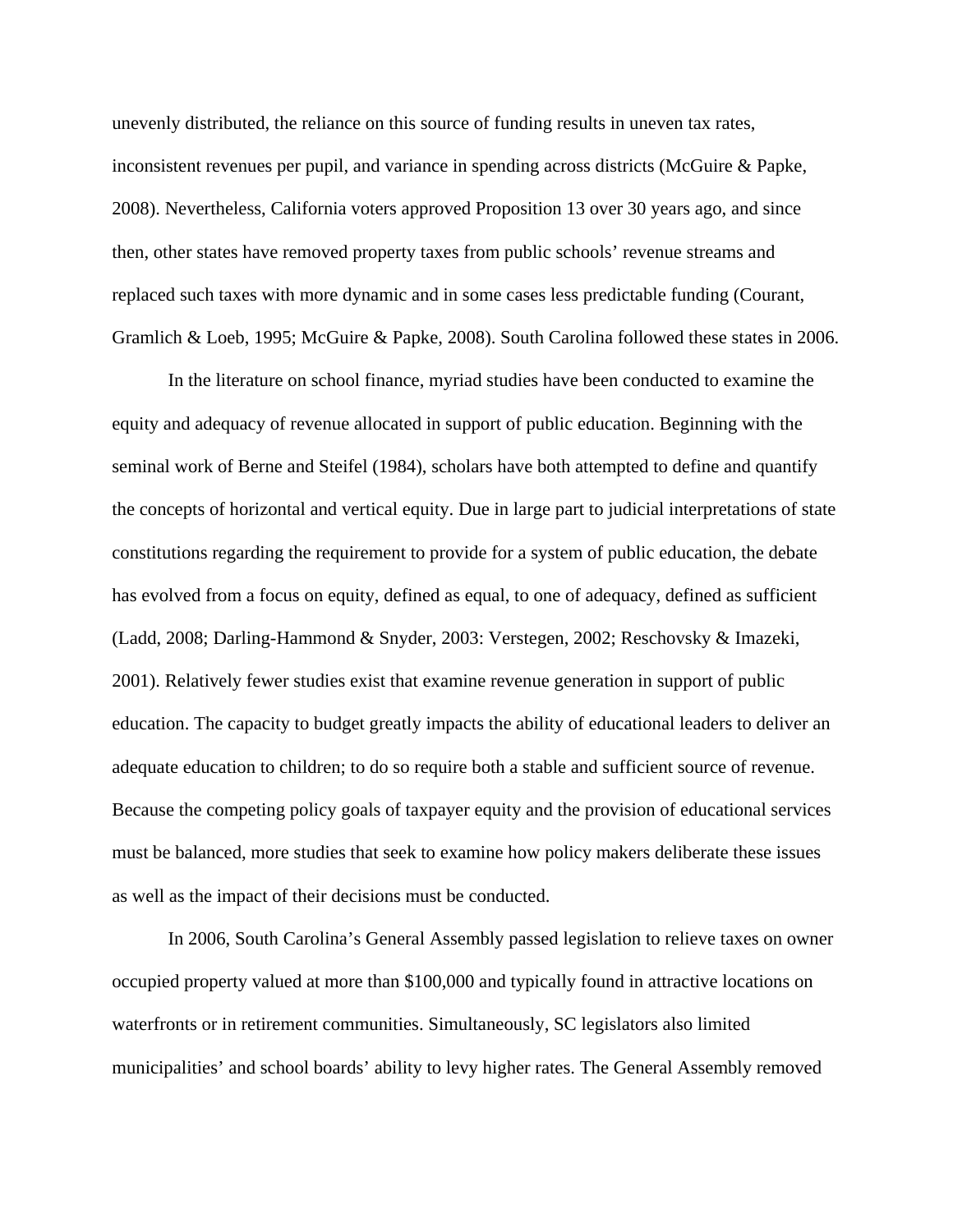unevenly distributed, the reliance on this source of funding results in uneven tax rates, inconsistent revenues per pupil, and variance in spending across districts (McGuire & Papke, 2008). Nevertheless, California voters approved Proposition 13 over 30 years ago, and since then, other states have removed property taxes from public schools' revenue streams and replaced such taxes with more dynamic and in some cases less predictable funding (Courant, Gramlich & Loeb, 1995; McGuire & Papke, 2008). South Carolina followed these states in 2006.

In the literature on school finance, myriad studies have been conducted to examine the equity and adequacy of revenue allocated in support of public education. Beginning with the seminal work of Berne and Steifel (1984), scholars have both attempted to define and quantify the concepts of horizontal and vertical equity. Due in large part to judicial interpretations of state constitutions regarding the requirement to provide for a system of public education, the debate has evolved from a focus on equity, defined as equal, to one of adequacy, defined as sufficient (Ladd, 2008; Darling-Hammond & Snyder, 2003: Verstegen, 2002; Reschovsky & Imazeki, 2001). Relatively fewer studies exist that examine revenue generation in support of public education. The capacity to budget greatly impacts the ability of educational leaders to deliver an adequate education to children; to do so require both a stable and sufficient source of revenue. Because the competing policy goals of taxpayer equity and the provision of educational services must be balanced, more studies that seek to examine how policy makers deliberate these issues as well as the impact of their decisions must be conducted.

In 2006, South Carolina's General Assembly passed legislation to relieve taxes on owner occupied property valued at more than $100,000 and typically found in attractive locations on waterfronts or in retirement communities. Simultaneously, SC legislators also limited municipalities' and school boards' ability to levy higher rates. The General Assembly removed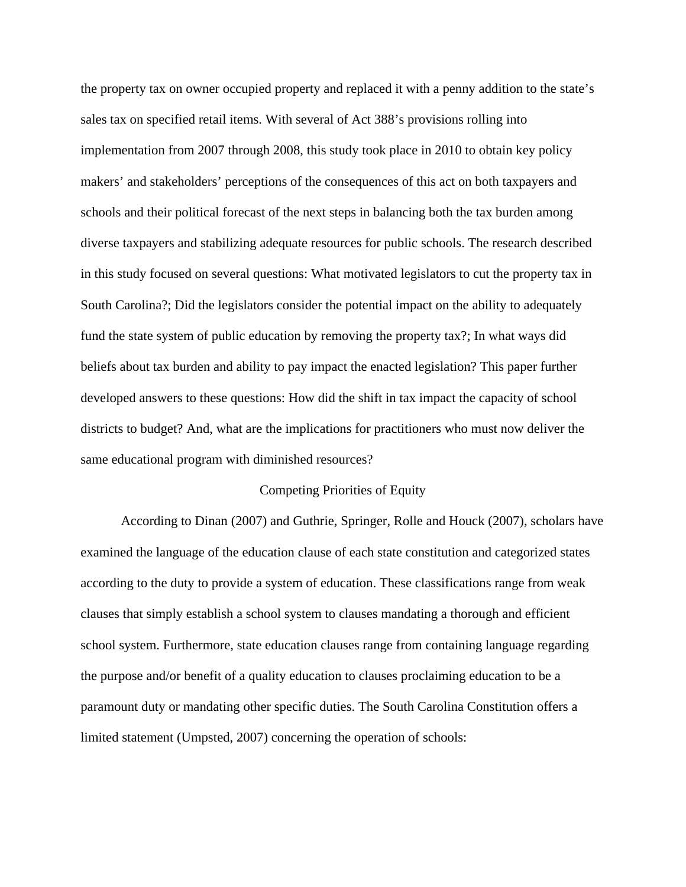the property tax on owner occupied property and replaced it with a penny addition to the state's sales tax on specified retail items. With several of Act 388's provisions rolling into implementation from 2007 through 2008, this study took place in 2010 to obtain key policy makers' and stakeholders' perceptions of the consequences of this act on both taxpayers and schools and their political forecast of the next steps in balancing both the tax burden among diverse taxpayers and stabilizing adequate resources for public schools. The research described in this study focused on several questions: What motivated legislators to cut the property tax in South Carolina?; Did the legislators consider the potential impact on the ability to adequately fund the state system of public education by removing the property tax?; In what ways did beliefs about tax burden and ability to pay impact the enacted legislation? This paper further developed answers to these questions: How did the shift in tax impact the capacity of school districts to budget? And, what are the implications for practitioners who must now deliver the same educational program with diminished resources?

## Competing Priorities of Equity

According to Dinan (2007) and Guthrie, Springer, Rolle and Houck (2007), scholars have examined the language of the education clause of each state constitution and categorized states according to the duty to provide a system of education. These classifications range from weak clauses that simply establish a school system to clauses mandating a thorough and efficient school system. Furthermore, state education clauses range from containing language regarding the purpose and/or benefit of a quality education to clauses proclaiming education to be a paramount duty or mandating other specific duties. The South Carolina Constitution offers a limited statement (Umpsted, 2007) concerning the operation of schools: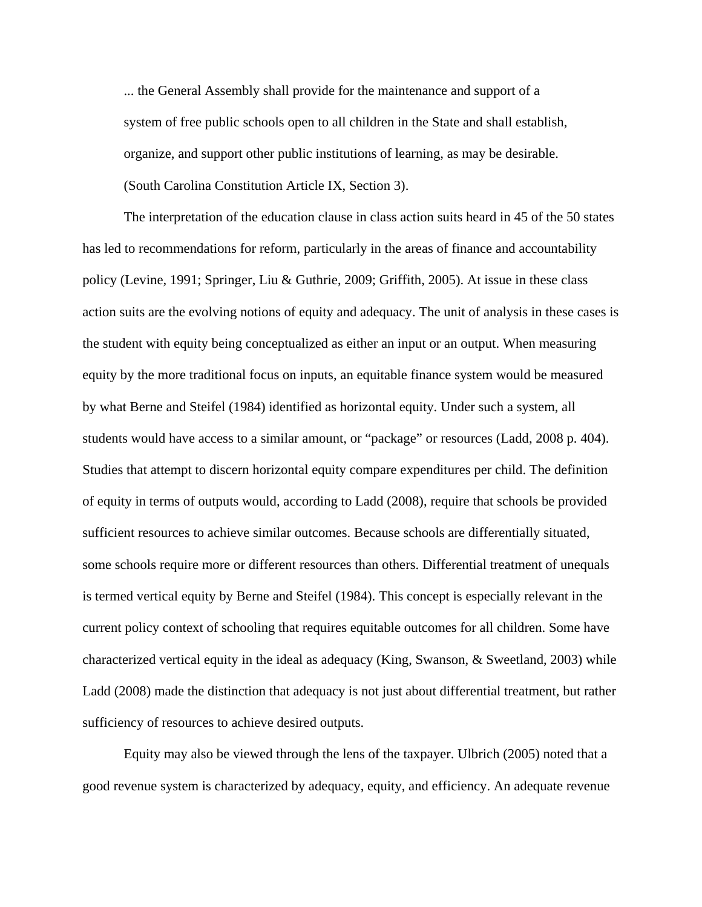> ... the General Assembly shall provide for the maintenance and support of a system of free public schools open to all children in the State and shall establish, organize, and support other public institutions of learning, as may be desirable. (South Carolina Constitution Article IX, Section 3).

The interpretation of the education clause in class action suits heard in 45 of the 50 states has led to recommendations for reform, particularly in the areas of finance and accountability policy (Levine, 1991; Springer, Liu & Guthrie, 2009; Griffith, 2005). At issue in these class action suits are the evolving notions of equity and adequacy. The unit of analysis in these cases is the student with equity being conceptualized as either an input or an output. When measuring equity by the more traditional focus on inputs, an equitable finance system would be measured by what Berne and Steifel (1984) identified as horizontal equity. Under such a system, all students would have access to a similar amount, or "package" or resources (Ladd, 2008 p. 404). Studies that attempt to discern horizontal equity compare expenditures per child. The definition of equity in terms of outputs would, according to Ladd (2008), require that schools be provided sufficient resources to achieve similar outcomes. Because schools are differentially situated, some schools require more or different resources than others. Differential treatment of unequals is termed vertical equity by Berne and Steifel (1984). This concept is especially relevant in the current policy context of schooling that requires equitable outcomes for all children. Some have characterized vertical equity in the ideal as adequacy (King, Swanson, & Sweetland, 2003) while Ladd (2008) made the distinction that adequacy is not just about differential treatment, but rather sufficiency of resources to achieve desired outputs.

Equity may also be viewed through the lens of the taxpayer. Ulbrich (2005) noted that a good revenue system is characterized by adequacy, equity, and efficiency. An adequate revenue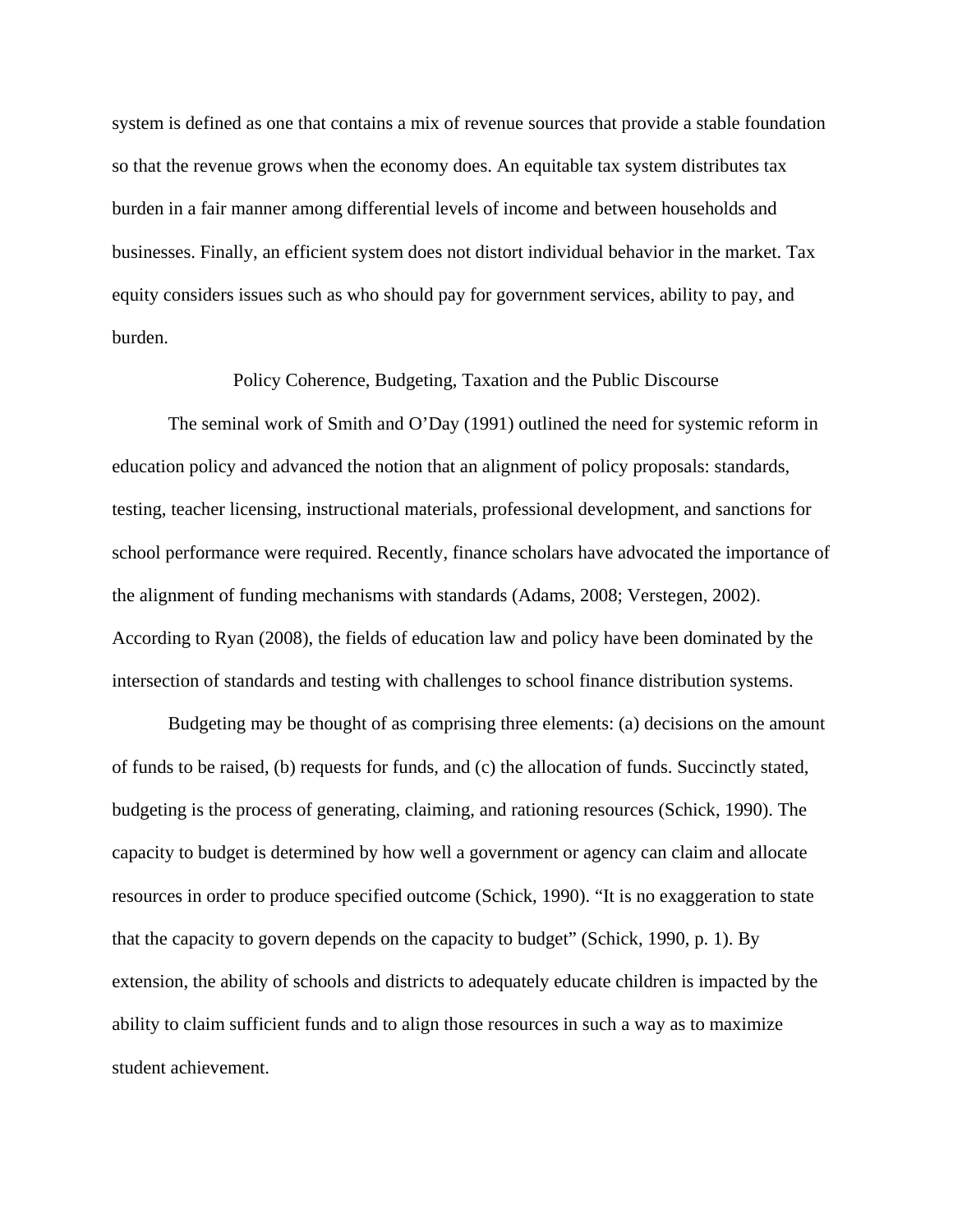system is defined as one that contains a mix of revenue sources that provide a stable foundation so that the revenue grows when the economy does. An equitable tax system distributes tax burden in a fair manner among differential levels of income and between households and businesses. Finally, an efficient system does not distort individual behavior in the market. Tax equity considers issues such as who should pay for government services, ability to pay, and burden.

## Policy Coherence, Budgeting, Taxation and the Public Discourse

The seminal work of Smith and O'Day (1991) outlined the need for systemic reform in education policy and advanced the notion that an alignment of policy proposals: standards, testing, teacher licensing, instructional materials, professional development, and sanctions for school performance were required. Recently, finance scholars have advocated the importance of the alignment of funding mechanisms with standards (Adams, 2008; Verstegen, 2002). According to Ryan (2008), the fields of education law and policy have been dominated by the intersection of standards and testing with challenges to school finance distribution systems.

Budgeting may be thought of as comprising three elements: (a) decisions on the amount of funds to be raised, (b) requests for funds, and (c) the allocation of funds. Succinctly stated, budgeting is the process of generating, claiming, and rationing resources (Schick, 1990). The capacity to budget is determined by how well a government or agency can claim and allocate resources in order to produce specified outcome (Schick, 1990). "It is no exaggeration to state that the capacity to govern depends on the capacity to budget" (Schick, 1990, p. 1). By extension, the ability of schools and districts to adequately educate children is impacted by the ability to claim sufficient funds and to align those resources in such a way as to maximize student achievement.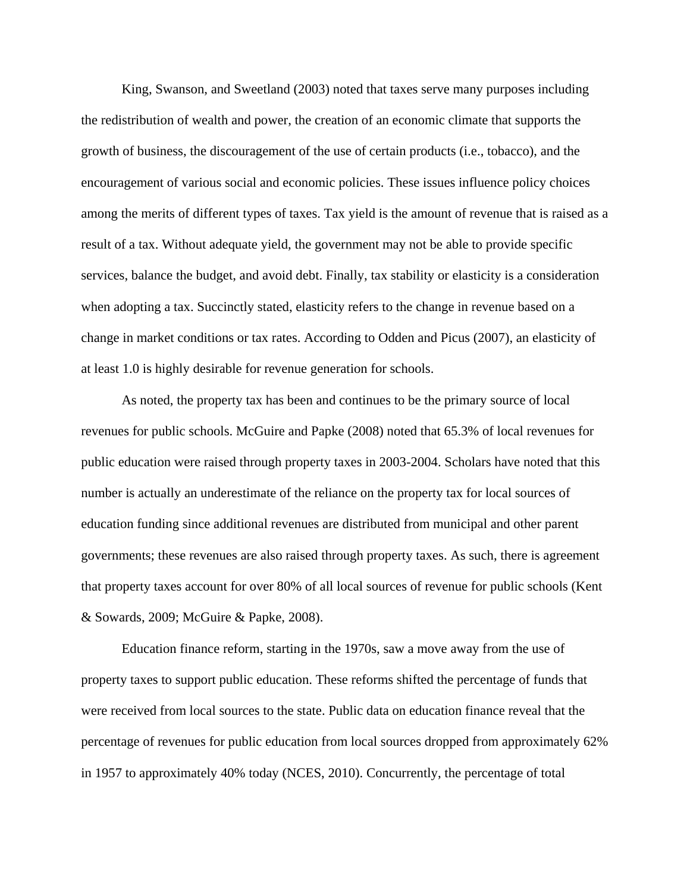King, Swanson, and Sweetland (2003) noted that taxes serve many purposes including the redistribution of wealth and power, the creation of an economic climate that supports the growth of business, the discouragement of the use of certain products (i.e., tobacco), and the encouragement of various social and economic policies. These issues influence policy choices among the merits of different types of taxes. Tax yield is the amount of revenue that is raised as a result of a tax. Without adequate yield, the government may not be able to provide specific services, balance the budget, and avoid debt. Finally, tax stability or elasticity is a consideration when adopting a tax. Succinctly stated, elasticity refers to the change in revenue based on a change in market conditions or tax rates. According to Odden and Picus (2007), an elasticity of at least 1.0 is highly desirable for revenue generation for schools.

As noted, the property tax has been and continues to be the primary source of local revenues for public schools. McGuire and Papke (2008) noted that 65.3% of local revenues for public education were raised through property taxes in 2003-2004. Scholars have noted that this number is actually an underestimate of the reliance on the property tax for local sources of education funding since additional revenues are distributed from municipal and other parent governments; these revenues are also raised through property taxes. As such, there is agreement that property taxes account for over 80% of all local sources of revenue for public schools (Kent & Sowards, 2009; McGuire & Papke, 2008).

Education finance reform, starting in the 1970s, saw a move away from the use of property taxes to support public education. These reforms shifted the percentage of funds that were received from local sources to the state. Public data on education finance reveal that the percentage of revenues for public education from local sources dropped from approximately 62% in 1957 to approximately 40% today (NCES, 2010). Concurrently, the percentage of total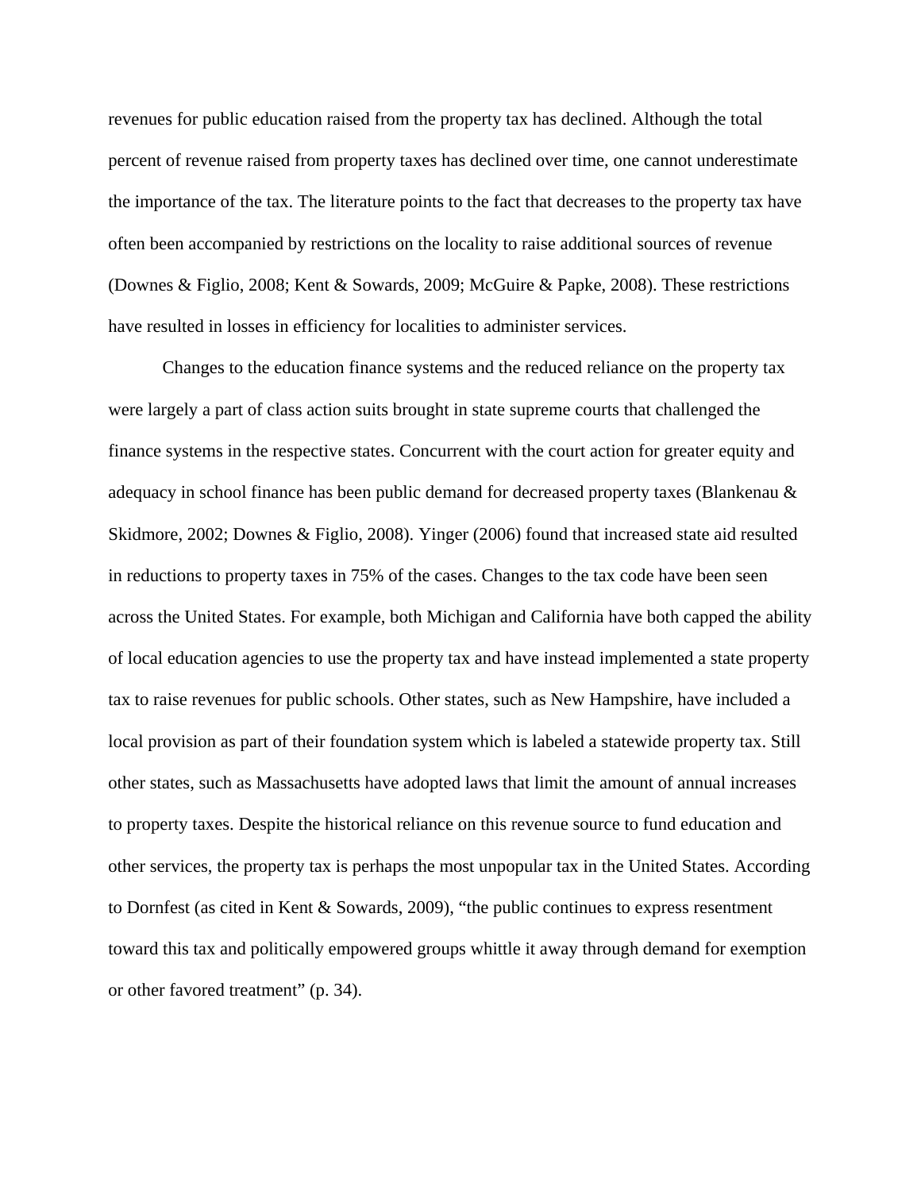revenues for public education raised from the property tax has declined. Although the total percent of revenue raised from property taxes has declined over time, one cannot underestimate the importance of the tax. The literature points to the fact that decreases to the property tax have often been accompanied by restrictions on the locality to raise additional sources of revenue (Downes & Figlio, 2008; Kent & Sowards, 2009; McGuire & Papke, 2008). These restrictions have resulted in losses in efficiency for localities to administer services.

Changes to the education finance systems and the reduced reliance on the property tax were largely a part of class action suits brought in state supreme courts that challenged the finance systems in the respective states. Concurrent with the court action for greater equity and adequacy in school finance has been public demand for decreased property taxes (Blankenau & Skidmore, 2002; Downes & Figlio, 2008). Yinger (2006) found that increased state aid resulted in reductions to property taxes in 75% of the cases. Changes to the tax code have been seen across the United States. For example, both Michigan and California have both capped the ability of local education agencies to use the property tax and have instead implemented a state property tax to raise revenues for public schools. Other states, such as New Hampshire, have included a local provision as part of their foundation system which is labeled a statewide property tax. Still other states, such as Massachusetts have adopted laws that limit the amount of annual increases to property taxes. Despite the historical reliance on this revenue source to fund education and other services, the property tax is perhaps the most unpopular tax in the United States. According to Dornfest (as cited in Kent & Sowards, 2009), "the public continues to express resentment toward this tax and politically empowered groups whittle it away through demand for exemption or other favored treatment" (p. 34).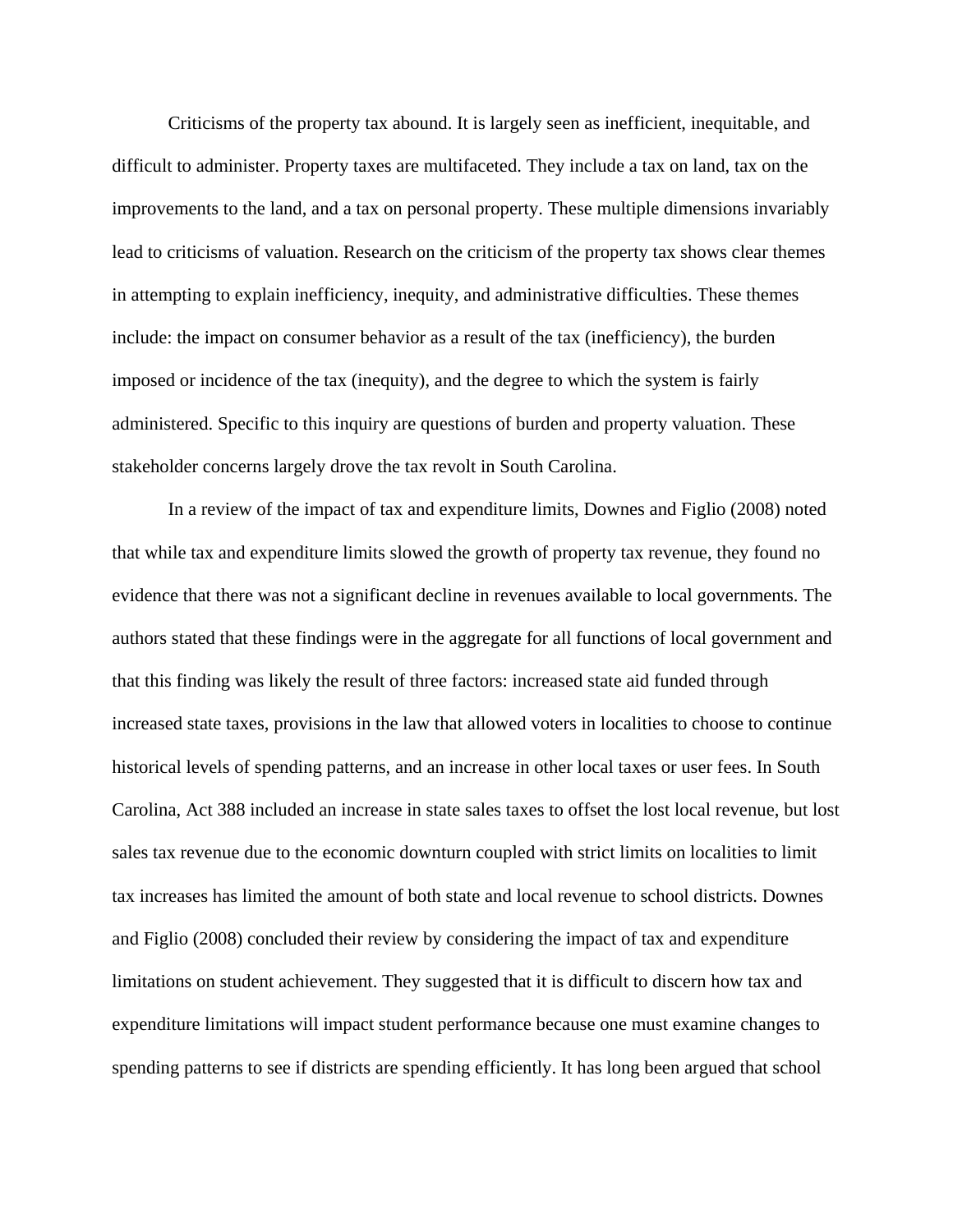Criticisms of the property tax abound. It is largely seen as inefficient, inequitable, and difficult to administer. Property taxes are multifaceted. They include a tax on land, tax on the improvements to the land, and a tax on personal property. These multiple dimensions invariably lead to criticisms of valuation. Research on the criticism of the property tax shows clear themes in attempting to explain inefficiency, inequity, and administrative difficulties. These themes include: the impact on consumer behavior as a result of the tax (inefficiency), the burden imposed or incidence of the tax (inequity), and the degree to which the system is fairly administered. Specific to this inquiry are questions of burden and property valuation. These stakeholder concerns largely drove the tax revolt in South Carolina.

In a review of the impact of tax and expenditure limits, Downes and Figlio (2008) noted that while tax and expenditure limits slowed the growth of property tax revenue, they found no evidence that there was not a significant decline in revenues available to local governments. The authors stated that these findings were in the aggregate for all functions of local government and that this finding was likely the result of three factors: increased state aid funded through increased state taxes, provisions in the law that allowed voters in localities to choose to continue historical levels of spending patterns, and an increase in other local taxes or user fees. In South Carolina, Act 388 included an increase in state sales taxes to offset the lost local revenue, but lost sales tax revenue due to the economic downturn coupled with strict limits on localities to limit tax increases has limited the amount of both state and local revenue to school districts. Downes and Figlio (2008) concluded their review by considering the impact of tax and expenditure limitations on student achievement. They suggested that it is difficult to discern how tax and expenditure limitations will impact student performance because one must examine changes to spending patterns to see if districts are spending efficiently. It has long been argued that school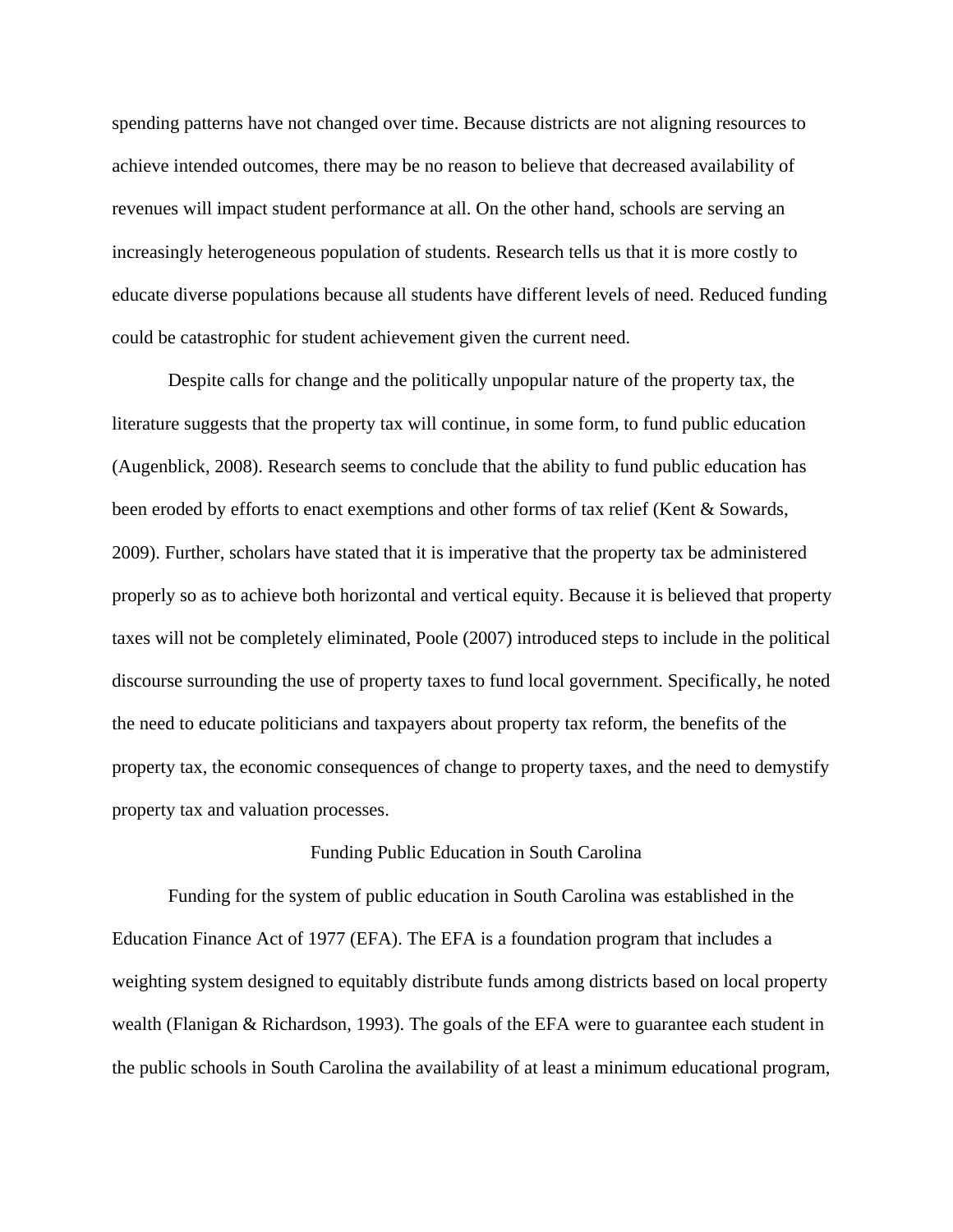spending patterns have not changed over time. Because districts are not aligning resources to achieve intended outcomes, there may be no reason to believe that decreased availability of revenues will impact student performance at all. On the other hand, schools are serving an increasingly heterogeneous population of students. Research tells us that it is more costly to educate diverse populations because all students have different levels of need. Reduced funding could be catastrophic for student achievement given the current need.

Despite calls for change and the politically unpopular nature of the property tax, the literature suggests that the property tax will continue, in some form, to fund public education (Augenblick, 2008). Research seems to conclude that the ability to fund public education has been eroded by efforts to enact exemptions and other forms of tax relief (Kent & Sowards, 2009). Further, scholars have stated that it is imperative that the property tax be administered properly so as to achieve both horizontal and vertical equity. Because it is believed that property taxes will not be completely eliminated, Poole (2007) introduced steps to include in the political discourse surrounding the use of property taxes to fund local government. Specifically, he noted the need to educate politicians and taxpayers about property tax reform, the benefits of the property tax, the economic consequences of change to property taxes, and the need to demystify property tax and valuation processes.

## Funding Public Education in South Carolina

Funding for the system of public education in South Carolina was established in the Education Finance Act of 1977 (EFA). The EFA is a foundation program that includes a weighting system designed to equitably distribute funds among districts based on local property wealth (Flanigan & Richardson, 1993). The goals of the EFA were to guarantee each student in the public schools in South Carolina the availability of at least a minimum educational program,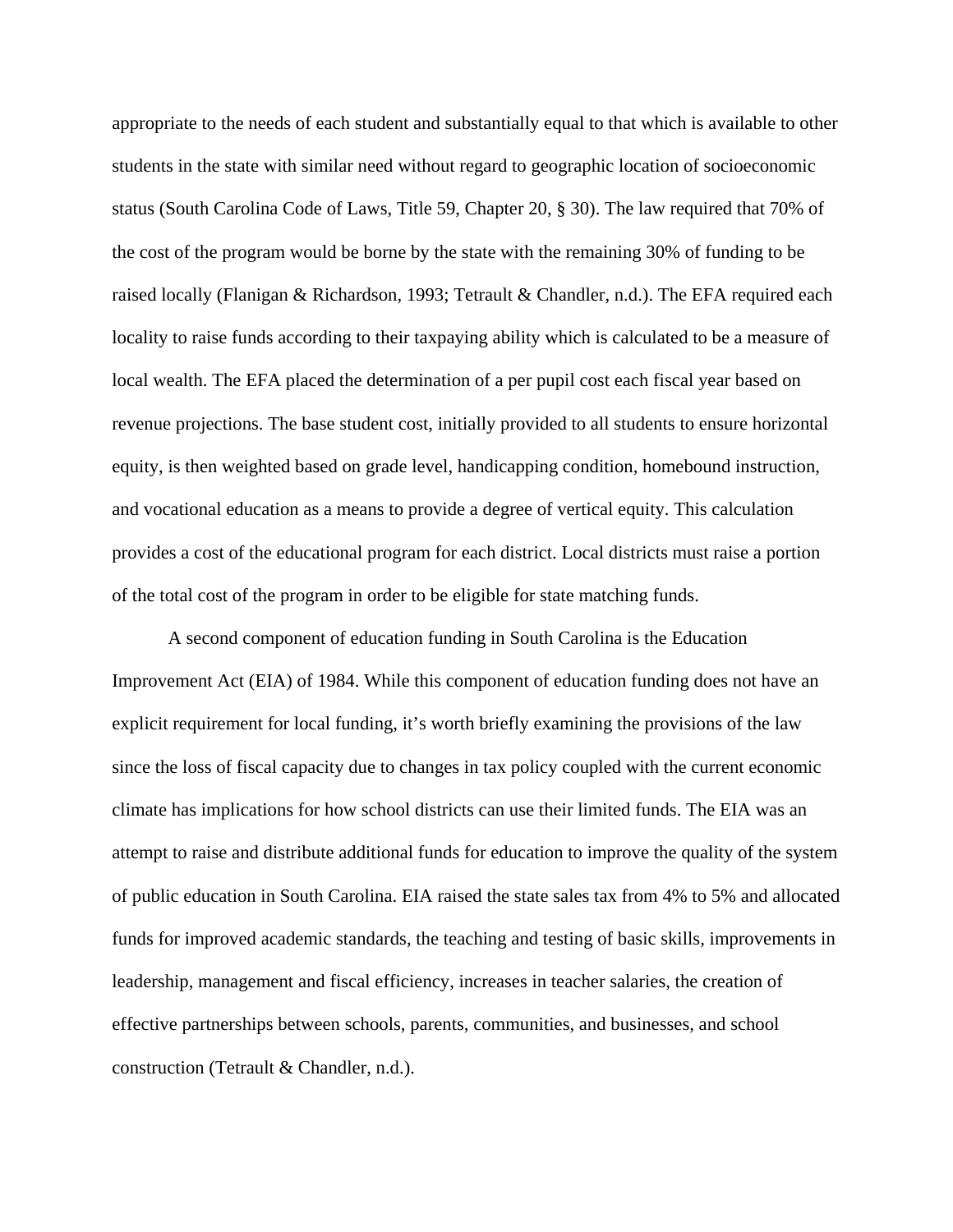appropriate to the needs of each student and substantially equal to that which is available to other students in the state with similar need without regard to geographic location of socioeconomic status (South Carolina Code of Laws, Title 59, Chapter 20, § 30). The law required that 70% of the cost of the program would be borne by the state with the remaining 30% of funding to be raised locally (Flanigan & Richardson, 1993; Tetrault & Chandler, n.d.). The EFA required each locality to raise funds according to their taxpaying ability which is calculated to be a measure of local wealth. The EFA placed the determination of a per pupil cost each fiscal year based on revenue projections. The base student cost, initially provided to all students to ensure horizontal equity, is then weighted based on grade level, handicapping condition, homebound instruction, and vocational education as a means to provide a degree of vertical equity. This calculation provides a cost of the educational program for each district. Local districts must raise a portion of the total cost of the program in order to be eligible for state matching funds.

A second component of education funding in South Carolina is the Education Improvement Act (EIA) of 1984. While this component of education funding does not have an explicit requirement for local funding, it's worth briefly examining the provisions of the law since the loss of fiscal capacity due to changes in tax policy coupled with the current economic climate has implications for how school districts can use their limited funds. The EIA was an attempt to raise and distribute additional funds for education to improve the quality of the system of public education in South Carolina. EIA raised the state sales tax from 4% to 5% and allocated funds for improved academic standards, the teaching and testing of basic skills, improvements in leadership, management and fiscal efficiency, increases in teacher salaries, the creation of effective partnerships between schools, parents, communities, and businesses, and school construction (Tetrault & Chandler, n.d.).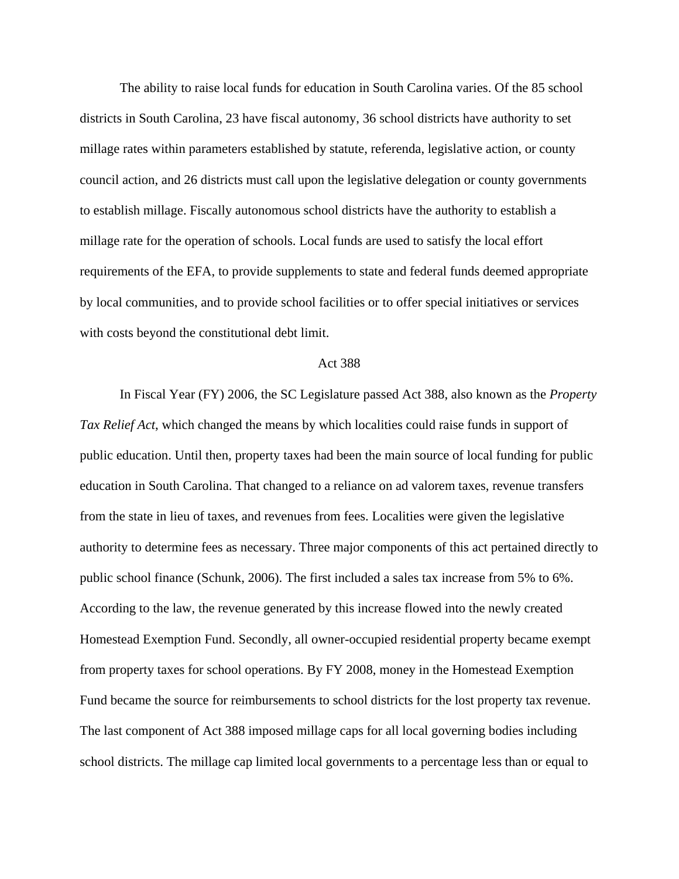The ability to raise local funds for education in South Carolina varies. Of the 85 school districts in South Carolina, 23 have fiscal autonomy, 36 school districts have authority to set millage rates within parameters established by statute, referenda, legislative action, or county council action, and 26 districts must call upon the legislative delegation or county governments to establish millage. Fiscally autonomous school districts have the authority to establish a millage rate for the operation of schools. Local funds are used to satisfy the local effort requirements of the EFA, to provide supplements to state and federal funds deemed appropriate by local communities, and to provide school facilities or to offer special initiatives or services with costs beyond the constitutional debt limit.

## Act 388

In Fiscal Year (FY) 2006, the SC Legislature passed Act 388, also known as the *Property Tax Relief Act*, which changed the means by which localities could raise funds in support of public education. Until then, property taxes had been the main source of local funding for public education in South Carolina. That changed to a reliance on ad valorem taxes, revenue transfers from the state in lieu of taxes, and revenues from fees. Localities were given the legislative authority to determine fees as necessary. Three major components of this act pertained directly to public school finance (Schunk, 2006). The first included a sales tax increase from 5% to 6%. According to the law, the revenue generated by this increase flowed into the newly created Homestead Exemption Fund. Secondly, all owner-occupied residential property became exempt from property taxes for school operations. By FY 2008, money in the Homestead Exemption Fund became the source for reimbursements to school districts for the lost property tax revenue. The last component of Act 388 imposed millage caps for all local governing bodies including school districts. The millage cap limited local governments to a percentage less than or equal to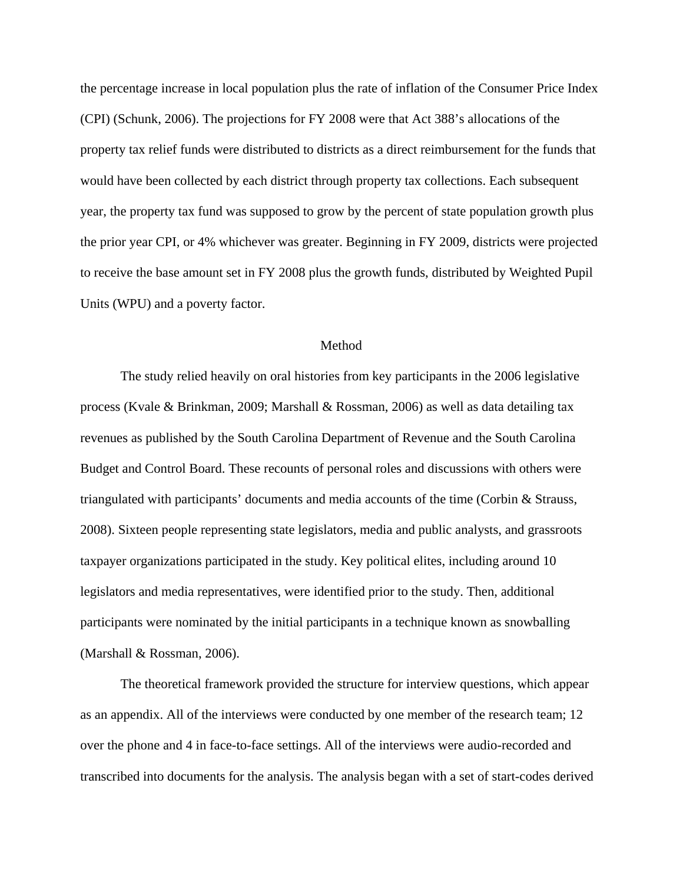the percentage increase in local population plus the rate of inflation of the Consumer Price Index (CPI) (Schunk, 2006). The projections for FY 2008 were that Act 388's allocations of the property tax relief funds were distributed to districts as a direct reimbursement for the funds that would have been collected by each district through property tax collections. Each subsequent year, the property tax fund was supposed to grow by the percent of state population growth plus the prior year CPI, or 4% whichever was greater. Beginning in FY 2009, districts were projected to receive the base amount set in FY 2008 plus the growth funds, distributed by Weighted Pupil Units (WPU) and a poverty factor.

## Method

The study relied heavily on oral histories from key participants in the 2006 legislative process (Kvale & Brinkman, 2009; Marshall & Rossman, 2006) as well as data detailing tax revenues as published by the South Carolina Department of Revenue and the South Carolina Budget and Control Board. These recounts of personal roles and discussions with others were triangulated with participants' documents and media accounts of the time (Corbin & Strauss, 2008). Sixteen people representing state legislators, media and public analysts, and grassroots taxpayer organizations participated in the study. Key political elites, including around 10 legislators and media representatives, were identified prior to the study. Then, additional participants were nominated by the initial participants in a technique known as snowballing (Marshall & Rossman, 2006).

The theoretical framework provided the structure for interview questions, which appear as an appendix. All of the interviews were conducted by one member of the research team; 12 over the phone and 4 in face-to-face settings. All of the interviews were audio-recorded and transcribed into documents for the analysis. The analysis began with a set of start-codes derived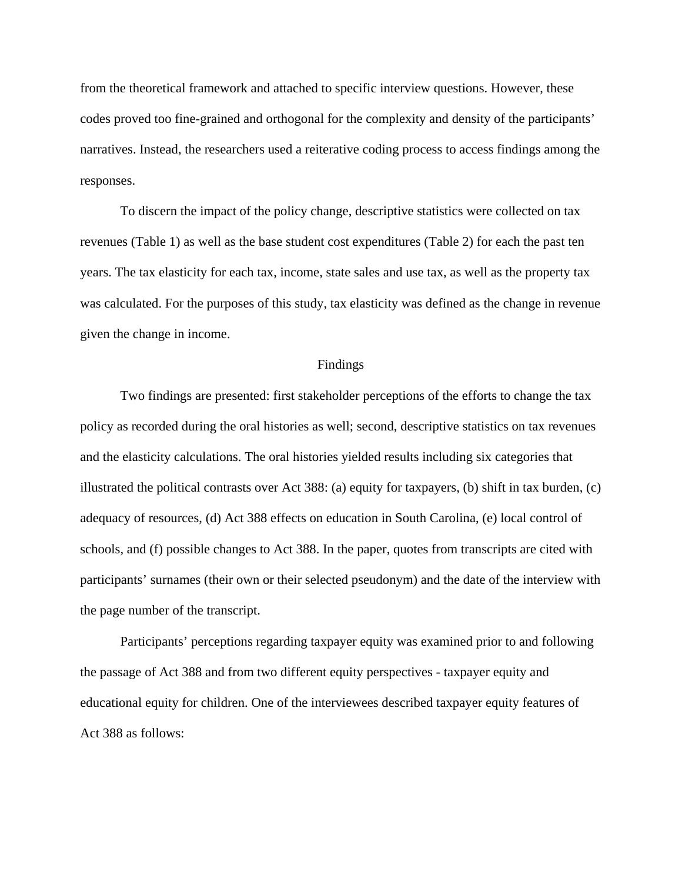from the theoretical framework and attached to specific interview questions. However, these codes proved too fine-grained and orthogonal for the complexity and density of the participants' narratives. Instead, the researchers used a reiterative coding process to access findings among the responses.

To discern the impact of the policy change, descriptive statistics were collected on tax revenues (Table 1) as well as the base student cost expenditures (Table 2) for each the past ten years. The tax elasticity for each tax, income, state sales and use tax, as well as the property tax was calculated. For the purposes of this study, tax elasticity was defined as the change in revenue given the change in income.

## Findings

Two findings are presented: first stakeholder perceptions of the efforts to change the tax policy as recorded during the oral histories as well; second, descriptive statistics on tax revenues and the elasticity calculations. The oral histories yielded results including six categories that illustrated the political contrasts over Act 388: (a) equity for taxpayers, (b) shift in tax burden, (c) adequacy of resources, (d) Act 388 effects on education in South Carolina, (e) local control of schools, and (f) possible changes to Act 388. In the paper, quotes from transcripts are cited with participants' surnames (their own or their selected pseudonym) and the date of the interview with the page number of the transcript.

Participants' perceptions regarding taxpayer equity was examined prior to and following the passage of Act 388 and from two different equity perspectives - taxpayer equity and educational equity for children. One of the interviewees described taxpayer equity features of Act 388 as follows: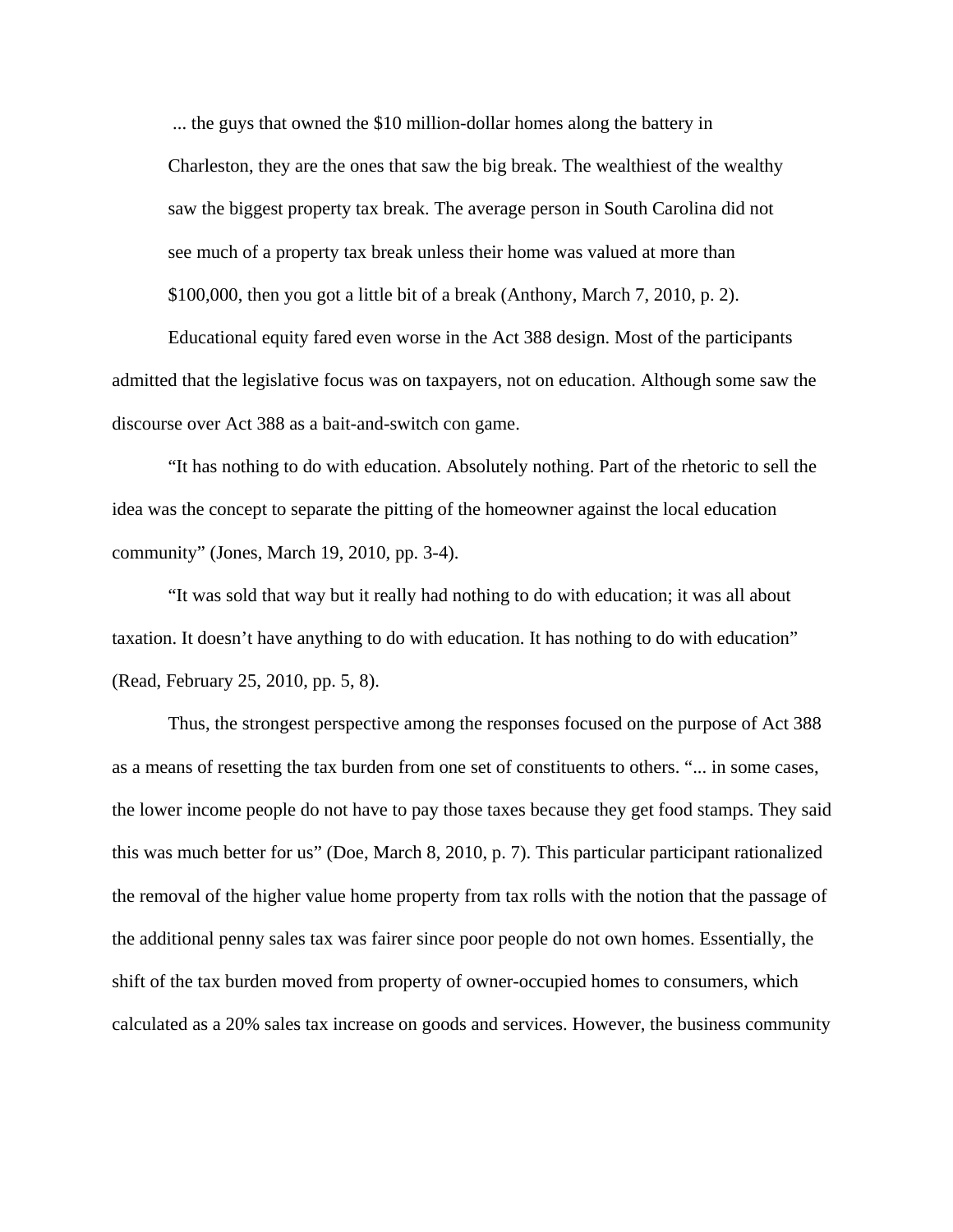> ... the guys that owned the $10 million-dollar homes along the battery in Charleston, they are the ones that saw the big break. The wealthiest of the wealthy saw the biggest property tax break. The average person in South Carolina did not see much of a property tax break unless their home was valued at more than $100,000, then you got a little bit of a break (Anthony, March 7, 2010, p. 2).

Educational equity fared even worse in the Act 388 design. Most of the participants admitted that the legislative focus was on taxpayers, not on education. Although some saw the discourse over Act 388 as a bait-and-switch con game.

"It has nothing to do with education. Absolutely nothing. Part of the rhetoric to sell the idea was the concept to separate the pitting of the homeowner against the local education community" (Jones, March 19, 2010, pp. 3-4).

"It was sold that way but it really had nothing to do with education; it was all about taxation. It doesn't have anything to do with education. It has nothing to do with education" (Read, February 25, 2010, pp. 5, 8).

Thus, the strongest perspective among the responses focused on the purpose of Act 388 as a means of resetting the tax burden from one set of constituents to others. "... in some cases, the lower income people do not have to pay those taxes because they get food stamps. They said this was much better for us" (Doe, March 8, 2010, p. 7). This particular participant rationalized the removal of the higher value home property from tax rolls with the notion that the passage of the additional penny sales tax was fairer since poor people do not own homes. Essentially, the shift of the tax burden moved from property of owner-occupied homes to consumers, which calculated as a 20% sales tax increase on goods and services. However, the business community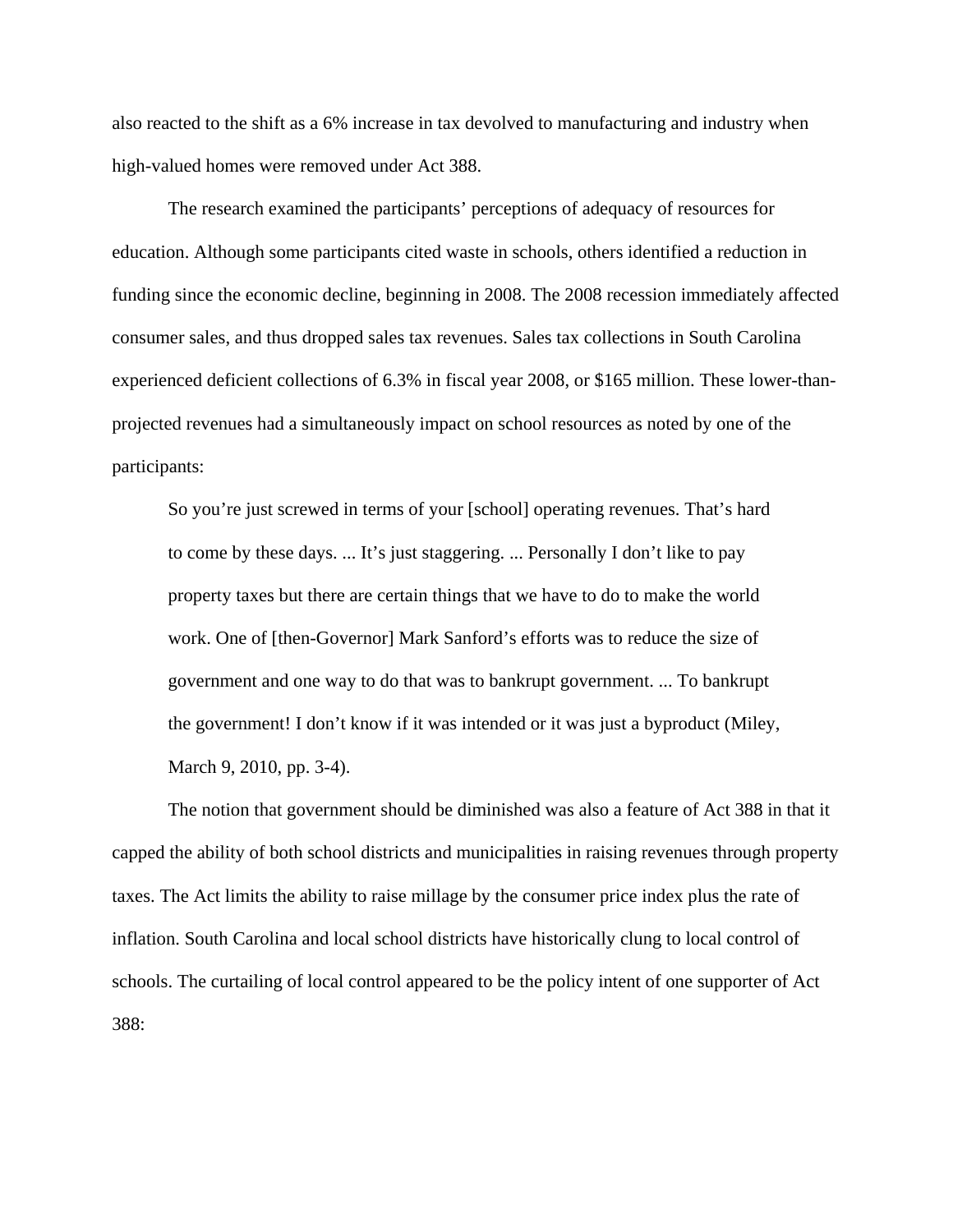also reacted to the shift as a 6% increase in tax devolved to manufacturing and industry when high-valued homes were removed under Act 388.

The research examined the participants' perceptions of adequacy of resources for education. Although some participants cited waste in schools, others identified a reduction in funding since the economic decline, beginning in 2008. The 2008 recession immediately affected consumer sales, and thus dropped sales tax revenues. Sales tax collections in South Carolina experienced deficient collections of 6.3% in fiscal year 2008, or $165 million. These lower-than-projected revenues had a simultaneously impact on school resources as noted by one of the participants:

> So you're just screwed in terms of your [school] operating revenues. That's hard to come by these days. ... It's just staggering. ... Personally I don't like to pay property taxes but there are certain things that we have to do to make the world work. One of [then-Governor] Mark Sanford's efforts was to reduce the size of government and one way to do that was to bankrupt government. ... To bankrupt the government! I don't know if it was intended or it was just a byproduct (Miley, March 9, 2010, pp. 3-4).

The notion that government should be diminished was also a feature of Act 388 in that it capped the ability of both school districts and municipalities in raising revenues through property taxes. The Act limits the ability to raise millage by the consumer price index plus the rate of inflation. South Carolina and local school districts have historically clung to local control of schools. The curtailing of local control appeared to be the policy intent of one supporter of Act 388: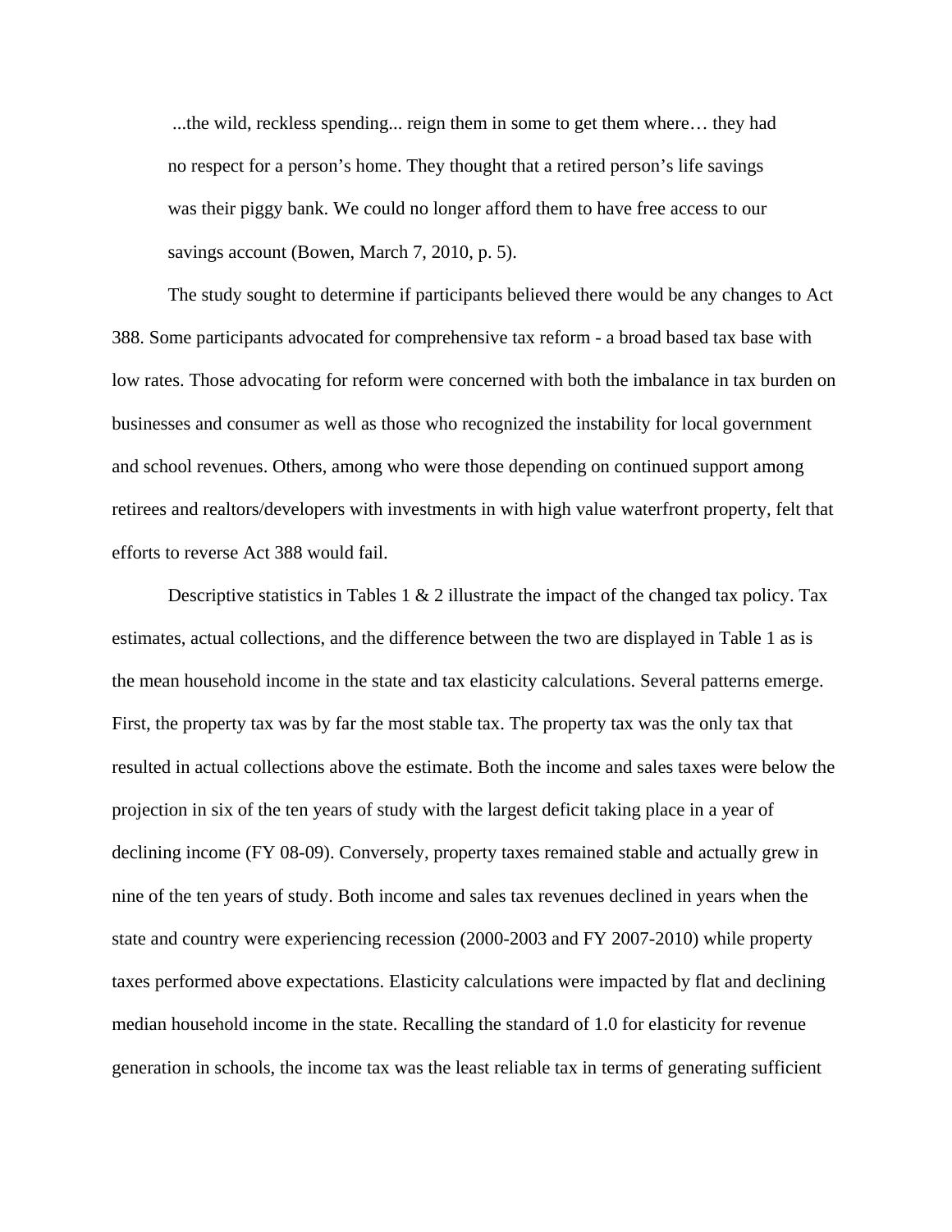> ...the wild, reckless spending... reign them in some to get them where… they had no respect for a person's home. They thought that a retired person's life savings was their piggy bank. We could no longer afford them to have free access to our savings account (Bowen, March 7, 2010, p. 5).

The study sought to determine if participants believed there would be any changes to Act 388. Some participants advocated for comprehensive tax reform - a broad based tax base with low rates. Those advocating for reform were concerned with both the imbalance in tax burden on businesses and consumer as well as those who recognized the instability for local government and school revenues. Others, among who were those depending on continued support among retirees and realtors/developers with investments in with high value waterfront property, felt that efforts to reverse Act 388 would fail.

Descriptive statistics in Tables 1 & 2 illustrate the impact of the changed tax policy. Tax estimates, actual collections, and the difference between the two are displayed in Table 1 as is the mean household income in the state and tax elasticity calculations. Several patterns emerge. First, the property tax was by far the most stable tax. The property tax was the only tax that resulted in actual collections above the estimate. Both the income and sales taxes were below the projection in six of the ten years of study with the largest deficit taking place in a year of declining income (FY 08-09). Conversely, property taxes remained stable and actually grew in nine of the ten years of study. Both income and sales tax revenues declined in years when the state and country were experiencing recession (2000-2003 and FY 2007-2010) while property taxes performed above expectations. Elasticity calculations were impacted by flat and declining median household income in the state. Recalling the standard of 1.0 for elasticity for revenue generation in schools, the income tax was the least reliable tax in terms of generating sufficient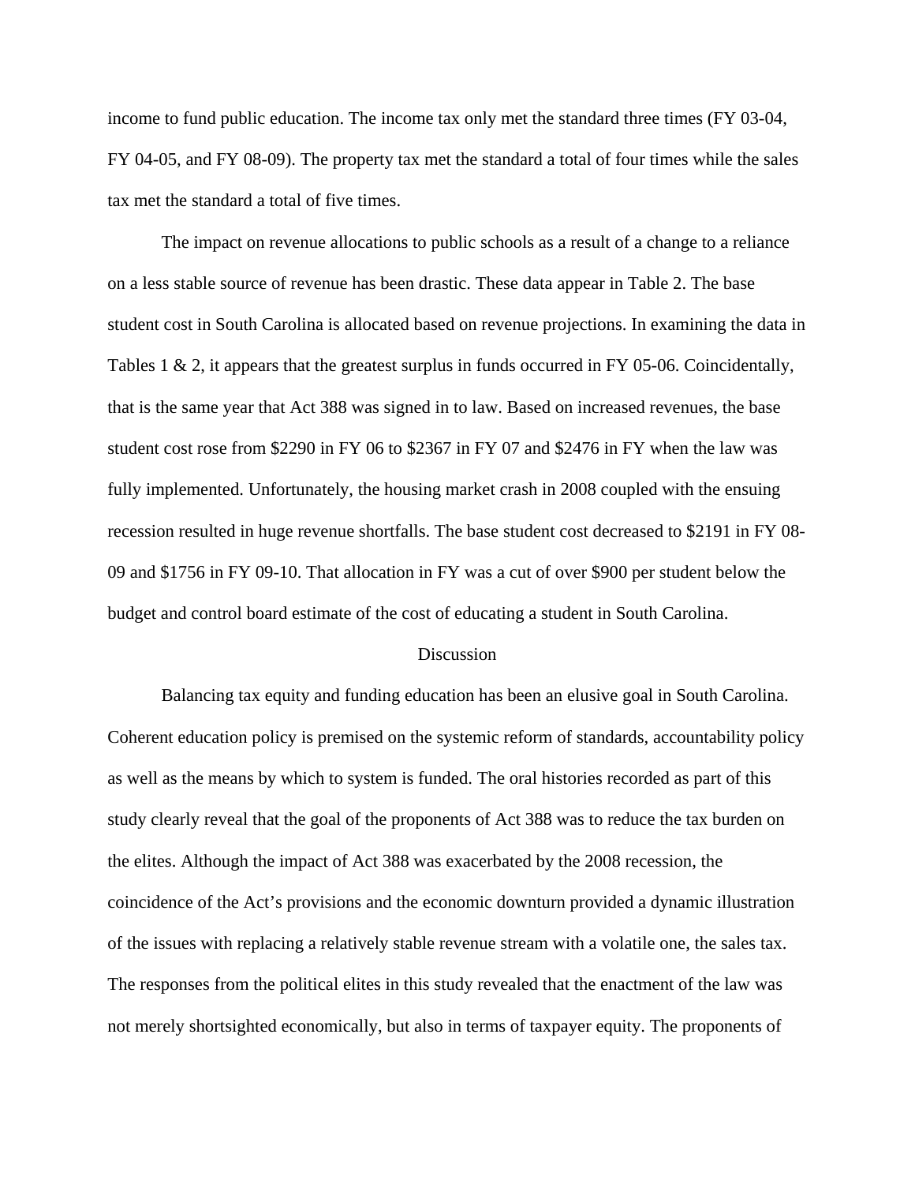income to fund public education. The income tax only met the standard three times (FY 03-04, FY 04-05, and FY 08-09). The property tax met the standard a total of four times while the sales tax met the standard a total of five times.

The impact on revenue allocations to public schools as a result of a change to a reliance on a less stable source of revenue has been drastic. These data appear in Table 2. The base student cost in South Carolina is allocated based on revenue projections. In examining the data in Tables 1 & 2, it appears that the greatest surplus in funds occurred in FY 05-06. Coincidentally, that is the same year that Act 388 was signed in to law. Based on increased revenues, the base student cost rose from $2290 in FY 06 to $2367 in FY 07 and $2476 in FY when the law was fully implemented. Unfortunately, the housing market crash in 2008 coupled with the ensuing recession resulted in huge revenue shortfalls. The base student cost decreased to $2191 in FY 08-09 and $1756 in FY 09-10. That allocation in FY was a cut of over $900 per student below the budget and control board estimate of the cost of educating a student in South Carolina.

## Discussion

Balancing tax equity and funding education has been an elusive goal in South Carolina. Coherent education policy is premised on the systemic reform of standards, accountability policy as well as the means by which to system is funded. The oral histories recorded as part of this study clearly reveal that the goal of the proponents of Act 388 was to reduce the tax burden on the elites. Although the impact of Act 388 was exacerbated by the 2008 recession, the coincidence of the Act's provisions and the economic downturn provided a dynamic illustration of the issues with replacing a relatively stable revenue stream with a volatile one, the sales tax. The responses from the political elites in this study revealed that the enactment of the law was not merely shortsighted economically, but also in terms of taxpayer equity. The proponents of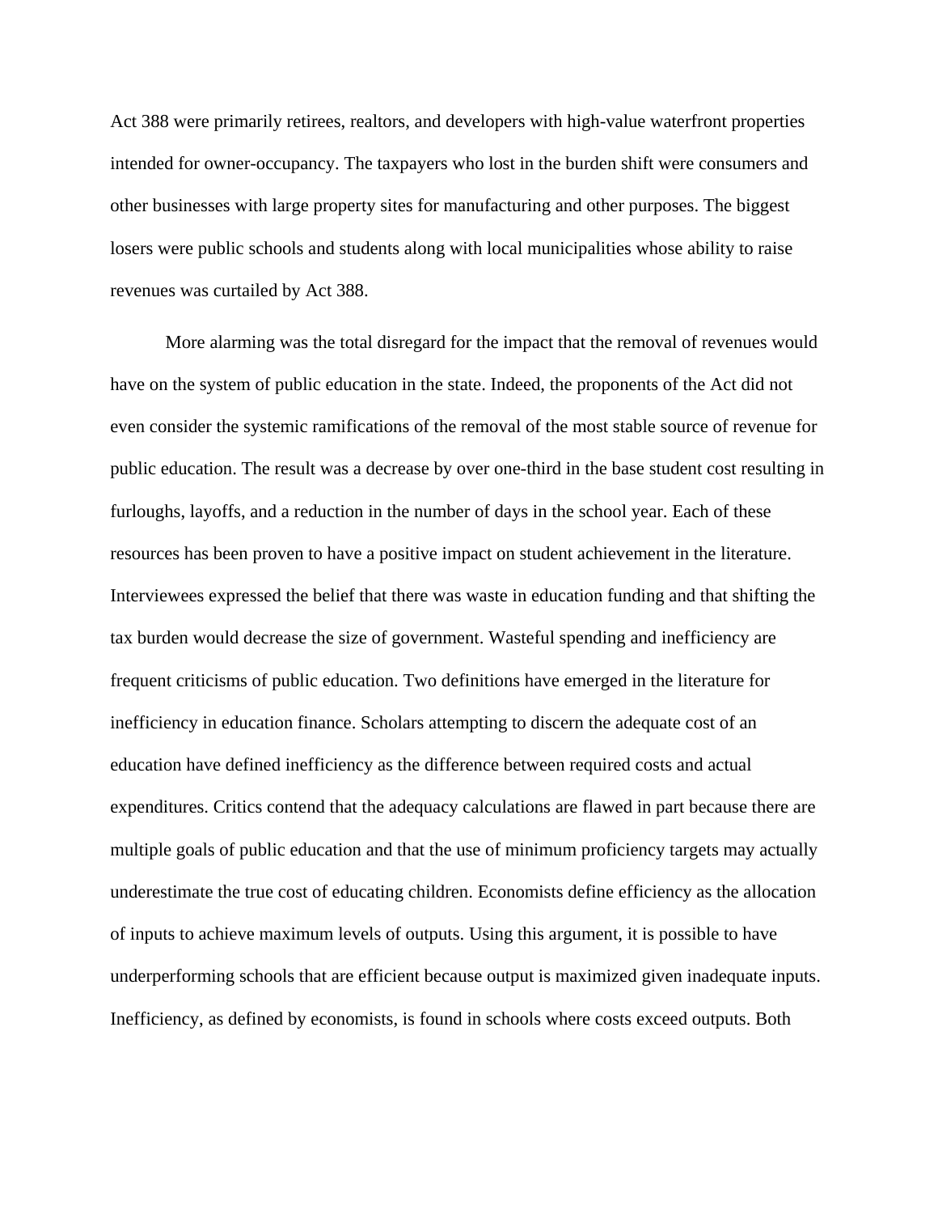Act 388 were primarily retirees, realtors, and developers with high-value waterfront properties intended for owner-occupancy. The taxpayers who lost in the burden shift were consumers and other businesses with large property sites for manufacturing and other purposes. The biggest losers were public schools and students along with local municipalities whose ability to raise revenues was curtailed by Act 388.

More alarming was the total disregard for the impact that the removal of revenues would have on the system of public education in the state. Indeed, the proponents of the Act did not even consider the systemic ramifications of the removal of the most stable source of revenue for public education. The result was a decrease by over one-third in the base student cost resulting in furloughs, layoffs, and a reduction in the number of days in the school year. Each of these resources has been proven to have a positive impact on student achievement in the literature. Interviewees expressed the belief that there was waste in education funding and that shifting the tax burden would decrease the size of government. Wasteful spending and inefficiency are frequent criticisms of public education. Two definitions have emerged in the literature for inefficiency in education finance. Scholars attempting to discern the adequate cost of an education have defined inefficiency as the difference between required costs and actual expenditures. Critics contend that the adequacy calculations are flawed in part because there are multiple goals of public education and that the use of minimum proficiency targets may actually underestimate the true cost of educating children. Economists define efficiency as the allocation of inputs to achieve maximum levels of outputs. Using this argument, it is possible to have underperforming schools that are efficient because output is maximized given inadequate inputs. Inefficiency, as defined by economists, is found in schools where costs exceed outputs. Both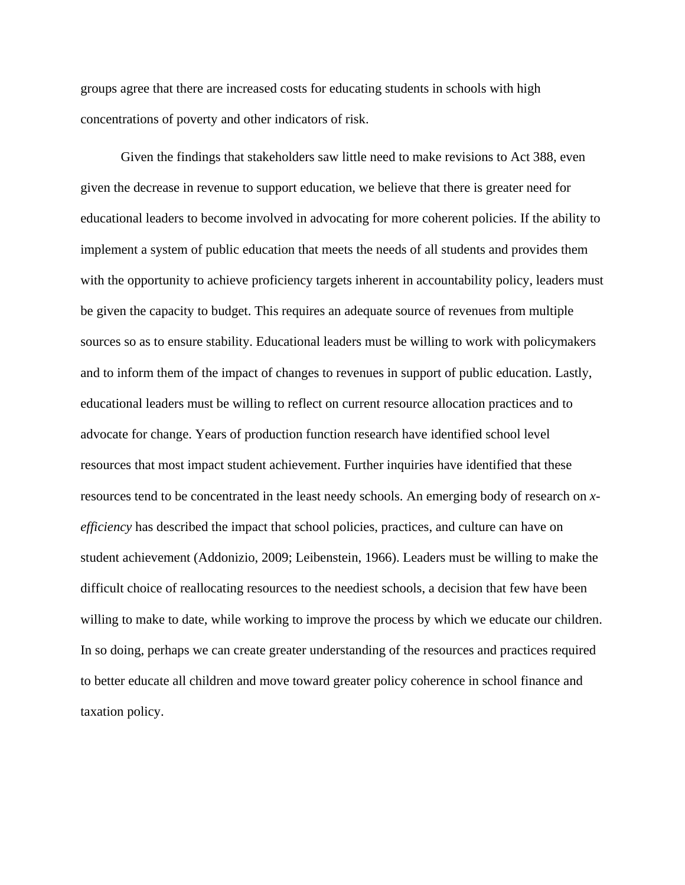groups agree that there are increased costs for educating students in schools with high concentrations of poverty and other indicators of risk.

Given the findings that stakeholders saw little need to make revisions to Act 388, even given the decrease in revenue to support education, we believe that there is greater need for educational leaders to become involved in advocating for more coherent policies. If the ability to implement a system of public education that meets the needs of all students and provides them with the opportunity to achieve proficiency targets inherent in accountability policy, leaders must be given the capacity to budget. This requires an adequate source of revenues from multiple sources so as to ensure stability. Educational leaders must be willing to work with policymakers and to inform them of the impact of changes to revenues in support of public education. Lastly, educational leaders must be willing to reflect on current resource allocation practices and to advocate for change. Years of production function research have identified school level resources that most impact student achievement. Further inquiries have identified that these resources tend to be concentrated in the least needy schools. An emerging body of research on *x-efficiency* has described the impact that school policies, practices, and culture can have on student achievement (Addonizio, 2009; Leibenstein, 1966). Leaders must be willing to make the difficult choice of reallocating resources to the neediest schools, a decision that few have been willing to make to date, while working to improve the process by which we educate our children. In so doing, perhaps we can create greater understanding of the resources and practices required to better educate all children and move toward greater policy coherence in school finance and taxation policy.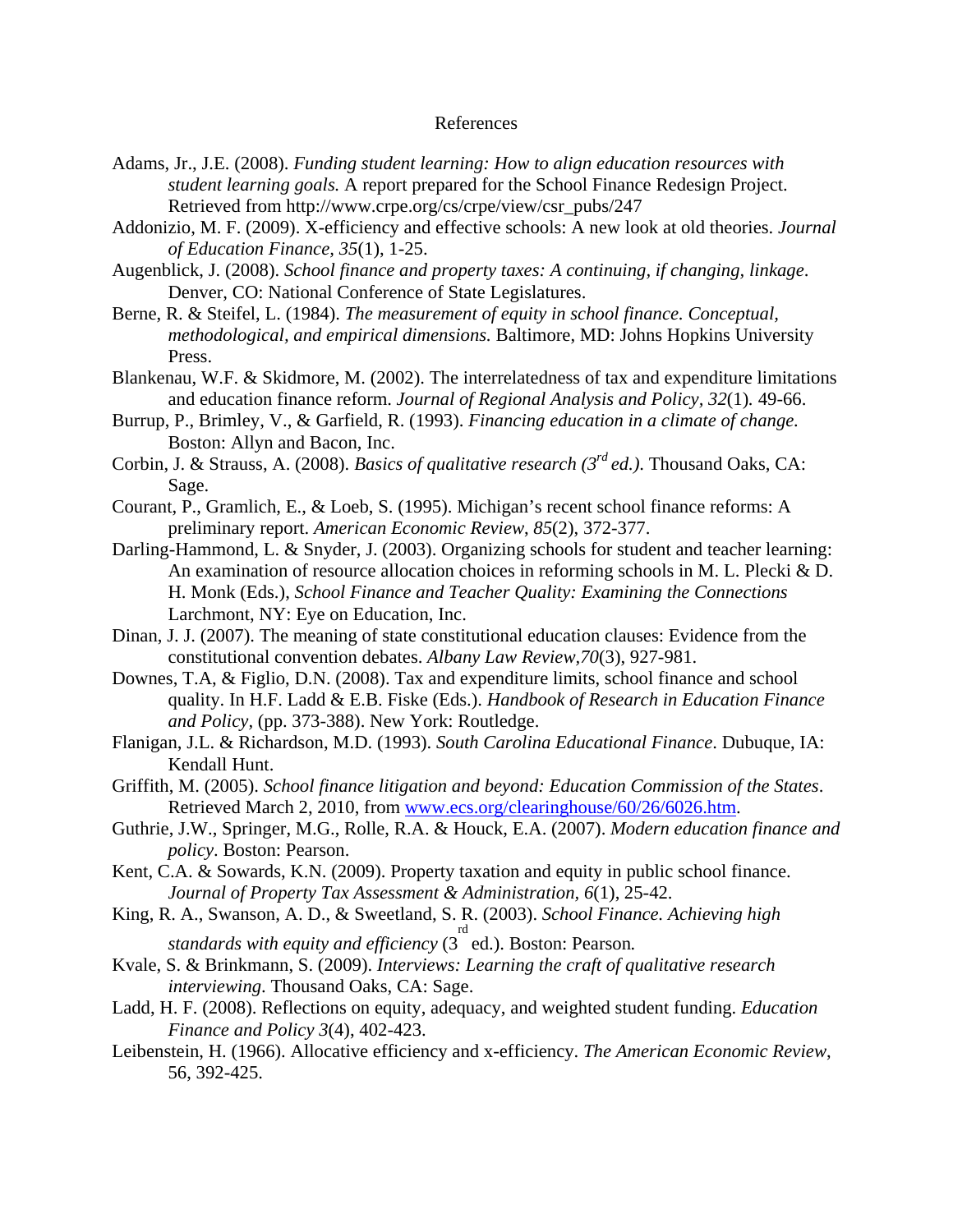# References

Adams, Jr., J.E. (2008). *Funding student learning: How to align education resources with student learning goals.* A report prepared for the School Finance Redesign Project. Retrieved from http://www.crpe.org/cs/crpe/view/csr_pubs/247

Addonizio, M. F. (2009). X-efficiency and effective schools: A new look at old theories. *Journal of Education Finance, 35*(1), 1-25.

Augenblick, J. (2008). *School finance and property taxes: A continuing, if changing, linkage*. Denver, CO: National Conference of State Legislatures.

Berne, R. & Steifel, L. (1984). *The measurement of equity in school finance. Conceptual, methodological, and empirical dimensions.* Baltimore, MD: Johns Hopkins University Press.

Blankenau, W.F. & Skidmore, M. (2002). The interrelatedness of tax and expenditure limitations and education finance reform. *Journal of Regional Analysis and Policy, 32*(1)*.* 49-66.

Burrup, P., Brimley, V., & Garfield, R. (1993). *Financing education in a climate of change.* Boston: Allyn and Bacon, Inc.

Corbin, J. & Strauss, A. (2008). *Basics of qualitative research (3rd ed.).* Thousand Oaks, CA: Sage.

Courant, P., Gramlich, E., & Loeb, S. (1995). Michigan's recent school finance reforms: A preliminary report. *American Economic Review*, *85*(2), 372-377.

Darling-Hammond, L. & Snyder, J. (2003). Organizing schools for student and teacher learning: An examination of resource allocation choices in reforming schools in M. L. Plecki & D. H. Monk (Eds.), *School Finance and Teacher Quality: Examining the Connections* Larchmont, NY: Eye on Education, Inc.

Dinan, J. J. (2007). The meaning of state constitutional education clauses: Evidence from the constitutional convention debates. *Albany Law Review,70*(3), 927-981.

Downes, T.A, & Figlio, D.N. (2008). Tax and expenditure limits, school finance and school quality. In H.F. Ladd & E.B. Fiske (Eds.). *Handbook of Research in Education Finance and Policy,* (pp. 373-388). New York: Routledge.

Flanigan, J.L. & Richardson, M.D. (1993). *South Carolina Educational Finance*. Dubuque, IA: Kendall Hunt.

Griffith, M. (2005). *School finance litigation and beyond: Education Commission of the States*. Retrieved March 2, 2010, from www.ecs.org/clearinghouse/60/26/6026.htm.

Guthrie, J.W., Springer, M.G., Rolle, R.A. & Houck, E.A. (2007). *Modern education finance and policy*. Boston: Pearson.

Kent, C.A. & Sowards, K.N. (2009). Property taxation and equity in public school finance. *Journal of Property Tax Assessment & Administration, 6*(1), 25-42.

King, R. A., Swanson, A. D., & Sweetland, S. R. (2003). *School Finance. Achieving high standards with equity and efficiency* (3rd ed.). Boston: Pearson*.*

Kvale, S. & Brinkmann, S. (2009). *Interviews: Learning the craft of qualitative research interviewing*. Thousand Oaks, CA: Sage.

Ladd, H. F. (2008). Reflections on equity, adequacy, and weighted student funding. *Education Finance and Policy 3*(4), 402-423.

Leibenstein, H. (1966). Allocative efficiency and x-efficiency. *The American Economic Review*, 56, 392-425.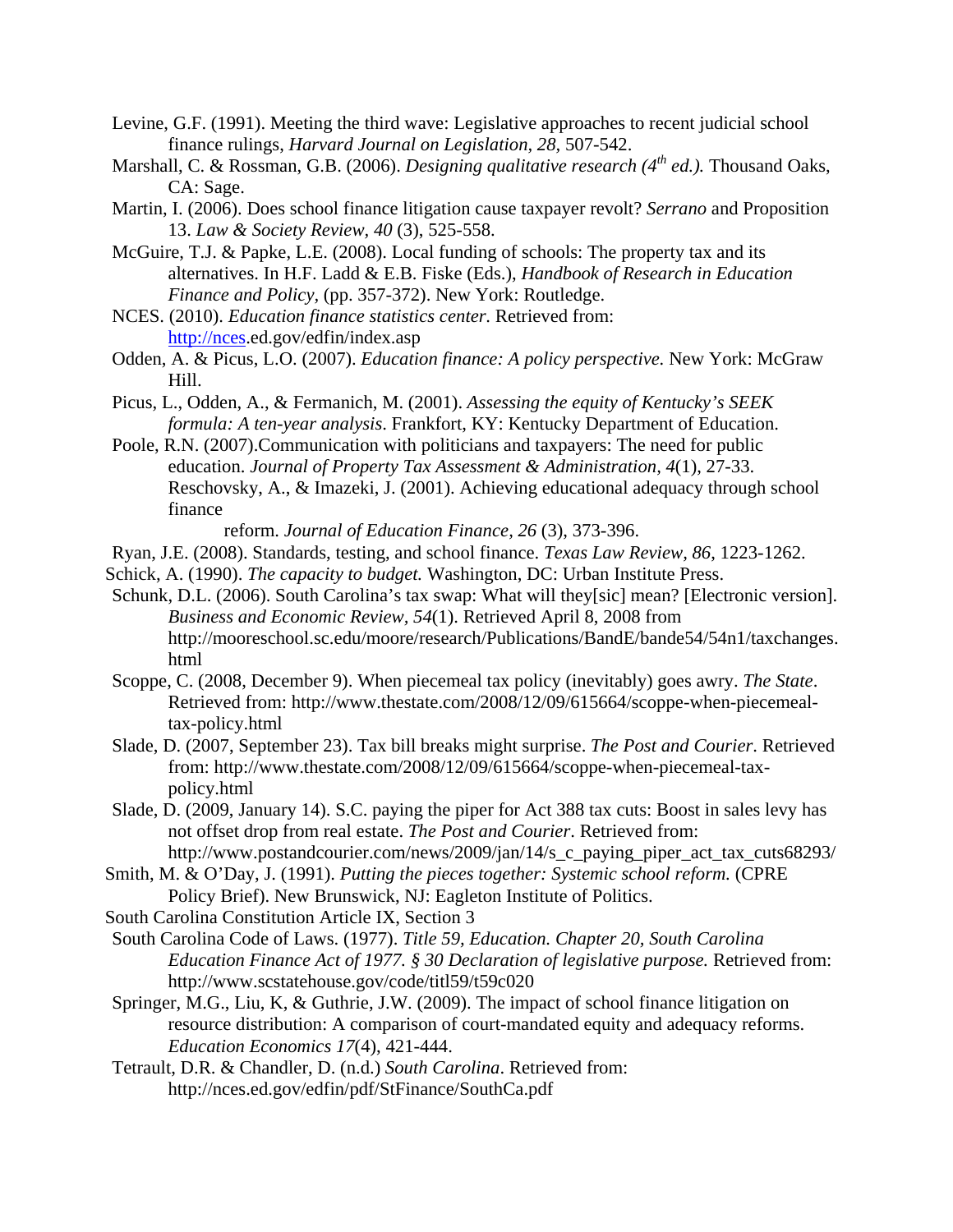Levine, G.F. (1991). Meeting the third wave: Legislative approaches to recent judicial school finance rulings, *Harvard Journal on Legislation, 28,* 507-542.

Marshall, C. & Rossman, G.B. (2006). *Designing qualitative research (4th ed.).* Thousand Oaks, CA: Sage.

Martin, I. (2006). Does school finance litigation cause taxpayer revolt? *Serrano* and Proposition 13. *Law & Society Review, 40* (3), 525-558.

McGuire, T.J. & Papke, L.E. (2008). Local funding of schools: The property tax and its alternatives. In H.F. Ladd & E.B. Fiske (Eds.), *Handbook of Research in Education Finance and Policy,* (pp. 357-372). New York: Routledge.

NCES. (2010). *Education finance statistics center.* Retrieved from: http://nces.ed.gov/edfin/index.asp

Odden, A. & Picus, L.O. (2007). *Education finance: A policy perspective.* New York: McGraw Hill.

Picus, L., Odden, A., & Fermanich, M. (2001). *Assessing the equity of Kentucky's SEEK formula: A ten-year analysis*. Frankfort, KY: Kentucky Department of Education.

Poole, R.N. (2007).Communication with politicians and taxpayers: The need for public education. *Journal of Property Tax Assessment & Administration, 4*(1), 27-33.

Reschovsky, A., & Imazeki, J. (2001). Achieving educational adequacy through school finance reform. *Journal of Education Finance, 26* (3), 373-396.

Ryan, J.E. (2008). Standards, testing, and school finance. *Texas Law Review, 86,* 1223-1262.

Schick, A. (1990). *The capacity to budget.* Washington, DC: Urban Institute Press.

Schunk, D.L. (2006). South Carolina's tax swap: What will they[sic] mean? [Electronic version]. *Business and Economic Review, 54*(1). Retrieved April 8, 2008 from http://mooreschool.sc.edu/moore/research/Publications/BandE/bande54/54n1/taxchanges.html

Scoppe, C. (2008, December 9). When piecemeal tax policy (inevitably) goes awry. *The State*. Retrieved from: http://www.thestate.com/2008/12/09/615664/scoppe-when-piecemeal-tax-policy.html

Slade, D. (2007, September 23). Tax bill breaks might surprise. *The Post and Courier*. Retrieved from: http://www.thestate.com/2008/12/09/615664/scoppe-when-piecemeal-tax-policy.html

Slade, D. (2009, January 14). S.C. paying the piper for Act 388 tax cuts: Boost in sales levy has not offset drop from real estate. *The Post and Courier*. Retrieved from: http://www.postandcourier.com/news/2009/jan/14/s_c_paying_piper_act_tax_cuts68293/

Smith, M. & O'Day, J. (1991). *Putting the pieces together: Systemic school reform.* (CPRE Policy Brief). New Brunswick, NJ: Eagleton Institute of Politics.

South Carolina Constitution Article IX, Section 3

South Carolina Code of Laws. (1977). *Title 59, Education. Chapter 20, South Carolina Education Finance Act of 1977. § 30 Declaration of legislative purpose.* Retrieved from: http://www.scstatehouse.gov/code/titl59/t59c020

Springer, M.G., Liu, K, & Guthrie, J.W. (2009). The impact of school finance litigation on resource distribution: A comparison of court-mandated equity and adequacy reforms. *Education Economics 17*(4), 421-444.

Tetrault, D.R. & Chandler, D. (n.d.) *South Carolina*. Retrieved from: http://nces.ed.gov/edfin/pdf/StFinance/SouthCa.pdf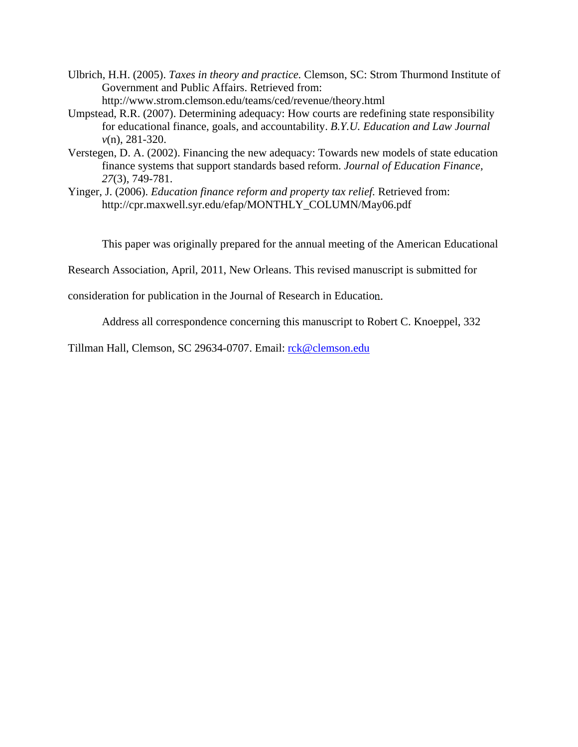Ulbrich, H.H. (2005). *Taxes in theory and practice.* Clemson, SC: Strom Thurmond Institute of Government and Public Affairs. Retrieved from: http://www.strom.clemson.edu/teams/ced/revenue/theory.html

Umpstead, R.R. (2007). Determining adequacy: How courts are redefining state responsibility for educational finance, goals, and accountability. *B.Y.U. Education and Law Journal v*(n), 281-320.

Verstegen, D. A. (2002). Financing the new adequacy: Towards new models of state education finance systems that support standards based reform. *Journal of Education Finance, 27*(3), 749-781.

Yinger, J. (2006). *Education finance reform and property tax relief.* Retrieved from: http://cpr.maxwell.syr.edu/efap/MONTHLY_COLUMN/May06.pdf

This paper was originally prepared for the annual meeting of the American Educational Research Association, April, 2011, New Orleans. This revised manuscript is submitted for consideration for publication in the Journal of Research in Education.

Address all correspondence concerning this manuscript to Robert C. Knoeppel, 332 Tillman Hall, Clemson, SC 29634-0707. Email: rck@clemson.edu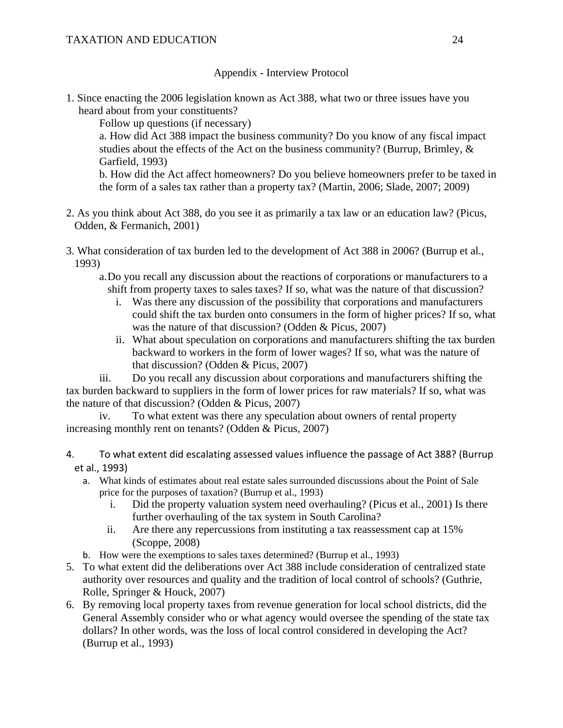## Appendix - Interview Protocol

1. Since enacting the 2006 legislation known as Act 388, what two or three issues have you heard about from your constituents?

   Follow up questions (if necessary)

   a. How did Act 388 impact the business community? Do you know of any fiscal impact studies about the effects of the Act on the business community? (Burrup, Brimley, & Garfield, 1993)

   b. How did the Act affect homeowners? Do you believe homeowners prefer to be taxed in the form of a sales tax rather than a property tax? (Martin, 2006; Slade, 2007; 2009)

2. As you think about Act 388, do you see it as primarily a tax law or an education law? (Picus, Odden, & Fermanich, 2001)

3. What consideration of tax burden led to the development of Act 388 in 2006? (Burrup et al., 1993)

   a. Do you recall any discussion about the reactions of corporations or manufacturers to a shift from property taxes to sales taxes? If so, what was the nature of that discussion?

      i. Was there any discussion of the possibility that corporations and manufacturers could shift the tax burden onto consumers in the form of higher prices? If so, what was the nature of that discussion? (Odden & Picus, 2007)

      ii. What about speculation on corporations and manufacturers shifting the tax burden backward to workers in the form of lower wages? If so, what was the nature of that discussion? (Odden & Picus, 2007)

      iii. Do you recall any discussion about corporations and manufacturers shifting the tax burden backward to suppliers in the form of lower prices for raw materials? If so, what was the nature of that discussion? (Odden & Picus, 2007)

      iv. To what extent was there any speculation about owners of rental property increasing monthly rent on tenants? (Odden & Picus, 2007)

4. To what extent did escalating assessed values influence the passage of Act 388? (Burrup et al., 1993)

   a. What kinds of estimates about real estate sales surrounded discussions about the Point of Sale price for the purposes of taxation? (Burrup et al., 1993)

      i. Did the property valuation system need overhauling? (Picus et al., 2001) Is there further overhauling of the tax system in South Carolina?

      ii. Are there any repercussions from instituting a tax reassessment cap at 15% (Scoppe, 2008)

   b. How were the exemptions to sales taxes determined? (Burrup et al., 1993)

5. To what extent did the deliberations over Act 388 include consideration of centralized state authority over resources and quality and the tradition of local control of schools? (Guthrie, Rolle, Springer & Houck, 2007)

6. By removing local property taxes from revenue generation for local school districts, did the General Assembly consider who or what agency would oversee the spending of the state tax dollars? In other words, was the loss of local control considered in developing the Act? (Burrup et al., 1993)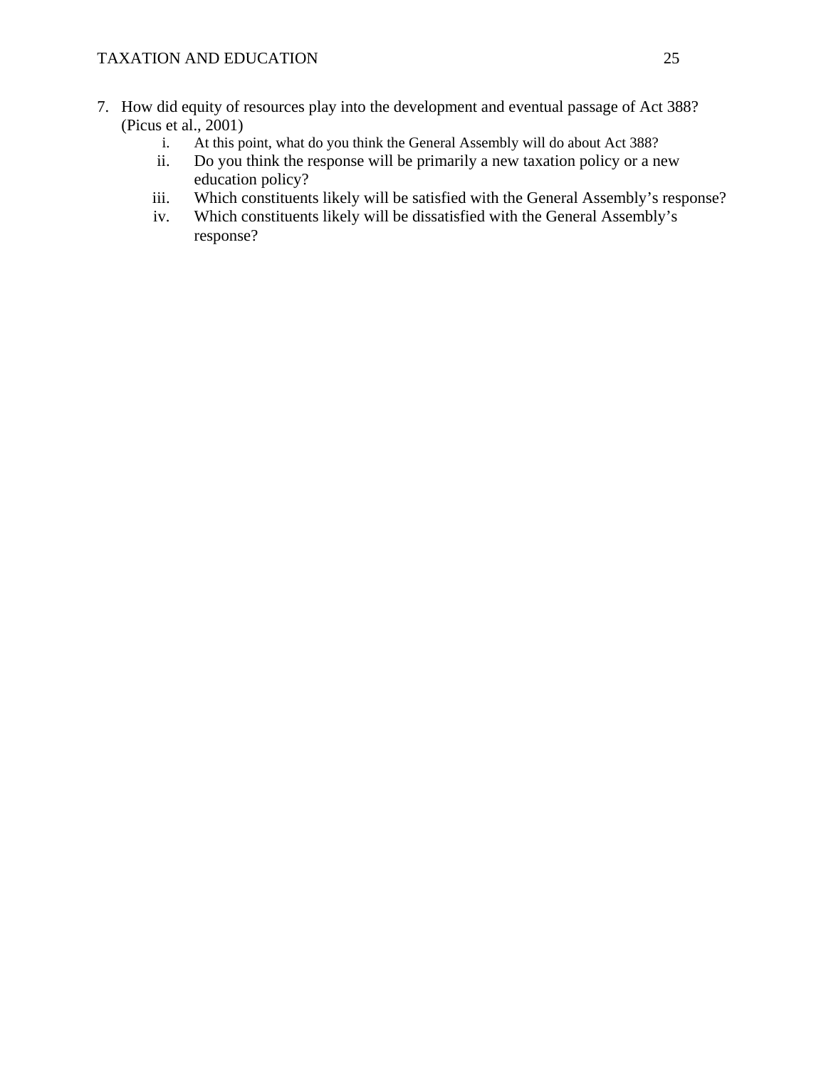7. How did equity of resources play into the development and eventual passage of Act 388? (Picus et al., 2001)
    i. At this point, what do you think the General Assembly will do about Act 388?
    ii. Do you think the response will be primarily a new taxation policy or a new education policy?
    iii. Which constituents likely will be satisfied with the General Assembly's response?
    iv. Which constituents likely will be dissatisfied with the General Assembly's response?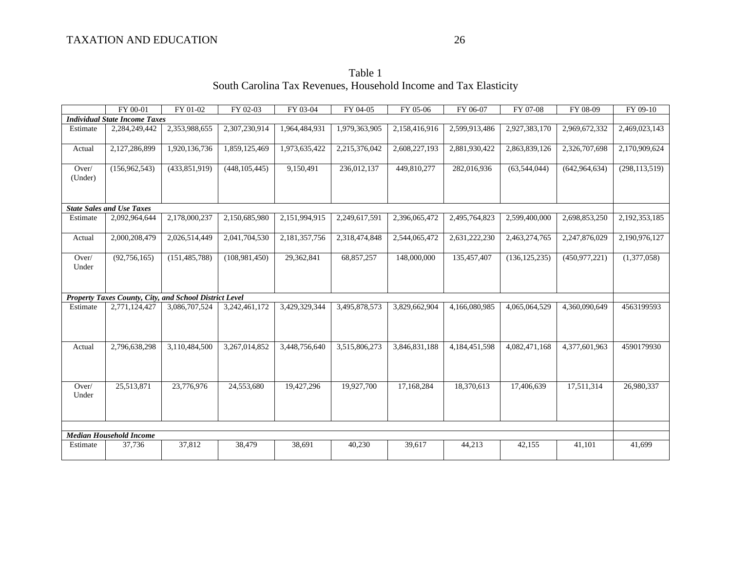Table 1
South Carolina Tax Revenues, Household Income and Tax Elasticity

| | FY 00-01 | FY 01-02 | FY 02-03 | FY 03-04 | FY 04-05 | FY 05-06 | FY 06-07 | FY 07-08 | FY 08-09 | FY 09-10 |
|---|---|---|---|---|---|---|---|---|---|---|
| ***Individual State Income Taxes*** | | | | | | | | | | |
| Estimate | 2,284,249,442 | 2,353,988,655 | 2,307,230,914 | 1,964,484,931 | 1,979,363,905 | 2,158,416,916 | 2,599,913,486 | 2,927,383,170 | 2,969,672,332 | 2,469,023,143 |
| Actual | 2,127,286,899 | 1,920,136,736 | 1,859,125,469 | 1,973,635,422 | 2,215,376,042 | 2,608,227,193 | 2,881,930,422 | 2,863,839,126 | 2,326,707,698 | 2,170,909,624 |
| Over/ (Under) | (156,962,543) | (433,851,919) | (448,105,445) | 9,150,491 | 236,012,137 | 449,810,277 | 282,016,936 | (63,544,044) | (642,964,634) | (298,113,519) |
| ***State Sales and Use Taxes*** | | | | | | | | | | |
| Estimate | 2,092,964,644 | 2,178,000,237 | 2,150,685,980 | 2,151,994,915 | 2,249,617,591 | 2,396,065,472 | 2,495,764,823 | 2,599,400,000 | 2,698,853,250 | 2,192,353,185 |
| Actual | 2,000,208,479 | 2,026,514,449 | 2,041,704,530 | 2,181,357,756 | 2,318,474,848 | 2,544,065,472 | 2,631,222,230 | 2,463,274,765 | 2,247,876,029 | 2,190,976,127 |
| Over/ Under | (92,756,165) | (151,485,788) | (108,981,450) | 29,362,841 | 68,857,257 | 148,000,000 | 135,457,407 | (136,125,235) | (450,977,221) | (1,377,058) |
| ***Property Taxes County, City, and School District Level*** | | | | | | | | | | |
| Estimate | 2,771,124,427 | 3,086,707,524 | 3,242,461,172 | 3,429,329,344 | 3,495,878,573 | 3,829,662,904 | 4,166,080,985 | 4,065,064,529 | 4,360,090,649 | 4563199593 |
| Actual | 2,796,638,298 | 3,110,484,500 | 3,267,014,852 | 3,448,756,640 | 3,515,806,273 | 3,846,831,188 | 4,184,451,598 | 4,082,471,168 | 4,377,601,963 | 4590179930 |
| Over/ Under | 25,513,871 | 23,776,976 | 24,553,680 | 19,427,296 | 19,927,700 | 17,168,284 | 18,370,613 | 17,406,639 | 17,511,314 | 26,980,337 |
| | | | | | | | | | | |
| ***Median Household Income*** | | | | | | | | | | |
| Estimate | 37,736 | 37,812 | 38,479 | 38,691 | 40,230 | 39,617 | 44,213 | 42,155 | 41,101 | 41,699 |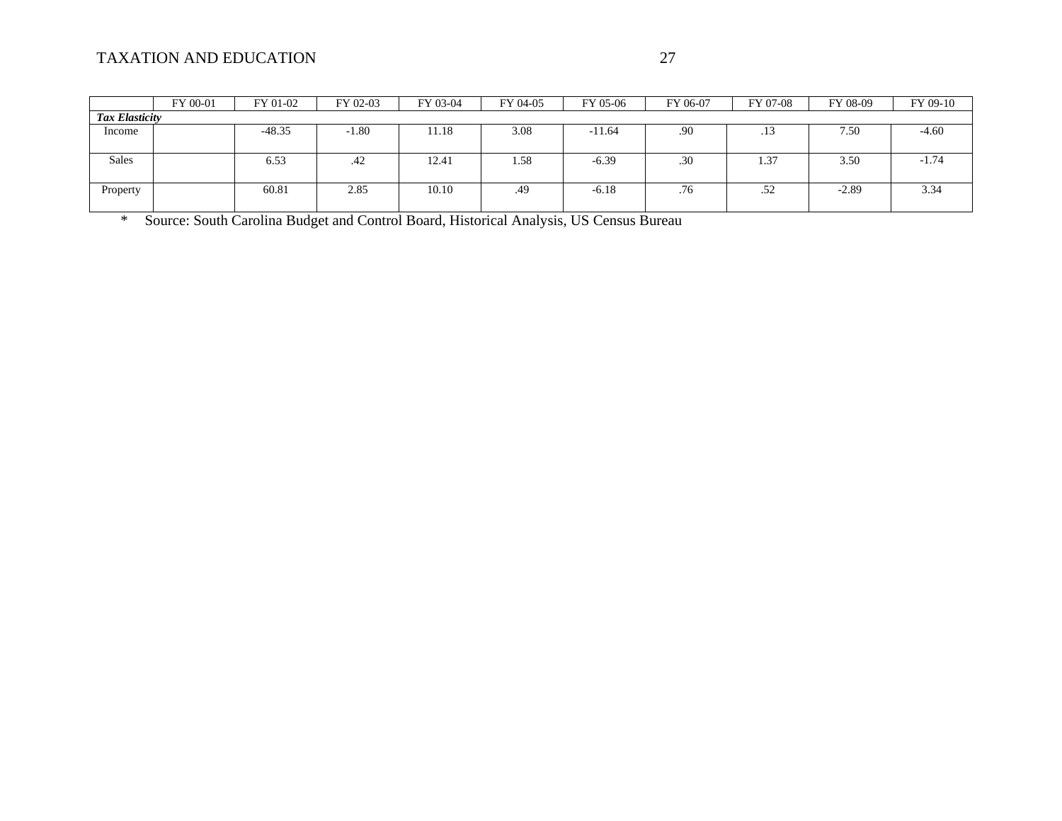| | FY 00-01 | FY 01-02 | FY 02-03 | FY 03-04 | FY 04-05 | FY 05-06 | FY 06-07 | FY 07-08 | FY 08-09 | FY 09-10 |
|---|---|---|---|---|---|---|---|---|---|---|
| ***Tax Elasticity*** | | | | | | | | | | |
| Income | | -48.35 | -1.80 | 11.18 | 3.08 | -11.64 | .90 | .13 | 7.50 | -4.60 |
| Sales | | 6.53 | .42 | 12.41 | 1.58 | -6.39 | .30 | 1.37 | 3.50 | -1.74 |
| Property | | 60.81 | 2.85 | 10.10 | .49 | -6.18 | .76 | .52 | -2.89 | 3.34 |

* Source: South Carolina Budget and Control Board, Historical Analysis, US Census Bureau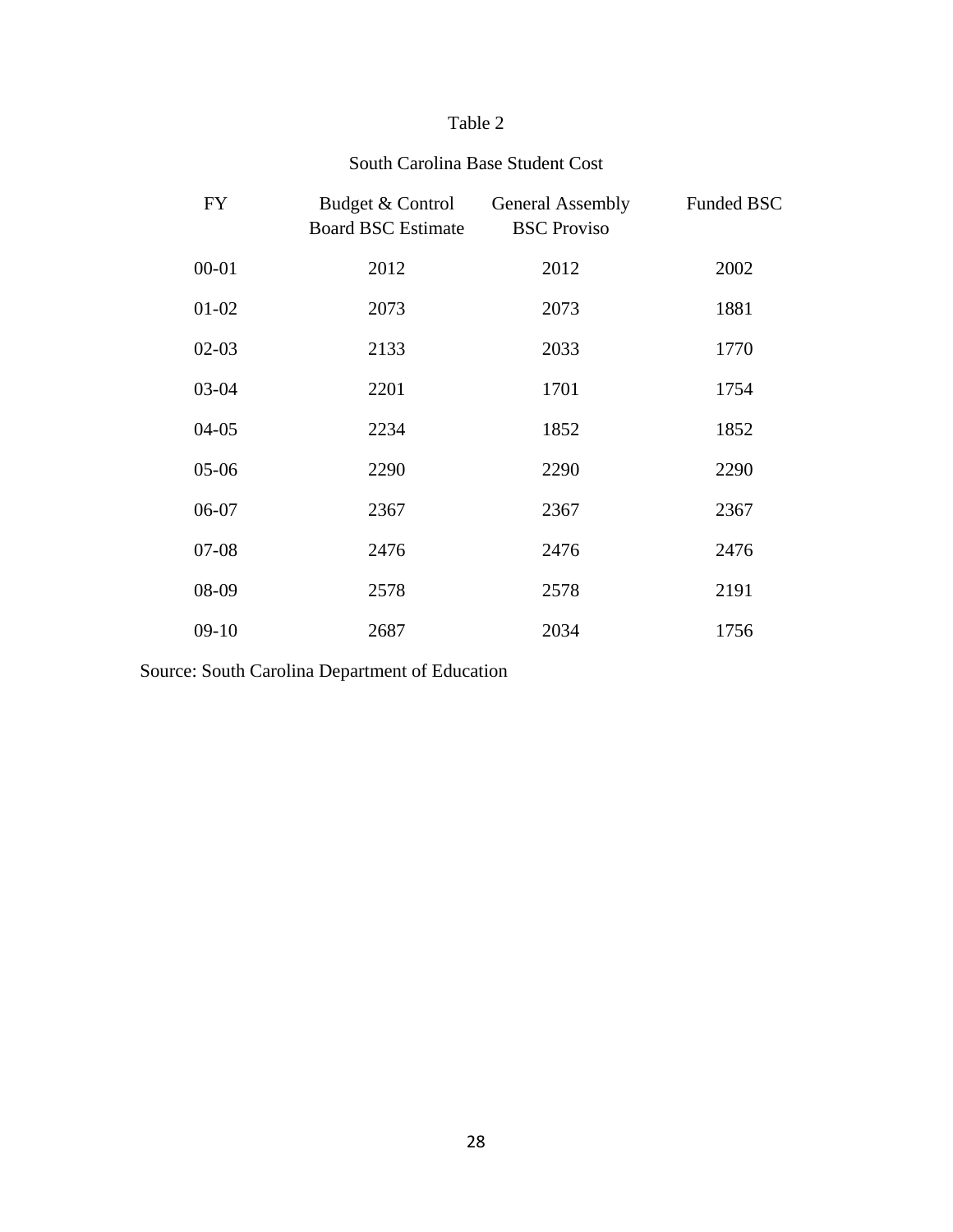Table 2

South Carolina Base Student Cost

| FY | Budget & Control Board BSC Estimate | General Assembly BSC Proviso | Funded BSC |
|---|---|---|---|
| 00-01 | 2012 | 2012 | 2002 |
| 01-02 | 2073 | 2073 | 1881 |
| 02-03 | 2133 | 2033 | 1770 |
| 03-04 | 2201 | 1701 | 1754 |
| 04-05 | 2234 | 1852 | 1852 |
| 05-06 | 2290 | 2290 | 2290 |
| 06-07 | 2367 | 2367 | 2367 |
| 07-08 | 2476 | 2476 | 2476 |
| 08-09 | 2578 | 2578 | 2191 |
| 09-10 | 2687 | 2034 | 1756 |

Source: South Carolina Department of Education